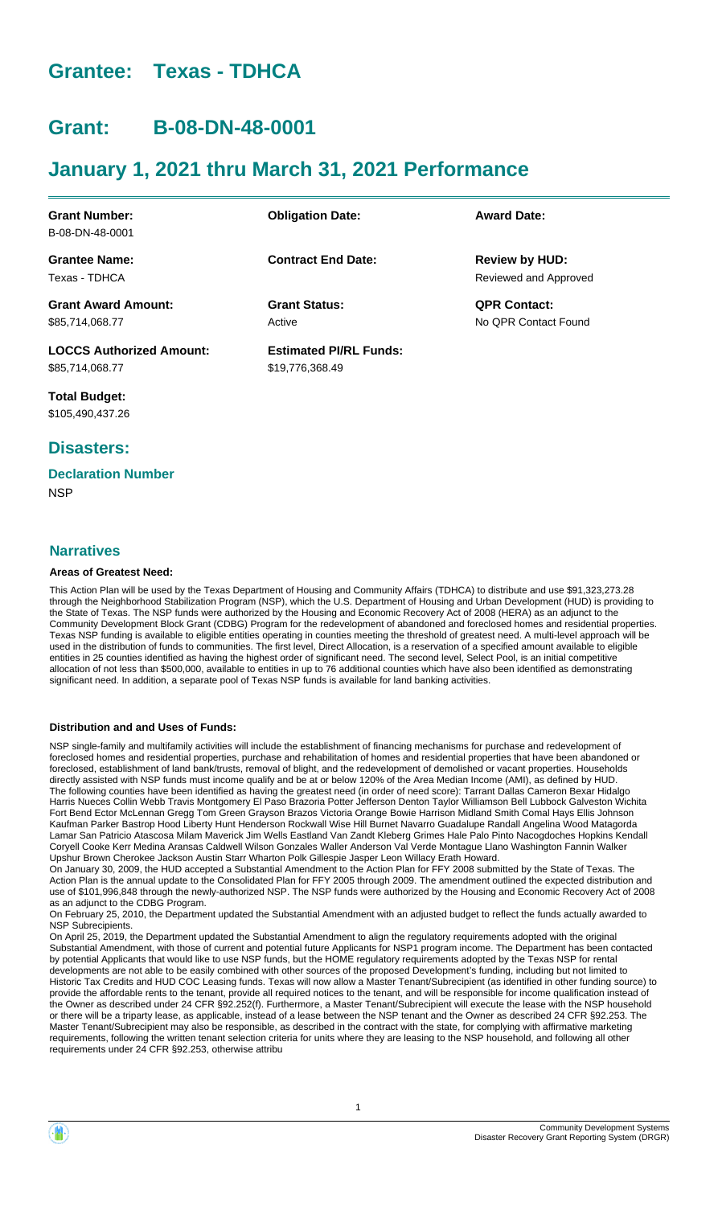# Grantee: Texas - TDHCA

# Grant: B-08-DN-48-0001

# January 1, 2021 thru March 31, 2021 Performance

| | | |
|---|---|---|
| **Grant Number:** B-08-DN-48-0001 | **Obligation Date:** | **Award Date:** |
| **Grantee Name:** Texas - TDHCA | **Contract End Date:** | **Review by HUD:** Reviewed and Approved |
| **Grant Award Amount:** $85,714,068.77 | **Grant Status:** Active | **QPR Contact:** No QPR Contact Found |
| **LOCCS Authorized Amount:** $85,714,068.77 | **Estimated PI/RL Funds:** $19,776,368.49 | |
| **Total Budget:** $105,490,437.26 | | |

## Disasters:

### Declaration Number

NSP

## Narratives

### Areas of Greatest Need:

This Action Plan will be used by the Texas Department of Housing and Community Affairs (TDHCA) to distribute and use $91,323,273.28 through the Neighborhood Stabilization Program (NSP), which the U.S. Department of Housing and Urban Development (HUD) is providing to the State of Texas. The NSP funds were authorized by the Housing and Economic Recovery Act of 2008 (HERA) as an adjunct to the Community Development Block Grant (CDBG) Program for the redevelopment of abandoned and foreclosed homes and residential properties. Texas NSP funding is available to eligible entities operating in counties meeting the threshold of greatest need. A multi-level approach will be used in the distribution of funds to communities. The first level, Direct Allocation, is a reservation of a specified amount available to eligible entities in 25 counties identified as having the highest order of significant need. The second level, Select Pool, is an initial competitive allocation of not less than $500,000, available to entities in up to 76 additional counties which have also been identified as demonstrating significant need. In addition, a separate pool of Texas NSP funds is available for land banking activities.

### Distribution and and Uses of Funds:

NSP single-family and multifamily activities will include the establishment of financing mechanisms for purchase and redevelopment of foreclosed homes and residential properties, purchase and rehabilitation of homes and residential properties that have been abandoned or foreclosed, establishment of land bank/trusts, removal of blight, and the redevelopment of demolished or vacant properties. Households directly assisted with NSP funds must income qualify and be at or below 120% of the Area Median Income (AMI), as defined by HUD.
The following counties have been identified as having the greatest need (in order of need score): Tarrant Dallas Cameron Bexar Hidalgo Harris Nueces Collin Webb Travis Montgomery El Paso Brazoria Potter Jefferson Denton Taylor Williamson Bell Lubbock Galveston Wichita Fort Bend Ector McLennan Gregg Tom Green Grayson Brazos Victoria Orange Bowie Harrison Midland Smith Comal Hays Ellis Johnson Kaufman Parker Bastrop Hood Liberty Hunt Henderson Rockwall Wise Hill Burnet Navarro Guadalupe Randall Angelina Wood Matagorda Lamar San Patricio Atascosa Milam Maverick Jim Wells Eastland Van Zandt Kleberg Grimes Hale Palo Pinto Nacogdoches Hopkins Kendall Coryell Cooke Kerr Medina Aransas Caldwell Wilson Gonzales Waller Anderson Val Verde Montague Llano Washington Fannin Walker Upshur Brown Cherokee Jackson Austin Starr Wharton Polk Gillespie Jasper Leon Willacy Erath Howard.
On January 30, 2009, the HUD accepted a Substantial Amendment to the Action Plan for FFY 2008 submitted by the State of Texas. The Action Plan is the annual update to the Consolidated Plan for FFY 2005 through 2009. The amendment outlined the expected distribution and use of $101,996,848 through the newly-authorized NSP. The NSP funds were authorized by the Housing and Economic Recovery Act of 2008 as an adjunct to the CDBG Program.
On February 25, 2010, the Department updated the Substantial Amendment with an adjusted budget to reflect the funds actually awarded to NSP Subrecipients.
On April 25, 2019, the Department updated the Substantial Amendment to align the regulatory requirements adopted with the original Substantial Amendment, with those of current and potential future Applicants for NSP1 program income. The Department has been contacted by potential Applicants that would like to use NSP funds, but the HOME regulatory requirements adopted by the Texas NSP for rental developments are not able to be easily combined with other sources of the proposed Development's funding, including but not limited to Historic Tax Credits and HUD COC Leasing funds. Texas will now allow a Master Tenant/Subrecipient (as identified in other funding source) to provide the affordable rents to the tenant, provide all required notices to the tenant, and will be responsible for income qualification instead of the Owner as described under 24 CFR §92.252(f). Furthermore, a Master Tenant/Subrecipient will execute the lease with the NSP household or there will be a triparty lease, as applicable, instead of a lease between the NSP tenant and the Owner as described 24 CFR §92.253. The Master Tenant/Subrecipient may also be responsible, as described in the contract with the state, for complying with affirmative marketing requirements, following the written tenant selection criteria for units where they are leasing to the NSP household, and following all other requirements under 24 CFR §92.253, otherwise attribu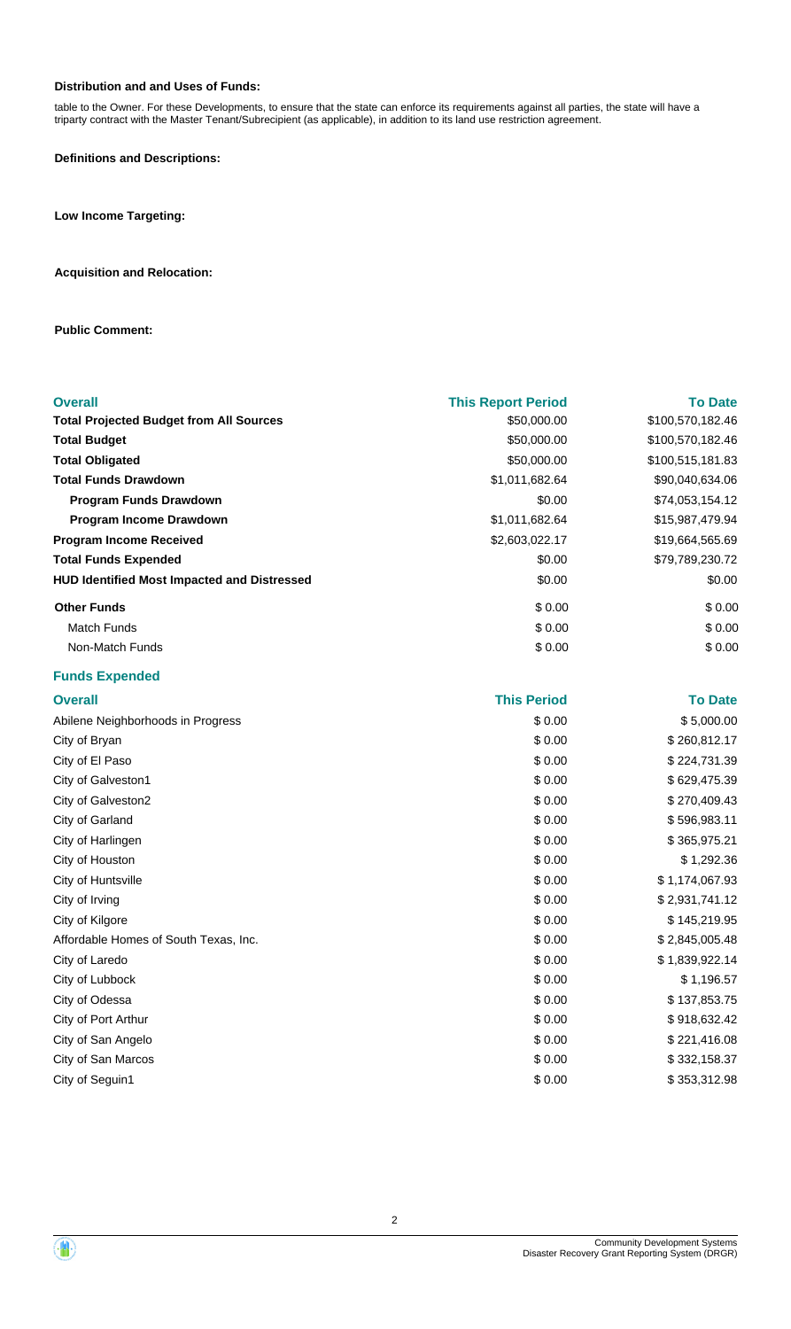**Distribution and and Uses of Funds:**

table to the Owner. For these Developments, to ensure that the state can enforce its requirements against all parties, the state will have a triparty contract with the Master Tenant/Subrecipient (as applicable), in addition to its land use restriction agreement.

**Definitions and Descriptions:**

**Low Income Targeting:**

**Acquisition and Relocation:**

**Public Comment:**

| Overall | This Report Period | To Date |
|---|---|---|
| **Total Projected Budget from All Sources** | $50,000.00 | $100,570,182.46 |
| **Total Budget** | $50,000.00 | $100,570,182.46 |
| **Total Obligated** | $50,000.00 | $100,515,181.83 |
| **Total Funds Drawdown** | $1,011,682.64 | $90,040,634.06 |
| **Program Funds Drawdown** | $0.00 | $74,053,154.12 |
| **Program Income Drawdown** | $1,011,682.64 | $15,987,479.94 |
| **Program Income Received** | $2,603,022.17 | $19,664,565.69 |
| **Total Funds Expended** | $0.00 | $79,789,230.72 |
| **HUD Identified Most Impacted and Distressed** | $0.00 | $0.00 |
| **Other Funds** | $ 0.00 | $ 0.00 |
| Match Funds | $ 0.00 | $ 0.00 |
| Non-Match Funds | $ 0.00 | $ 0.00 |

**Funds Expended**

| Overall | This Period | To Date |
|---|---|---|
| Abilene Neighborhoods in Progress | $ 0.00 | $ 5,000.00 |
| City of Bryan | $ 0.00 | $ 260,812.17 |
| City of El Paso | $ 0.00 | $ 224,731.39 |
| City of Galveston1 | $ 0.00 | $ 629,475.39 |
| City of Galveston2 | $ 0.00 | $ 270,409.43 |
| City of Garland | $ 0.00 | $ 596,983.11 |
| City of Harlingen | $ 0.00 | $ 365,975.21 |
| City of Houston | $ 0.00 | $ 1,292.36 |
| City of Huntsville | $ 0.00 | $ 1,174,067.93 |
| City of Irving | $ 0.00 | $ 2,931,741.12 |
| City of Kilgore | $ 0.00 | $ 145,219.95 |
| Affordable Homes of South Texas, Inc. | $ 0.00 | $ 2,845,005.48 |
| City of Laredo | $ 0.00 | $ 1,839,922.14 |
| City of Lubbock | $ 0.00 | $ 1,196.57 |
| City of Odessa | $ 0.00 | $ 137,853.75 |
| City of Port Arthur | $ 0.00 | $ 918,632.42 |
| City of San Angelo | $ 0.00 | $ 221,416.08 |
| City of San Marcos | $ 0.00 | $ 332,158.37 |
| City of Seguin1 | $ 0.00 | $ 353,312.98 |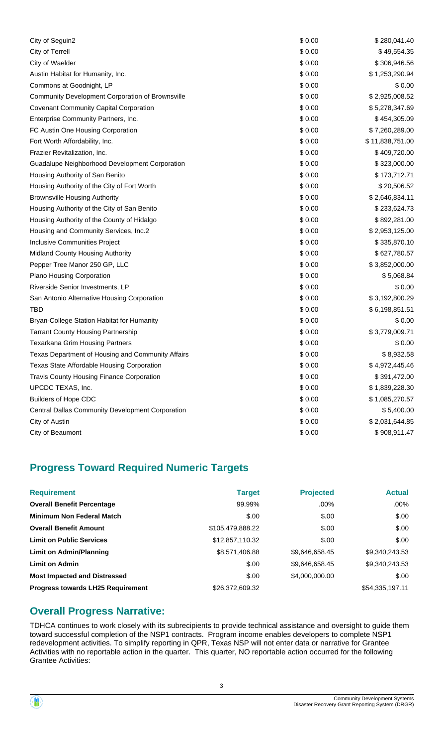| | | |
|---|---|---|
| City of Seguin2 | $ 0.00 | $ 280,041.40 |
| City of Terrell | $ 0.00 | $ 49,554.35 |
| City of Waelder | $ 0.00 | $ 306,946.56 |
| Austin Habitat for Humanity, Inc. | $ 0.00 | $ 1,253,290.94 |
| Commons at Goodnight, LP | $ 0.00 | $ 0.00 |
| Community Development Corporation of Brownsville | $ 0.00 | $ 2,925,008.52 |
| Covenant Community Capital Corporation | $ 0.00 | $ 5,278,347.69 |
| Enterprise Community Partners, Inc. | $ 0.00 | $ 454,305.09 |
| FC Austin One Housing Corporation | $ 0.00 | $ 7,260,289.00 |
| Fort Worth Affordability, Inc. | $ 0.00 | $ 11,838,751.00 |
| Frazier Revitalization, Inc. | $ 0.00 | $ 409,720.00 |
| Guadalupe Neighborhood Development Corporation | $ 0.00 | $ 323,000.00 |
| Housing Authority of San Benito | $ 0.00 | $ 173,712.71 |
| Housing Authority of the City of Fort Worth | $ 0.00 | $ 20,506.52 |
| Brownsville Housing Authority | $ 0.00 | $ 2,646,834.11 |
| Housing Authority of the City of San Benito | $ 0.00 | $ 233,624.73 |
| Housing Authority of the County of Hidalgo | $ 0.00 | $ 892,281.00 |
| Housing and Community Services, Inc.2 | $ 0.00 | $ 2,953,125.00 |
| Inclusive Communities Project | $ 0.00 | $ 335,870.10 |
| Midland County Housing Authority | $ 0.00 | $ 627,780.57 |
| Pepper Tree Manor 250 GP, LLC | $ 0.00 | $ 3,852,000.00 |
| Plano Housing Corporation | $ 0.00 | $ 5,068.84 |
| Riverside Senior Investments, LP | $ 0.00 | $ 0.00 |
| San Antonio Alternative Housing Corporation | $ 0.00 | $ 3,192,800.29 |
| TBD | $ 0.00 | $ 6,198,851.51 |
| Bryan-College Station Habitat for Humanity | $ 0.00 | $ 0.00 |
| Tarrant County Housing Partnership | $ 0.00 | $ 3,779,009.71 |
| Texarkana Grim Housing Partners | $ 0.00 | $ 0.00 |
| Texas Department of Housing and Community Affairs | $ 0.00 | $ 8,932.58 |
| Texas State Affordable Housing Corporation | $ 0.00 | $ 4,972,445.46 |
| Travis County Housing Finance Corporation | $ 0.00 | $ 391,472.00 |
| UPCDC TEXAS, Inc. | $ 0.00 | $ 1,839,228.30 |
| Builders of Hope CDC | $ 0.00 | $ 1,085,270.57 |
| Central Dallas Community Development Corporation | $ 0.00 | $ 5,400.00 |
| City of Austin | $ 0.00 | $ 2,031,644.85 |
| City of Beaumont | $ 0.00 | $ 908,911.47 |

## Progress Toward Required Numeric Targets

| Requirement | Target | Projected | Actual |
|---|---|---|---|
| **Overall Benefit Percentage** | 99.99% | .00% | .00% |
| **Minimum Non Federal Match** | $.00 | $.00 | $.00 |
| **Overall Benefit Amount** | $105,479,888.22 | $.00 | $.00 |
| **Limit on Public Services** | $12,857,110.32 | $.00 | $.00 |
| **Limit on Admin/Planning** | $8,571,406.88 | $9,646,658.45 | $9,340,243.53 |
| **Limit on Admin** | $.00 | $9,646,658.45 | $9,340,243.53 |
| **Most Impacted and Distressed** | $.00 | $4,000,000.00 | $.00 |
| **Progress towards LH25 Requirement** | $26,372,609.32 | | $54,335,197.11 |

## Overall Progress Narrative:

TDHCA continues to work closely with its subrecipients to provide technical assistance and oversight to guide them toward successful completion of the NSP1 contracts. Program income enables developers to complete NSP1 redevelopment activities. To simplify reporting in QPR, Texas NSP will not enter data or narrative for Grantee Activities with no reportable action in the quarter. This quarter, NO reportable action occurred for the following Grantee Activities: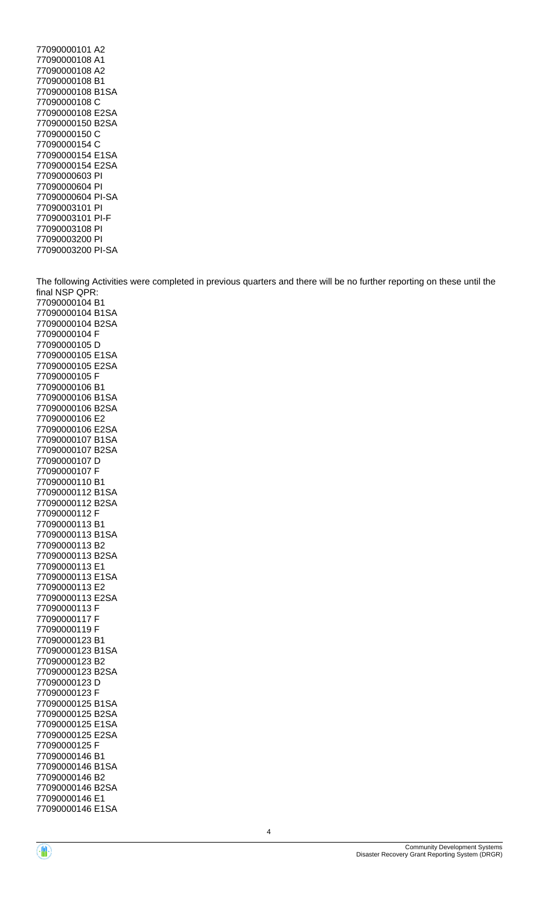77090000101 A2
77090000108 A1
77090000108 A2
77090000108 B1
77090000108 B1SA
77090000108 C
77090000108 E2SA
77090000150 B2SA
77090000150 C
77090000154 C
77090000154 E1SA
77090000154 E2SA
77090000603 PI
77090000604 PI
77090000604 PI-SA
77090003101 PI
77090003101 PI-F
77090003108 PI
77090003200 PI
77090003200 PI-SA

The following Activities were completed in previous quarters and there will be no further reporting on these until the final NSP QPR:
77090000104 B1
77090000104 B1SA
77090000104 B2SA
77090000104 F
77090000105 D
77090000105 E1SA
77090000105 E2SA
77090000105 F
77090000106 B1
77090000106 B1SA
77090000106 B2SA
77090000106 E2
77090000106 E2SA
77090000107 B1SA
77090000107 B2SA
77090000107 D
77090000107 F
77090000110 B1
77090000112 B1SA
77090000112 B2SA
77090000112 F
77090000113 B1
77090000113 B1SA
77090000113 B2
77090000113 B2SA
77090000113 E1
77090000113 E1SA
77090000113 E2
77090000113 E2SA
77090000113 F
77090000117 F
77090000119 F
77090000123 B1
77090000123 B1SA
77090000123 B2
77090000123 B2SA
77090000123 D
77090000123 F
77090000125 B1SA
77090000125 B2SA
77090000125 E1SA
77090000125 E2SA
77090000125 F
77090000146 B1
77090000146 B1SA
77090000146 B2
77090000146 B2SA
77090000146 E1
77090000146 E1SA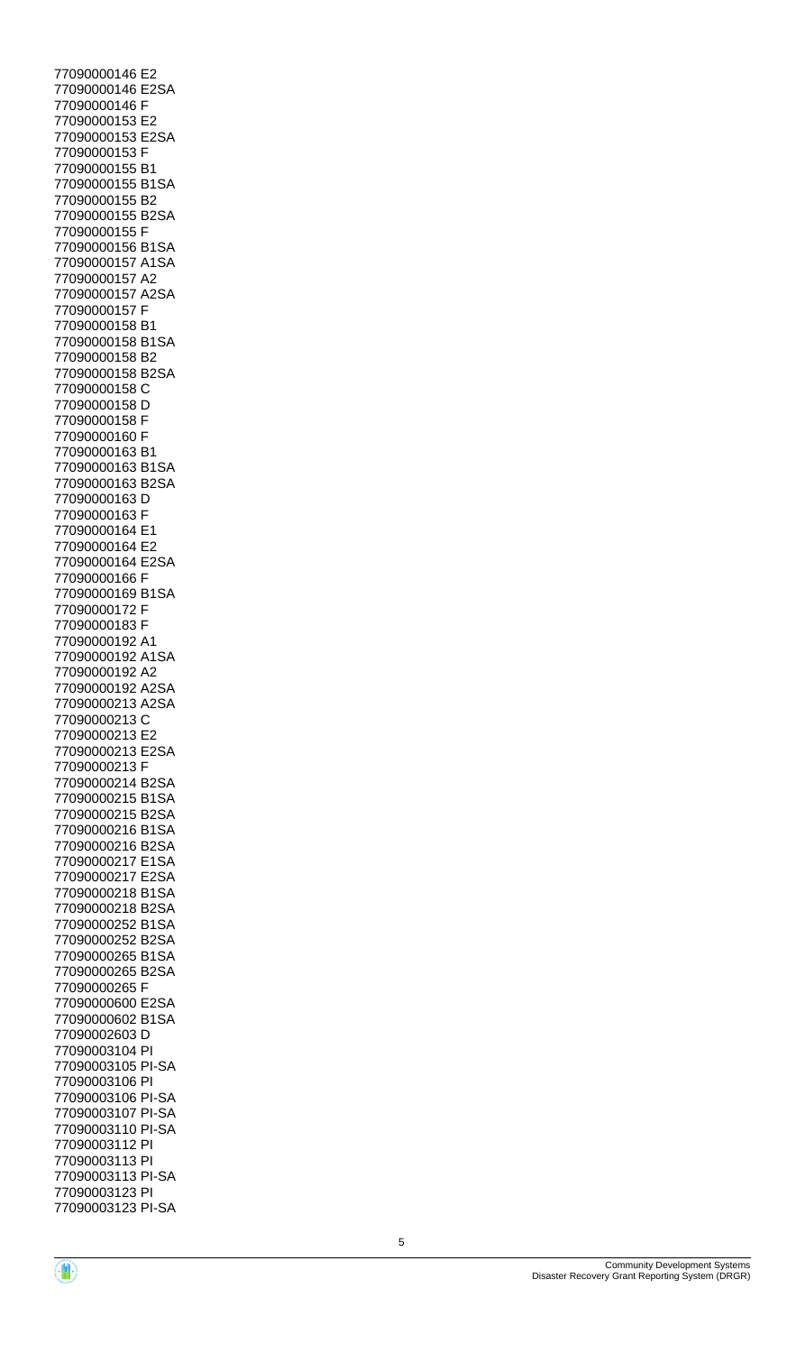77090000146 E2
77090000146 E2SA
77090000146 F
77090000153 E2
77090000153 E2SA
77090000153 F
77090000155 B1
77090000155 B1SA
77090000155 B2
77090000155 B2SA
77090000155 F
77090000156 B1SA
77090000157 A1SA
77090000157 A2
77090000157 A2SA
77090000157 F
77090000158 B1
77090000158 B1SA
77090000158 B2
77090000158 B2SA
77090000158 C
77090000158 D
77090000158 F
77090000160 F
77090000163 B1
77090000163 B1SA
77090000163 B2SA
77090000163 D
77090000163 F
77090000164 E1
77090000164 E2
77090000164 E2SA
77090000166 F
77090000169 B1SA
77090000172 F
77090000183 F
77090000192 A1
77090000192 A1SA
77090000192 A2
77090000192 A2SA
77090000213 A2SA
77090000213 C
77090000213 E2
77090000213 E2SA
77090000213 F
77090000214 B2SA
77090000215 B1SA
77090000215 B2SA
77090000216 B1SA
77090000216 B2SA
77090000217 E1SA
77090000217 E2SA
77090000218 B1SA
77090000218 B2SA
77090000252 B1SA
77090000252 B2SA
77090000265 B1SA
77090000265 B2SA
77090000265 F
77090000600 E2SA
77090000602 B1SA
77090002603 D
77090003104 PI
77090003105 PI-SA
77090003106 PI
77090003106 PI-SA
77090003107 PI-SA
77090003110 PI-SA
77090003112 PI
77090003113 PI
77090003113 PI-SA
77090003123 PI
77090003123 PI-SA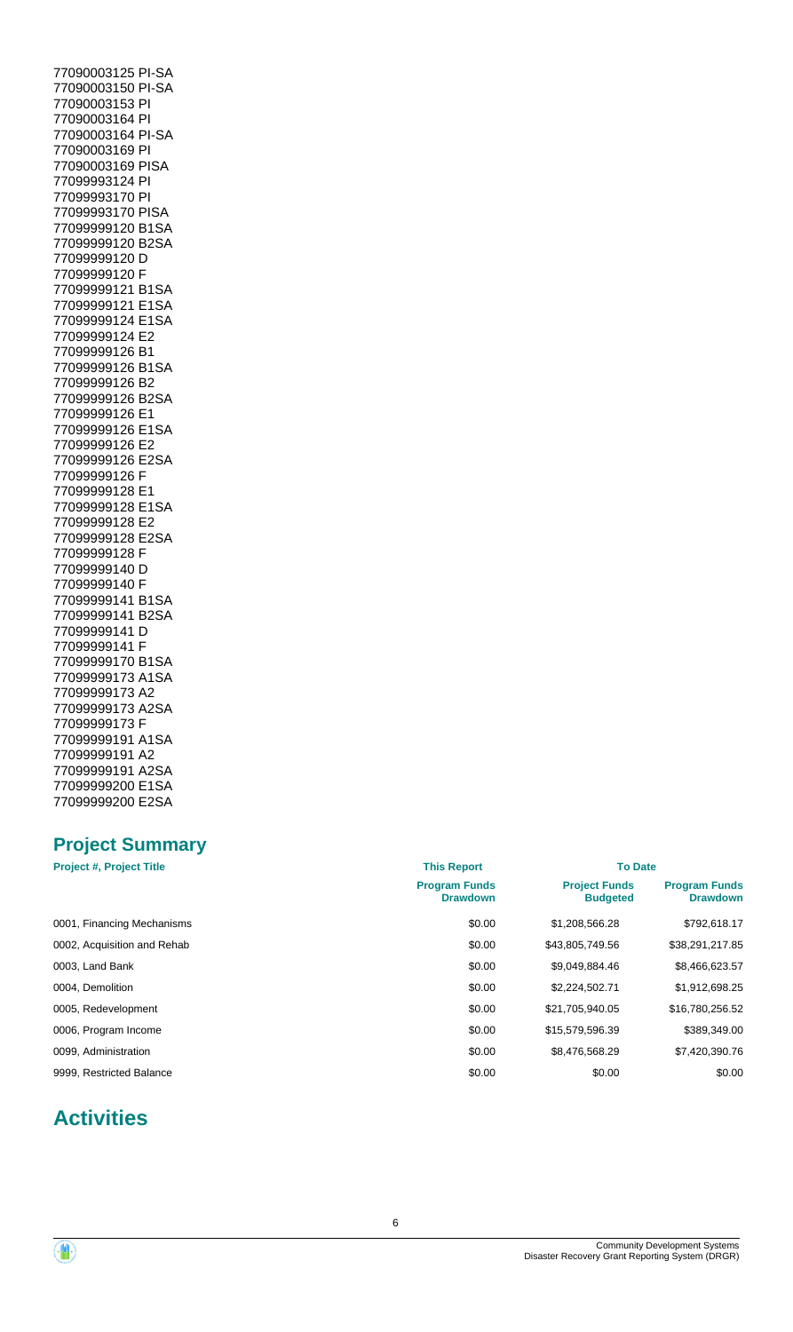77090003125 PI-SA
77090003150 PI-SA
77090003153 PI
77090003164 PI
77090003164 PI-SA
77090003169 PI
77090003169 PISA
77099993124 PI
77099993170 PI
77099993170 PISA
77099999120 B1SA
77099999120 B2SA
77099999120 D
77099999120 F
77099999121 B1SA
77099999121 E1SA
77099999124 E1SA
77099999124 E2
77099999126 B1
77099999126 B1SA
77099999126 B2
77099999126 B2SA
77099999126 E1
77099999126 E1SA
77099999126 E2
77099999126 E2SA
77099999126 F
77099999128 E1
77099999128 E1SA
77099999128 E2
77099999128 E2SA
77099999128 F
77099999140 D
77099999140 F
77099999141 B1SA
77099999141 B2SA
77099999141 D
77099999141 F
77099999170 B1SA
77099999173 A1SA
77099999173 A2
77099999173 A2SA
77099999173 F
77099999191 A1SA
77099999191 A2
77099999191 A2SA
77099999200 E1SA
77099999200 E2SA

## Project Summary

| Project #, Project Title | This Report | To Date | |
|---|---|---|---|
| | Program Funds Drawdown | Project Funds Budgeted | Program Funds Drawdown |
| 0001, Financing Mechanisms | $0.00 | $1,208,566.28 | $792,618.17 |
| 0002, Acquisition and Rehab | $0.00 | $43,805,749.56 | $38,291,217.85 |
| 0003, Land Bank | $0.00 | $9,049,884.46 | $8,466,623.57 |
| 0004, Demolition | $0.00 | $2,224,502.71 | $1,912,698.25 |
| 0005, Redevelopment | $0.00 | $21,705,940.05 | $16,780,256.52 |
| 0006, Program Income | $0.00 | $15,579,596.39 | $389,349.00 |
| 0099, Administration | $0.00 | $8,476,568.29 | $7,420,390.76 |
| 9999, Restricted Balance | $0.00 | $0.00 | $0.00 |

# Activities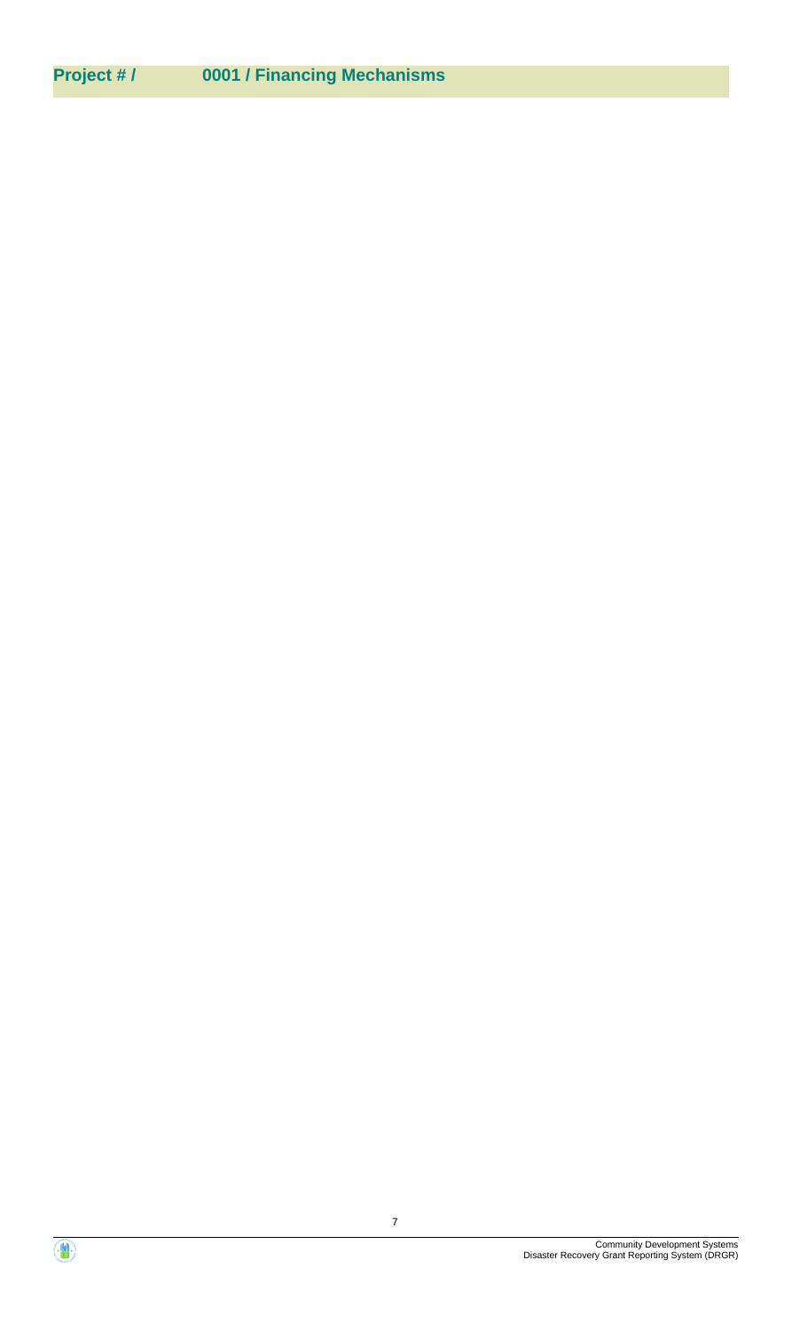**Project # / 0001 / Financing Mechanisms**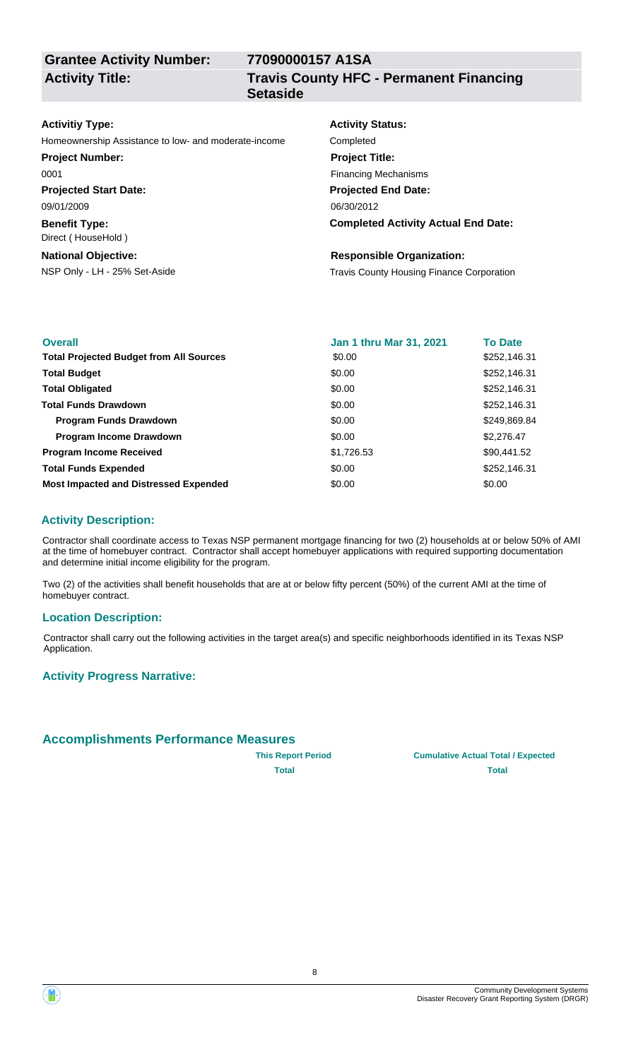**Grantee Activity Number:** 77090000157 A1SA

**Activity Title:** Travis County HFC - Permanent Financing Setaside

**Activitiy Type:**
Homeownership Assistance to low- and moderate-income

**Activity Status:**
Completed

**Project Number:**
0001

**Project Title:**
Financing Mechanisms

**Projected Start Date:**
09/01/2009

**Projected End Date:**
06/30/2012

**Benefit Type:**
Direct ( HouseHold )

**Completed Activity Actual End Date:**

**National Objective:**
NSP Only - LH - 25% Set-Aside

**Responsible Organization:**
Travis County Housing Finance Corporation

| Overall | Jan 1 thru Mar 31, 2021 | To Date |
|---|---|---|
| **Total Projected Budget from All Sources** | $0.00 | $252,146.31 |
| **Total Budget** | $0.00 | $252,146.31 |
| **Total Obligated** | $0.00 | $252,146.31 |
| **Total Funds Drawdown** | $0.00 | $252,146.31 |
| **Program Funds Drawdown** | $0.00 | $249,869.84 |
| **Program Income Drawdown** | $0.00 | $2,276.47 |
| **Program Income Received** | $1,726.53 | $90,441.52 |
| **Total Funds Expended** | $0.00 | $252,146.31 |
| **Most Impacted and Distressed Expended** | $0.00 | $0.00 |

### Activity Description:

Contractor shall coordinate access to Texas NSP permanent mortgage financing for two (2) households at or below 50% of AMI at the time of homebuyer contract. Contractor shall accept homebuyer applications with required supporting documentation and determine initial income eligibility for the program.

Two (2) of the activities shall benefit households that are at or below fifty percent (50%) of the current AMI at the time of homebuyer contract.

### Location Description:

Contractor shall carry out the following activities in the target area(s) and specific neighborhoods identified in its Texas NSP Application.

### Activity Progress Narrative:

## Accomplishments Performance Measures

| | This Report Period | Cumulative Actual Total / Expected |
|---|---|---|
| | Total | Total |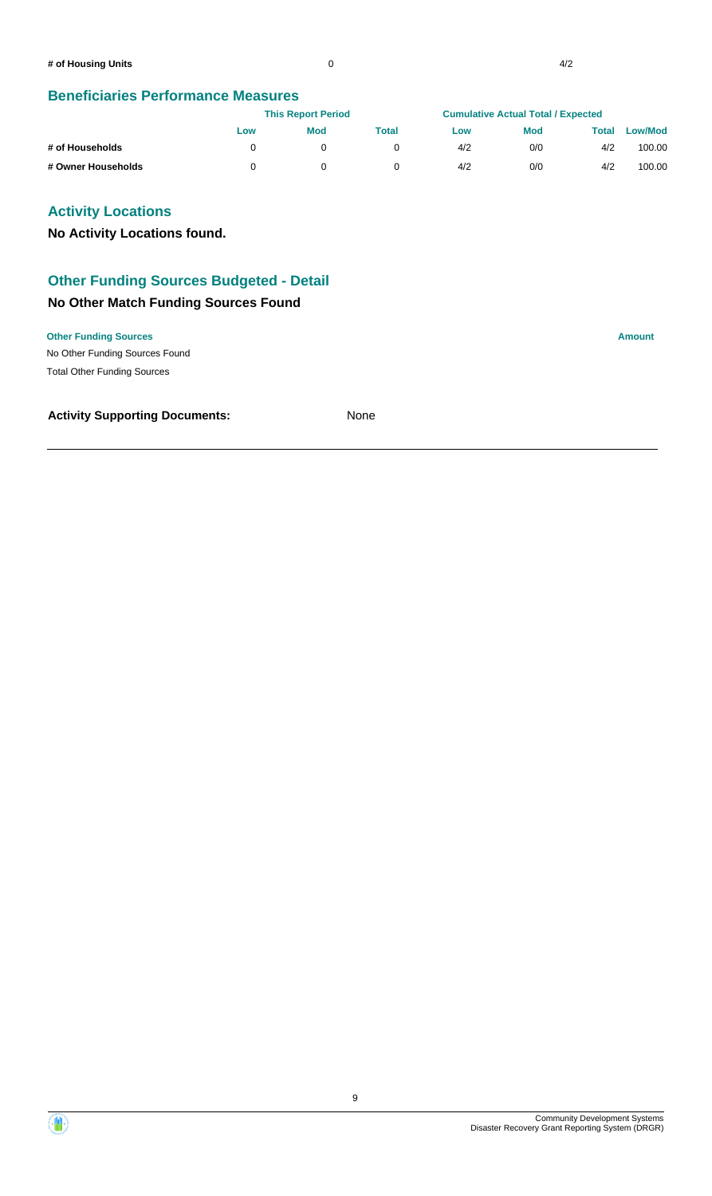| | This Report Period | Cumulative Actual Total / Expected |
|---|---|---|
| # of Housing Units | 0 | 4/2 |

## Beneficiaries Performance Measures

| | This Report Period | | | Cumulative Actual Total / Expected | | | |
|---|---|---|---|---|---|---|---|
| | Low | Mod | Total | Low | Mod | Total | Low/Mod |
| # of Households | 0 | 0 | 0 | 4/2 | 0/0 | 4/2 | 100.00 |
| # Owner Households | 0 | 0 | 0 | 4/2 | 0/0 | 4/2 | 100.00 |

## Activity Locations

**No Activity Locations found.**

## Other Funding Sources Budgeted - Detail

### No Other Match Funding Sources Found

| Other Funding Sources | Amount |
|---|---|
| No Other Funding Sources Found | |
| Total Other Funding Sources | |

**Activity Supporting Documents:** None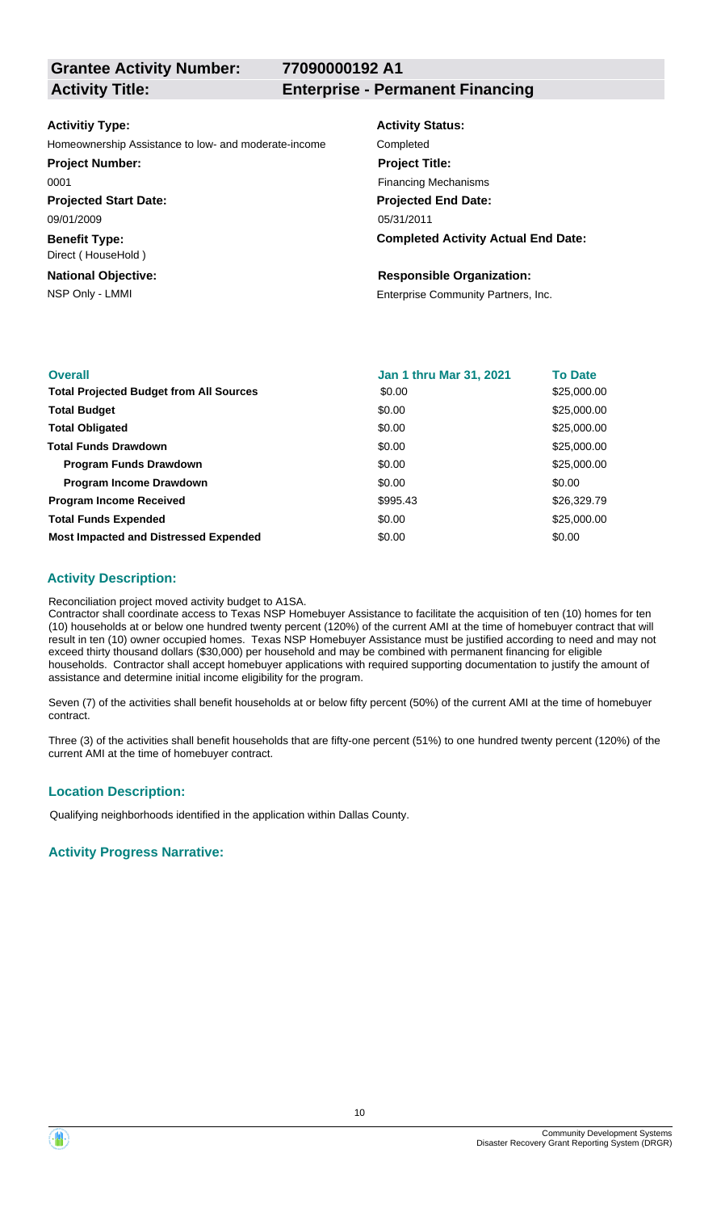**Grantee Activity Number:** 77090000192 A1

**Activity Title:** Enterprise - Permanent Financing

**Activitiy Type:**
Homeownership Assistance to low- and moderate-income

**Activity Status:**
Completed

**Project Number:**
0001

**Project Title:**
Financing Mechanisms

**Projected Start Date:**
09/01/2009

**Projected End Date:**
05/31/2011

**Benefit Type:**
Direct ( HouseHold )

**Completed Activity Actual End Date:**

**National Objective:**
NSP Only - LMMI

**Responsible Organization:**
Enterprise Community Partners, Inc.

| Overall | Jan 1 thru Mar 31, 2021 | To Date |
|---|---|---|
| **Total Projected Budget from All Sources** | $0.00 | $25,000.00 |
| **Total Budget** | $0.00 | $25,000.00 |
| **Total Obligated** | $0.00 | $25,000.00 |
| **Total Funds Drawdown** | $0.00 | $25,000.00 |
| **Program Funds Drawdown** | $0.00 | $25,000.00 |
| **Program Income Drawdown** | $0.00 | $0.00 |
| **Program Income Received** | $995.43 | $26,329.79 |
| **Total Funds Expended** | $0.00 | $25,000.00 |
| **Most Impacted and Distressed Expended** | $0.00 | $0.00 |

### Activity Description:

Reconciliation project moved activity budget to A1SA.

Contractor shall coordinate access to Texas NSP Homebuyer Assistance to facilitate the acquisition of ten (10) homes for ten (10) households at or below one hundred twenty percent (120%) of the current AMI at the time of homebuyer contract that will result in ten (10) owner occupied homes. Texas NSP Homebuyer Assistance must be justified according to need and may not exceed thirty thousand dollars ($30,000) per household and may be combined with permanent financing for eligible households. Contractor shall accept homebuyer applications with required supporting documentation to justify the amount of assistance and determine initial income eligibility for the program.

Seven (7) of the activities shall benefit households at or below fifty percent (50%) of the current AMI at the time of homebuyer contract.

Three (3) of the activities shall benefit households that are fifty-one percent (51%) to one hundred twenty percent (120%) of the current AMI at the time of homebuyer contract.

### Location Description:

Qualifying neighborhoods identified in the application within Dallas County.

### Activity Progress Narrative: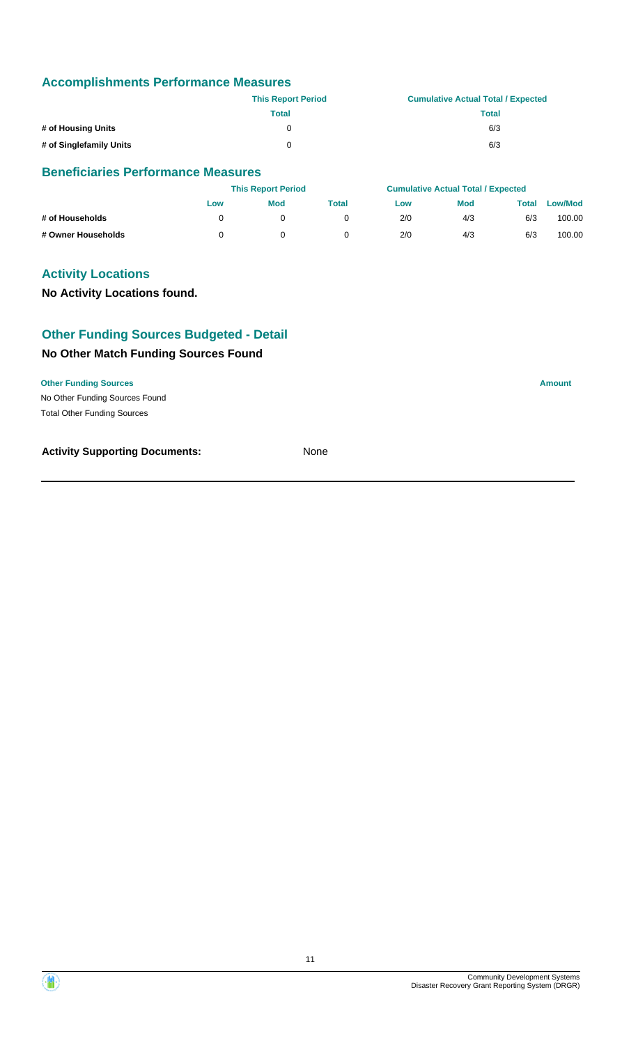## Accomplishments Performance Measures

| | This Report Period | Cumulative Actual Total / Expected |
|---|---|---|
| | Total | Total |
| # of Housing Units | 0 | 6/3 |
| # of Singlefamily Units | 0 | 6/3 |

## Beneficiaries Performance Measures

| | This Report Period | | | Cumulative Actual Total / Expected | | | |
|---|---|---|---|---|---|---|---|
| | Low | Mod | Total | Low | Mod | Total | Low/Mod |
| # of Households | 0 | 0 | 0 | 2/0 | 4/3 | 6/3 | 100.00 |
| # Owner Households | 0 | 0 | 0 | 2/0 | 4/3 | 6/3 | 100.00 |

## Activity Locations

**No Activity Locations found.**

## Other Funding Sources Budgeted - Detail

### No Other Match Funding Sources Found

| Other Funding Sources | Amount |
|---|---|
| No Other Funding Sources Found | |
| Total Other Funding Sources | |

**Activity Supporting Documents:** None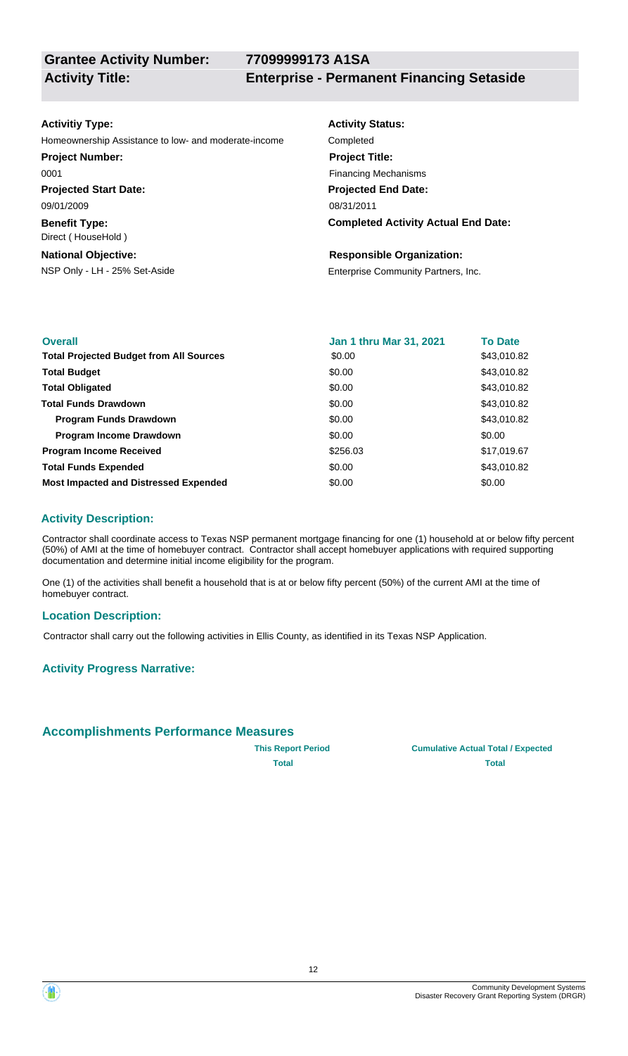**Grantee Activity Number:** 77099999173 A1SA

**Activity Title:** Enterprise - Permanent Financing Setaside

**Activitiy Type:**
Homeownership Assistance to low- and moderate-income

**Activity Status:**
Completed

**Project Number:**
0001

**Project Title:**
Financing Mechanisms

**Projected Start Date:**
09/01/2009

**Projected End Date:**
08/31/2011

**Benefit Type:**
Direct ( HouseHold )

**Completed Activity Actual End Date:**

**National Objective:**
NSP Only - LH - 25% Set-Aside

**Responsible Organization:**
Enterprise Community Partners, Inc.

| Overall | Jan 1 thru Mar 31, 2021 | To Date |
|---|---|---|
| **Total Projected Budget from All Sources** | $0.00 | $43,010.82 |
| **Total Budget** | $0.00 | $43,010.82 |
| **Total Obligated** | $0.00 | $43,010.82 |
| **Total Funds Drawdown** | $0.00 | $43,010.82 |
| **Program Funds Drawdown** | $0.00 | $43,010.82 |
| **Program Income Drawdown** | $0.00 | $0.00 |
| **Program Income Received** | $256.03 | $17,019.67 |
| **Total Funds Expended** | $0.00 | $43,010.82 |
| **Most Impacted and Distressed Expended** | $0.00 | $0.00 |

### Activity Description:

Contractor shall coordinate access to Texas NSP permanent mortgage financing for one (1) household at or below fifty percent (50%) of AMI at the time of homebuyer contract. Contractor shall accept homebuyer applications with required supporting documentation and determine initial income eligibility for the program.

One (1) of the activities shall benefit a household that is at or below fifty percent (50%) of the current AMI at the time of homebuyer contract.

### Location Description:

Contractor shall carry out the following activities in Ellis County, as identified in its Texas NSP Application.

### Activity Progress Narrative:

## Accomplishments Performance Measures

| | This Report Period | Cumulative Actual Total / Expected |
|---|---|---|
| | Total | Total |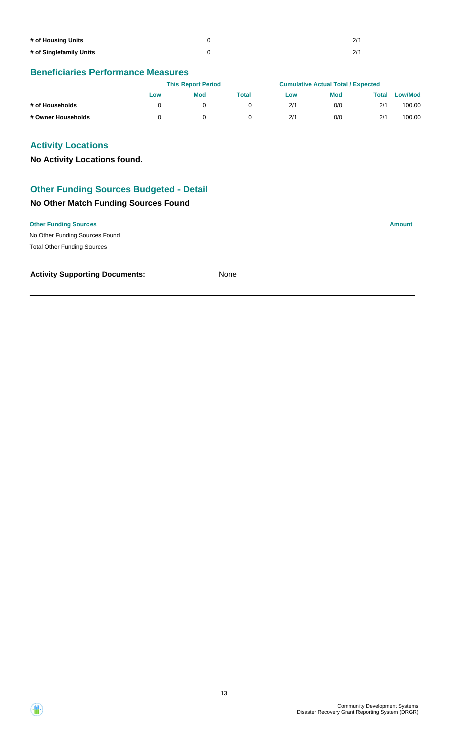| | This Report Period | Cumulative Actual Total / Expected |
|---|---|---|
| # of Housing Units | 0 | 2/1 |
| # of Singlefamily Units | 0 | 2/1 |

## Beneficiaries Performance Measures

| | This Report Period | | | Cumulative Actual Total / Expected | | | |
|---|---|---|---|---|---|---|---|
| | Low | Mod | Total | Low | Mod | Total | Low/Mod |
| # of Households | 0 | 0 | 0 | 2/1 | 0/0 | 2/1 | 100.00 |
| # Owner Households | 0 | 0 | 0 | 2/1 | 0/0 | 2/1 | 100.00 |

## Activity Locations

**No Activity Locations found.**

## Other Funding Sources Budgeted - Detail

### No Other Match Funding Sources Found

| Other Funding Sources | Amount |
|---|---|
| No Other Funding Sources Found | |
| Total Other Funding Sources | |

**Activity Supporting Documents:** None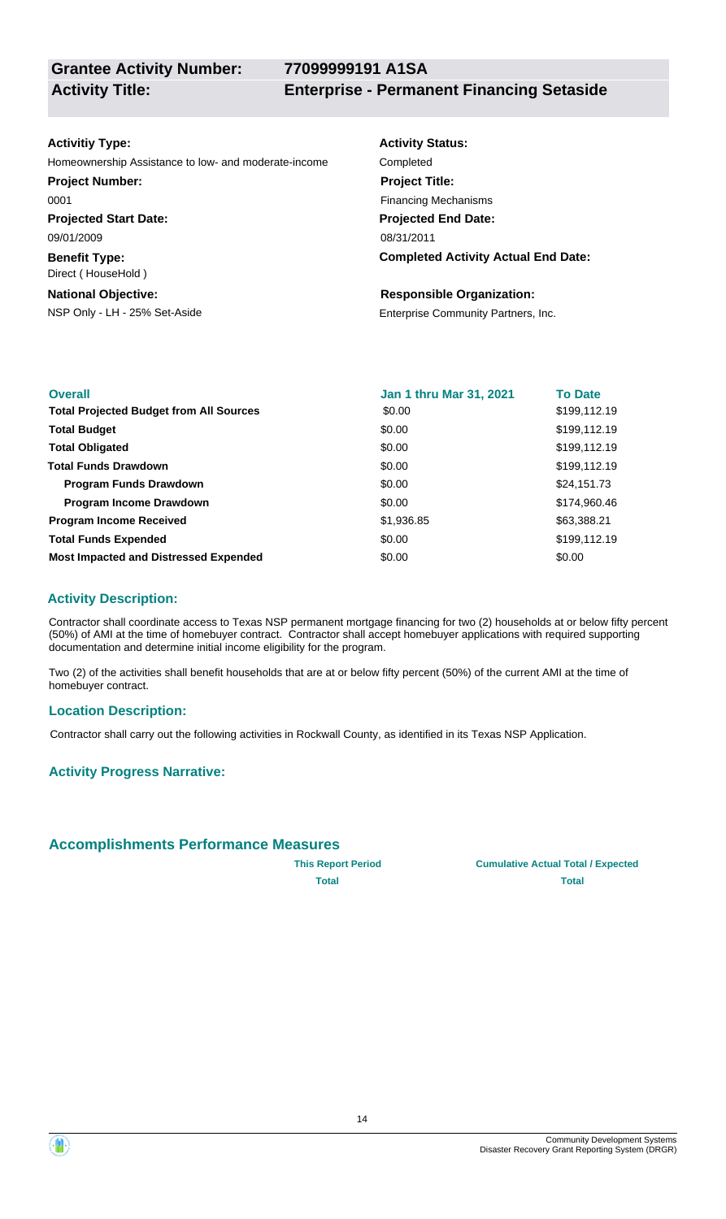**Grantee Activity Number:** 77099999191 A1SA

**Activity Title:** Enterprise - Permanent Financing Setaside

**Activitiy Type:**
Homeownership Assistance to low- and moderate-income

**Activity Status:**
Completed

**Project Number:**
0001

**Project Title:**
Financing Mechanisms

**Projected Start Date:**
09/01/2009

**Projected End Date:**
08/31/2011

**Benefit Type:**
Direct ( HouseHold )

**Completed Activity Actual End Date:**

**National Objective:**
NSP Only - LH - 25% Set-Aside

**Responsible Organization:**
Enterprise Community Partners, Inc.

| Overall | Jan 1 thru Mar 31, 2021 | To Date |
|---|---|---|
| **Total Projected Budget from All Sources** | $0.00 | $199,112.19 |
| **Total Budget** | $0.00 | $199,112.19 |
| **Total Obligated** | $0.00 | $199,112.19 |
| **Total Funds Drawdown** | $0.00 | $199,112.19 |
| **Program Funds Drawdown** | $0.00 | $24,151.73 |
| **Program Income Drawdown** | $0.00 | $174,960.46 |
| **Program Income Received** | $1,936.85 | $63,388.21 |
| **Total Funds Expended** | $0.00 | $199,112.19 |
| **Most Impacted and Distressed Expended** | $0.00 | $0.00 |

## Activity Description:

Contractor shall coordinate access to Texas NSP permanent mortgage financing for two (2) households at or below fifty percent (50%) of AMI at the time of homebuyer contract. Contractor shall accept homebuyer applications with required supporting documentation and determine initial income eligibility for the program.

Two (2) of the activities shall benefit households that are at or below fifty percent (50%) of the current AMI at the time of homebuyer contract.

## Location Description:

Contractor shall carry out the following activities in Rockwall County, as identified in its Texas NSP Application.

## Activity Progress Narrative:

## Accomplishments Performance Measures

| | This Report Period | Cumulative Actual Total / Expected |
|---|---|---|
| | Total | Total |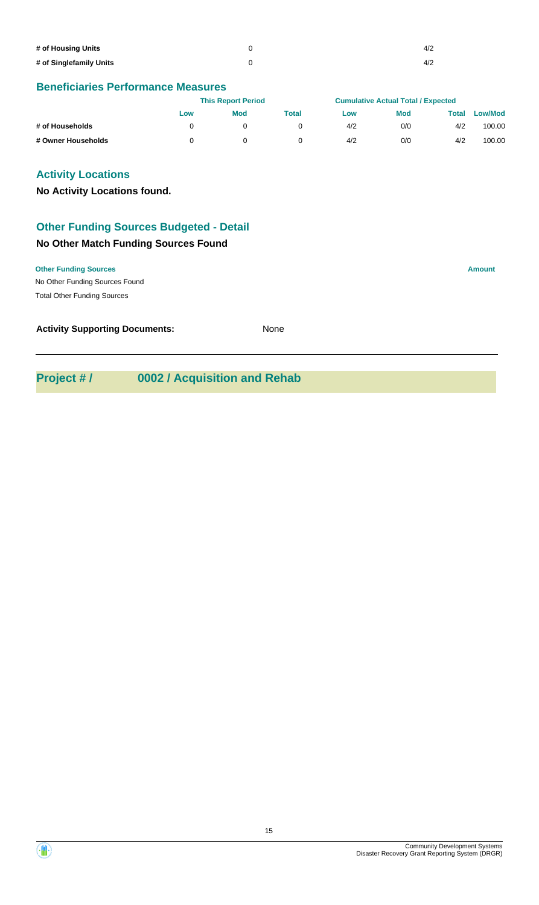| | | |
|---|---|---|
| # of Housing Units | 0 | 4/2 |
| # of Singlefamily Units | 0 | 4/2 |

## Beneficiaries Performance Measures

| | This Report Period | | | Cumulative Actual Total / Expected | | | |
|---|---|---|---|---|---|---|---|
| | Low | Mod | Total | Low | Mod | Total | Low/Mod |
| # of Households | 0 | 0 | 0 | 4/2 | 0/0 | 4/2 | 100.00 |
| # Owner Households | 0 | 0 | 0 | 4/2 | 0/0 | 4/2 | 100.00 |

## Activity Locations

**No Activity Locations found.**

## Other Funding Sources Budgeted - Detail

### No Other Match Funding Sources Found

| Other Funding Sources | Amount |
|---|---|
| No Other Funding Sources Found | |
| Total Other Funding Sources | |

**Activity Supporting Documents:** None

---

## Project # / 0002 / Acquisition and Rehab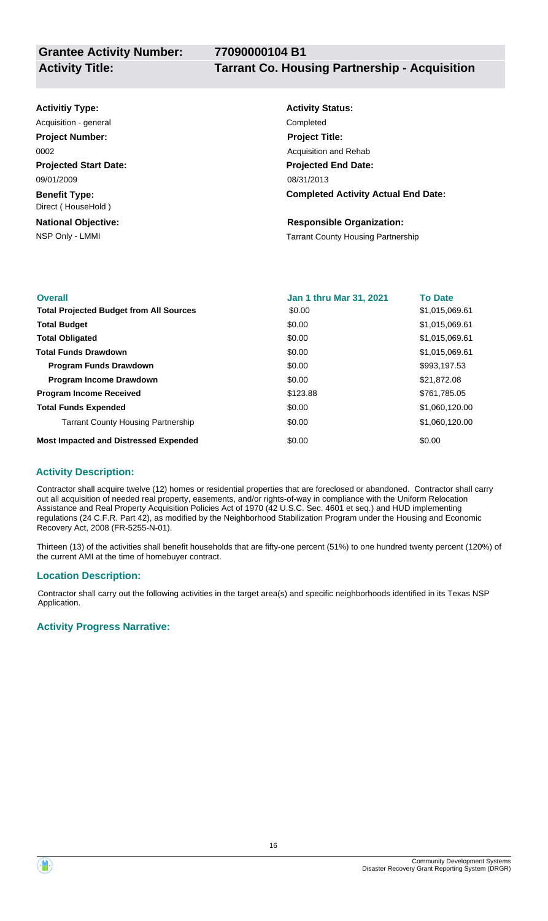**Grantee Activity Number:** 77090000104 B1

**Activity Title:** Tarrant Co. Housing Partnership - Acquisition

**Activitiy Type:**
Acquisition - general

**Project Number:**
0002

**Projected Start Date:**
09/01/2009

**Benefit Type:**
Direct ( HouseHold )

**National Objective:**
NSP Only - LMMI

**Activity Status:**
Completed

**Project Title:**
Acquisition and Rehab

**Projected End Date:**
08/31/2013

**Completed Activity Actual End Date:**

**Responsible Organization:**
Tarrant County Housing Partnership

| Overall | Jan 1 thru Mar 31, 2021 | To Date |
|---|---|---|
| **Total Projected Budget from All Sources** | $0.00 | $1,015,069.61 |
| **Total Budget** | $0.00 | $1,015,069.61 |
| **Total Obligated** | $0.00 | $1,015,069.61 |
| **Total Funds Drawdown** | $0.00 | $1,015,069.61 |
| **Program Funds Drawdown** | $0.00 | $993,197.53 |
| **Program Income Drawdown** | $0.00 | $21,872.08 |
| **Program Income Received** | $123.88 | $761,785.05 |
| **Total Funds Expended** | $0.00 | $1,060,120.00 |
| Tarrant County Housing Partnership | $0.00 | $1,060,120.00 |
| **Most Impacted and Distressed Expended** | $0.00 | $0.00 |

### Activity Description:

Contractor shall acquire twelve (12) homes or residential properties that are foreclosed or abandoned. Contractor shall carry out all acquisition of needed real property, easements, and/or rights-of-way in compliance with the Uniform Relocation Assistance and Real Property Acquisition Policies Act of 1970 (42 U.S.C. Sec. 4601 et seq.) and HUD implementing regulations (24 C.F.R. Part 42), as modified by the Neighborhood Stabilization Program under the Housing and Economic Recovery Act, 2008 (FR-5255-N-01).

Thirteen (13) of the activities shall benefit households that are fifty-one percent (51%) to one hundred twenty percent (120%) of the current AMI at the time of homebuyer contract.

### Location Description:

Contractor shall carry out the following activities in the target area(s) and specific neighborhoods identified in its Texas NSP Application.

### Activity Progress Narrative: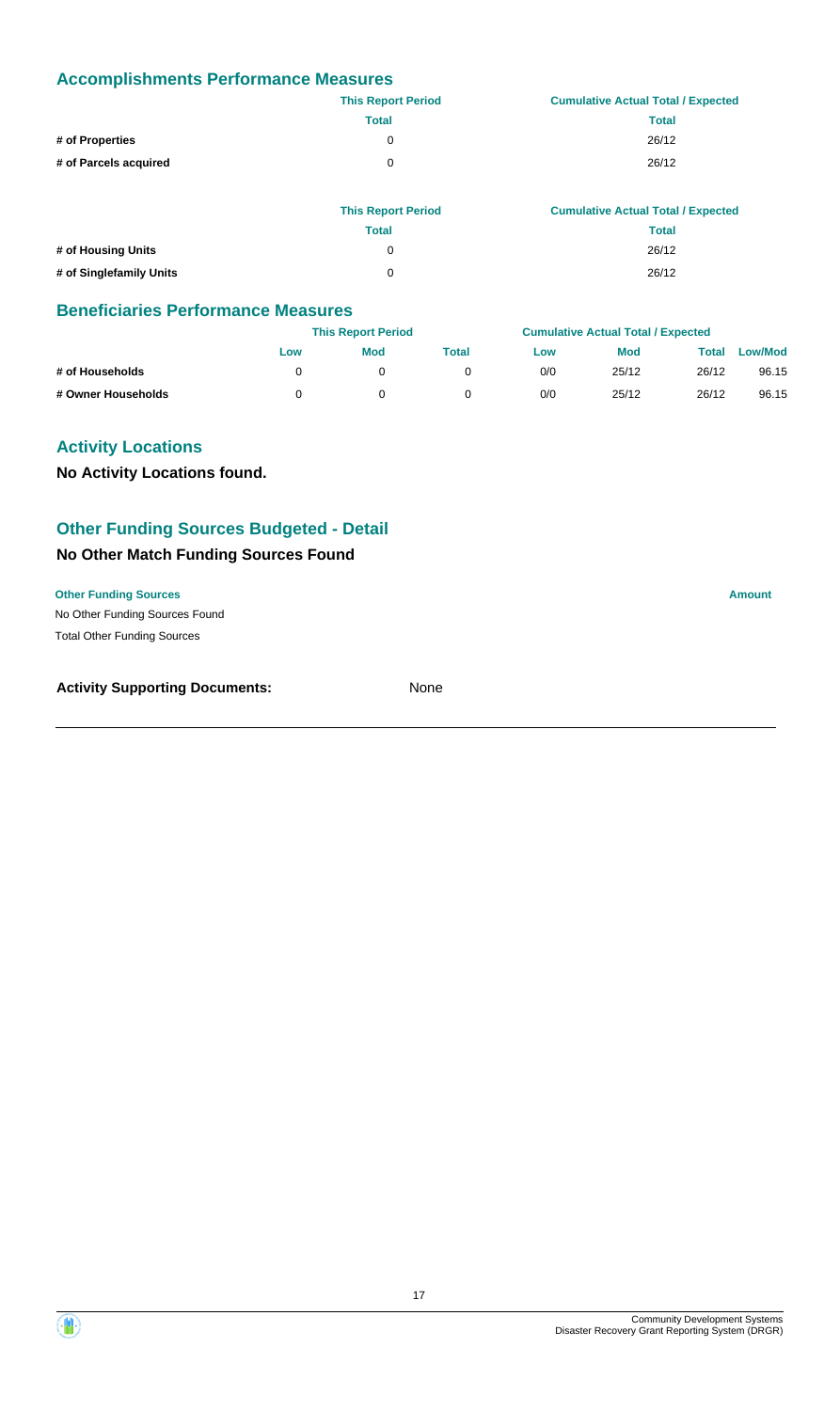## Accomplishments Performance Measures

| | This Report Period | Cumulative Actual Total / Expected |
|---|---|---|
| | Total | Total |
| # of Properties | 0 | 26/12 |
| # of Parcels acquired | 0 | 26/12 |

| | This Report Period | Cumulative Actual Total / Expected |
|---|---|---|
| | Total | Total |
| # of Housing Units | 0 | 26/12 |
| # of Singlefamily Units | 0 | 26/12 |

## Beneficiaries Performance Measures

| | This Report Period | | | Cumulative Actual Total / Expected | | | |
|---|---|---|---|---|---|---|---|
| | Low | Mod | Total | Low | Mod | Total | Low/Mod |
| # of Households | 0 | 0 | 0 | 0/0 | 25/12 | 26/12 | 96.15 |
| # Owner Households | 0 | 0 | 0 | 0/0 | 25/12 | 26/12 | 96.15 |

## Activity Locations

**No Activity Locations found.**

## Other Funding Sources Budgeted - Detail

### No Other Match Funding Sources Found

| Other Funding Sources | Amount |
|---|---|
| No Other Funding Sources Found | |
| Total Other Funding Sources | |

**Activity Supporting Documents:** None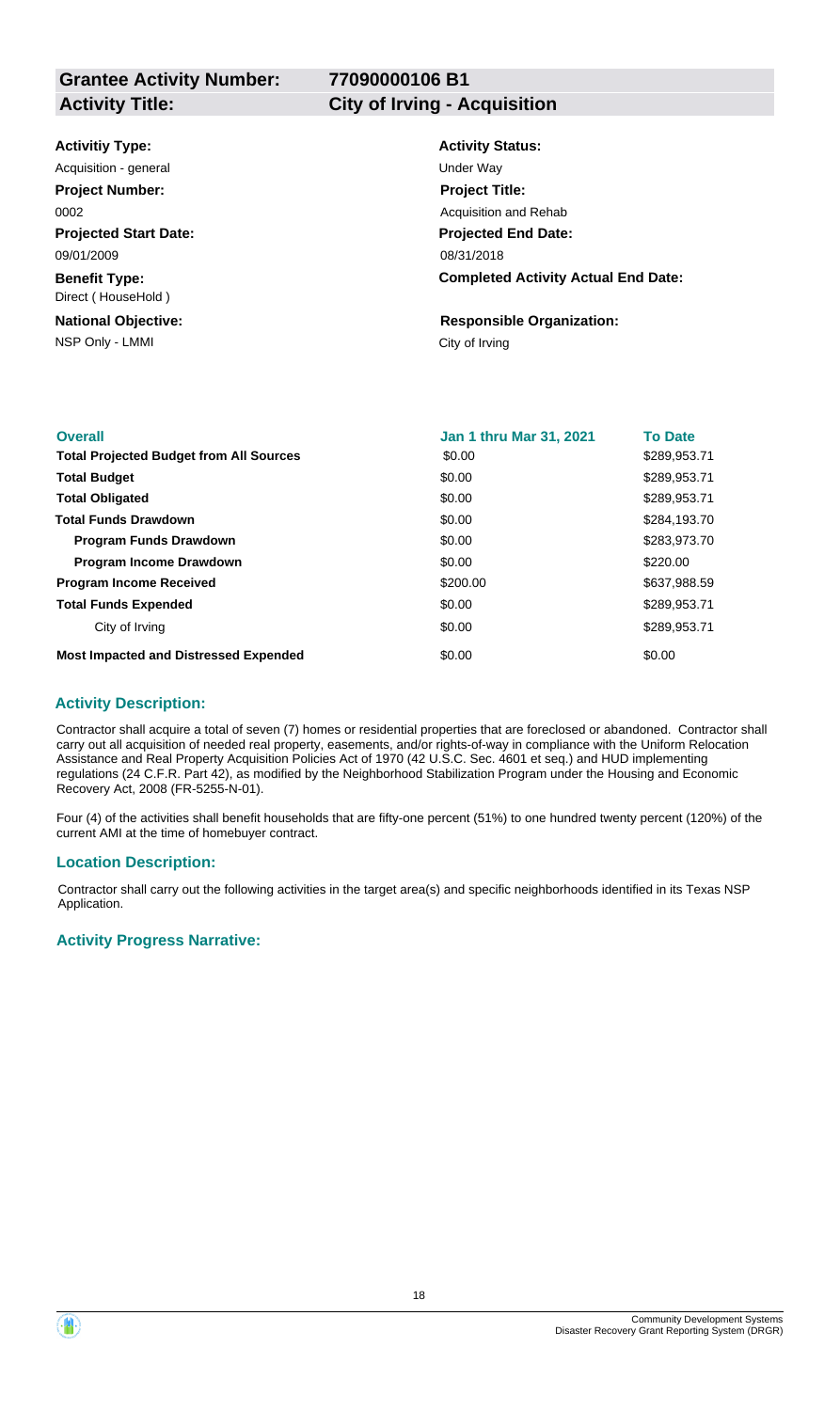| **Grantee Activity Number:** | **77090000106 B1** |
|---|---|
| **Activity Title:** | **City of Irving - Acquisition** |

**Activitiy Type:**
Acquisition - general

**Activity Status:**
Under Way

**Project Number:**
0002

**Project Title:**
Acquisition and Rehab

**Projected Start Date:**
09/01/2009

**Projected End Date:**
08/31/2018

**Benefit Type:**
Direct ( HouseHold )

**Completed Activity Actual End Date:**

**National Objective:**
NSP Only - LMMI

**Responsible Organization:**
City of Irving

| **Overall** | **Jan 1 thru Mar 31, 2021** | **To Date** |
|---|---|---|
| **Total Projected Budget from All Sources** | $0.00 | $289,953.71 |
| **Total Budget** | $0.00 | $289,953.71 |
| **Total Obligated** | $0.00 | $289,953.71 |
| **Total Funds Drawdown** | $0.00 | $284,193.70 |
| **Program Funds Drawdown** | $0.00 | $283,973.70 |
| **Program Income Drawdown** | $0.00 | $220.00 |
| **Program Income Received** | $200.00 | $637,988.59 |
| **Total Funds Expended** | $0.00 | $289,953.71 |
| City of Irving | $0.00 | $289,953.71 |
| **Most Impacted and Distressed Expended** | $0.00 | $0.00 |

### Activity Description:

Contractor shall acquire a total of seven (7) homes or residential properties that are foreclosed or abandoned. Contractor shall carry out all acquisition of needed real property, easements, and/or rights-of-way in compliance with the Uniform Relocation Assistance and Real Property Acquisition Policies Act of 1970 (42 U.S.C. Sec. 4601 et seq.) and HUD implementing regulations (24 C.F.R. Part 42), as modified by the Neighborhood Stabilization Program under the Housing and Economic Recovery Act, 2008 (FR-5255-N-01).

Four (4) of the activities shall benefit households that are fifty-one percent (51%) to one hundred twenty percent (120%) of the current AMI at the time of homebuyer contract.

### Location Description:

Contractor shall carry out the following activities in the target area(s) and specific neighborhoods identified in its Texas NSP Application.

### Activity Progress Narrative: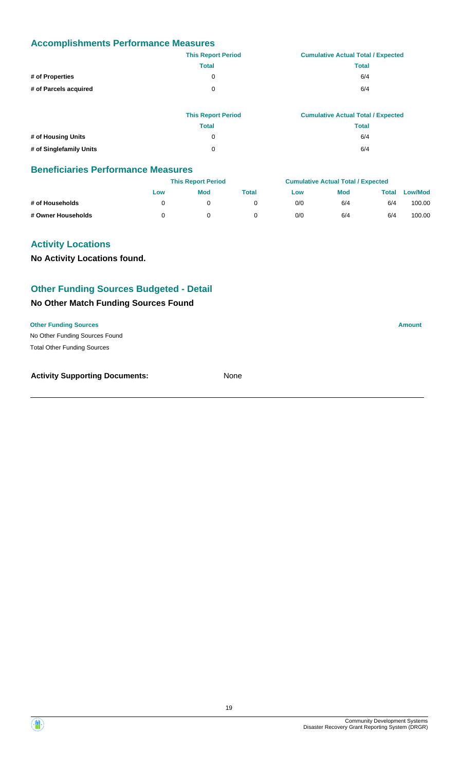## Accomplishments Performance Measures

| | This Report Period | Cumulative Actual Total / Expected |
|---|---|---|
| | Total | Total |
| # of Properties | 0 | 6/4 |
| # of Parcels acquired | 0 | 6/4 |

| | This Report Period | Cumulative Actual Total / Expected |
|---|---|---|
| | Total | Total |
| # of Housing Units | 0 | 6/4 |
| # of Singlefamily Units | 0 | 6/4 |

## Beneficiaries Performance Measures

| | This Report Period | | | Cumulative Actual Total / Expected | | | |
|---|---|---|---|---|---|---|---|
| | Low | Mod | Total | Low | Mod | Total | Low/Mod |
| # of Households | 0 | 0 | 0 | 0/0 | 6/4 | 6/4 | 100.00 |
| # Owner Households | 0 | 0 | 0 | 0/0 | 6/4 | 6/4 | 100.00 |

## Activity Locations

**No Activity Locations found.**

## Other Funding Sources Budgeted - Detail

### No Other Match Funding Sources Found

| Other Funding Sources | Amount |
|---|---|
| No Other Funding Sources Found | |
| Total Other Funding Sources | |

**Activity Supporting Documents:** None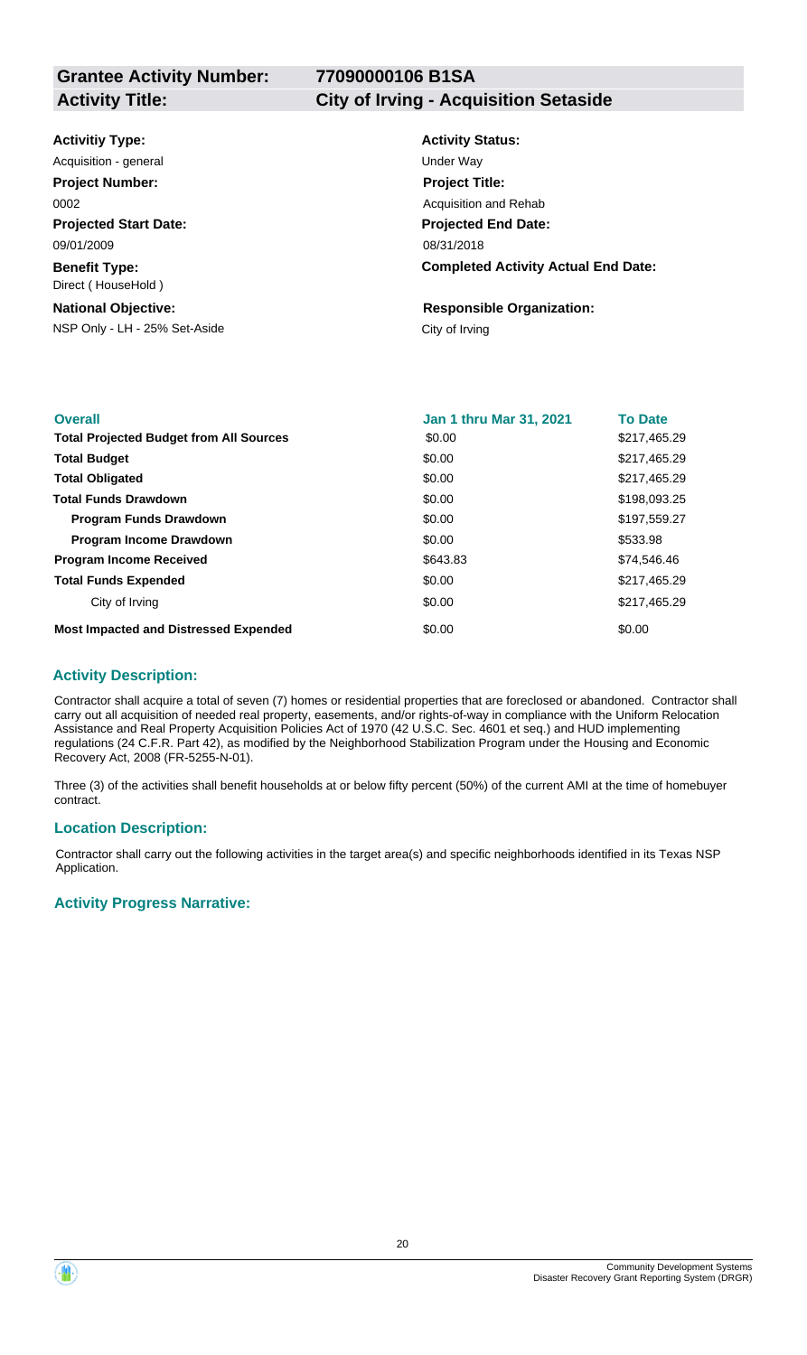| **Grantee Activity Number:** | **77090000106 B1SA** |
|---|---|
| **Activity Title:** | **City of Irving - Acquisition Setaside** |

**Activitiy Type:**
Acquisition - general

**Activity Status:**
Under Way

**Project Number:**
0002

**Project Title:**
Acquisition and Rehab

**Projected Start Date:**
09/01/2009

**Projected End Date:**
08/31/2018

**Benefit Type:**
Direct ( HouseHold )

**Completed Activity Actual End Date:**

**National Objective:**
NSP Only - LH - 25% Set-Aside

**Responsible Organization:**
City of Irving

| Overall | Jan 1 thru Mar 31, 2021 | To Date |
|---|---|---|
| **Total Projected Budget from All Sources** | $0.00 | $217,465.29 |
| **Total Budget** | $0.00 | $217,465.29 |
| **Total Obligated** | $0.00 | $217,465.29 |
| **Total Funds Drawdown** | $0.00 | $198,093.25 |
| **Program Funds Drawdown** | $0.00 | $197,559.27 |
| **Program Income Drawdown** | $0.00 | $533.98 |
| **Program Income Received** | $643.83 | $74,546.46 |
| **Total Funds Expended** | $0.00 | $217,465.29 |
| City of Irving | $0.00 | $217,465.29 |
| **Most Impacted and Distressed Expended** | $0.00 | $0.00 |

### Activity Description:

Contractor shall acquire a total of seven (7) homes or residential properties that are foreclosed or abandoned. Contractor shall carry out all acquisition of needed real property, easements, and/or rights-of-way in compliance with the Uniform Relocation Assistance and Real Property Acquisition Policies Act of 1970 (42 U.S.C. Sec. 4601 et seq.) and HUD implementing regulations (24 C.F.R. Part 42), as modified by the Neighborhood Stabilization Program under the Housing and Economic Recovery Act, 2008 (FR-5255-N-01).

Three (3) of the activities shall benefit households at or below fifty percent (50%) of the current AMI at the time of homebuyer contract.

### Location Description:

Contractor shall carry out the following activities in the target area(s) and specific neighborhoods identified in its Texas NSP Application.

### Activity Progress Narrative: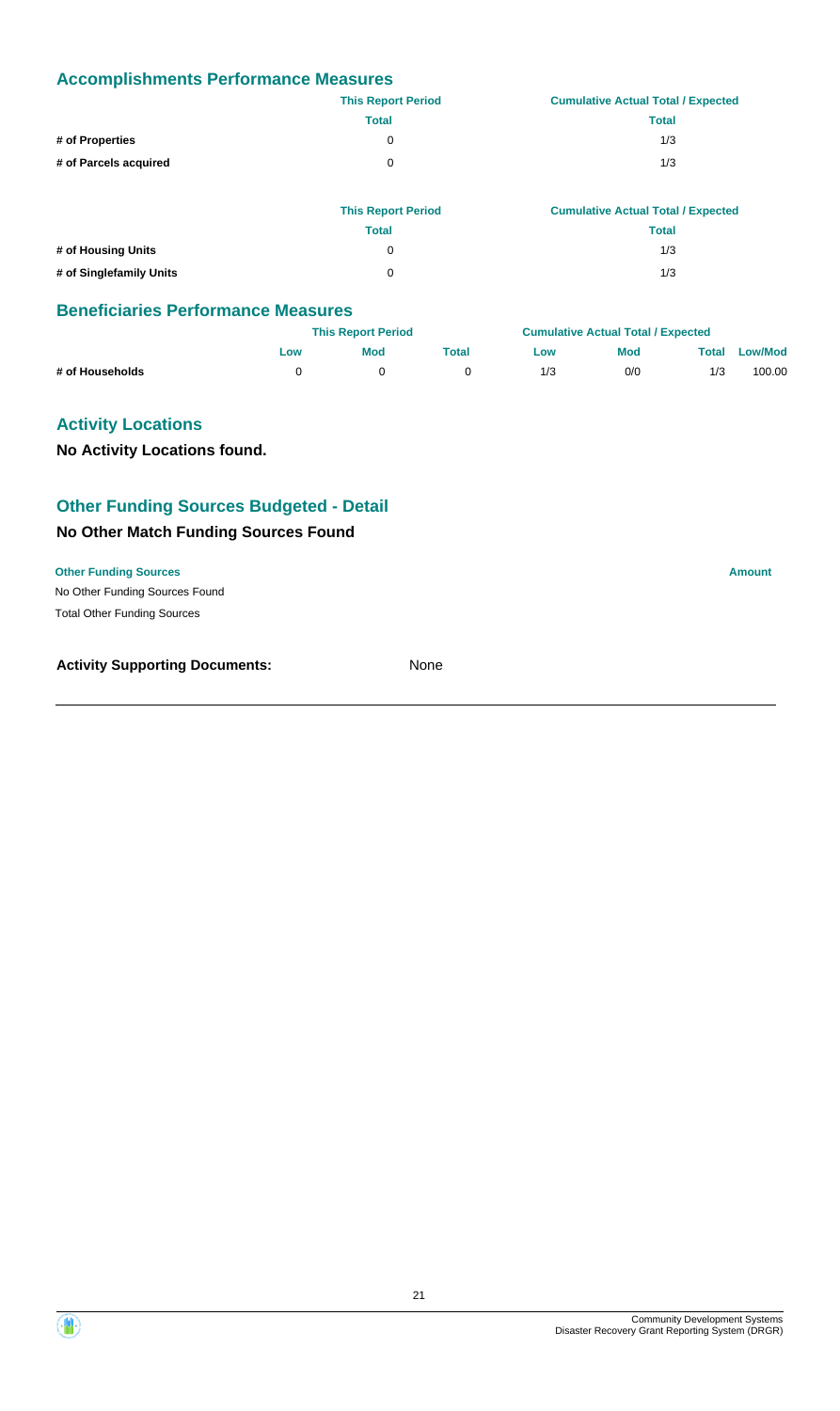## Accomplishments Performance Measures

| | This Report Period | Cumulative Actual Total / Expected |
|---|---|---|
| | Total | Total |
| # of Properties | 0 | 1/3 |
| # of Parcels acquired | 0 | 1/3 |

| | This Report Period | Cumulative Actual Total / Expected |
|---|---|---|
| | Total | Total |
| # of Housing Units | 0 | 1/3 |
| # of Singlefamily Units | 0 | 1/3 |

## Beneficiaries Performance Measures

| | This Report Period | | | Cumulative Actual Total / Expected | | | |
|---|---|---|---|---|---|---|---|
| | Low | Mod | Total | Low | Mod | Total | Low/Mod |
| # of Households | 0 | 0 | 0 | 1/3 | 0/0 | 1/3 | 100.00 |

## Activity Locations

**No Activity Locations found.**

## Other Funding Sources Budgeted - Detail

### No Other Match Funding Sources Found

| Other Funding Sources | Amount |
|---|---|
| No Other Funding Sources Found | |
| Total Other Funding Sources | |

**Activity Supporting Documents:** None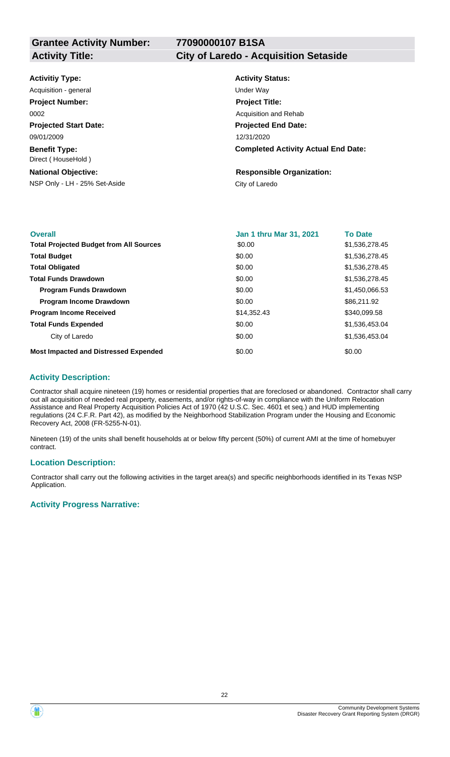| **Grantee Activity Number:** | **77090000107 B1SA** |
| --- | --- |
| **Activity Title:** | **City of Laredo - Acquisition Setaside** |

**Activitiy Type:**
Acquisition - general

**Activity Status:**
Under Way

**Project Number:**
0002

**Project Title:**
Acquisition and Rehab

**Projected Start Date:**
09/01/2009

**Projected End Date:**
12/31/2020

**Benefit Type:**
Direct ( HouseHold )

**Completed Activity Actual End Date:**

**National Objective:**
NSP Only - LH - 25% Set-Aside

**Responsible Organization:**
City of Laredo

| Overall | Jan 1 thru Mar 31, 2021 | To Date |
| --- | --- | --- |
| **Total Projected Budget from All Sources** | $0.00 | $1,536,278.45 |
| **Total Budget** | $0.00 | $1,536,278.45 |
| **Total Obligated** | $0.00 | $1,536,278.45 |
| **Total Funds Drawdown** | $0.00 | $1,536,278.45 |
| **Program Funds Drawdown** | $0.00 | $1,450,066.53 |
| **Program Income Drawdown** | $0.00 | $86,211.92 |
| **Program Income Received** | $14,352.43 | $340,099.58 |
| **Total Funds Expended** | $0.00 | $1,536,453.04 |
| City of Laredo | $0.00 | $1,536,453.04 |
| **Most Impacted and Distressed Expended** | $0.00 | $0.00 |

### Activity Description:

Contractor shall acquire nineteen (19) homes or residential properties that are foreclosed or abandoned. Contractor shall carry out all acquisition of needed real property, easements, and/or rights-of-way in compliance with the Uniform Relocation Assistance and Real Property Acquisition Policies Act of 1970 (42 U.S.C. Sec. 4601 et seq.) and HUD implementing regulations (24 C.F.R. Part 42), as modified by the Neighborhood Stabilization Program under the Housing and Economic Recovery Act, 2008 (FR-5255-N-01).

Nineteen (19) of the units shall benefit households at or below fifty percent (50%) of current AMI at the time of homebuyer contract.

### Location Description:

Contractor shall carry out the following activities in the target area(s) and specific neighborhoods identified in its Texas NSP Application.

### Activity Progress Narrative: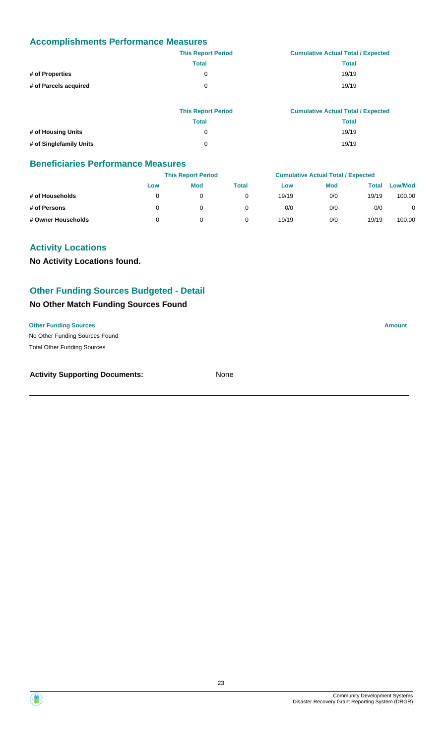## Accomplishments Performance Measures

| | This Report Period | Cumulative Actual Total / Expected |
|---|---|---|
| | Total | Total |
| # of Properties | 0 | 19/19 |
| # of Parcels acquired | 0 | 19/19 |

| | This Report Period | Cumulative Actual Total / Expected |
|---|---|---|
| | Total | Total |
| # of Housing Units | 0 | 19/19 |
| # of Singlefamily Units | 0 | 19/19 |

## Beneficiaries Performance Measures

| | This Report Period | | | Cumulative Actual Total / Expected | | | |
|---|---|---|---|---|---|---|---|
| | Low | Mod | Total | Low | Mod | Total | Low/Mod |
| # of Households | 0 | 0 | 0 | 19/19 | 0/0 | 19/19 | 100.00 |
| # of Persons | 0 | 0 | 0 | 0/0 | 0/0 | 0/0 | 0 |
| # Owner Households | 0 | 0 | 0 | 19/19 | 0/0 | 19/19 | 100.00 |

## Activity Locations

**No Activity Locations found.**

## Other Funding Sources Budgeted - Detail

### No Other Match Funding Sources Found

| Other Funding Sources | Amount |
|---|---|
| No Other Funding Sources Found | |
| Total Other Funding Sources | |

**Activity Supporting Documents:** None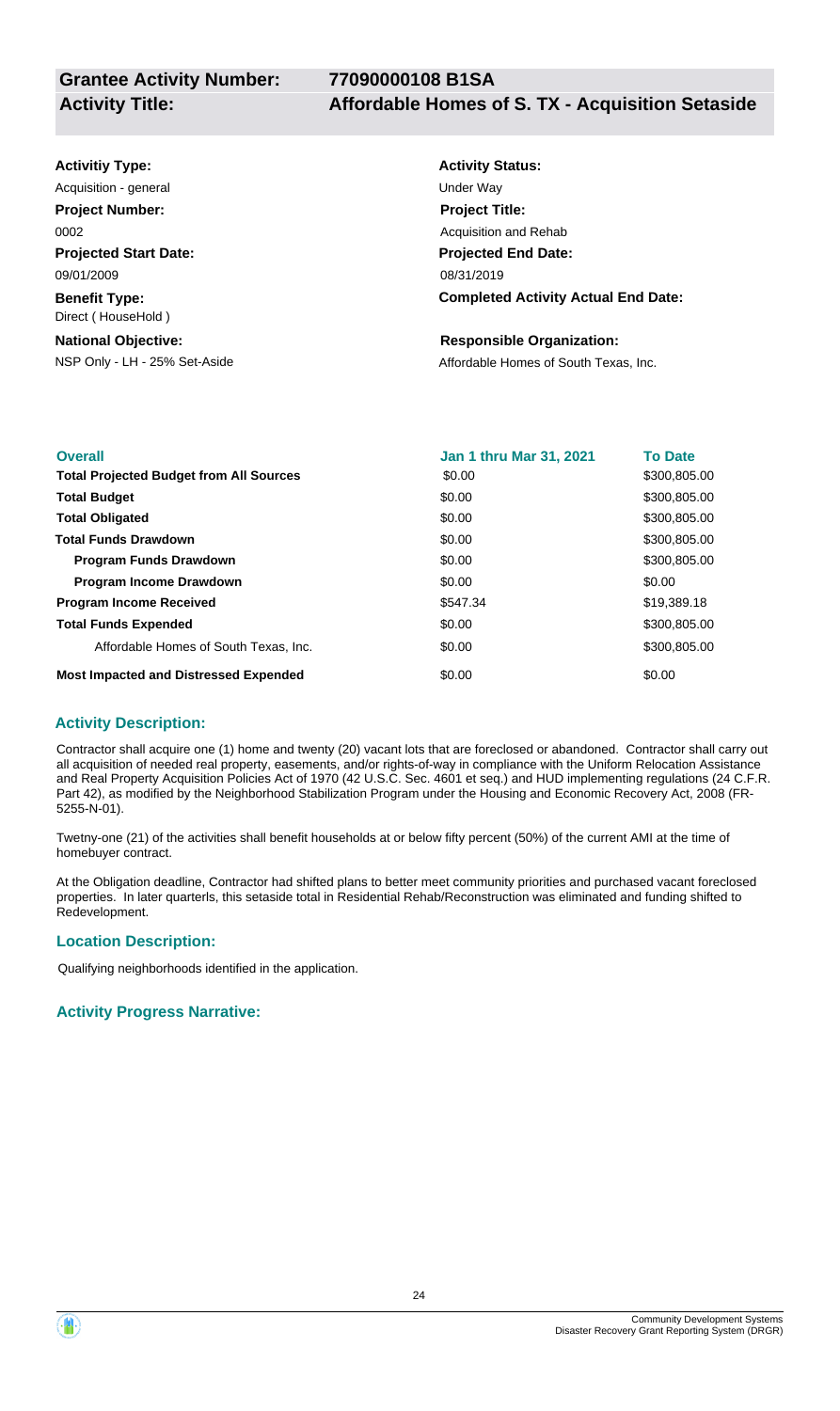**Grantee Activity Number:** 77090000108 B1SA

**Activity Title:** Affordable Homes of S. TX - Acquisition Setaside

**Activitiy Type:**
Acquisition - general

**Project Number:**
0002

**Projected Start Date:**
09/01/2009

**Benefit Type:**
Direct ( HouseHold )

**National Objective:**
NSP Only - LH - 25% Set-Aside

**Activity Status:**
Under Way

**Project Title:**
Acquisition and Rehab

**Projected End Date:**
08/31/2019

**Completed Activity Actual End Date:**

**Responsible Organization:**
Affordable Homes of South Texas, Inc.

| Overall | Jan 1 thru Mar 31, 2021 | To Date |
| --- | --- | --- |
| **Total Projected Budget from All Sources** | \$0.00 | \$300,805.00 |
| **Total Budget** | \$0.00 | \$300,805.00 |
| **Total Obligated** | \$0.00 | \$300,805.00 |
| **Total Funds Drawdown** | \$0.00 | \$300,805.00 |
| **Program Funds Drawdown** | \$0.00 | \$300,805.00 |
| **Program Income Drawdown** | \$0.00 | \$0.00 |
| **Program Income Received** | \$547.34 | \$19,389.18 |
| **Total Funds Expended** | \$0.00 | \$300,805.00 |
| Affordable Homes of South Texas, Inc. | \$0.00 | \$300,805.00 |
| **Most Impacted and Distressed Expended** | \$0.00 | \$0.00 |

## Activity Description:

Contractor shall acquire one (1) home and twenty (20) vacant lots that are foreclosed or abandoned. Contractor shall carry out all acquisition of needed real property, easements, and/or rights-of-way in compliance with the Uniform Relocation Assistance and Real Property Acquisition Policies Act of 1970 (42 U.S.C. Sec. 4601 et seq.) and HUD implementing regulations (24 C.F.R. Part 42), as modified by the Neighborhood Stabilization Program under the Housing and Economic Recovery Act, 2008 (FR-5255-N-01).

Twetny-one (21) of the activities shall benefit households at or below fifty percent (50%) of the current AMI at the time of homebuyer contract.

At the Obligation deadline, Contractor had shifted plans to better meet community priorities and purchased vacant foreclosed properties. In later quarterls, this setaside total in Residential Rehab/Reconstruction was eliminated and funding shifted to Redevelopment.

## Location Description:

Qualifying neighborhoods identified in the application.

## Activity Progress Narrative: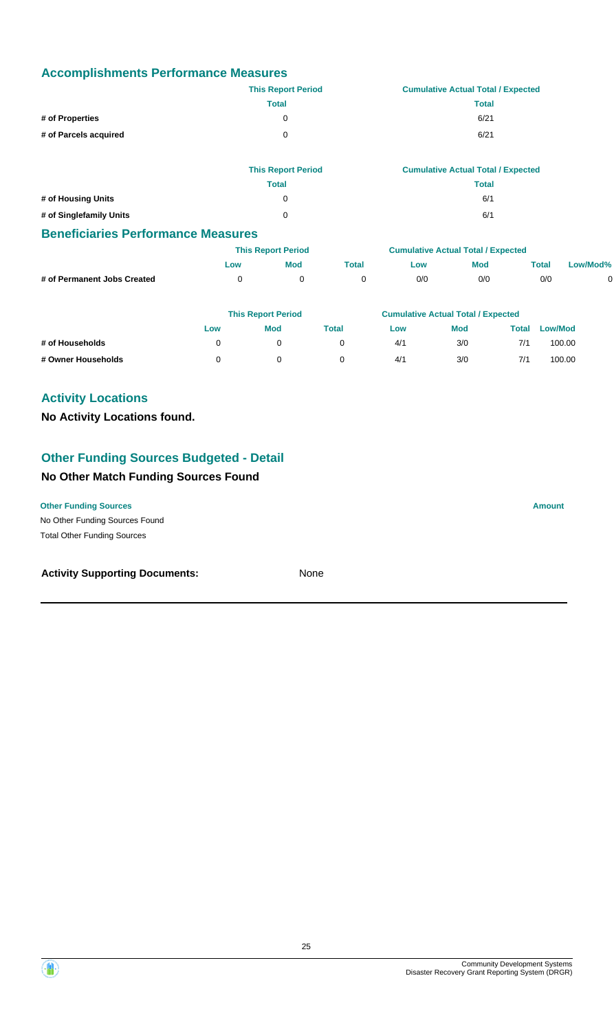## Accomplishments Performance Measures

| | This Report Period | Cumulative Actual Total / Expected |
|---|---|---|
| | Total | Total |
| # of Properties | 0 | 6/21 |
| # of Parcels acquired | 0 | 6/21 |

| | This Report Period | Cumulative Actual Total / Expected |
|---|---|---|
| | Total | Total |
| # of Housing Units | 0 | 6/1 |
| # of Singlefamily Units | 0 | 6/1 |

## Beneficiaries Performance Measures

| | This Report Period | | | Cumulative Actual Total / Expected | | | |
|---|---|---|---|---|---|---|---|
| | Low | Mod | Total | Low | Mod | Total | Low/Mod% |
| # of Permanent Jobs Created | 0 | 0 | 0 | 0/0 | 0/0 | 0/0 | 0 |

| | This Report Period | | | Cumulative Actual Total / Expected | | | |
|---|---|---|---|---|---|---|---|
| | Low | Mod | Total | Low | Mod | Total | Low/Mod |
| # of Households | 0 | 0 | 0 | 4/1 | 3/0 | 7/1 | 100.00 |
| # Owner Households | 0 | 0 | 0 | 4/1 | 3/0 | 7/1 | 100.00 |

## Activity Locations

**No Activity Locations found.**

## Other Funding Sources Budgeted - Detail

### No Other Match Funding Sources Found

| Other Funding Sources | Amount |
|---|---|
| No Other Funding Sources Found | |
| Total Other Funding Sources | |

**Activity Supporting Documents:** None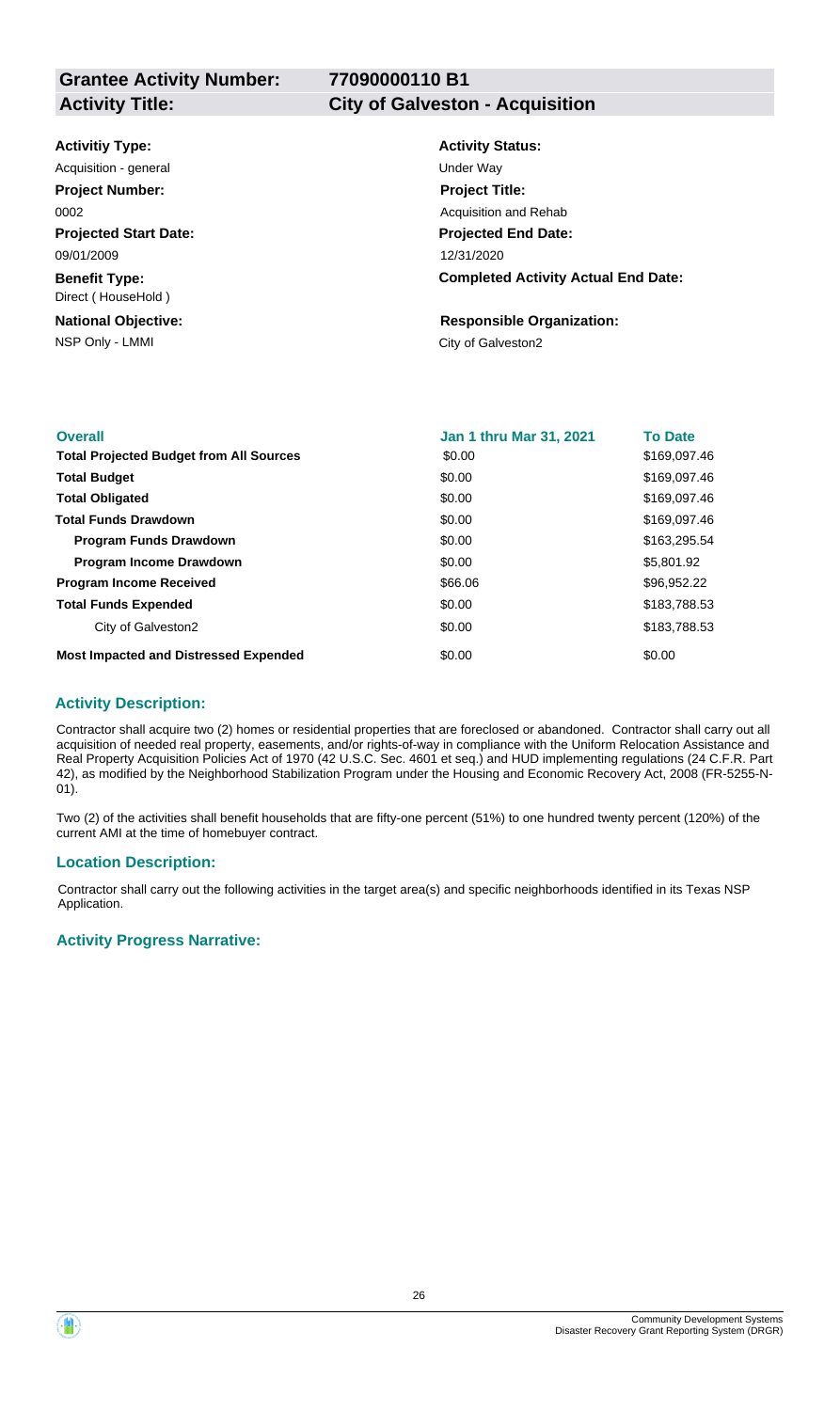| **Grantee Activity Number:** | **77090000110 B1** |
|---|---|
| **Activity Title:** | **City of Galveston - Acquisition** |

**Activitiy Type:**
Acquisition - general

**Activity Status:**
Under Way

**Project Number:**
0002

**Project Title:**
Acquisition and Rehab

**Projected Start Date:**
09/01/2009

**Projected End Date:**
12/31/2020

**Benefit Type:**
Direct ( HouseHold )

**Completed Activity Actual End Date:**

**National Objective:**
NSP Only - LMMI

**Responsible Organization:**
City of Galveston2

| Overall | Jan 1 thru Mar 31, 2021 | To Date |
|---|---|---|
| **Total Projected Budget from All Sources** | $0.00 | $169,097.46 |
| **Total Budget** | $0.00 | $169,097.46 |
| **Total Obligated** | $0.00 | $169,097.46 |
| **Total Funds Drawdown** | $0.00 | $169,097.46 |
| **Program Funds Drawdown** | $0.00 | $163,295.54 |
| **Program Income Drawdown** | $0.00 | $5,801.92 |
| **Program Income Received** | $66.06 | $96,952.22 |
| **Total Funds Expended** | $0.00 | $183,788.53 |
| City of Galveston2 | $0.00 | $183,788.53 |
| **Most Impacted and Distressed Expended** | $0.00 | $0.00 |

### Activity Description:

Contractor shall acquire two (2) homes or residential properties that are foreclosed or abandoned. Contractor shall carry out all acquisition of needed real property, easements, and/or rights-of-way in compliance with the Uniform Relocation Assistance and Real Property Acquisition Policies Act of 1970 (42 U.S.C. Sec. 4601 et seq.) and HUD implementing regulations (24 C.F.R. Part 42), as modified by the Neighborhood Stabilization Program under the Housing and Economic Recovery Act, 2008 (FR-5255-N-01).

Two (2) of the activities shall benefit households that are fifty-one percent (51%) to one hundred twenty percent (120%) of the current AMI at the time of homebuyer contract.

### Location Description:

Contractor shall carry out the following activities in the target area(s) and specific neighborhoods identified in its Texas NSP Application.

### Activity Progress Narrative: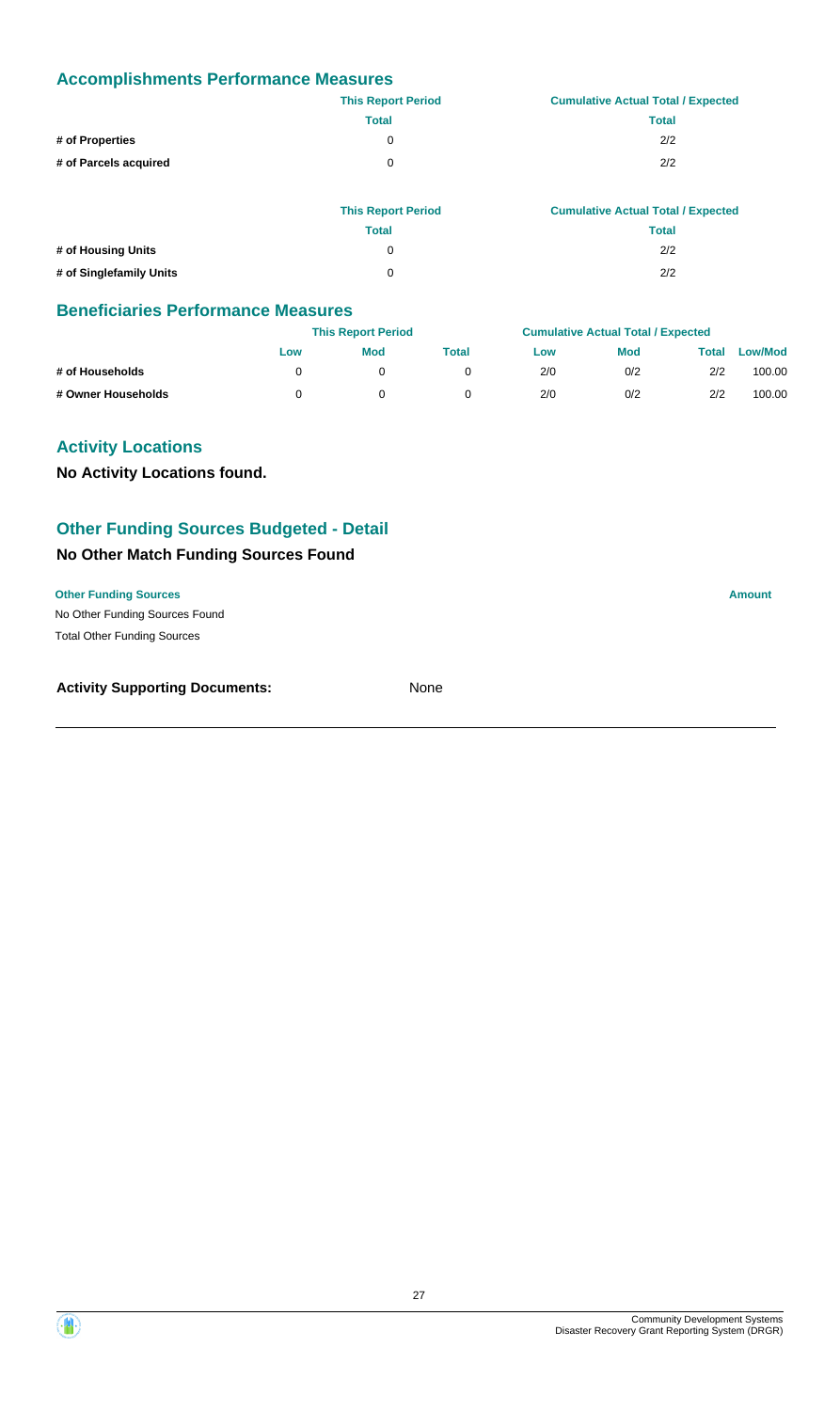## Accomplishments Performance Measures

| | This Report Period | Cumulative Actual Total / Expected |
|---|---|---|
| | Total | Total |
| # of Properties | 0 | 2/2 |
| # of Parcels acquired | 0 | 2/2 |

| | This Report Period | Cumulative Actual Total / Expected |
|---|---|---|
| | Total | Total |
| # of Housing Units | 0 | 2/2 |
| # of Singlefamily Units | 0 | 2/2 |

## Beneficiaries Performance Measures

| | This Report Period | | | Cumulative Actual Total / Expected | | | |
|---|---|---|---|---|---|---|---|
| | Low | Mod | Total | Low | Mod | Total | Low/Mod |
| # of Households | 0 | 0 | 0 | 2/0 | 0/2 | 2/2 | 100.00 |
| # Owner Households | 0 | 0 | 0 | 2/0 | 0/2 | 2/2 | 100.00 |

## Activity Locations

**No Activity Locations found.**

## Other Funding Sources Budgeted - Detail

### No Other Match Funding Sources Found

| Other Funding Sources | Amount |
|---|---|
| No Other Funding Sources Found | |
| Total Other Funding Sources | |

**Activity Supporting Documents:** None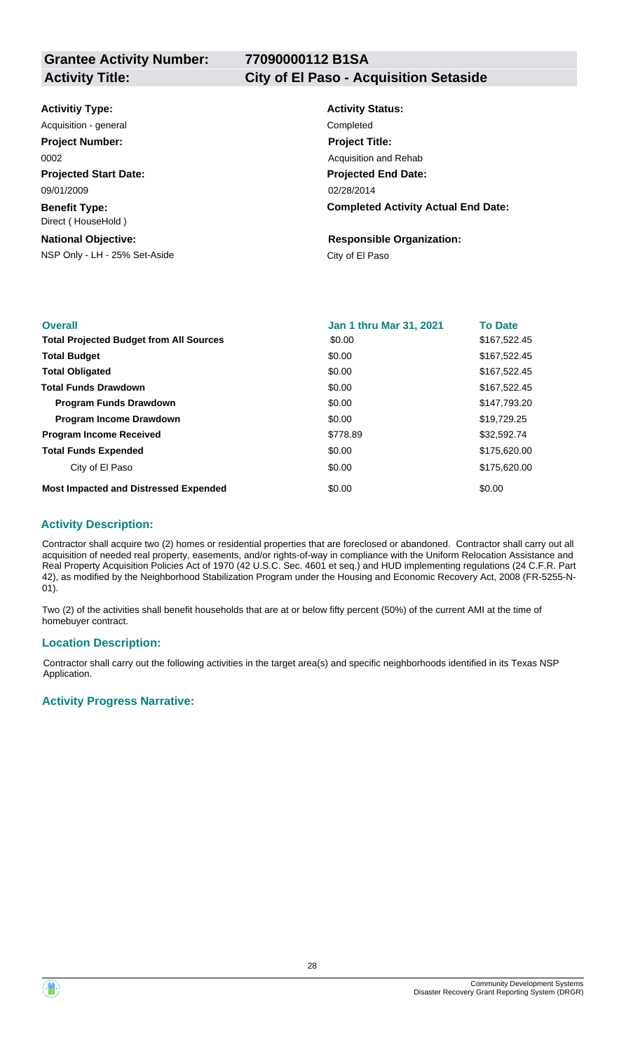**Grantee Activity Number:** 77090000112 B1SA

**Activity Title:** City of El Paso - Acquisition Setaside

**Activitiy Type:**
Acquisition - general

**Activity Status:**
Completed

**Project Number:**
0002

**Project Title:**
Acquisition and Rehab

**Projected Start Date:**
09/01/2009

**Projected End Date:**
02/28/2014

**Benefit Type:**
Direct ( HouseHold )

**Completed Activity Actual End Date:**

**National Objective:**
NSP Only - LH - 25% Set-Aside

**Responsible Organization:**
City of El Paso

| Overall | Jan 1 thru Mar 31, 2021 | To Date |
|---|---|---|
| **Total Projected Budget from All Sources** | $0.00 | $167,522.45 |
| **Total Budget** | $0.00 | $167,522.45 |
| **Total Obligated** | $0.00 | $167,522.45 |
| **Total Funds Drawdown** | $0.00 | $167,522.45 |
| **Program Funds Drawdown** | $0.00 | $147,793.20 |
| **Program Income Drawdown** | $0.00 | $19,729.25 |
| **Program Income Received** | $778.89 | $32,592.74 |
| **Total Funds Expended** | $0.00 | $175,620.00 |
| City of El Paso | $0.00 | $175,620.00 |
| **Most Impacted and Distressed Expended** | $0.00 | $0.00 |

## Activity Description:

Contractor shall acquire two (2) homes or residential properties that are foreclosed or abandoned. Contractor shall carry out all acquisition of needed real property, easements, and/or rights-of-way in compliance with the Uniform Relocation Assistance and Real Property Acquisition Policies Act of 1970 (42 U.S.C. Sec. 4601 et seq.) and HUD implementing regulations (24 C.F.R. Part 42), as modified by the Neighborhood Stabilization Program under the Housing and Economic Recovery Act, 2008 (FR-5255-N-01).

Two (2) of the activities shall benefit households that are at or below fifty percent (50%) of the current AMI at the time of homebuyer contract.

## Location Description:

Contractor shall carry out the following activities in the target area(s) and specific neighborhoods identified in its Texas NSP Application.

## Activity Progress Narrative: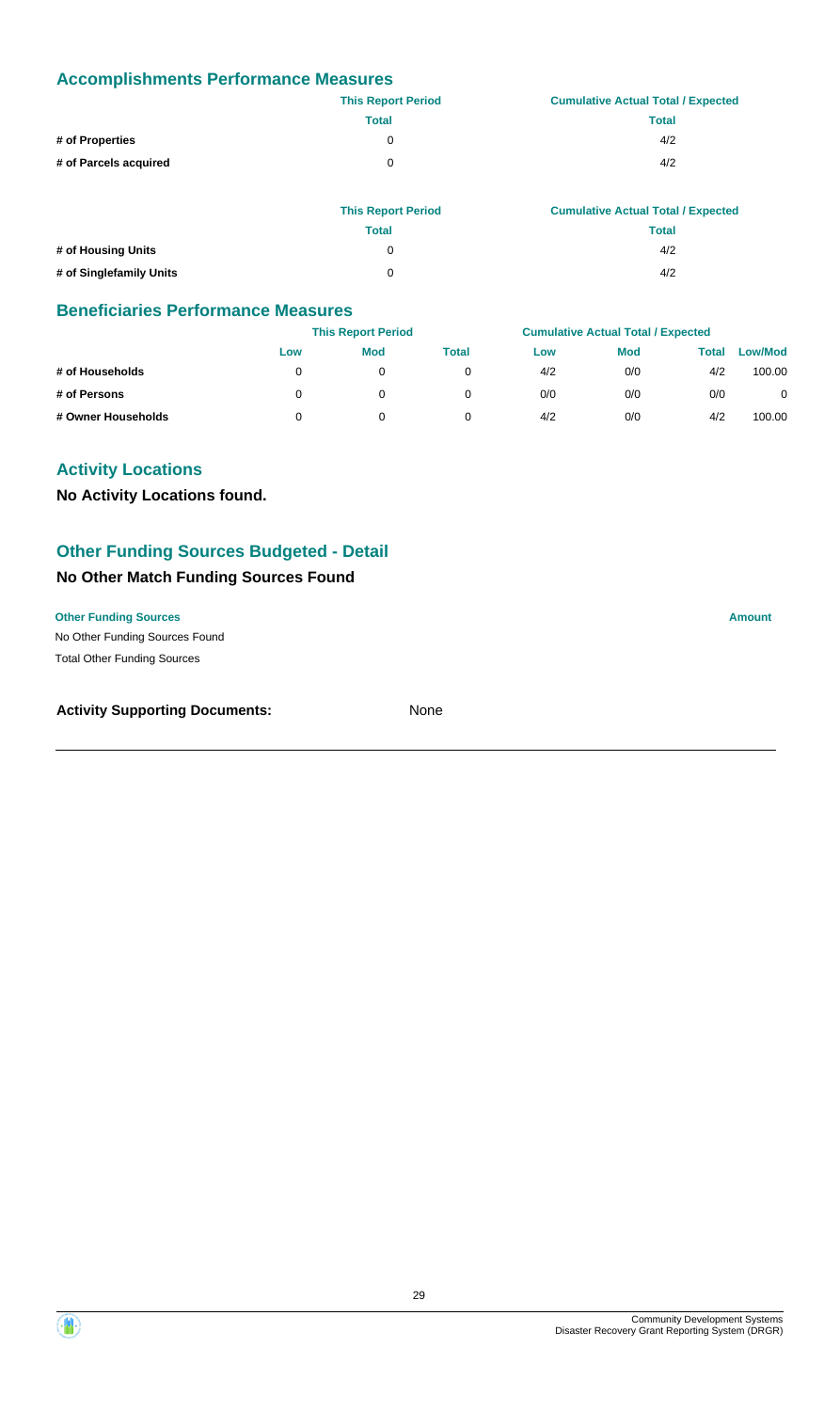## Accomplishments Performance Measures

| | This Report Period | Cumulative Actual Total / Expected |
|---|---|---|
| | Total | Total |
| # of Properties | 0 | 4/2 |
| # of Parcels acquired | 0 | 4/2 |

| | This Report Period | Cumulative Actual Total / Expected |
|---|---|---|
| | Total | Total |
| # of Housing Units | 0 | 4/2 |
| # of Singlefamily Units | 0 | 4/2 |

## Beneficiaries Performance Measures

| | This Report Period | | | Cumulative Actual Total / Expected | | | |
|---|---|---|---|---|---|---|---|
| | Low | Mod | Total | Low | Mod | Total | Low/Mod |
| # of Households | 0 | 0 | 0 | 4/2 | 0/0 | 4/2 | 100.00 |
| # of Persons | 0 | 0 | 0 | 0/0 | 0/0 | 0/0 | 0 |
| # Owner Households | 0 | 0 | 0 | 4/2 | 0/0 | 4/2 | 100.00 |

## Activity Locations

**No Activity Locations found.**

## Other Funding Sources Budgeted - Detail

### No Other Match Funding Sources Found

| Other Funding Sources | Amount |
|---|---|
| No Other Funding Sources Found | |
| Total Other Funding Sources | |

**Activity Supporting Documents:** None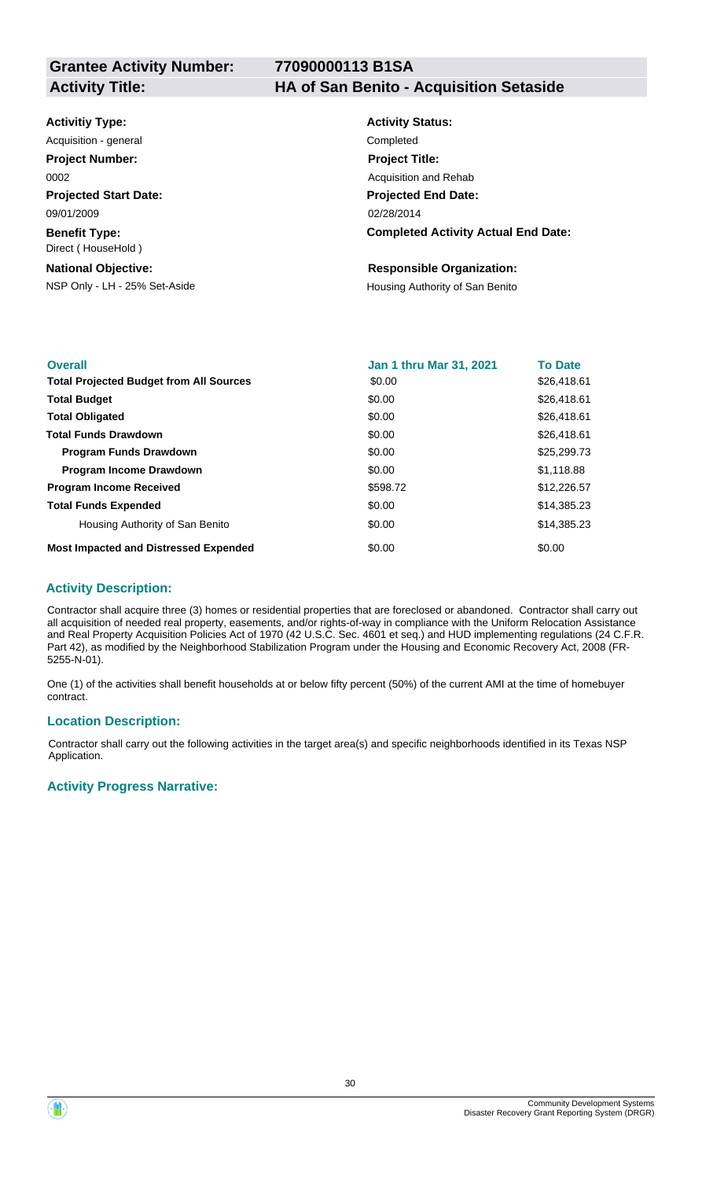**Grantee Activity Number:** 77090000113 B1SA

**Activity Title:** HA of San Benito - Acquisition Setaside

**Activitiy Type:**
Acquisition - general

**Activity Status:**
Completed

**Project Number:**
0002

**Project Title:**
Acquisition and Rehab

**Projected Start Date:**
09/01/2009

**Projected End Date:**
02/28/2014

**Benefit Type:**
Direct ( HouseHold )

**Completed Activity Actual End Date:**

**National Objective:**
NSP Only - LH - 25% Set-Aside

**Responsible Organization:**
Housing Authority of San Benito

| Overall | Jan 1 thru Mar 31, 2021 | To Date |
| --- | --- | --- |
| **Total Projected Budget from All Sources** | $0.00 | $26,418.61 |
| **Total Budget** | $0.00 | $26,418.61 |
| **Total Obligated** | $0.00 | $26,418.61 |
| **Total Funds Drawdown** | $0.00 | $26,418.61 |
| **Program Funds Drawdown** | $0.00 | $25,299.73 |
| **Program Income Drawdown** | $0.00 | $1,118.88 |
| **Program Income Received** | $598.72 | $12,226.57 |
| **Total Funds Expended** | $0.00 | $14,385.23 |
| Housing Authority of San Benito | $0.00 | $14,385.23 |
| **Most Impacted and Distressed Expended** | $0.00 | $0.00 |

### Activity Description:

Contractor shall acquire three (3) homes or residential properties that are foreclosed or abandoned. Contractor shall carry out all acquisition of needed real property, easements, and/or rights-of-way in compliance with the Uniform Relocation Assistance and Real Property Acquisition Policies Act of 1970 (42 U.S.C. Sec. 4601 et seq.) and HUD implementing regulations (24 C.F.R. Part 42), as modified by the Neighborhood Stabilization Program under the Housing and Economic Recovery Act, 2008 (FR-5255-N-01).

One (1) of the activities shall benefit households at or below fifty percent (50%) of the current AMI at the time of homebuyer contract.

### Location Description:

Contractor shall carry out the following activities in the target area(s) and specific neighborhoods identified in its Texas NSP Application.

### Activity Progress Narrative: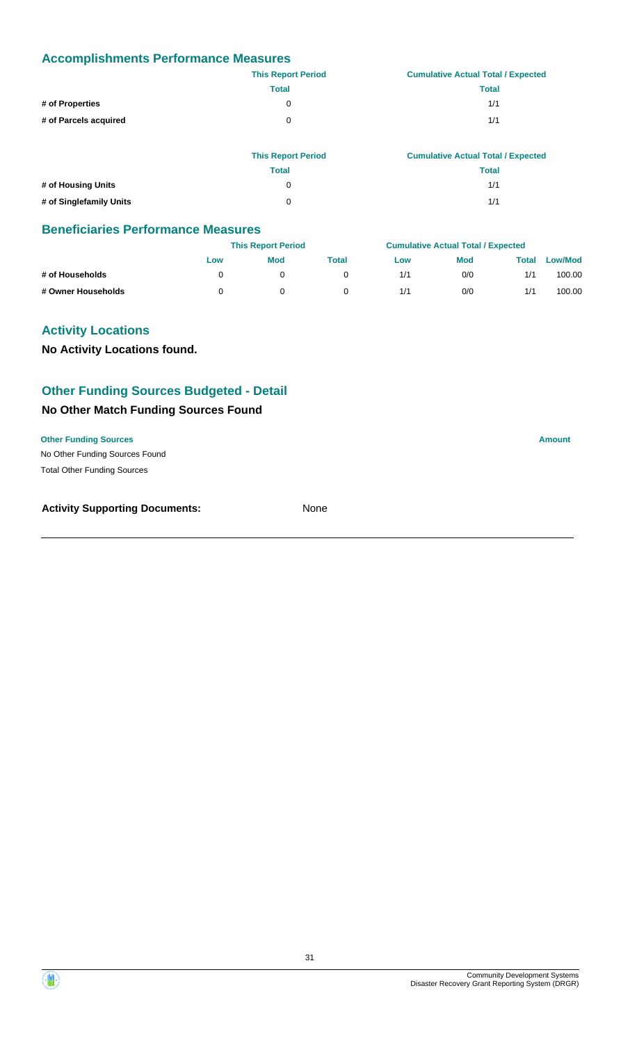## Accomplishments Performance Measures

| | This Report Period | Cumulative Actual Total / Expected |
|---|---|---|
| | Total | Total |
| # of Properties | 0 | 1/1 |
| # of Parcels acquired | 0 | 1/1 |

| | This Report Period | Cumulative Actual Total / Expected |
|---|---|---|
| | Total | Total |
| # of Housing Units | 0 | 1/1 |
| # of Singlefamily Units | 0 | 1/1 |

## Beneficiaries Performance Measures

| | This Report Period | | | Cumulative Actual Total / Expected | | | |
|---|---|---|---|---|---|---|---|
| | Low | Mod | Total | Low | Mod | Total | Low/Mod |
| # of Households | 0 | 0 | 0 | 1/1 | 0/0 | 1/1 | 100.00 |
| # Owner Households | 0 | 0 | 0 | 1/1 | 0/0 | 1/1 | 100.00 |

## Activity Locations

**No Activity Locations found.**

## Other Funding Sources Budgeted - Detail

### No Other Match Funding Sources Found

| Other Funding Sources | Amount |
|---|---|
| No Other Funding Sources Found | |
| Total Other Funding Sources | |

**Activity Supporting Documents:** None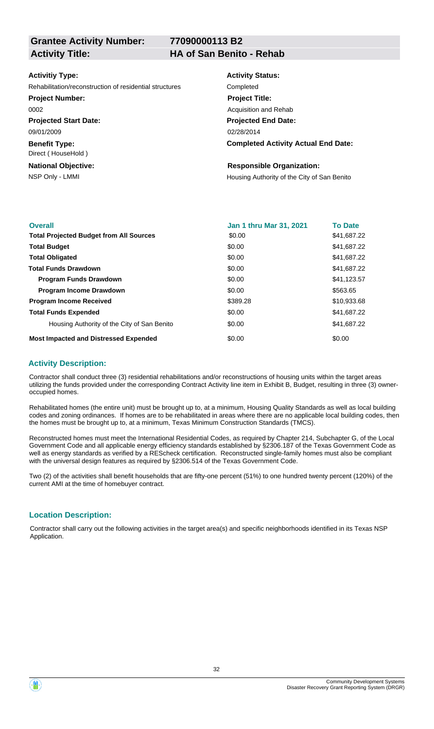**Grantee Activity Number:** 77090000113 B2

**Activity Title:** HA of San Benito - Rehab

**Activitiy Type:**
Rehabilitation/reconstruction of residential structures

**Activity Status:**
Completed

**Project Number:**
0002

**Project Title:**
Acquisition and Rehab

**Projected Start Date:**
09/01/2009

**Projected End Date:**
02/28/2014

**Benefit Type:**
Direct ( HouseHold )

**Completed Activity Actual End Date:**

**National Objective:**
NSP Only - LMMI

**Responsible Organization:**
Housing Authority of the City of San Benito

| Overall | Jan 1 thru Mar 31, 2021 | To Date |
|---|---|---|
| **Total Projected Budget from All Sources** | $0.00 | $41,687.22 |
| **Total Budget** | $0.00 | $41,687.22 |
| **Total Obligated** | $0.00 | $41,687.22 |
| **Total Funds Drawdown** | $0.00 | $41,687.22 |
| **Program Funds Drawdown** | $0.00 | $41,123.57 |
| **Program Income Drawdown** | $0.00 | $563.65 |
| **Program Income Received** | $389.28 | $10,933.68 |
| **Total Funds Expended** | $0.00 | $41,687.22 |
| Housing Authority of the City of San Benito | $0.00 | $41,687.22 |
| **Most Impacted and Distressed Expended** | $0.00 | $0.00 |

## Activity Description:

Contractor shall conduct three (3) residential rehabilitations and/or reconstructions of housing units within the target areas utilizing the funds provided under the corresponding Contract Activity line item in Exhibit B, Budget, resulting in three (3) owner-occupied homes.

Rehabilitated homes (the entire unit) must be brought up to, at a minimum, Housing Quality Standards as well as local building codes and zoning ordinances. If homes are to be rehabilitated in areas where there are no applicable local building codes, then the homes must be brought up to, at a minimum, Texas Minimum Construction Standards (TMCS).

Reconstructed homes must meet the International Residential Codes, as required by Chapter 214, Subchapter G, of the Local Government Code and all applicable energy efficiency standards established by §2306.187 of the Texas Government Code as well as energy standards as verified by a REScheck certification. Reconstructed single-family homes must also be compliant with the universal design features as required by §2306.514 of the Texas Government Code.

Two (2) of the activities shall benefit households that are fifty-one percent (51%) to one hundred twenty percent (120%) of the current AMI at the time of homebuyer contract.

## Location Description:

Contractor shall carry out the following activities in the target area(s) and specific neighborhoods identified in its Texas NSP Application.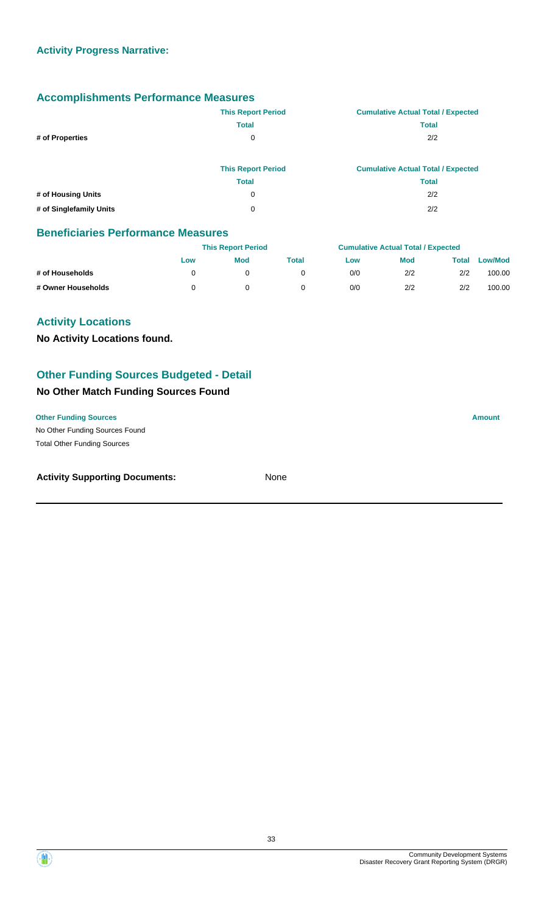**Activity Progress Narrative:**

## Accomplishments Performance Measures

| | This Report Period | Cumulative Actual Total / Expected |
|---|---|---|
| | Total | Total |
| # of Properties | 0 | 2/2 |

| | This Report Period | Cumulative Actual Total / Expected |
|---|---|---|
| | Total | Total |
| # of Housing Units | 0 | 2/2 |
| # of Singlefamily Units | 0 | 2/2 |

## Beneficiaries Performance Measures

| | This Report Period | | | Cumulative Actual Total / Expected | | | |
|---|---|---|---|---|---|---|---|
| | Low | Mod | Total | Low | Mod | Total | Low/Mod |
| # of Households | 0 | 0 | 0 | 0/0 | 2/2 | 2/2 | 100.00 |
| # Owner Households | 0 | 0 | 0 | 0/0 | 2/2 | 2/2 | 100.00 |

## Activity Locations

**No Activity Locations found.**

## Other Funding Sources Budgeted - Detail

### No Other Match Funding Sources Found

| Other Funding Sources | Amount |
|---|---|
| No Other Funding Sources Found | |
| Total Other Funding Sources | |

**Activity Supporting Documents:** None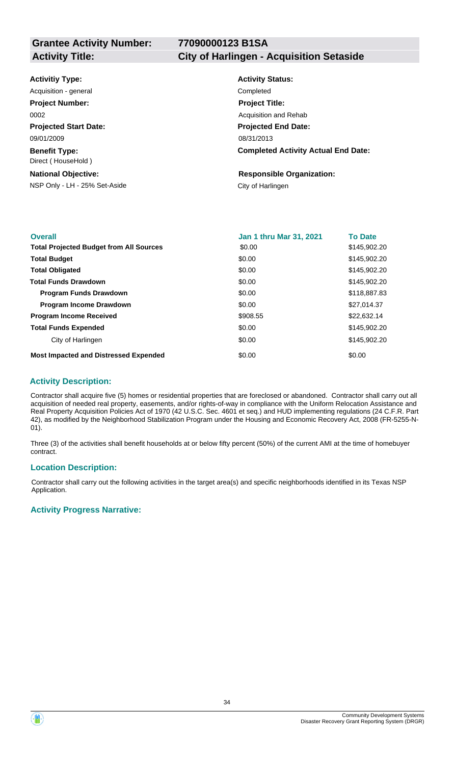**Grantee Activity Number:** 77090000123 B1SA

**Activity Title:** City of Harlingen - Acquisition Setaside

**Activitiy Type:**
Acquisition - general

**Project Number:**
0002

**Projected Start Date:**
09/01/2009

**Benefit Type:**
Direct ( HouseHold )

**National Objective:**
NSP Only - LH - 25% Set-Aside

**Activity Status:**
Completed

**Project Title:**
Acquisition and Rehab

**Projected End Date:**
08/31/2013

**Completed Activity Actual End Date:**

**Responsible Organization:**
City of Harlingen

| Overall | Jan 1 thru Mar 31, 2021 | To Date |
|---|---|---|
| **Total Projected Budget from All Sources** | $0.00 | $145,902.20 |
| **Total Budget** | $0.00 | $145,902.20 |
| **Total Obligated** | $0.00 | $145,902.20 |
| **Total Funds Drawdown** | $0.00 | $145,902.20 |
| **Program Funds Drawdown** | $0.00 | $118,887.83 |
| **Program Income Drawdown** | $0.00 | $27,014.37 |
| **Program Income Received** | $908.55 | $22,632.14 |
| **Total Funds Expended** | $0.00 | $145,902.20 |
| City of Harlingen | $0.00 | $145,902.20 |
| **Most Impacted and Distressed Expended** | $0.00 | $0.00 |

### Activity Description:

Contractor shall acquire five (5) homes or residential properties that are foreclosed or abandoned. Contractor shall carry out all acquisition of needed real property, easements, and/or rights-of-way in compliance with the Uniform Relocation Assistance and Real Property Acquisition Policies Act of 1970 (42 U.S.C. Sec. 4601 et seq.) and HUD implementing regulations (24 C.F.R. Part 42), as modified by the Neighborhood Stabilization Program under the Housing and Economic Recovery Act, 2008 (FR-5255-N-01).

Three (3) of the activities shall benefit households at or below fifty percent (50%) of the current AMI at the time of homebuyer contract.

### Location Description:

Contractor shall carry out the following activities in the target area(s) and specific neighborhoods identified in its Texas NSP Application.

### Activity Progress Narrative: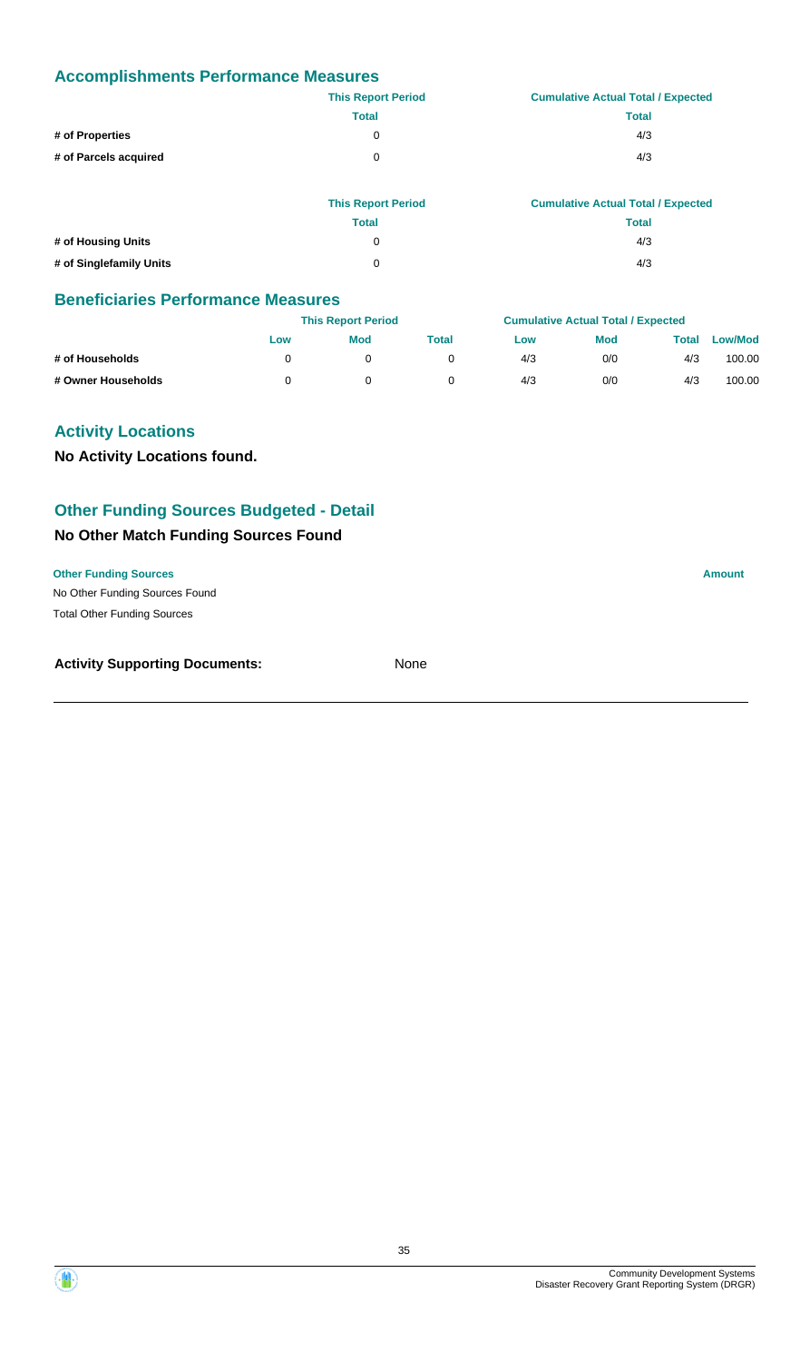## Accomplishments Performance Measures

| | This Report Period | Cumulative Actual Total / Expected |
|---|---|---|
| | Total | Total |
| # of Properties | 0 | 4/3 |
| # of Parcels acquired | 0 | 4/3 |

| | This Report Period | Cumulative Actual Total / Expected |
|---|---|---|
| | Total | Total |
| # of Housing Units | 0 | 4/3 |
| # of Singlefamily Units | 0 | 4/3 |

## Beneficiaries Performance Measures

| | This Report Period | | | Cumulative Actual Total / Expected | | | |
|---|---|---|---|---|---|---|---|
| | Low | Mod | Total | Low | Mod | Total | Low/Mod |
| # of Households | 0 | 0 | 0 | 4/3 | 0/0 | 4/3 | 100.00 |
| # Owner Households | 0 | 0 | 0 | 4/3 | 0/0 | 4/3 | 100.00 |

## Activity Locations

**No Activity Locations found.**

## Other Funding Sources Budgeted - Detail

### No Other Match Funding Sources Found

| Other Funding Sources | Amount |
|---|---|
| No Other Funding Sources Found | |
| Total Other Funding Sources | |

**Activity Supporting Documents:** None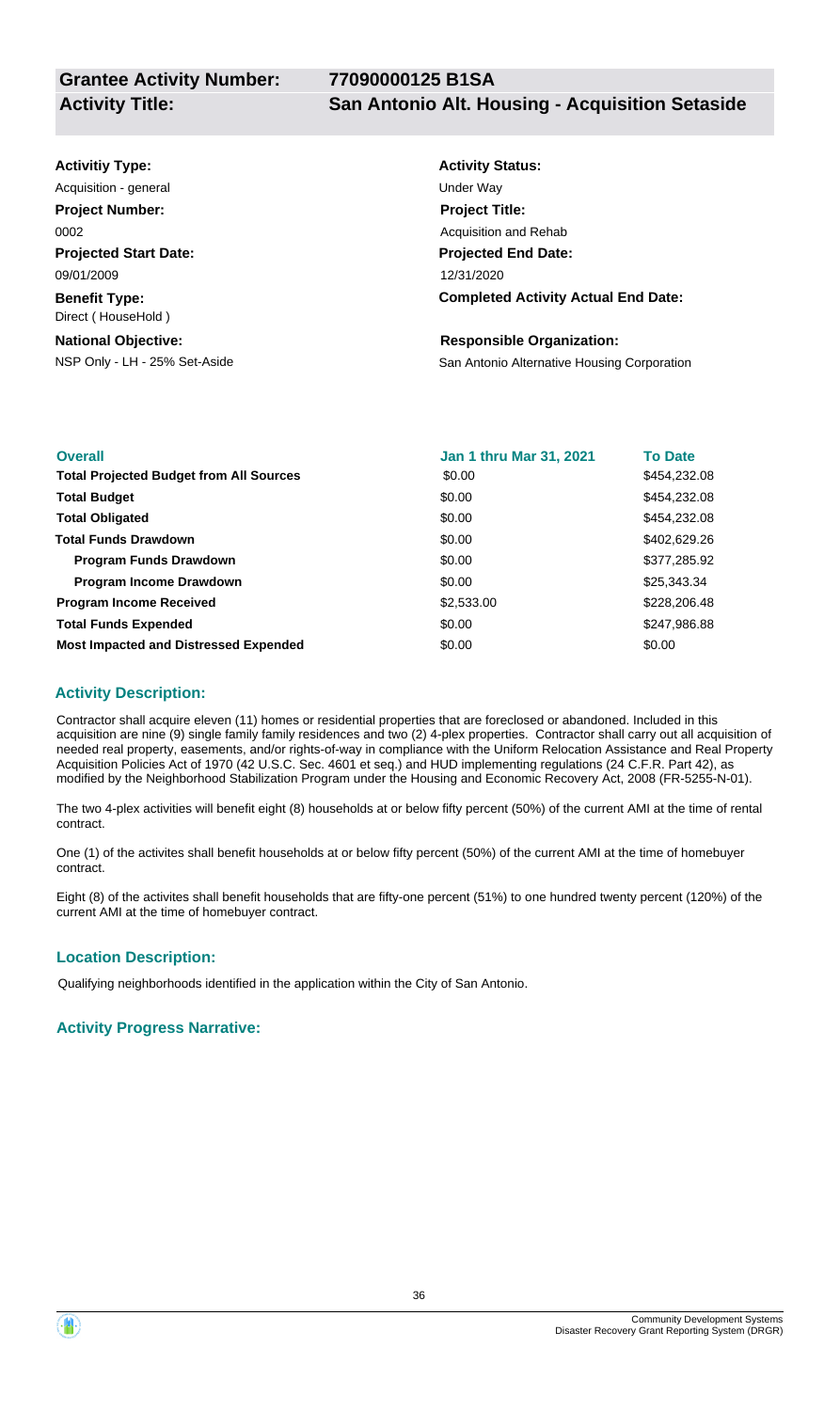**Grantee Activity Number:** 77090000125 B1SA

**Activity Title:** San Antonio Alt. Housing - Acquisition Setaside

**Activitiy Type:**
Acquisition - general

**Activity Status:**
Under Way

**Project Number:**
0002

**Project Title:**
Acquisition and Rehab

**Projected Start Date:**
09/01/2009

**Projected End Date:**
12/31/2020

**Benefit Type:**
Direct ( HouseHold )

**Completed Activity Actual End Date:**

**National Objective:**
NSP Only - LH - 25% Set-Aside

**Responsible Organization:**
San Antonio Alternative Housing Corporation

| Overall | Jan 1 thru Mar 31, 2021 | To Date |
|---|---|---|
| **Total Projected Budget from All Sources** | $0.00 | $454,232.08 |
| **Total Budget** | $0.00 | $454,232.08 |
| **Total Obligated** | $0.00 | $454,232.08 |
| **Total Funds Drawdown** | $0.00 | $402,629.26 |
| **Program Funds Drawdown** | $0.00 | $377,285.92 |
| **Program Income Drawdown** | $0.00 | $25,343.34 |
| **Program Income Received** | $2,533.00 | $228,206.48 |
| **Total Funds Expended** | $0.00 | $247,986.88 |
| **Most Impacted and Distressed Expended** | $0.00 | $0.00 |

### Activity Description:

Contractor shall acquire eleven (11) homes or residential properties that are foreclosed or abandoned. Included in this acquisition are nine (9) single family family residences and two (2) 4-plex properties. Contractor shall carry out all acquisition of needed real property, easements, and/or rights-of-way in compliance with the Uniform Relocation Assistance and Real Property Acquisition Policies Act of 1970 (42 U.S.C. Sec. 4601 et seq.) and HUD implementing regulations (24 C.F.R. Part 42), as modified by the Neighborhood Stabilization Program under the Housing and Economic Recovery Act, 2008 (FR-5255-N-01).

The two 4-plex activities will benefit eight (8) households at or below fifty percent (50%) of the current AMI at the time of rental contract.

One (1) of the activites shall benefit households at or below fifty percent (50%) of the current AMI at the time of homebuyer contract.

Eight (8) of the activites shall benefit households that are fifty-one percent (51%) to one hundred twenty percent (120%) of the current AMI at the time of homebuyer contract.

### Location Description:

Qualifying neighborhoods identified in the application within the City of San Antonio.

### Activity Progress Narrative: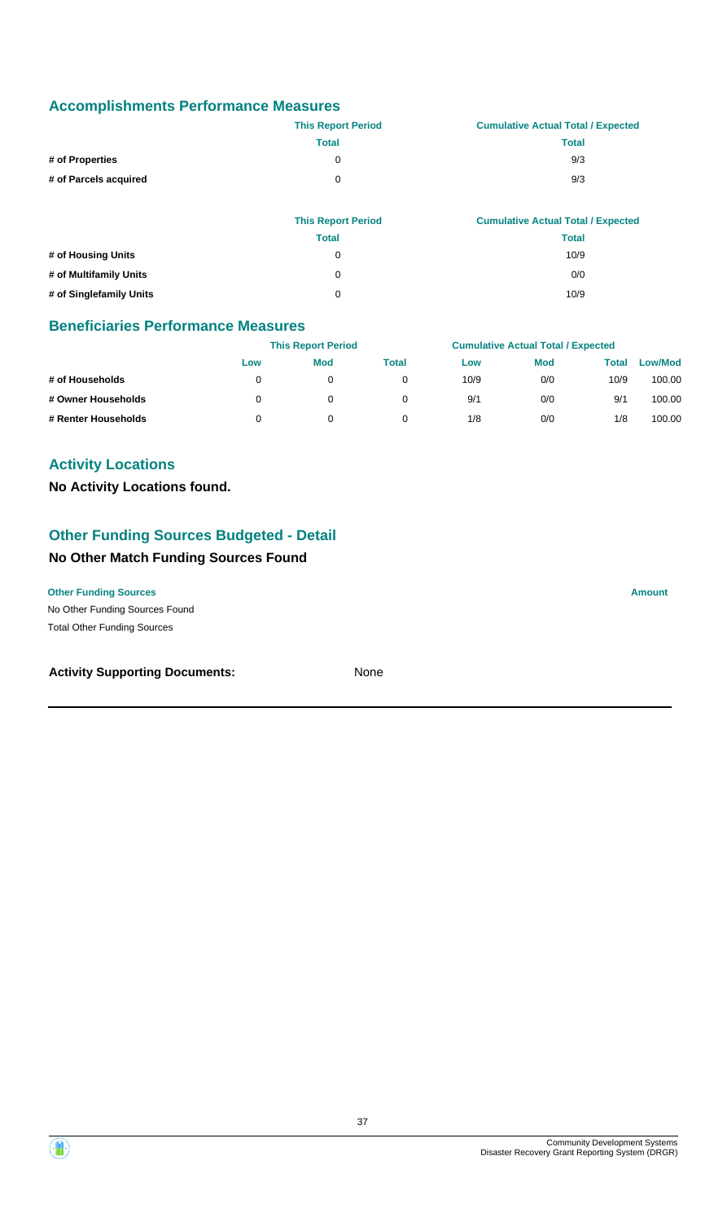## Accomplishments Performance Measures

| | This Report Period | Cumulative Actual Total / Expected |
|---|---|---|
| | Total | Total |
| # of Properties | 0 | 9/3 |
| # of Parcels acquired | 0 | 9/3 |

| | This Report Period | Cumulative Actual Total / Expected |
|---|---|---|
| | Total | Total |
| # of Housing Units | 0 | 10/9 |
| # of Multifamily Units | 0 | 0/0 |
| # of Singlefamily Units | 0 | 10/9 |

## Beneficiaries Performance Measures

| | This Report Period | | | Cumulative Actual Total / Expected | | | |
|---|---|---|---|---|---|---|---|
| | Low | Mod | Total | Low | Mod | Total | Low/Mod |
| # of Households | 0 | 0 | 0 | 10/9 | 0/0 | 10/9 | 100.00 |
| # Owner Households | 0 | 0 | 0 | 9/1 | 0/0 | 9/1 | 100.00 |
| # Renter Households | 0 | 0 | 0 | 1/8 | 0/0 | 1/8 | 100.00 |

## Activity Locations

**No Activity Locations found.**

## Other Funding Sources Budgeted - Detail

### No Other Match Funding Sources Found

| Other Funding Sources | Amount |
|---|---|
| No Other Funding Sources Found | |
| Total Other Funding Sources | |

**Activity Supporting Documents:** None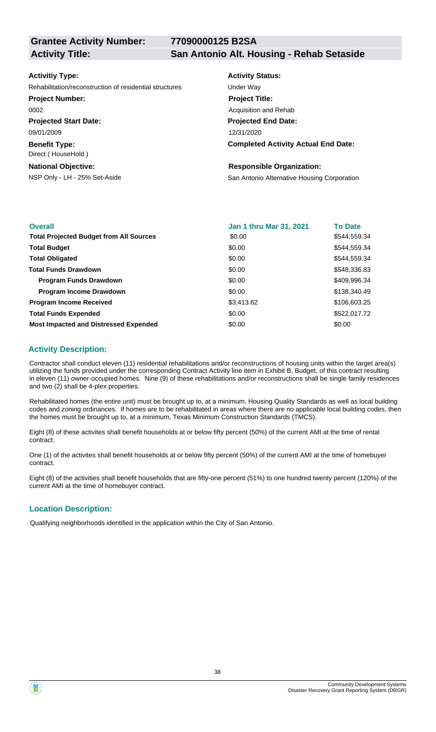**Grantee Activity Number:** 77090000125 B2SA

**Activity Title:** San Antonio Alt. Housing - Rehab Setaside

**Activitiy Type:**
Rehabilitation/reconstruction of residential structures

**Activity Status:**
Under Way

**Project Number:**
0002

**Project Title:**
Acquisition and Rehab

**Projected Start Date:**
09/01/2009

**Projected End Date:**
12/31/2020

**Benefit Type:**
Direct ( HouseHold )

**Completed Activity Actual End Date:**

**National Objective:**
NSP Only - LH - 25% Set-Aside

**Responsible Organization:**
San Antonio Alternative Housing Corporation

| Overall | Jan 1 thru Mar 31, 2021 | To Date |
|---|---|---|
| **Total Projected Budget from All Sources** | \$0.00 | \$544,559.34 |
| **Total Budget** | \$0.00 | \$544,559.34 |
| **Total Obligated** | \$0.00 | \$544,559.34 |
| **Total Funds Drawdown** | \$0.00 | \$548,336.83 |
| **Program Funds Drawdown** | \$0.00 | \$409,996.34 |
| **Program Income Drawdown** | \$0.00 | \$138,340.49 |
| **Program Income Received** | \$3,413.62 | \$106,603.25 |
| **Total Funds Expended** | \$0.00 | \$522,017.72 |
| **Most Impacted and Distressed Expended** | \$0.00 | \$0.00 |

## Activity Description:

Contractor shall conduct eleven (11) residential rehabilitations and/or reconstructions of housing units within the target area(s) utilizing the funds provided under the corresponding Contract Activity line item in Exhibit B, Budget, of this contract resulting in eleven (11) owner-occupied homes. Nine (9) of these rehabilitations and/or reconstructions shall be single family residences and two (2) shall be 4-plex properties.

Rehabilitated homes (the entire unit) must be brought up to, at a minimum, Housing Quality Standards as well as local building codes and zoning ordinances. If homes are to be rehabilitated in areas where there are no applicable local building codes, then the homes must be brought up to, at a minimum, Texas Minimum Construction Standards (TMCS).

Eight (8) of these activites shall benefit households at or below fifty percent (50%) of the current AMI at the time of rental contract.

One (1) of the activites shall benefit households at or below fifty percent (50%) of the current AMI at the time of homebuyer contract.

Eight (8) of the activities shall benefit households that are fifty-one percent (51%) to one hundred twenty percent (120%) of the current AMI at the time of homebuyer contract.

## Location Description:

Qualifying neighborhoods identified in the application within the City of San Antonio.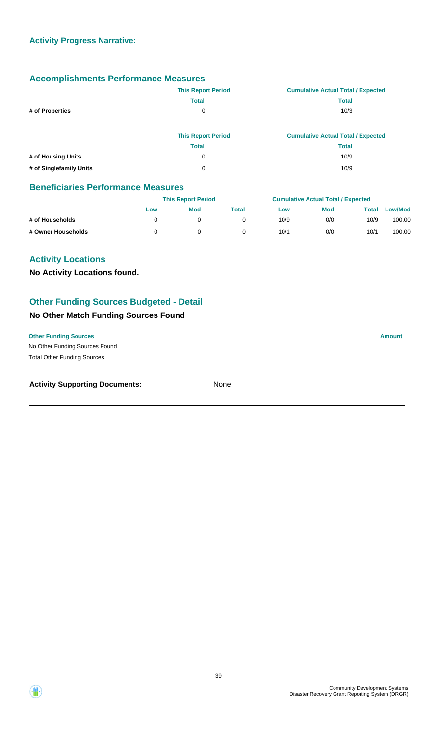### Activity Progress Narrative:

### Accomplishments Performance Measures

| | This Report Period | Cumulative Actual Total / Expected |
|---|---|---|
| | Total | Total |
| # of Properties | 0 | 10/3 |

| | This Report Period | Cumulative Actual Total / Expected |
|---|---|---|
| | Total | Total |
| # of Housing Units | 0 | 10/9 |
| # of Singlefamily Units | 0 | 10/9 |

### Beneficiaries Performance Measures

| | This Report Period | | | Cumulative Actual Total / Expected | | | |
|---|---|---|---|---|---|---|---|
| | Low | Mod | Total | Low | Mod | Total | Low/Mod |
| # of Households | 0 | 0 | 0 | 10/9 | 0/0 | 10/9 | 100.00 |
| # Owner Households | 0 | 0 | 0 | 10/1 | 0/0 | 10/1 | 100.00 |

### Activity Locations

**No Activity Locations found.**

### Other Funding Sources Budgeted - Detail

### No Other Match Funding Sources Found

| Other Funding Sources | Amount |
|---|---|
| No Other Funding Sources Found | |
| Total Other Funding Sources | |

**Activity Supporting Documents:** None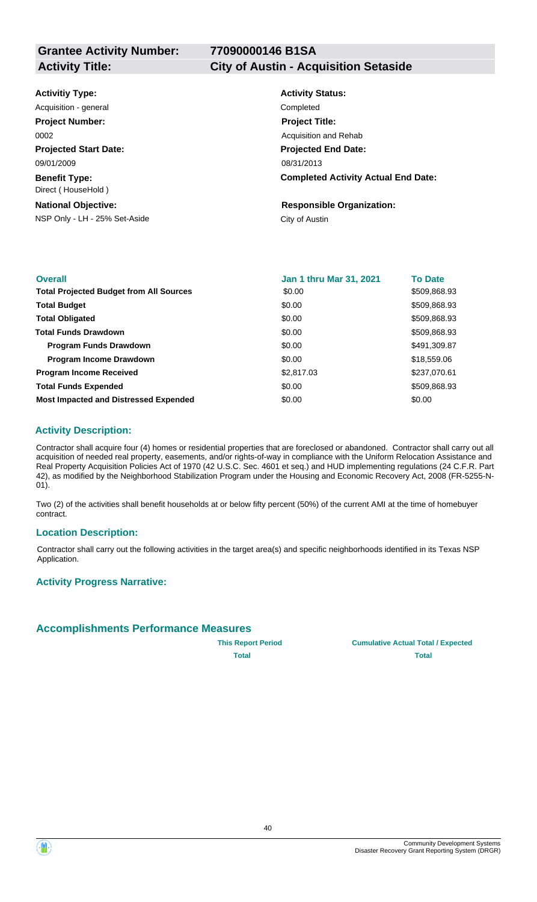**Grantee Activity Number:** 77090000146 B1SA

**Activity Title:** City of Austin - Acquisition Setaside

**Activitiy Type:**
Acquisition - general

**Activity Status:**
Completed

**Project Number:**
0002

**Project Title:**
Acquisition and Rehab

**Projected Start Date:**
09/01/2009

**Projected End Date:**
08/31/2013

**Benefit Type:**
Direct ( HouseHold )

**Completed Activity Actual End Date:**

**National Objective:**
NSP Only - LH - 25% Set-Aside

**Responsible Organization:**
City of Austin

| Overall | Jan 1 thru Mar 31, 2021 | To Date |
|---|---|---|
| **Total Projected Budget from All Sources** | $0.00 | $509,868.93 |
| **Total Budget** | $0.00 | $509,868.93 |
| **Total Obligated** | $0.00 | $509,868.93 |
| **Total Funds Drawdown** | $0.00 | $509,868.93 |
| **Program Funds Drawdown** | $0.00 | $491,309.87 |
| **Program Income Drawdown** | $0.00 | $18,559.06 |
| **Program Income Received** | $2,817.03 | $237,070.61 |
| **Total Funds Expended** | $0.00 | $509,868.93 |
| **Most Impacted and Distressed Expended** | $0.00 | $0.00 |

### Activity Description:

Contractor shall acquire four (4) homes or residential properties that are foreclosed or abandoned. Contractor shall carry out all acquisition of needed real property, easements, and/or rights-of-way in compliance with the Uniform Relocation Assistance and Real Property Acquisition Policies Act of 1970 (42 U.S.C. Sec. 4601 et seq.) and HUD implementing regulations (24 C.F.R. Part 42), as modified by the Neighborhood Stabilization Program under the Housing and Economic Recovery Act, 2008 (FR-5255-N-01).

Two (2) of the activities shall benefit households at or below fifty percent (50%) of the current AMI at the time of homebuyer contract.

### Location Description:

Contractor shall carry out the following activities in the target area(s) and specific neighborhoods identified in its Texas NSP Application.

### Activity Progress Narrative:

### Accomplishments Performance Measures

| | This Report Period | Cumulative Actual Total / Expected |
|---|---|---|
| | Total | Total |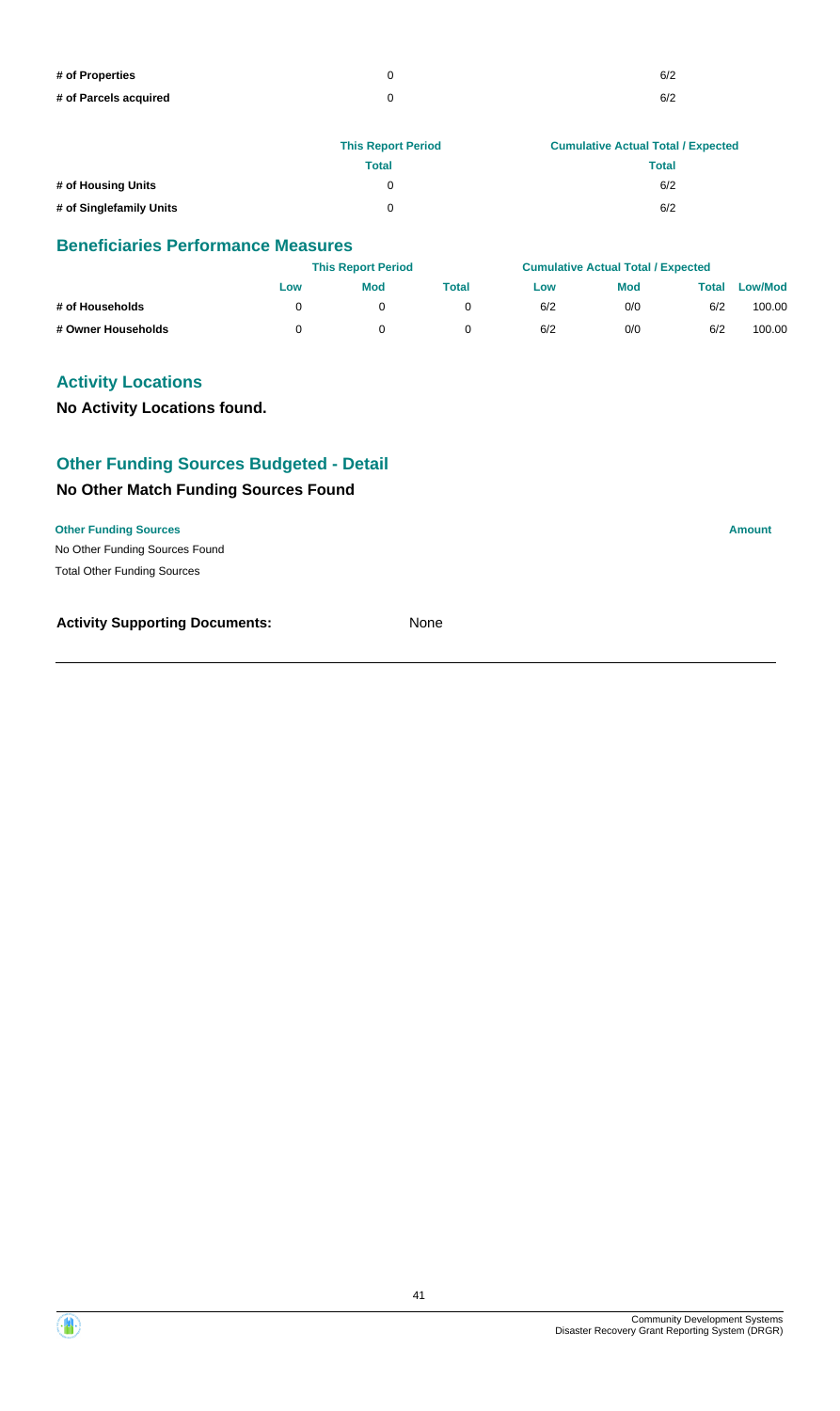| | | |
|---|---|---|
| # of Properties | 0 | 6/2 |
| # of Parcels acquired | 0 | 6/2 |

| | This Report Period | Cumulative Actual Total / Expected |
|---|---|---|
| | Total | Total |
| # of Housing Units | 0 | 6/2 |
| # of Singlefamily Units | 0 | 6/2 |

## Beneficiaries Performance Measures

| | This Report Period | | | Cumulative Actual Total / Expected | | | |
|---|---|---|---|---|---|---|---|
| | Low | Mod | Total | Low | Mod | Total | Low/Mod |
| # of Households | 0 | 0 | 0 | 6/2 | 0/0 | 6/2 | 100.00 |
| # Owner Households | 0 | 0 | 0 | 6/2 | 0/0 | 6/2 | 100.00 |

## Activity Locations

**No Activity Locations found.**

## Other Funding Sources Budgeted - Detail

### No Other Match Funding Sources Found

| Other Funding Sources | Amount |
|---|---|
| No Other Funding Sources Found | |
| Total Other Funding Sources | |

**Activity Supporting Documents:** None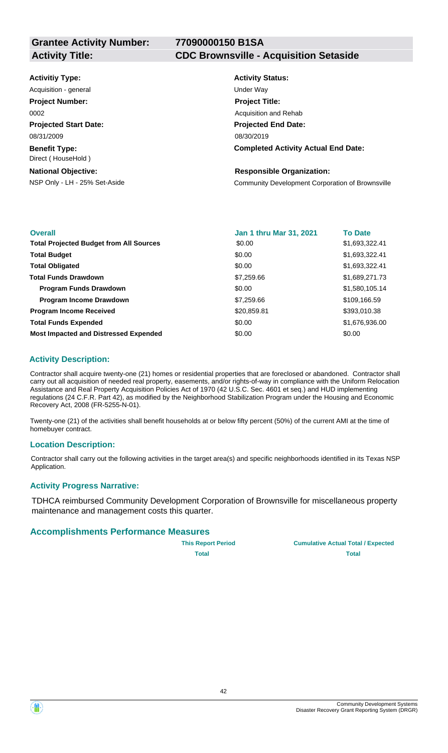**Grantee Activity Number:** 77090000150 B1SA

**Activity Title:** CDC Brownsville - Acquisition Setaside

**Activitiy Type:**
Acquisition - general

**Activity Status:**
Under Way

**Project Number:**
0002

**Project Title:**
Acquisition and Rehab

**Projected Start Date:**
08/31/2009

**Projected End Date:**
08/30/2019

**Benefit Type:**
Direct ( HouseHold )

**Completed Activity Actual End Date:**

**National Objective:**
NSP Only - LH - 25% Set-Aside

**Responsible Organization:**
Community Development Corporation of Brownsville

| Overall | Jan 1 thru Mar 31, 2021 | To Date |
|---|---|---|
| **Total Projected Budget from All Sources** | $0.00 | $1,693,322.41 |
| **Total Budget** | $0.00 | $1,693,322.41 |
| **Total Obligated** | $0.00 | $1,693,322.41 |
| **Total Funds Drawdown** | $7,259.66 | $1,689,271.73 |
| **Program Funds Drawdown** | $0.00 | $1,580,105.14 |
| **Program Income Drawdown** | $7,259.66 | $109,166.59 |
| **Program Income Received** | $20,859.81 | $393,010.38 |
| **Total Funds Expended** | $0.00 | $1,676,936.00 |
| **Most Impacted and Distressed Expended** | $0.00 | $0.00 |

## Activity Description:

Contractor shall acquire twenty-one (21) homes or residential properties that are foreclosed or abandoned. Contractor shall carry out all acquisition of needed real property, easements, and/or rights-of-way in compliance with the Uniform Relocation Assistance and Real Property Acquisition Policies Act of 1970 (42 U.S.C. Sec. 4601 et seq.) and HUD implementing regulations (24 C.F.R. Part 42), as modified by the Neighborhood Stabilization Program under the Housing and Economic Recovery Act, 2008 (FR-5255-N-01).

Twenty-one (21) of the activities shall benefit households at or below fifty percent (50%) of the current AMI at the time of homebuyer contract.

## Location Description:

Contractor shall carry out the following activities in the target area(s) and specific neighborhoods identified in its Texas NSP Application.

## Activity Progress Narrative:

TDHCA reimbursed Community Development Corporation of Brownsville for miscellaneous property maintenance and management costs this quarter.

## Accomplishments Performance Measures

| | This Report Period | Cumulative Actual Total / Expected |
|---|---|---|
| | Total | Total |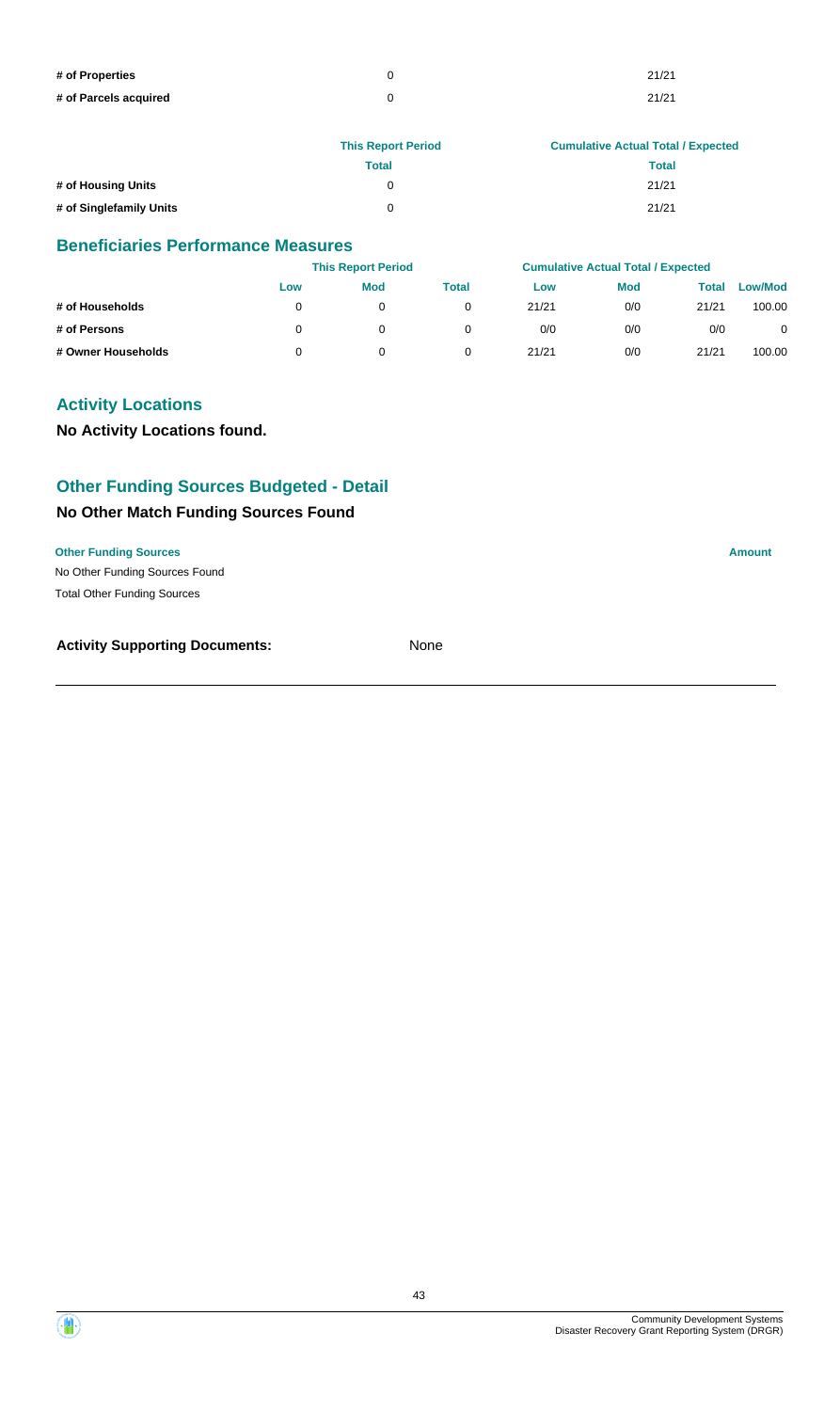| | | |
|---|---|---|
| # of Properties | 0 | 21/21 |
| # of Parcels acquired | 0 | 21/21 |

| | This Report Period | Cumulative Actual Total / Expected |
|---|---|---|
| | Total | Total |
| # of Housing Units | 0 | 21/21 |
| # of Singlefamily Units | 0 | 21/21 |

## Beneficiaries Performance Measures

| | This Report Period | | | Cumulative Actual Total / Expected | | | |
|---|---|---|---|---|---|---|---|
| | Low | Mod | Total | Low | Mod | Total | Low/Mod |
| # of Households | 0 | 0 | 0 | 21/21 | 0/0 | 21/21 | 100.00 |
| # of Persons | 0 | 0 | 0 | 0/0 | 0/0 | 0/0 | 0 |
| # Owner Households | 0 | 0 | 0 | 21/21 | 0/0 | 21/21 | 100.00 |

## Activity Locations

**No Activity Locations found.**

## Other Funding Sources Budgeted - Detail

### No Other Match Funding Sources Found

| Other Funding Sources | Amount |
|---|---|
| No Other Funding Sources Found | |
| Total Other Funding Sources | |

**Activity Supporting Documents:** None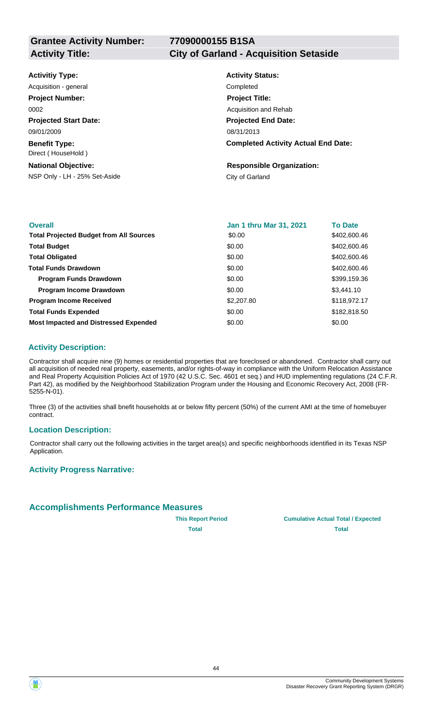**Grantee Activity Number:** 77090000155 B1SA

**Activity Title:** City of Garland - Acquisition Setaside

**Activitiy Type:**
Acquisition - general

**Activity Status:**
Completed

**Project Number:**
0002

**Project Title:**
Acquisition and Rehab

**Projected Start Date:**
09/01/2009

**Projected End Date:**
08/31/2013

**Benefit Type:**
Direct ( HouseHold )

**Completed Activity Actual End Date:**

**National Objective:**
NSP Only - LH - 25% Set-Aside

**Responsible Organization:**
City of Garland

| Overall | Jan 1 thru Mar 31, 2021 | To Date |
|---|---|---|
| **Total Projected Budget from All Sources** | $0.00 | $402,600.46 |
| **Total Budget** | $0.00 | $402,600.46 |
| **Total Obligated** | $0.00 | $402,600.46 |
| **Total Funds Drawdown** | $0.00 | $402,600.46 |
| **Program Funds Drawdown** | $0.00 | $399,159.36 |
| **Program Income Drawdown** | $0.00 | $3,441.10 |
| **Program Income Received** | $2,207.80 | $118,972.17 |
| **Total Funds Expended** | $0.00 | $182,818.50 |
| **Most Impacted and Distressed Expended** | $0.00 | $0.00 |

### Activity Description:

Contractor shall acquire nine (9) homes or residential properties that are foreclosed or abandoned. Contractor shall carry out all acquisition of needed real property, easements, and/or rights-of-way in compliance with the Uniform Relocation Assistance and Real Property Acquisition Policies Act of 1970 (42 U.S.C. Sec. 4601 et seq.) and HUD implementing regulations (24 C.F.R. Part 42), as modified by the Neighborhood Stabilization Program under the Housing and Economic Recovery Act, 2008 (FR-5255-N-01).

Three (3) of the activities shall bnefit households at or below fifty percent (50%) of the current AMI at the time of homebuyer contract.

### Location Description:

Contractor shall carry out the following activities in the target area(s) and specific neighborhoods identified in its Texas NSP Application.

### Activity Progress Narrative:

## Accomplishments Performance Measures

| | This Report Period | Cumulative Actual Total / Expected |
|---|---|---|
| | Total | Total |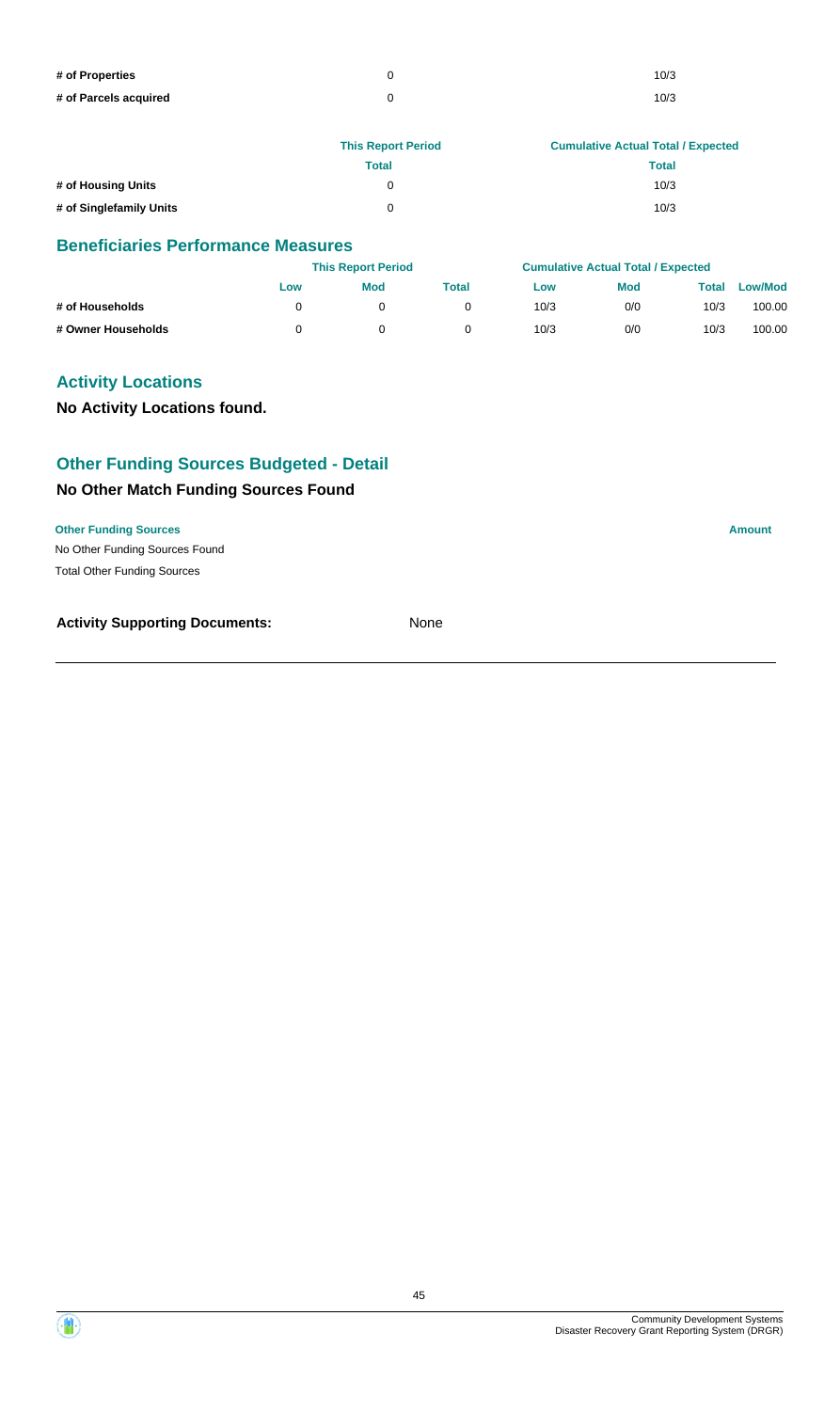| | | |
|---|---|---|
| # of Properties | 0 | 10/3 |
| # of Parcels acquired | 0 | 10/3 |

| | This Report Period | Cumulative Actual Total / Expected |
|---|---|---|
| | Total | Total |
| # of Housing Units | 0 | 10/3 |
| # of Singlefamily Units | 0 | 10/3 |

## Beneficiaries Performance Measures

| | This Report Period | | | Cumulative Actual Total / Expected | | | |
|---|---|---|---|---|---|---|---|
| | Low | Mod | Total | Low | Mod | Total | Low/Mod |
| # of Households | 0 | 0 | 0 | 10/3 | 0/0 | 10/3 | 100.00 |
| # Owner Households | 0 | 0 | 0 | 10/3 | 0/0 | 10/3 | 100.00 |

## Activity Locations

**No Activity Locations found.**

## Other Funding Sources Budgeted - Detail

### No Other Match Funding Sources Found

| Other Funding Sources | Amount |
|---|---|
| No Other Funding Sources Found | |
| Total Other Funding Sources | |

**Activity Supporting Documents:** None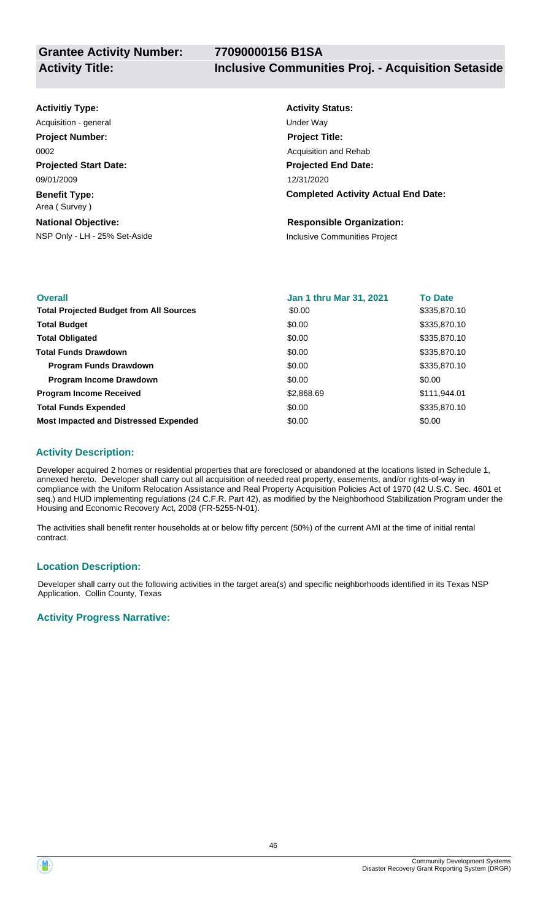**Grantee Activity Number:** 77090000156 B1SA

**Activity Title:** Inclusive Communities Proj. - Acquisition Setaside

**Activitiy Type:**
Acquisition - general

**Activity Status:**
Under Way

**Project Number:**
0002

**Project Title:**
Acquisition and Rehab

**Projected Start Date:**
09/01/2009

**Projected End Date:**
12/31/2020

**Benefit Type:**
Area ( Survey )

**Completed Activity Actual End Date:**

**National Objective:**
NSP Only - LH - 25% Set-Aside

**Responsible Organization:**
Inclusive Communities Project

| Overall | Jan 1 thru Mar 31, 2021 | To Date |
|---|---|---|
| **Total Projected Budget from All Sources** | $0.00 | $335,870.10 |
| **Total Budget** | $0.00 | $335,870.10 |
| **Total Obligated** | $0.00 | $335,870.10 |
| **Total Funds Drawdown** | $0.00 | $335,870.10 |
| **Program Funds Drawdown** | $0.00 | $335,870.10 |
| **Program Income Drawdown** | $0.00 | $0.00 |
| **Program Income Received** | $2,868.69 | $111,944.01 |
| **Total Funds Expended** | $0.00 | $335,870.10 |
| **Most Impacted and Distressed Expended** | $0.00 | $0.00 |

### Activity Description:

Developer acquired 2 homes or residential properties that are foreclosed or abandoned at the locations listed in Schedule 1, annexed hereto. Developer shall carry out all acquisition of needed real property, easements, and/or rights-of-way in compliance with the Uniform Relocation Assistance and Real Property Acquisition Policies Act of 1970 (42 U.S.C. Sec. 4601 et seq.) and HUD implementing regulations (24 C.F.R. Part 42), as modified by the Neighborhood Stabilization Program under the Housing and Economic Recovery Act, 2008 (FR-5255-N-01).

The activities shall benefit renter households at or below fifty percent (50%) of the current AMI at the time of initial rental contract.

### Location Description:

Developer shall carry out the following activities in the target area(s) and specific neighborhoods identified in its Texas NSP Application. Collin County, Texas

### Activity Progress Narrative: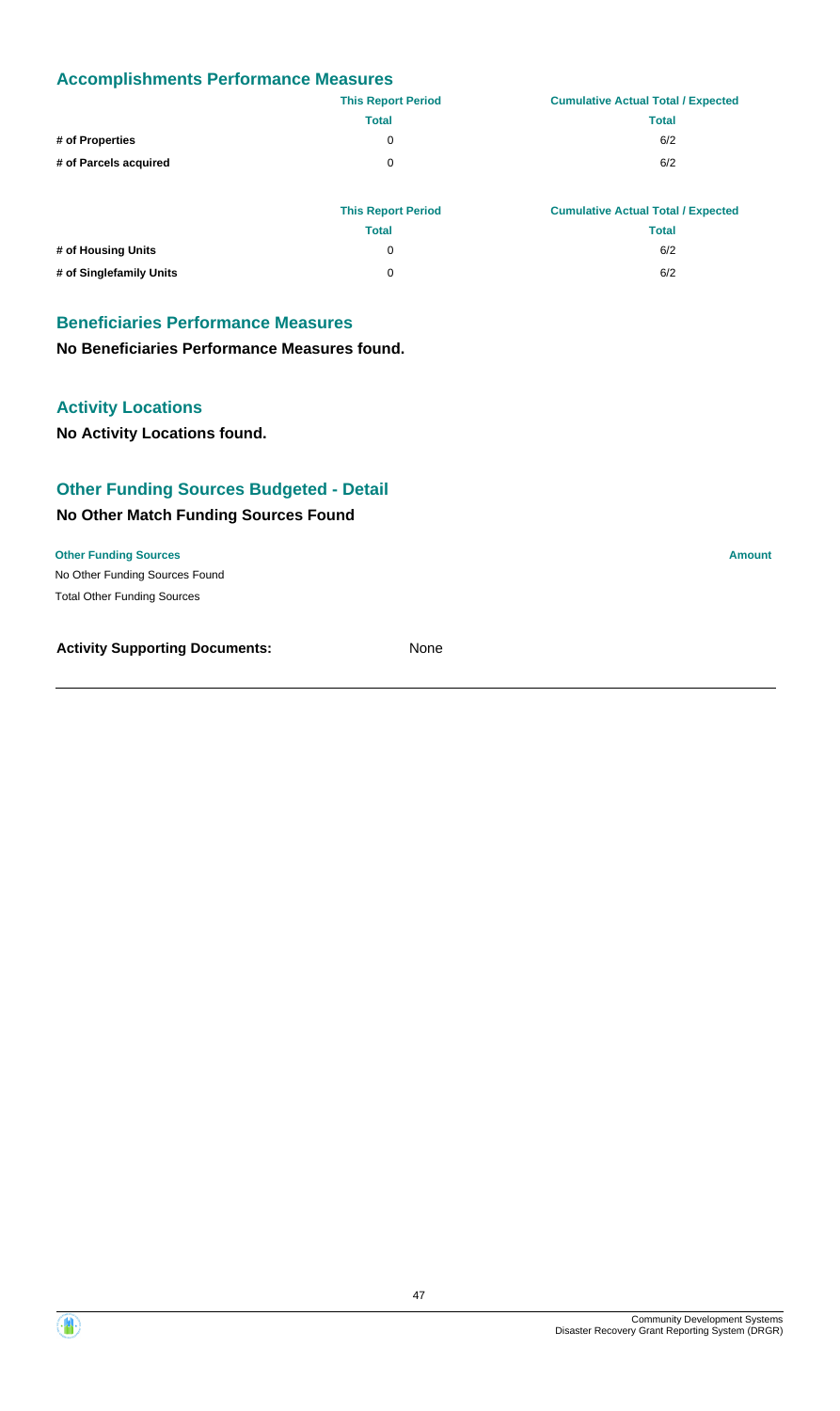## Accomplishments Performance Measures

| | This Report Period | Cumulative Actual Total / Expected |
|---|---|---|
| | Total | Total |
| # of Properties | 0 | 6/2 |
| # of Parcels acquired | 0 | 6/2 |

| | This Report Period | Cumulative Actual Total / Expected |
|---|---|---|
| | Total | Total |
| # of Housing Units | 0 | 6/2 |
| # of Singlefamily Units | 0 | 6/2 |

## Beneficiaries Performance Measures

**No Beneficiaries Performance Measures found.**

## Activity Locations

**No Activity Locations found.**

## Other Funding Sources Budgeted - Detail

### No Other Match Funding Sources Found

| Other Funding Sources | Amount |
|---|---|
| No Other Funding Sources Found | |
| Total Other Funding Sources | |

**Activity Supporting Documents:** None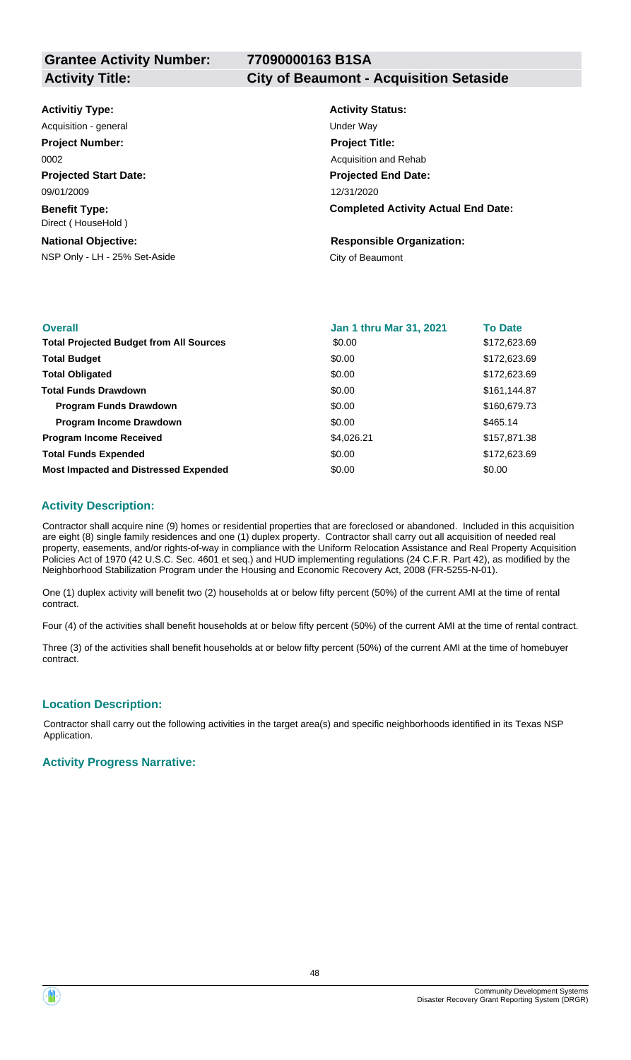**Grantee Activity Number:** 77090000163 B1SA

**Activity Title:** City of Beaumont - Acquisition Setaside

**Activitiy Type:**
Acquisition - general

**Project Number:**
0002

**Projected Start Date:**
09/01/2009

**Benefit Type:**
Direct ( HouseHold )

**National Objective:**
NSP Only - LH - 25% Set-Aside

**Activity Status:**
Under Way

**Project Title:**
Acquisition and Rehab

**Projected End Date:**
12/31/2020

**Completed Activity Actual End Date:**

**Responsible Organization:**
City of Beaumont

| Overall | Jan 1 thru Mar 31, 2021 | To Date |
|---|---|---|
| **Total Projected Budget from All Sources** | $0.00 | $172,623.69 |
| **Total Budget** | $0.00 | $172,623.69 |
| **Total Obligated** | $0.00 | $172,623.69 |
| **Total Funds Drawdown** | $0.00 | $161,144.87 |
| **Program Funds Drawdown** | $0.00 | $160,679.73 |
| **Program Income Drawdown** | $0.00 | $465.14 |
| **Program Income Received** | $4,026.21 | $157,871.38 |
| **Total Funds Expended** | $0.00 | $172,623.69 |
| **Most Impacted and Distressed Expended** | $0.00 | $0.00 |

## Activity Description:

Contractor shall acquire nine (9) homes or residential properties that are foreclosed or abandoned. Included in this acquisition are eight (8) single family residences and one (1) duplex property. Contractor shall carry out all acquisition of needed real property, easements, and/or rights-of-way in compliance with the Uniform Relocation Assistance and Real Property Acquisition Policies Act of 1970 (42 U.S.C. Sec. 4601 et seq.) and HUD implementing regulations (24 C.F.R. Part 42), as modified by the Neighborhood Stabilization Program under the Housing and Economic Recovery Act, 2008 (FR-5255-N-01).

One (1) duplex activity will benefit two (2) households at or below fifty percent (50%) of the current AMI at the time of rental contract.

Four (4) of the activities shall benefit households at or below fifty percent (50%) of the current AMI at the time of rental contract.

Three (3) of the activities shall benefit households at or below fifty percent (50%) of the current AMI at the time of homebuyer contract.

## Location Description:

Contractor shall carry out the following activities in the target area(s) and specific neighborhoods identified in its Texas NSP Application.

## Activity Progress Narrative: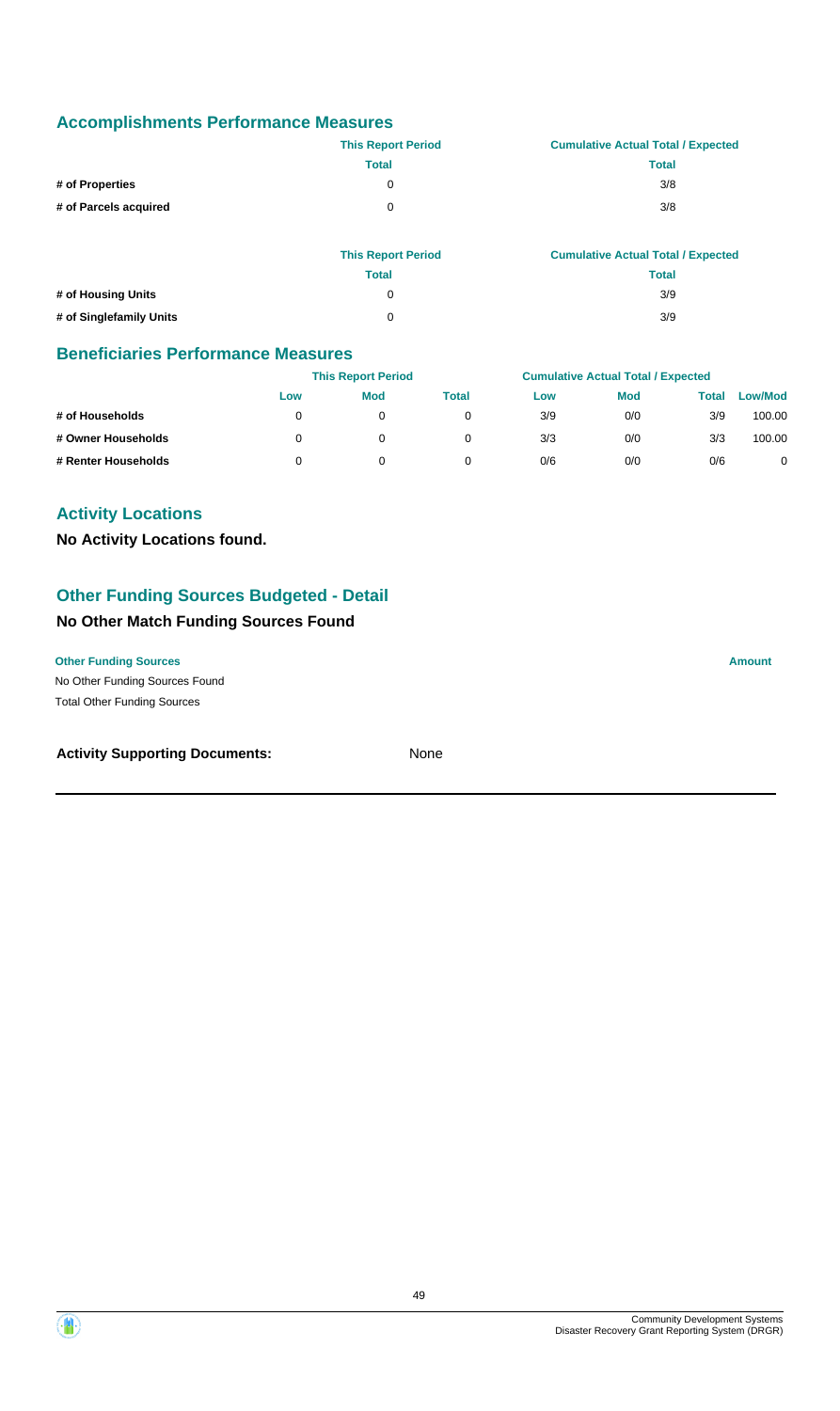## Accomplishments Performance Measures

| | This Report Period | Cumulative Actual Total / Expected |
|---|---|---|
| | Total | Total |
| # of Properties | 0 | 3/8 |
| # of Parcels acquired | 0 | 3/8 |

| | This Report Period | Cumulative Actual Total / Expected |
|---|---|---|
| | Total | Total |
| # of Housing Units | 0 | 3/9 |
| # of Singlefamily Units | 0 | 3/9 |

## Beneficiaries Performance Measures

| | This Report Period | | | Cumulative Actual Total / Expected | | | |
|---|---|---|---|---|---|---|---|
| | Low | Mod | Total | Low | Mod | Total | Low/Mod |
| # of Households | 0 | 0 | 0 | 3/9 | 0/0 | 3/9 | 100.00 |
| # Owner Households | 0 | 0 | 0 | 3/3 | 0/0 | 3/3 | 100.00 |
| # Renter Households | 0 | 0 | 0 | 0/6 | 0/0 | 0/6 | 0 |

## Activity Locations

**No Activity Locations found.**

## Other Funding Sources Budgeted - Detail

### No Other Match Funding Sources Found

| Other Funding Sources | Amount |
|---|---|
| No Other Funding Sources Found | |
| Total Other Funding Sources | |

**Activity Supporting Documents:** None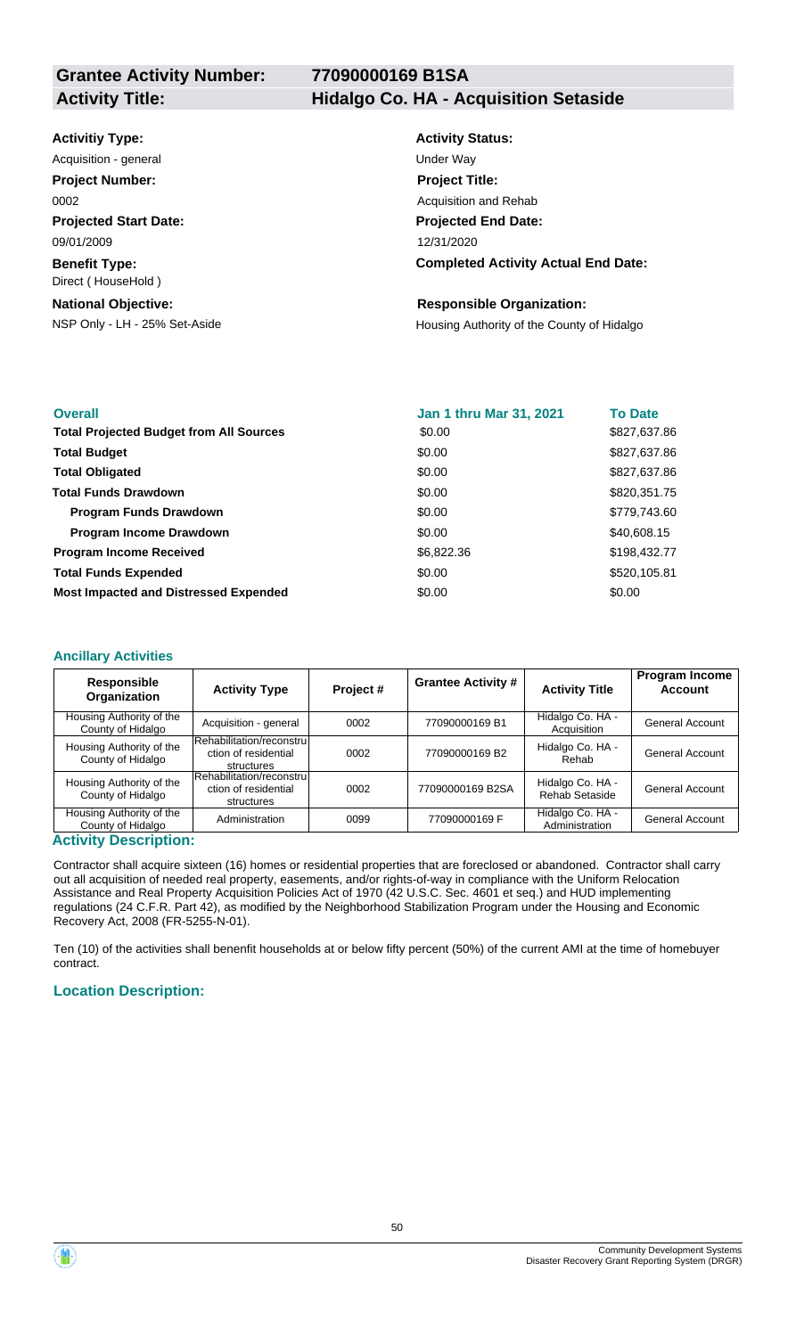**Grantee Activity Number:** 77090000169 B1SA

**Activity Title:** Hidalgo Co. HA - Acquisition Setaside

**Activitiy Type:**
Acquisition - general

**Activity Status:**
Under Way

**Project Number:**
0002

**Project Title:**
Acquisition and Rehab

**Projected Start Date:**
09/01/2009

**Projected End Date:**
12/31/2020

**Benefit Type:**
Direct ( HouseHold )

**Completed Activity Actual End Date:**

**National Objective:**
NSP Only - LH - 25% Set-Aside

**Responsible Organization:**
Housing Authority of the County of Hidalgo

| Overall | Jan 1 thru Mar 31, 2021 | To Date |
|---|---|---|
| **Total Projected Budget from All Sources** | \$0.00 | \$827,637.86 |
| **Total Budget** | \$0.00 | \$827,637.86 |
| **Total Obligated** | \$0.00 | \$827,637.86 |
| **Total Funds Drawdown** | \$0.00 | \$820,351.75 |
| **Program Funds Drawdown** | \$0.00 | \$779,743.60 |
| **Program Income Drawdown** | \$0.00 | \$40,608.15 |
| **Program Income Received** | \$6,822.36 | \$198,432.77 |
| **Total Funds Expended** | \$0.00 | \$520,105.81 |
| **Most Impacted and Distressed Expended** | \$0.00 | \$0.00 |

### Ancillary Activities

| Responsible Organization | Activity Type | Project # | Grantee Activity # | Activity Title | Program Income Account |
|---|---|---|---|---|---|
| Housing Authority of the County of Hidalgo | Acquisition - general | 0002 | 77090000169 B1 | Hidalgo Co. HA - Acquisition | General Account |
| Housing Authority of the County of Hidalgo | Rehabilitation/reconstruction of residential structures | 0002 | 77090000169 B2 | Hidalgo Co. HA - Rehab | General Account |
| Housing Authority of the County of Hidalgo | Rehabilitation/reconstruction of residential structures | 0002 | 77090000169 B2SA | Hidalgo Co. HA - Rehab Setaside | General Account |
| Housing Authority of the County of Hidalgo | Administration | 0099 | 77090000169 F | Hidalgo Co. HA - Administration | General Account |

### Activity Description:

Contractor shall acquire sixteen (16) homes or residential properties that are foreclosed or abandoned. Contractor shall carry out all acquisition of needed real property, easements, and/or rights-of-way in compliance with the Uniform Relocation Assistance and Real Property Acquisition Policies Act of 1970 (42 U.S.C. Sec. 4601 et seq.) and HUD implementing regulations (24 C.F.R. Part 42), as modified by the Neighborhood Stabilization Program under the Housing and Economic Recovery Act, 2008 (FR-5255-N-01).

Ten (10) of the activities shall benenfit households at or below fifty percent (50%) of the current AMI at the time of homebuyer contract.

### Location Description: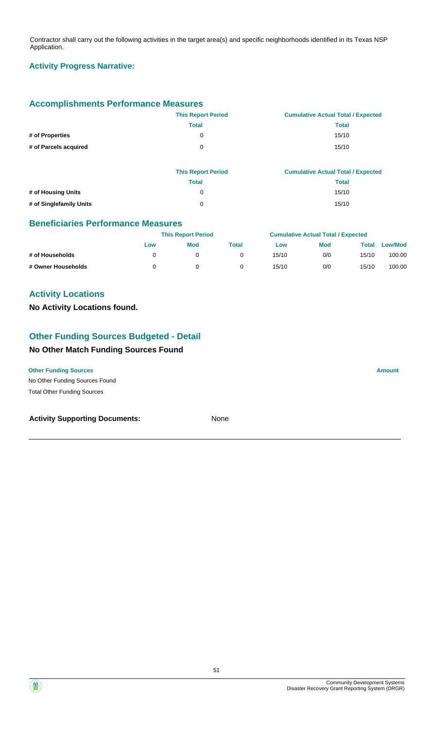Contractor shall carry out the following activities in the target area(s) and specific neighborhoods identified in its Texas NSP Application.

### Activity Progress Narrative:

## Accomplishments Performance Measures

| | This Report Period | Cumulative Actual Total / Expected |
|---|---|---|
| | Total | Total |
| # of Properties | 0 | 15/10 |
| # of Parcels acquired | 0 | 15/10 |

| | This Report Period | Cumulative Actual Total / Expected |
|---|---|---|
| | Total | Total |
| # of Housing Units | 0 | 15/10 |
| # of Singlefamily Units | 0 | 15/10 |

## Beneficiaries Performance Measures

| | This Report Period | | | Cumulative Actual Total / Expected | | | |
|---|---|---|---|---|---|---|---|
| | Low | Mod | Total | Low | Mod | Total | Low/Mod |
| # of Households | 0 | 0 | 0 | 15/10 | 0/0 | 15/10 | 100.00 |
| # Owner Households | 0 | 0 | 0 | 15/10 | 0/0 | 15/10 | 100.00 |

## Activity Locations

**No Activity Locations found.**

## Other Funding Sources Budgeted - Detail

### No Other Match Funding Sources Found

| Other Funding Sources | Amount |
|---|---|
| No Other Funding Sources Found | |
| Total Other Funding Sources | |

**Activity Supporting Documents:** None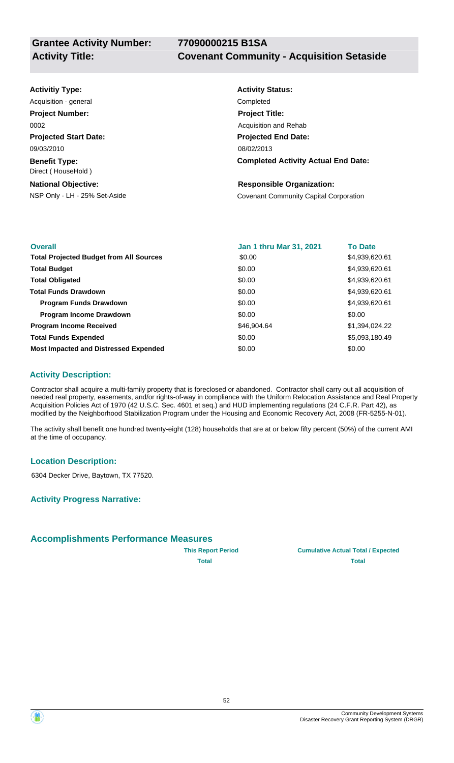**Grantee Activity Number:** **77090000215 B1SA**

**Activity Title:** **Covenant Community - Acquisition Setaside**

**Activitiy Type:**
Acquisition - general

**Activity Status:**
Completed

**Project Number:**
0002

**Project Title:**
Acquisition and Rehab

**Projected Start Date:**
09/03/2010

**Projected End Date:**
08/02/2013

**Benefit Type:**
Direct ( HouseHold )

**Completed Activity Actual End Date:**

**National Objective:**
NSP Only - LH - 25% Set-Aside

**Responsible Organization:**
Covenant Community Capital Corporation

| **Overall** | **Jan 1 thru Mar 31, 2021** | **To Date** |
|---|---|---|
| **Total Projected Budget from All Sources** | $0.00 | $4,939,620.61 |
| **Total Budget** | $0.00 | $4,939,620.61 |
| **Total Obligated** | $0.00 | $4,939,620.61 |
| **Total Funds Drawdown** | $0.00 | $4,939,620.61 |
| **Program Funds Drawdown** | $0.00 | $4,939,620.61 |
| **Program Income Drawdown** | $0.00 | $0.00 |
| **Program Income Received** | $46,904.64 | $1,394,024.22 |
| **Total Funds Expended** | $0.00 | $5,093,180.49 |
| **Most Impacted and Distressed Expended** | $0.00 | $0.00 |

## Activity Description:

Contractor shall acquire a multi-family property that is foreclosed or abandoned. Contractor shall carry out all acquisition of needed real property, easements, and/or rights-of-way in compliance with the Uniform Relocation Assistance and Real Property Acquisition Policies Act of 1970 (42 U.S.C. Sec. 4601 et seq.) and HUD implementing regulations (24 C.F.R. Part 42), as modified by the Neighborhood Stabilization Program under the Housing and Economic Recovery Act, 2008 (FR-5255-N-01).

The activity shall benefit one hundred twenty-eight (128) households that are at or below fifty percent (50%) of the current AMI at the time of occupancy.

## Location Description:

6304 Decker Drive, Baytown, TX 77520.

## Activity Progress Narrative:

## Accomplishments Performance Measures

| | This Report Period | Cumulative Actual Total / Expected |
|---|---|---|
| | Total | Total |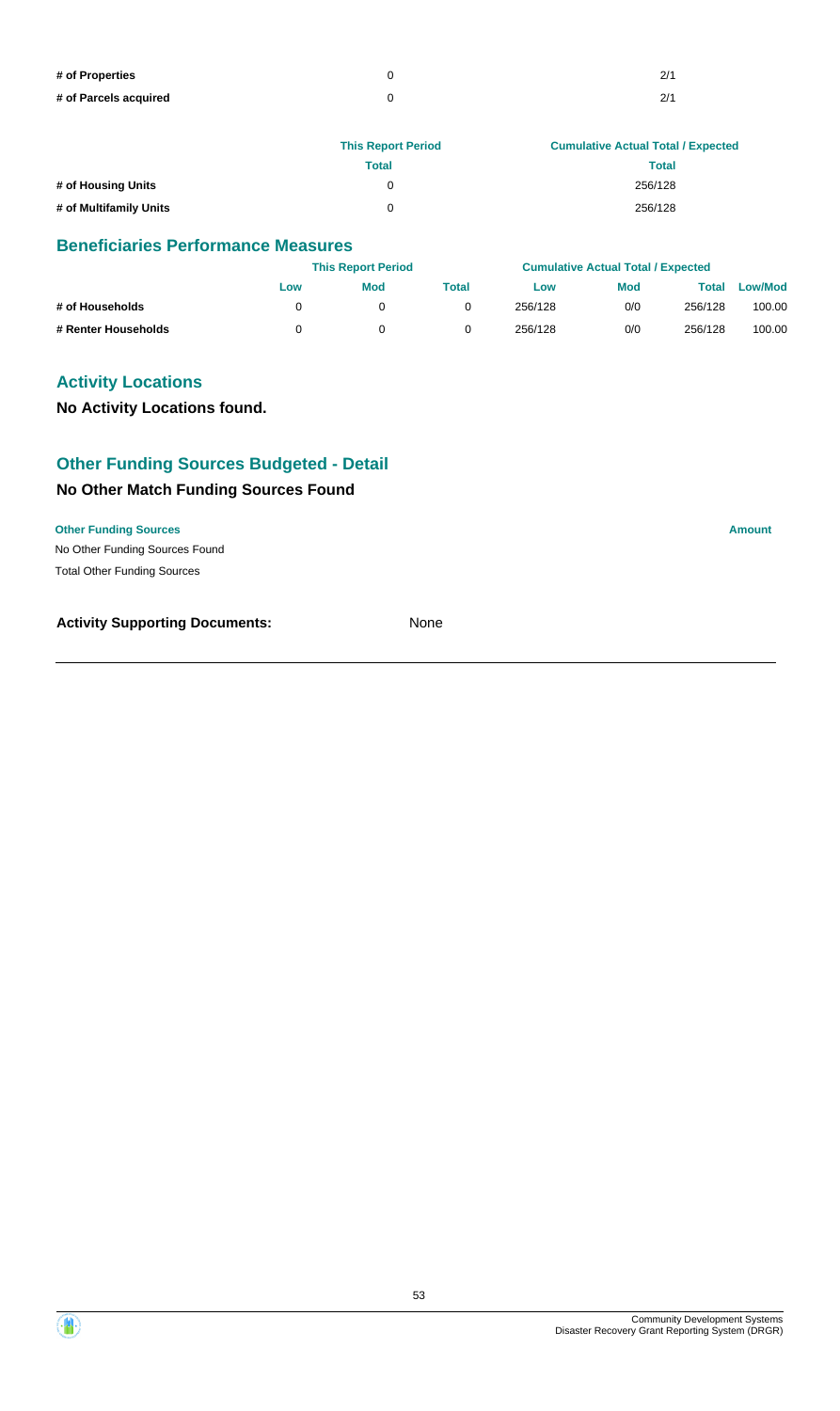| | This Report Period | Cumulative Actual Total / Expected |
|---|---|---|
| | Total | Total |
| # of Properties | 0 | 2/1 |
| # of Parcels acquired | 0 | 2/1 |

| | This Report Period | Cumulative Actual Total / Expected |
|---|---|---|
| | Total | Total |
| # of Housing Units | 0 | 256/128 |
| # of Multifamily Units | 0 | 256/128 |

## Beneficiaries Performance Measures

| | This Report Period | | | Cumulative Actual Total / Expected | | | |
|---|---|---|---|---|---|---|---|
| | Low | Mod | Total | Low | Mod | Total | Low/Mod |
| # of Households | 0 | 0 | 0 | 256/128 | 0/0 | 256/128 | 100.00 |
| # Renter Households | 0 | 0 | 0 | 256/128 | 0/0 | 256/128 | 100.00 |

## Activity Locations

**No Activity Locations found.**

## Other Funding Sources Budgeted - Detail

### No Other Match Funding Sources Found

| Other Funding Sources | Amount |
|---|---|
| No Other Funding Sources Found | |
| Total Other Funding Sources | |

**Activity Supporting Documents:** None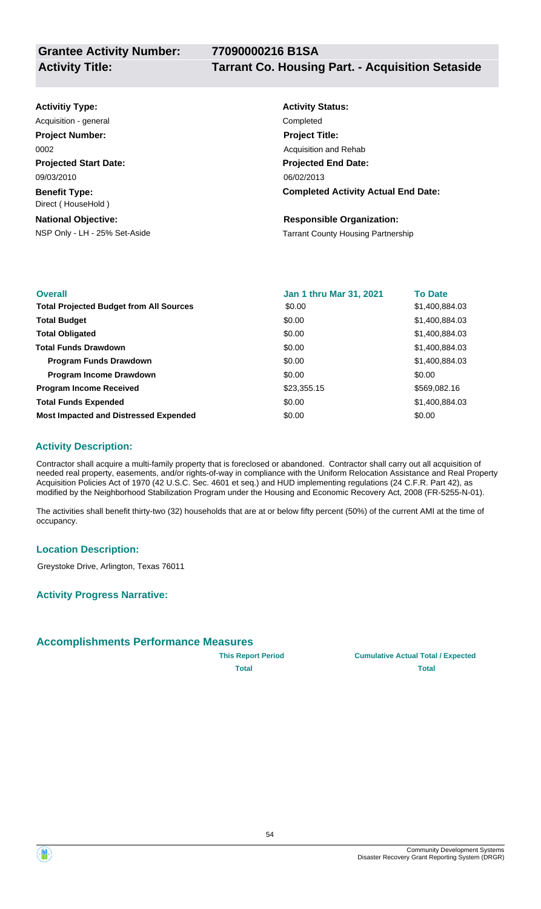**Grantee Activity Number:** 77090000216 B1SA

**Activity Title:** Tarrant Co. Housing Part. - Acquisition Setaside

**Activitiy Type:**
Acquisition - general

**Project Number:**
0002

**Projected Start Date:**
09/03/2010

**Benefit Type:**
Direct ( HouseHold )

**National Objective:**
NSP Only - LH - 25% Set-Aside

**Activity Status:**
Completed

**Project Title:**
Acquisition and Rehab

**Projected End Date:**
06/02/2013

**Completed Activity Actual End Date:**

**Responsible Organization:**
Tarrant County Housing Partnership

| Overall | Jan 1 thru Mar 31, 2021 | To Date |
|---|---|---|
| **Total Projected Budget from All Sources** | $0.00 | $1,400,884.03 |
| **Total Budget** | $0.00 | $1,400,884.03 |
| **Total Obligated** | $0.00 | $1,400,884.03 |
| **Total Funds Drawdown** | $0.00 | $1,400,884.03 |
| **Program Funds Drawdown** | $0.00 | $1,400,884.03 |
| **Program Income Drawdown** | $0.00 | $0.00 |
| **Program Income Received** | $23,355.15 | $569,082.16 |
| **Total Funds Expended** | $0.00 | $1,400,884.03 |
| **Most Impacted and Distressed Expended** | $0.00 | $0.00 |

## Activity Description:

Contractor shall acquire a multi-family property that is foreclosed or abandoned. Contractor shall carry out all acquisition of needed real property, easements, and/or rights-of-way in compliance with the Uniform Relocation Assistance and Real Property Acquisition Policies Act of 1970 (42 U.S.C. Sec. 4601 et seq.) and HUD implementing regulations (24 C.F.R. Part 42), as modified by the Neighborhood Stabilization Program under the Housing and Economic Recovery Act, 2008 (FR-5255-N-01).

The activities shall benefit thirty-two (32) households that are at or below fifty percent (50%) of the current AMI at the time of occupancy.

## Location Description:

Greystoke Drive, Arlington, Texas 76011

## Activity Progress Narrative:

## Accomplishments Performance Measures

| | This Report Period | Cumulative Actual Total / Expected |
|---|---|---|
| | Total | Total |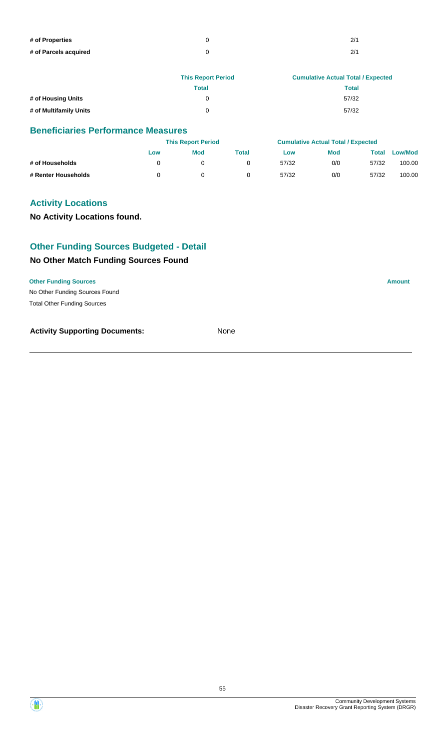| | | |
|---|---|---|
| # of Properties | 0 | 2/1 |
| # of Parcels acquired | 0 | 2/1 |

| | This Report Period | Cumulative Actual Total / Expected |
|---|---|---|
| | Total | Total |
| # of Housing Units | 0 | 57/32 |
| # of Multifamily Units | 0 | 57/32 |

## Beneficiaries Performance Measures

| | This Report Period | | | Cumulative Actual Total / Expected | | | |
|---|---|---|---|---|---|---|---|
| | Low | Mod | Total | Low | Mod | Total | Low/Mod |
| # of Households | 0 | 0 | 0 | 57/32 | 0/0 | 57/32 | 100.00 |
| # Renter Households | 0 | 0 | 0 | 57/32 | 0/0 | 57/32 | 100.00 |

## Activity Locations

**No Activity Locations found.**

## Other Funding Sources Budgeted - Detail

### No Other Match Funding Sources Found

| Other Funding Sources | Amount |
|---|---|
| No Other Funding Sources Found | |
| Total Other Funding Sources | |

**Activity Supporting Documents:** None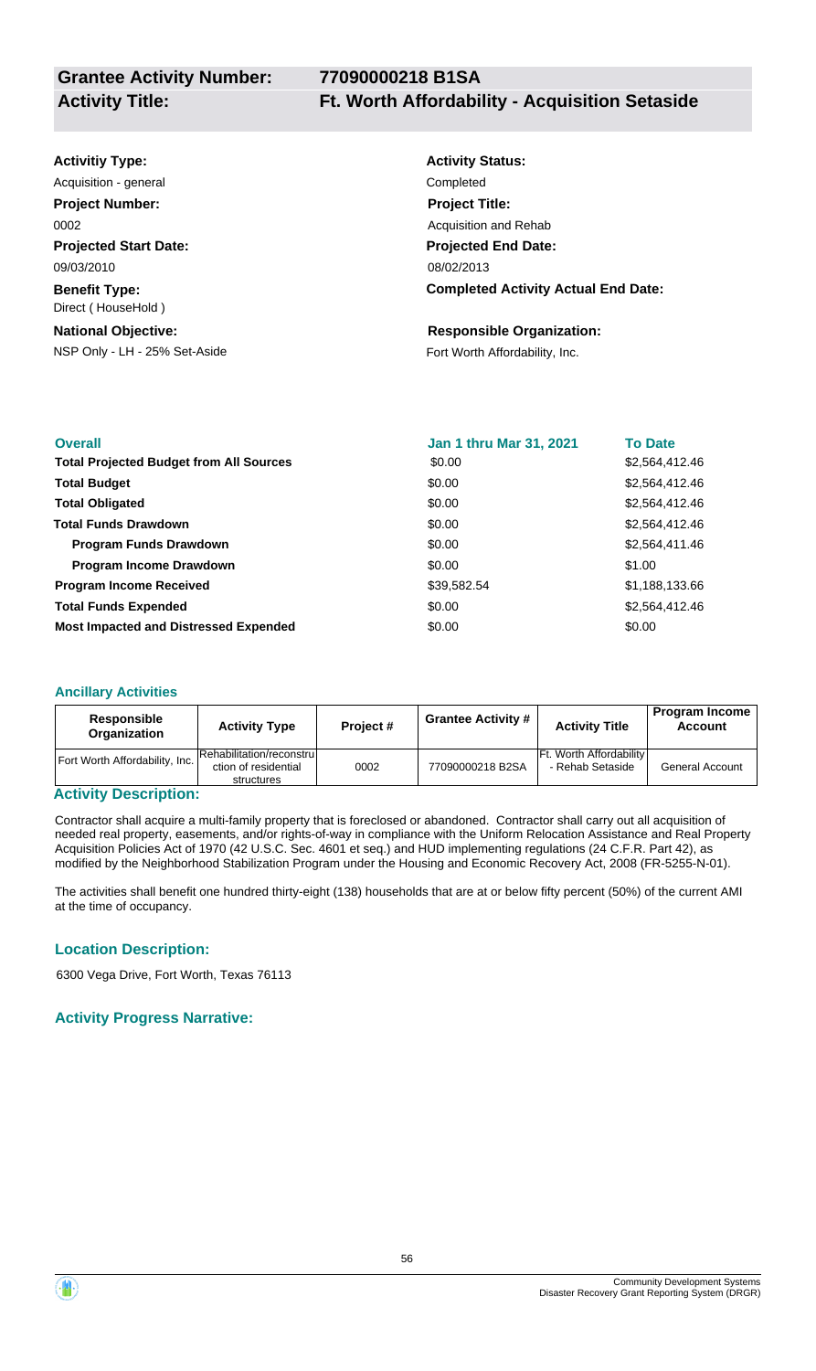**Grantee Activity Number:** **77090000218 B1SA**

**Activity Title:** **Ft. Worth Affordability - Acquisition Setaside**

**Activitiy Type:**
Acquisition - general

**Activity Status:**
Completed

**Project Number:**
0002

**Project Title:**
Acquisition and Rehab

**Projected Start Date:**
09/03/2010

**Projected End Date:**
08/02/2013

**Benefit Type:**
Direct ( HouseHold )

**Completed Activity Actual End Date:**

**National Objective:**
NSP Only - LH - 25% Set-Aside

**Responsible Organization:**
Fort Worth Affordability, Inc.

| Overall | Jan 1 thru Mar 31, 2021 | To Date |
|---|---|---|
| **Total Projected Budget from All Sources** | $0.00 | $2,564,412.46 |
| **Total Budget** | $0.00 | $2,564,412.46 |
| **Total Obligated** | $0.00 | $2,564,412.46 |
| **Total Funds Drawdown** | $0.00 | $2,564,412.46 |
| **Program Funds Drawdown** | $0.00 | $2,564,411.46 |
| **Program Income Drawdown** | $0.00 | $1.00 |
| **Program Income Received** | $39,582.54 | $1,188,133.66 |
| **Total Funds Expended** | $0.00 | $2,564,412.46 |
| **Most Impacted and Distressed Expended** | $0.00 | $0.00 |

### Ancillary Activities

| Responsible Organization | Activity Type | Project # | Grantee Activity # | Activity Title | Program Income Account |
|---|---|---|---|---|---|
| Fort Worth Affordability, Inc. | Rehabilitation/reconstruction of residential structures | 0002 | 77090000218 B2SA | Ft. Worth Affordability - Rehab Setaside | General Account |

### Activity Description:

Contractor shall acquire a multi-family property that is foreclosed or abandoned. Contractor shall carry out all acquisition of needed real property, easements, and/or rights-of-way in compliance with the Uniform Relocation Assistance and Real Property Acquisition Policies Act of 1970 (42 U.S.C. Sec. 4601 et seq.) and HUD implementing regulations (24 C.F.R. Part 42), as modified by the Neighborhood Stabilization Program under the Housing and Economic Recovery Act, 2008 (FR-5255-N-01).

The activities shall benefit one hundred thirty-eight (138) households that are at or below fifty percent (50%) of the current AMI at the time of occupancy.

### Location Description:

6300 Vega Drive, Fort Worth, Texas 76113

### Activity Progress Narrative: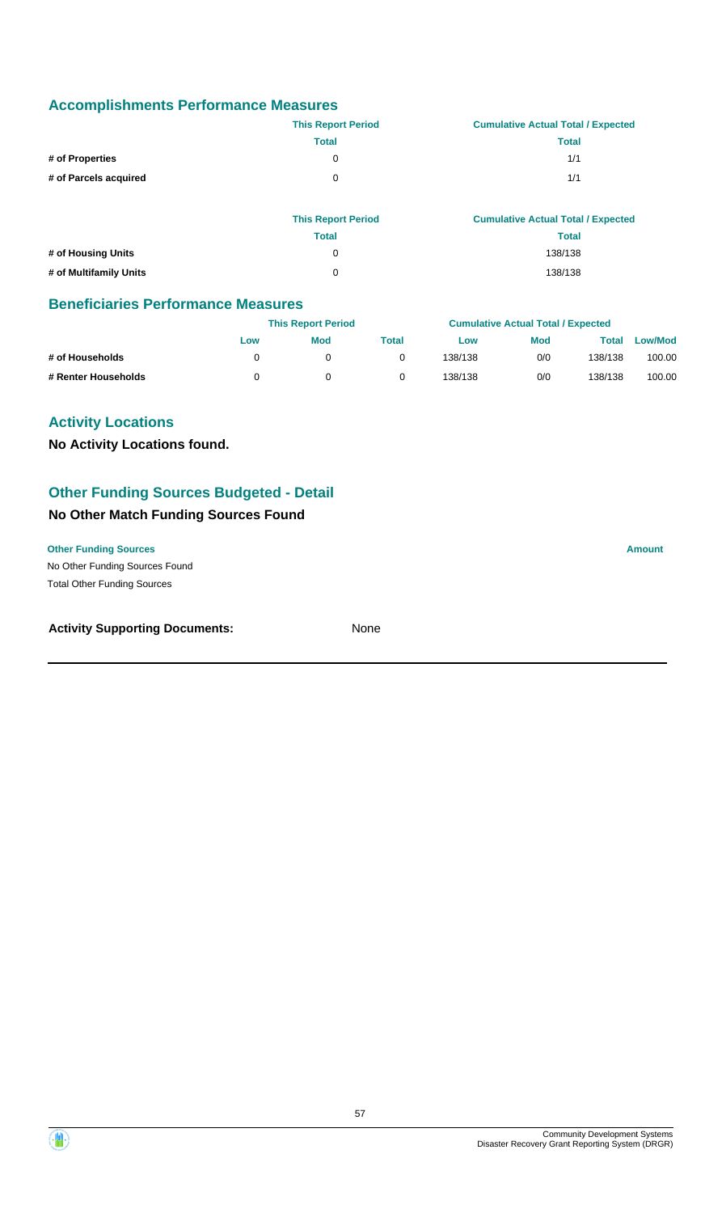## Accomplishments Performance Measures

| | This Report Period | Cumulative Actual Total / Expected |
|---|---|---|
| | Total | Total |
| # of Properties | 0 | 1/1 |
| # of Parcels acquired | 0 | 1/1 |

| | This Report Period | Cumulative Actual Total / Expected |
|---|---|---|
| | Total | Total |
| # of Housing Units | 0 | 138/138 |
| # of Multifamily Units | 0 | 138/138 |

## Beneficiaries Performance Measures

| | This Report Period | | | Cumulative Actual Total / Expected | | | |
|---|---|---|---|---|---|---|---|
| | Low | Mod | Total | Low | Mod | Total | Low/Mod |
| # of Households | 0 | 0 | 0 | 138/138 | 0/0 | 138/138 | 100.00 |
| # Renter Households | 0 | 0 | 0 | 138/138 | 0/0 | 138/138 | 100.00 |

## Activity Locations

**No Activity Locations found.**

## Other Funding Sources Budgeted - Detail

### No Other Match Funding Sources Found

| Other Funding Sources | Amount |
|---|---|
| No Other Funding Sources Found | |
| Total Other Funding Sources | |

**Activity Supporting Documents:** None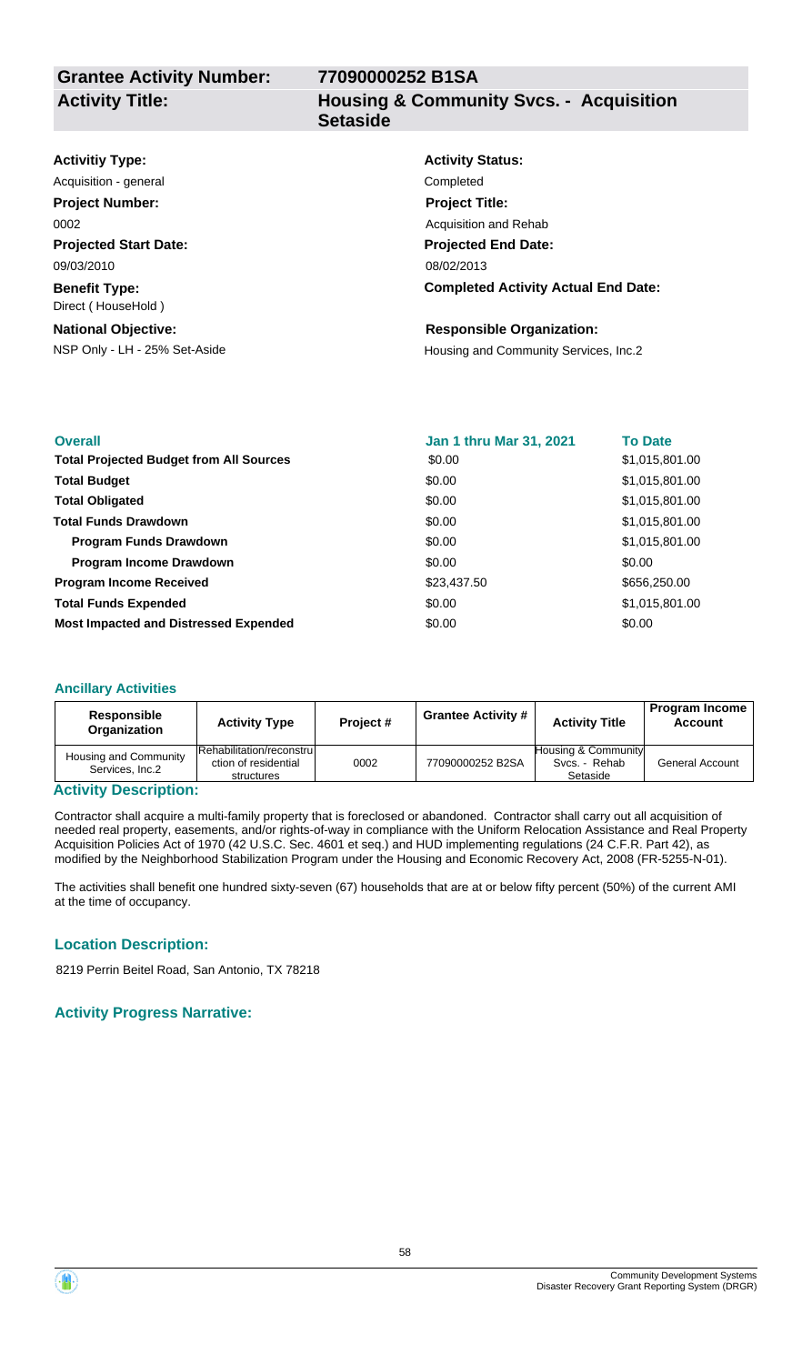| **Grantee Activity Number:** | **77090000252 B1SA** |
|---|---|
| **Activity Title:** | **Housing & Community Svcs. - Acquisition Setaside** |

**Activitiy Type:**
Acquisition - general

**Project Number:**
0002

**Projected Start Date:**
09/03/2010

**Benefit Type:**
Direct ( HouseHold )

**National Objective:**
NSP Only - LH - 25% Set-Aside

**Activity Status:**
Completed

**Project Title:**
Acquisition and Rehab

**Projected End Date:**
08/02/2013

**Completed Activity Actual End Date:**

**Responsible Organization:**
Housing and Community Services, Inc.2

| **Overall** | **Jan 1 thru Mar 31, 2021** | **To Date** |
|---|---|---|
| **Total Projected Budget from All Sources** | $0.00 | $1,015,801.00 |
| **Total Budget** | $0.00 | $1,015,801.00 |
| **Total Obligated** | $0.00 | $1,015,801.00 |
| **Total Funds Drawdown** | $0.00 | $1,015,801.00 |
| **Program Funds Drawdown** | $0.00 | $1,015,801.00 |
| **Program Income Drawdown** | $0.00 | $0.00 |
| **Program Income Received** | $23,437.50 | $656,250.00 |
| **Total Funds Expended** | $0.00 | $1,015,801.00 |
| **Most Impacted and Distressed Expended** | $0.00 | $0.00 |

### Ancillary Activities

| Responsible Organization | Activity Type | Project # | Grantee Activity # | Activity Title | Program Income Account |
|---|---|---|---|---|---|
| Housing and Community Services, Inc.2 | Rehabilitation/reconstruction of residential structures | 0002 | 77090000252 B2SA | Housing & Community Svcs. - Rehab Setaside | General Account |

### Activity Description:

Contractor shall acquire a multi-family property that is foreclosed or abandoned. Contractor shall carry out all acquisition of needed real property, easements, and/or rights-of-way in compliance with the Uniform Relocation Assistance and Real Property Acquisition Policies Act of 1970 (42 U.S.C. Sec. 4601 et seq.) and HUD implementing regulations (24 C.F.R. Part 42), as modified by the Neighborhood Stabilization Program under the Housing and Economic Recovery Act, 2008 (FR-5255-N-01).

The activities shall benefit one hundred sixty-seven (67) households that are at or below fifty percent (50%) of the current AMI at the time of occupancy.

### Location Description:

8219 Perrin Beitel Road, San Antonio, TX 78218

### Activity Progress Narrative: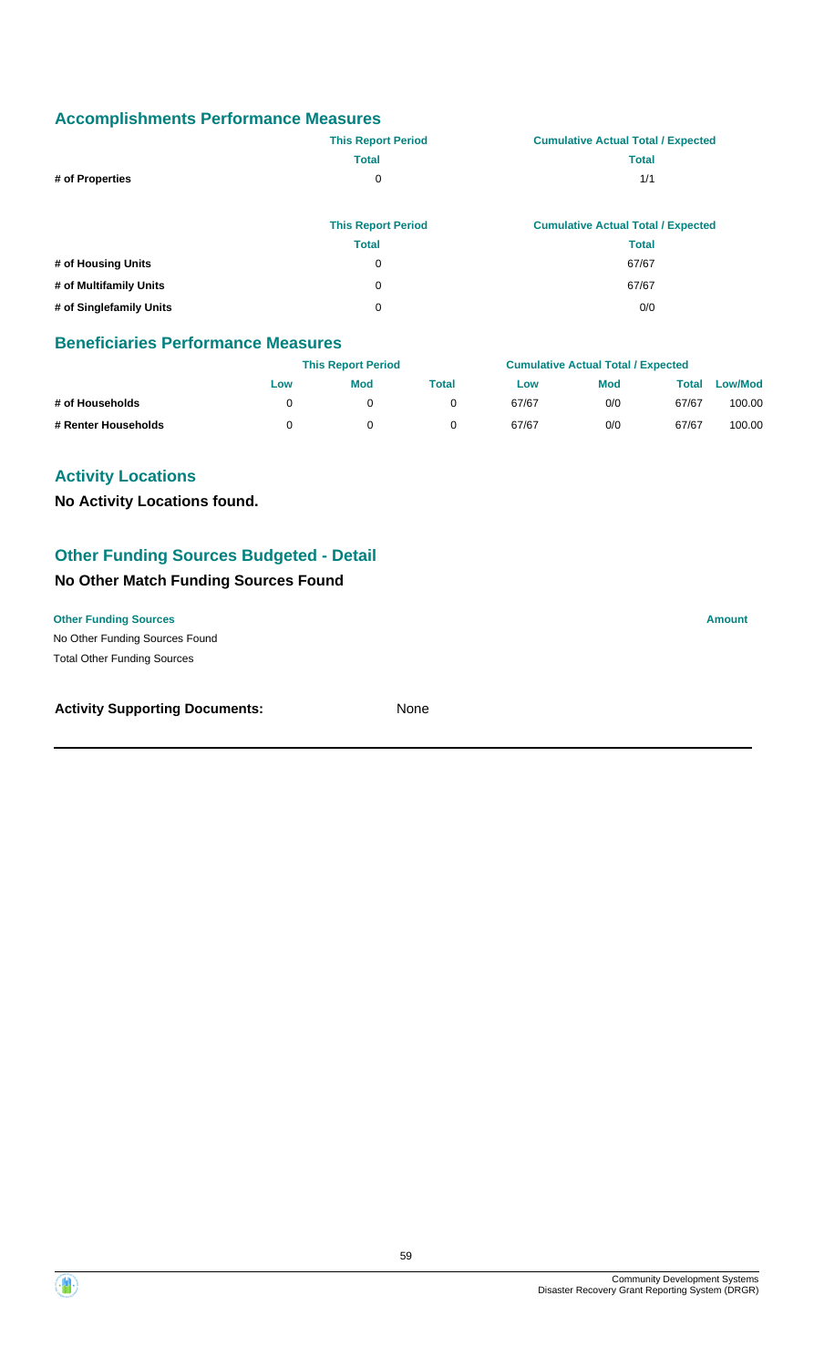## Accomplishments Performance Measures

| | This Report Period | Cumulative Actual Total / Expected |
|---|---|---|
| | Total | Total |
| # of Properties | 0 | 1/1 |

| | This Report Period | Cumulative Actual Total / Expected |
|---|---|---|
| | Total | Total |
| # of Housing Units | 0 | 67/67 |
| # of Multifamily Units | 0 | 67/67 |
| # of Singlefamily Units | 0 | 0/0 |

## Beneficiaries Performance Measures

| | This Report Period | | | Cumulative Actual Total / Expected | | | |
|---|---|---|---|---|---|---|---|
| | Low | Mod | Total | Low | Mod | Total | Low/Mod |
| # of Households | 0 | 0 | 0 | 67/67 | 0/0 | 67/67 | 100.00 |
| # Renter Households | 0 | 0 | 0 | 67/67 | 0/0 | 67/67 | 100.00 |

## Activity Locations

**No Activity Locations found.**

## Other Funding Sources Budgeted - Detail

### No Other Match Funding Sources Found

| Other Funding Sources | Amount |
|---|---|
| No Other Funding Sources Found | |
| Total Other Funding Sources | |

**Activity Supporting Documents:** None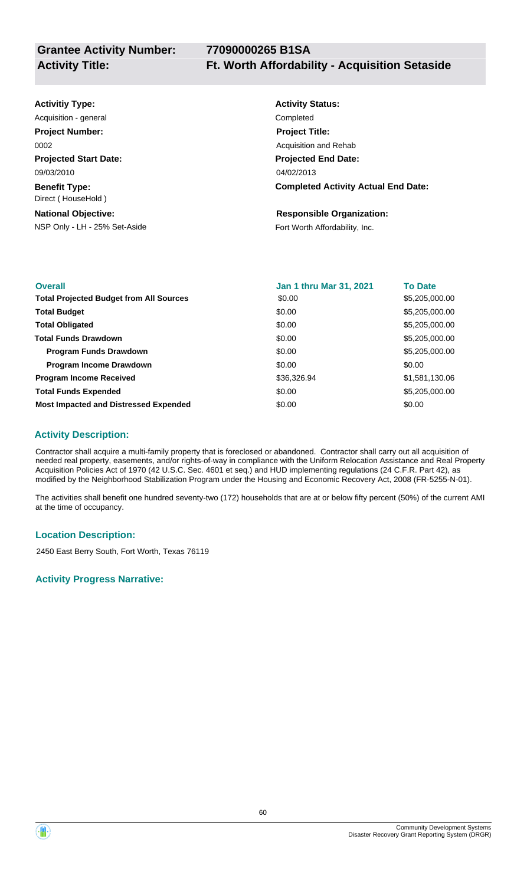**Grantee Activity Number:** **77090000265 B1SA**

**Activity Title:** **Ft. Worth Affordability - Acquisition Setaside**

**Activitiy Type:**
Acquisition - general

**Project Number:**
0002

**Projected Start Date:**
09/03/2010

**Benefit Type:**
Direct ( HouseHold )

**National Objective:**
NSP Only - LH - 25% Set-Aside

**Activity Status:**
Completed

**Project Title:**
Acquisition and Rehab

**Projected End Date:**
04/02/2013

**Completed Activity Actual End Date:**

**Responsible Organization:**
Fort Worth Affordability, Inc.

| Overall | Jan 1 thru Mar 31, 2021 | To Date |
|---|---|---|
| **Total Projected Budget from All Sources** | $0.00 | $5,205,000.00 |
| **Total Budget** | $0.00 | $5,205,000.00 |
| **Total Obligated** | $0.00 | $5,205,000.00 |
| **Total Funds Drawdown** | $0.00 | $5,205,000.00 |
| **Program Funds Drawdown** | $0.00 | $5,205,000.00 |
| **Program Income Drawdown** | $0.00 | $0.00 |
| **Program Income Received** | $36,326.94 | $1,581,130.06 |
| **Total Funds Expended** | $0.00 | $5,205,000.00 |
| **Most Impacted and Distressed Expended** | $0.00 | $0.00 |

### Activity Description:

Contractor shall acquire a multi-family property that is foreclosed or abandoned. Contractor shall carry out all acquisition of needed real property, easements, and/or rights-of-way in compliance with the Uniform Relocation Assistance and Real Property Acquisition Policies Act of 1970 (42 U.S.C. Sec. 4601 et seq.) and HUD implementing regulations (24 C.F.R. Part 42), as modified by the Neighborhood Stabilization Program under the Housing and Economic Recovery Act, 2008 (FR-5255-N-01).

The activities shall benefit one hundred seventy-two (172) households that are at or below fifty percent (50%) of the current AMI at the time of occupancy.

### Location Description:

2450 East Berry South, Fort Worth, Texas 76119

### Activity Progress Narrative: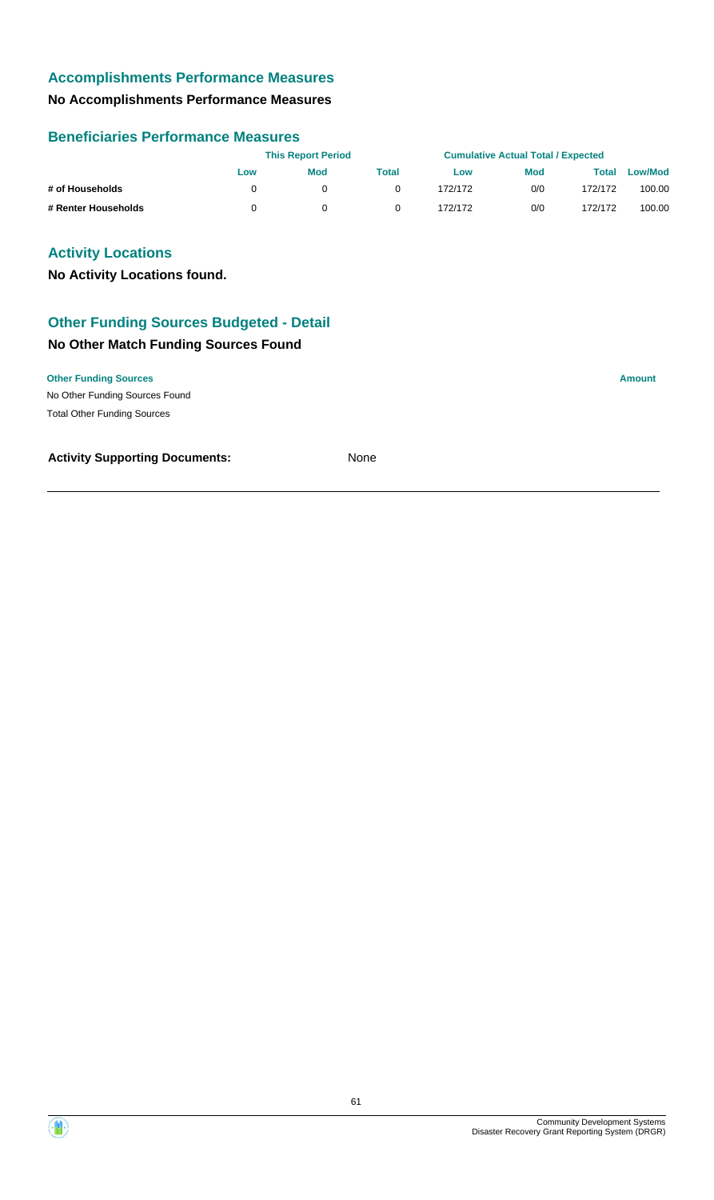## Accomplishments Performance Measures

### No Accomplishments Performance Measures

## Beneficiaries Performance Measures

| | This Report Period | | | Cumulative Actual Total / Expected | | | |
|---|---|---|---|---|---|---|---|
| | Low | Mod | Total | Low | Mod | Total | Low/Mod |
| # of Households | 0 | 0 | 0 | 172/172 | 0/0 | 172/172 | 100.00 |
| # Renter Households | 0 | 0 | 0 | 172/172 | 0/0 | 172/172 | 100.00 |

## Activity Locations

**No Activity Locations found.**

## Other Funding Sources Budgeted - Detail

### No Other Match Funding Sources Found

| Other Funding Sources | Amount |
|---|---|
| No Other Funding Sources Found | |
| Total Other Funding Sources | |

**Activity Supporting Documents:** None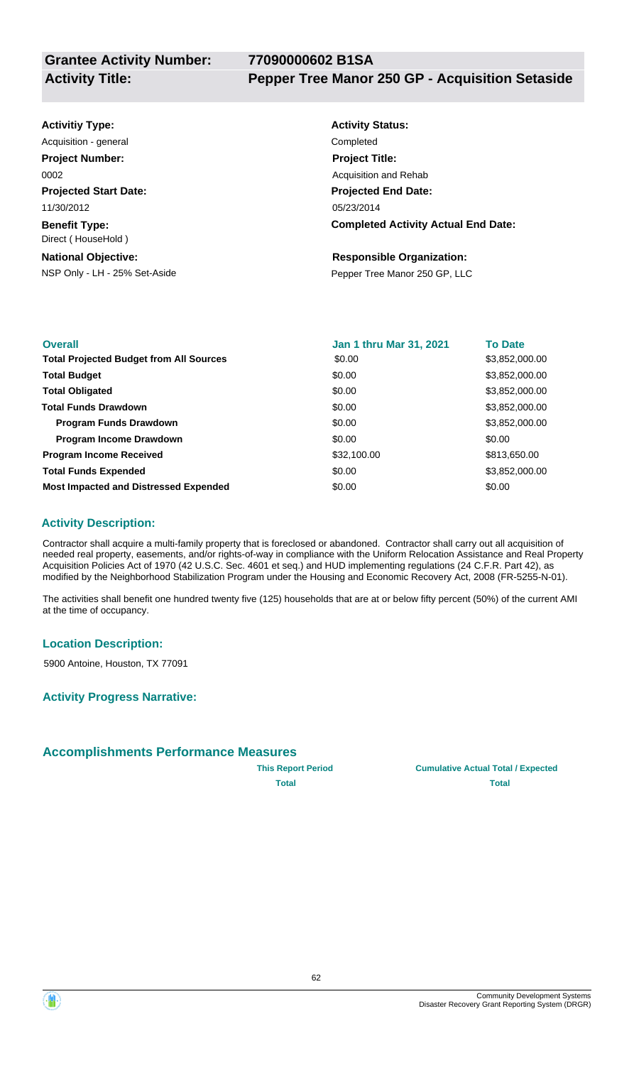**Grantee Activity Number:** 77090000602 B1SA

**Activity Title:** Pepper Tree Manor 250 GP - Acquisition Setaside

**Activitiy Type:**
Acquisition - general

**Activity Status:**
Completed

**Project Number:**
0002

**Project Title:**
Acquisition and Rehab

**Projected Start Date:**
11/30/2012

**Projected End Date:**
05/23/2014

**Benefit Type:**
Direct ( HouseHold )

**Completed Activity Actual End Date:**

**National Objective:**
NSP Only - LH - 25% Set-Aside

**Responsible Organization:**
Pepper Tree Manor 250 GP, LLC

| Overall | Jan 1 thru Mar 31, 2021 | To Date |
| --- | --- | --- |
| **Total Projected Budget from All Sources** | $0.00 | $3,852,000.00 |
| **Total Budget** | $0.00 | $3,852,000.00 |
| **Total Obligated** | $0.00 | $3,852,000.00 |
| **Total Funds Drawdown** | $0.00 | $3,852,000.00 |
| **Program Funds Drawdown** | $0.00 | $3,852,000.00 |
| **Program Income Drawdown** | $0.00 | $0.00 |
| **Program Income Received** | $32,100.00 | $813,650.00 |
| **Total Funds Expended** | $0.00 | $3,852,000.00 |
| **Most Impacted and Distressed Expended** | $0.00 | $0.00 |

### Activity Description:

Contractor shall acquire a multi-family property that is foreclosed or abandoned. Contractor shall carry out all acquisition of needed real property, easements, and/or rights-of-way in compliance with the Uniform Relocation Assistance and Real Property Acquisition Policies Act of 1970 (42 U.S.C. Sec. 4601 et seq.) and HUD implementing regulations (24 C.F.R. Part 42), as modified by the Neighborhood Stabilization Program under the Housing and Economic Recovery Act, 2008 (FR-5255-N-01).

The activities shall benefit one hundred twenty five (125) households that are at or below fifty percent (50%) of the current AMI at the time of occupancy.

### Location Description:

5900 Antoine, Houston, TX 77091

### Activity Progress Narrative:

## Accomplishments Performance Measures

| | This Report Period | Cumulative Actual Total / Expected |
| --- | --- | --- |
| | Total | Total |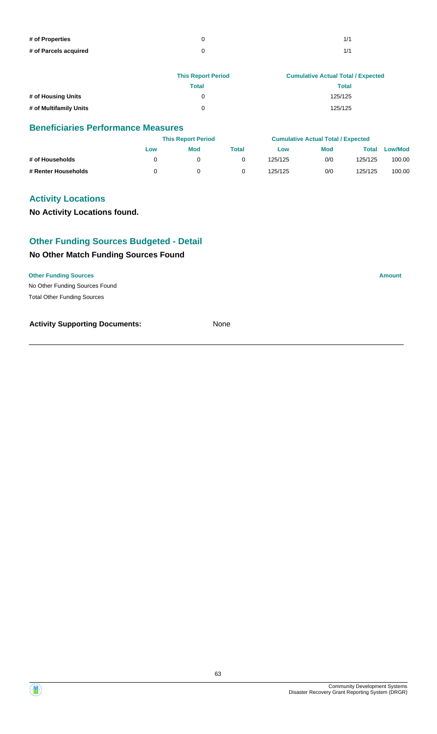| | | |
|---|---|---|
| # of Properties | 0 | 1/1 |
| # of Parcels acquired | 0 | 1/1 |

| | This Report Period | Cumulative Actual Total / Expected |
|---|---|---|
| | Total | Total |
| # of Housing Units | 0 | 125/125 |
| # of Multifamily Units | 0 | 125/125 |

## Beneficiaries Performance Measures

| | This Report Period | | | Cumulative Actual Total / Expected | | | |
|---|---|---|---|---|---|---|---|
| | Low | Mod | Total | Low | Mod | Total | Low/Mod |
| # of Households | 0 | 0 | 0 | 125/125 | 0/0 | 125/125 | 100.00 |
| # Renter Households | 0 | 0 | 0 | 125/125 | 0/0 | 125/125 | 100.00 |

## Activity Locations

**No Activity Locations found.**

## Other Funding Sources Budgeted - Detail

### No Other Match Funding Sources Found

| Other Funding Sources | Amount |
|---|---|
| No Other Funding Sources Found | |
| Total Other Funding Sources | |

**Activity Supporting Documents:** None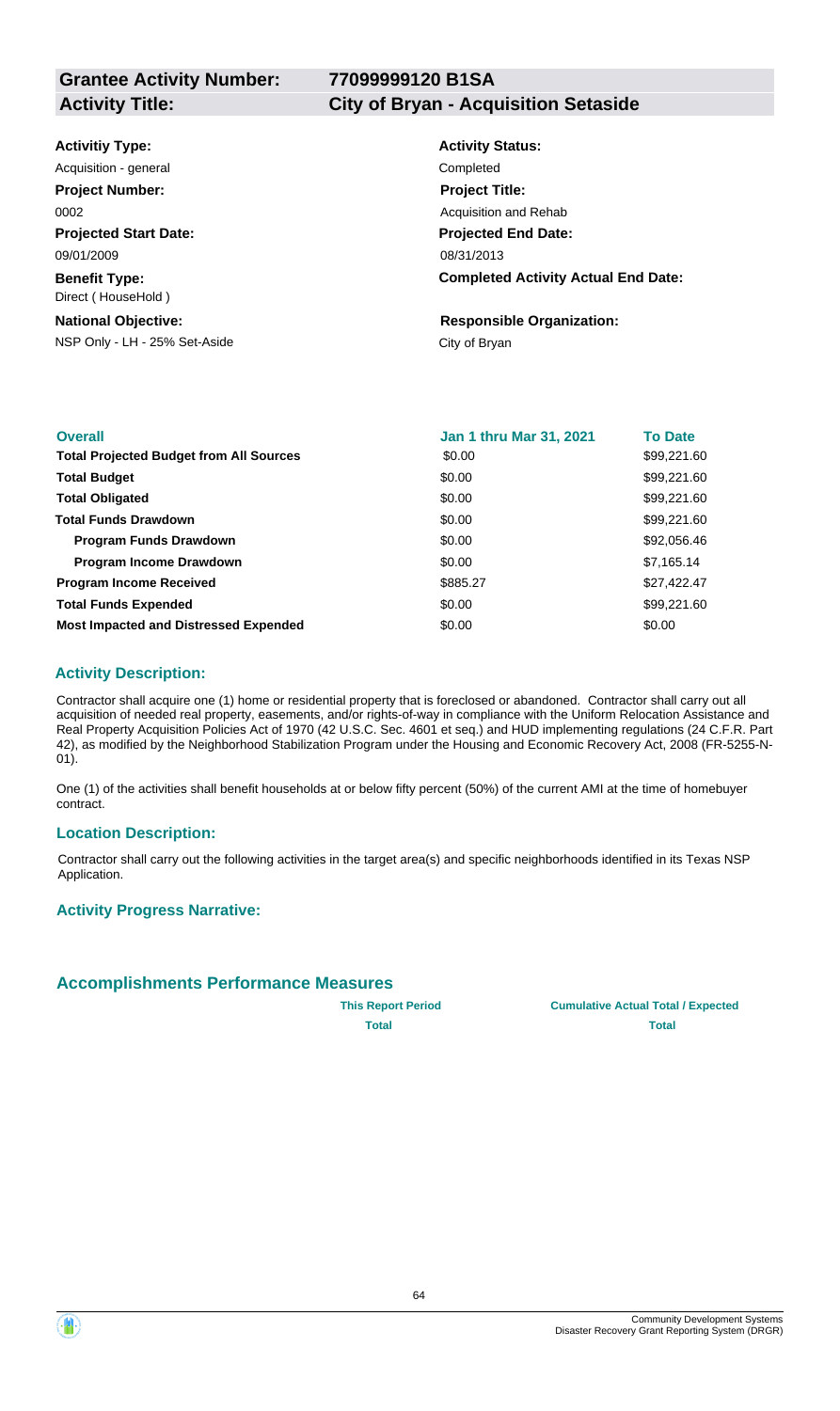**Grantee Activity Number:** 77099999120 B1SA

**Activity Title:** City of Bryan - Acquisition Setaside

**Activitiy Type:**
Acquisition - general

**Activity Status:**
Completed

**Project Number:**
0002

**Project Title:**
Acquisition and Rehab

**Projected Start Date:**
09/01/2009

**Projected End Date:**
08/31/2013

**Benefit Type:**
Direct ( HouseHold )

**Completed Activity Actual End Date:**

**National Objective:**
NSP Only - LH - 25% Set-Aside

**Responsible Organization:**
City of Bryan

| Overall | Jan 1 thru Mar 31, 2021 | To Date |
| --- | --- | --- |
| Total Projected Budget from All Sources | $0.00 | $99,221.60 |
| Total Budget | $0.00 | $99,221.60 |
| Total Obligated | $0.00 | $99,221.60 |
| Total Funds Drawdown | $0.00 | $99,221.60 |
| Program Funds Drawdown | $0.00 | $92,056.46 |
| Program Income Drawdown | $0.00 | $7,165.14 |
| Program Income Received | $885.27 | $27,422.47 |
| Total Funds Expended | $0.00 | $99,221.60 |
| Most Impacted and Distressed Expended | $0.00 | $0.00 |

## Activity Description:

Contractor shall acquire one (1) home or residential property that is foreclosed or abandoned. Contractor shall carry out all acquisition of needed real property, easements, and/or rights-of-way in compliance with the Uniform Relocation Assistance and Real Property Acquisition Policies Act of 1970 (42 U.S.C. Sec. 4601 et seq.) and HUD implementing regulations (24 C.F.R. Part 42), as modified by the Neighborhood Stabilization Program under the Housing and Economic Recovery Act, 2008 (FR-5255-N-01).

One (1) of the activities shall benefit households at or below fifty percent (50%) of the current AMI at the time of homebuyer contract.

## Location Description:

Contractor shall carry out the following activities in the target area(s) and specific neighborhoods identified in its Texas NSP Application.

## Activity Progress Narrative:

## Accomplishments Performance Measures

| | This Report Period Total | Cumulative Actual Total / Expected Total |
| --- | --- | --- |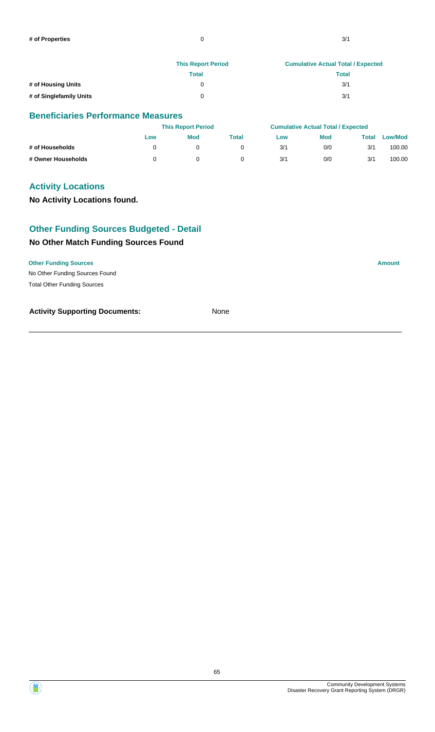| | This Report Period | Cumulative Actual Total / Expected |
|---|---|---|
| # of Properties | 0 | 3/1 |

| | This Report Period | Cumulative Actual Total / Expected |
|---|---|---|
| | Total | Total |
| # of Housing Units | 0 | 3/1 |
| # of Singlefamily Units | 0 | 3/1 |

## Beneficiaries Performance Measures

| | This Report Period | | | Cumulative Actual Total / Expected | | | |
|---|---|---|---|---|---|---|---|
| | Low | Mod | Total | Low | Mod | Total | Low/Mod |
| # of Households | 0 | 0 | 0 | 3/1 | 0/0 | 3/1 | 100.00 |
| # Owner Households | 0 | 0 | 0 | 3/1 | 0/0 | 3/1 | 100.00 |

## Activity Locations

**No Activity Locations found.**

## Other Funding Sources Budgeted - Detail

### No Other Match Funding Sources Found

| Other Funding Sources | Amount |
|---|---|
| No Other Funding Sources Found | |
| Total Other Funding Sources | |

**Activity Supporting Documents:** None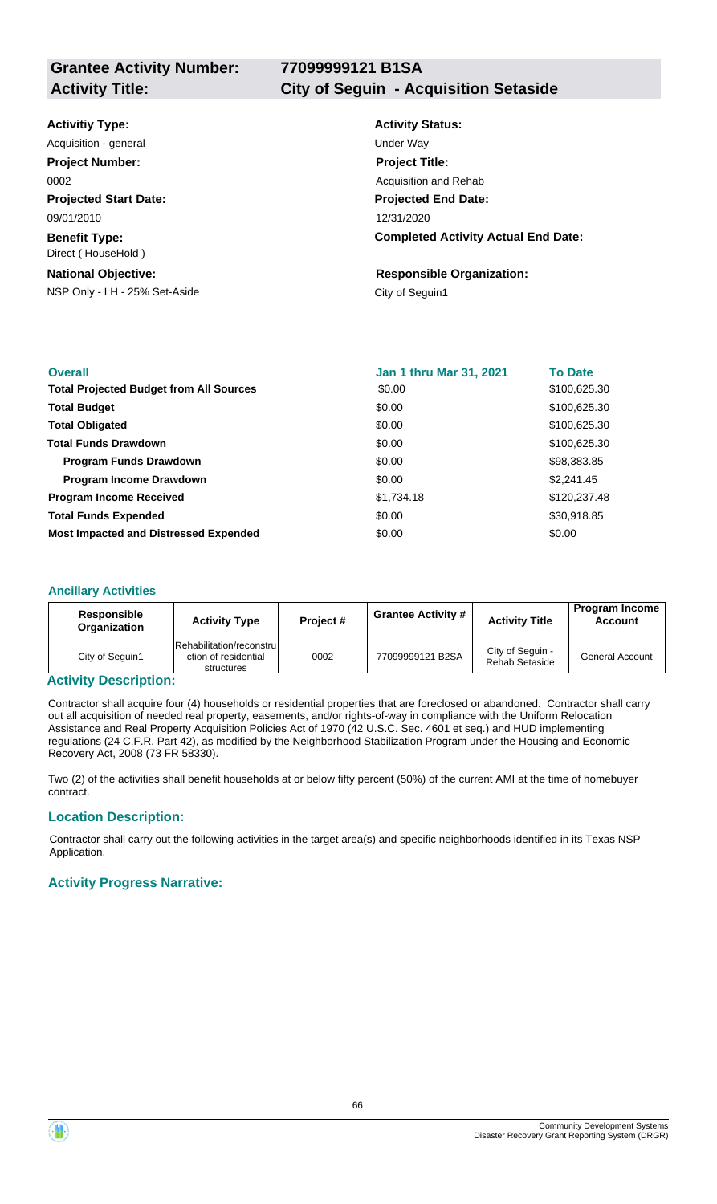**Grantee Activity Number:** 77099999121 B1SA

**Activity Title:** City of Seguin - Acquisition Setaside

**Activitiy Type:**
Acquisition - general

**Project Number:**
0002

**Projected Start Date:**
09/01/2010

**Benefit Type:**
Direct ( HouseHold )

**National Objective:**
NSP Only - LH - 25% Set-Aside

**Activity Status:**
Under Way

**Project Title:**
Acquisition and Rehab

**Projected End Date:**
12/31/2020

**Completed Activity Actual End Date:**

**Responsible Organization:**
City of Seguin1

| Overall | Jan 1 thru Mar 31, 2021 | To Date |
|---|---|---|
| **Total Projected Budget from All Sources** | $0.00 | $100,625.30 |
| **Total Budget** | $0.00 | $100,625.30 |
| **Total Obligated** | $0.00 | $100,625.30 |
| **Total Funds Drawdown** | $0.00 | $100,625.30 |
| **Program Funds Drawdown** | $0.00 | $98,383.85 |
| **Program Income Drawdown** | $0.00 | $2,241.45 |
| **Program Income Received** | $1,734.18 | $120,237.48 |
| **Total Funds Expended** | $0.00 | $30,918.85 |
| **Most Impacted and Distressed Expended** | $0.00 | $0.00 |

### Ancillary Activities

| Responsible Organization | Activity Type | Project # | Grantee Activity # | Activity Title | Program Income Account |
|---|---|---|---|---|---|
| City of Seguin1 | Rehabilitation/reconstruction of residential structures | 0002 | 77099999121 B2SA | City of Seguin - Rehab Setaside | General Account |

### Activity Description:

Contractor shall acquire four (4) households or residential properties that are foreclosed or abandoned. Contractor shall carry out all acquisition of needed real property, easements, and/or rights-of-way in compliance with the Uniform Relocation Assistance and Real Property Acquisition Policies Act of 1970 (42 U.S.C. Sec. 4601 et seq.) and HUD implementing regulations (24 C.F.R. Part 42), as modified by the Neighborhood Stabilization Program under the Housing and Economic Recovery Act, 2008 (73 FR 58330).

Two (2) of the activities shall benefit households at or below fifty percent (50%) of the current AMI at the time of homebuyer contract.

### Location Description:

Contractor shall carry out the following activities in the target area(s) and specific neighborhoods identified in its Texas NSP Application.

### Activity Progress Narrative: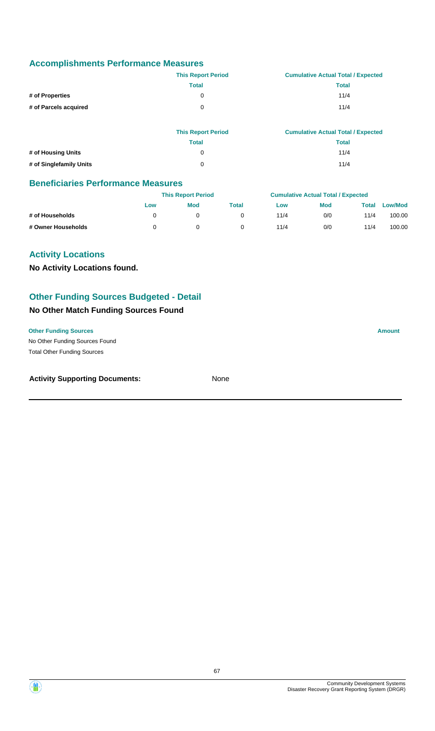## Accomplishments Performance Measures

| | This Report Period | Cumulative Actual Total / Expected |
|---|---|---|
| | Total | Total |
| # of Properties | 0 | 11/4 |
| # of Parcels acquired | 0 | 11/4 |

| | This Report Period | Cumulative Actual Total / Expected |
|---|---|---|
| | Total | Total |
| # of Housing Units | 0 | 11/4 |
| # of Singlefamily Units | 0 | 11/4 |

## Beneficiaries Performance Measures

| | This Report Period | | | Cumulative Actual Total / Expected | | | |
|---|---|---|---|---|---|---|---|
| | Low | Mod | Total | Low | Mod | Total | Low/Mod |
| # of Households | 0 | 0 | 0 | 11/4 | 0/0 | 11/4 | 100.00 |
| # Owner Households | 0 | 0 | 0 | 11/4 | 0/0 | 11/4 | 100.00 |

## Activity Locations

**No Activity Locations found.**

## Other Funding Sources Budgeted - Detail

### No Other Match Funding Sources Found

| Other Funding Sources | Amount |
|---|---|
| No Other Funding Sources Found | |
| Total Other Funding Sources | |

**Activity Supporting Documents:** None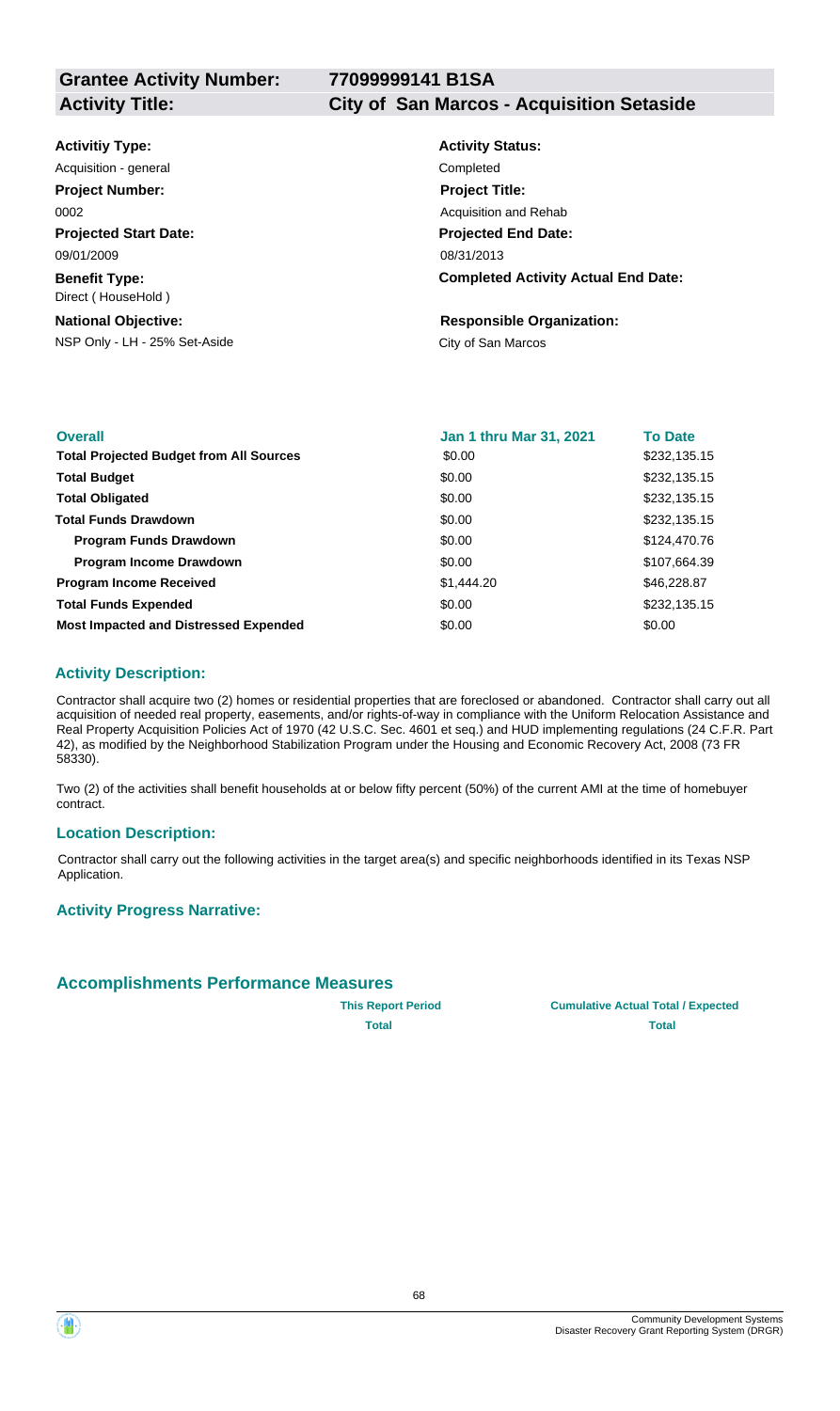| **Grantee Activity Number:** | **77099999141 B1SA** |
|---|---|
| **Activity Title:** | **City of San Marcos - Acquisition Setaside** |

**Activitiy Type:**
Acquisition - general

**Activity Status:**
Completed

**Project Number:**
0002

**Project Title:**
Acquisition and Rehab

**Projected Start Date:**
09/01/2009

**Projected End Date:**
08/31/2013

**Benefit Type:**
Direct ( HouseHold )

**Completed Activity Actual End Date:**

**National Objective:**
NSP Only - LH - 25% Set-Aside

**Responsible Organization:**
City of San Marcos

| Overall | Jan 1 thru Mar 31, 2021 | To Date |
|---|---|---|
| **Total Projected Budget from All Sources** | $0.00 | $232,135.15 |
| **Total Budget** | $0.00 | $232,135.15 |
| **Total Obligated** | $0.00 | $232,135.15 |
| **Total Funds Drawdown** | $0.00 | $232,135.15 |
| **Program Funds Drawdown** | $0.00 | $124,470.76 |
| **Program Income Drawdown** | $0.00 | $107,664.39 |
| **Program Income Received** | $1,444.20 | $46,228.87 |
| **Total Funds Expended** | $0.00 | $232,135.15 |
| **Most Impacted and Distressed Expended** | $0.00 | $0.00 |

### Activity Description:

Contractor shall acquire two (2) homes or residential properties that are foreclosed or abandoned. Contractor shall carry out all acquisition of needed real property, easements, and/or rights-of-way in compliance with the Uniform Relocation Assistance and Real Property Acquisition Policies Act of 1970 (42 U.S.C. Sec. 4601 et seq.) and HUD implementing regulations (24 C.F.R. Part 42), as modified by the Neighborhood Stabilization Program under the Housing and Economic Recovery Act, 2008 (73 FR 58330).

Two (2) of the activities shall benefit households at or below fifty percent (50%) of the current AMI at the time of homebuyer contract.

### Location Description:

Contractor shall carry out the following activities in the target area(s) and specific neighborhoods identified in its Texas NSP Application.

### Activity Progress Narrative:

## Accomplishments Performance Measures

| | This Report Period | Cumulative Actual Total / Expected |
|---|---|---|
| | **Total** | **Total** |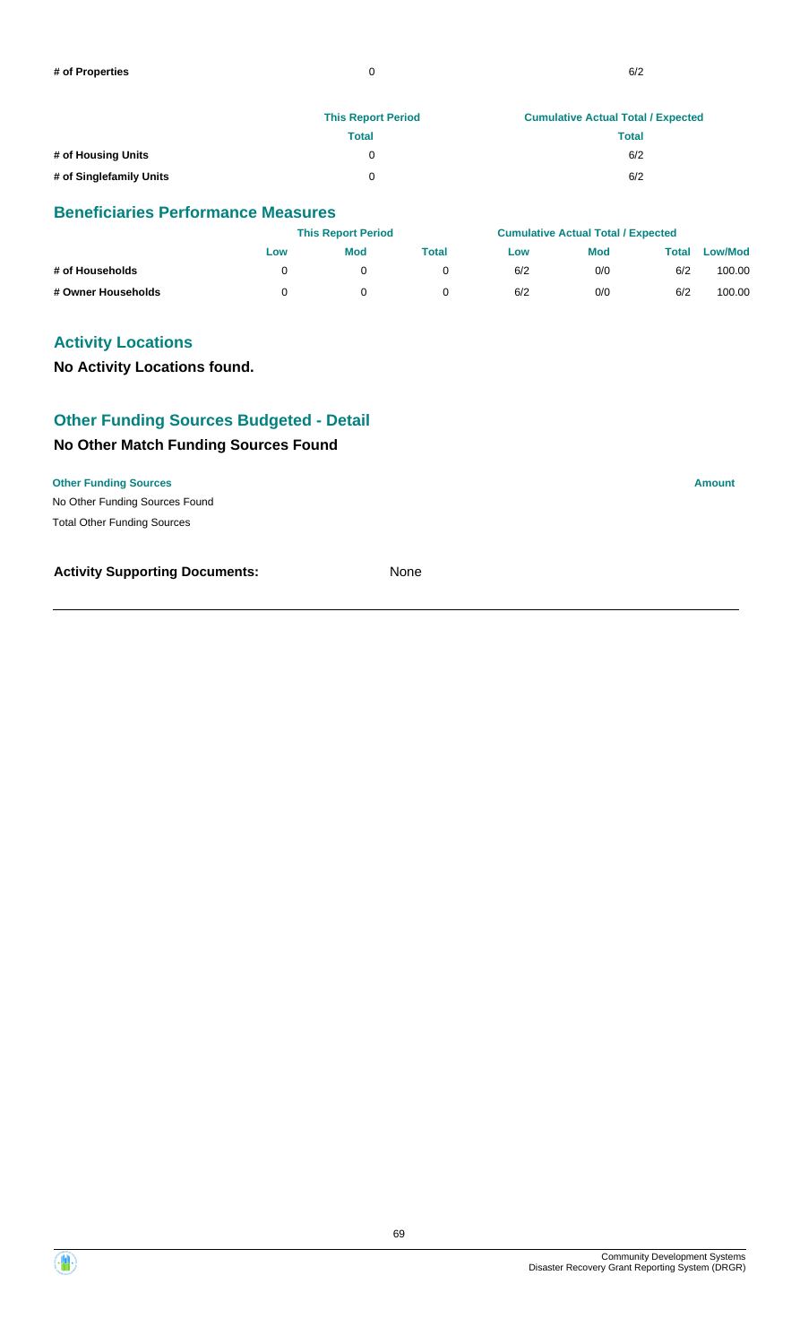| | | |
|---|---|---|
| **# of Properties** | 0 | 6/2 |

| | This Report Period | Cumulative Actual Total / Expected |
|---|---|---|
| | Total | Total |
| **# of Housing Units** | 0 | 6/2 |
| **# of Singlefamily Units** | 0 | 6/2 |

## Beneficiaries Performance Measures

| | This Report Period | | | Cumulative Actual Total / Expected | | | |
|---|---|---|---|---|---|---|---|
| | Low | Mod | Total | Low | Mod | Total | Low/Mod |
| **# of Households** | 0 | 0 | 0 | 6/2 | 0/0 | 6/2 | 100.00 |
| **# Owner Households** | 0 | 0 | 0 | 6/2 | 0/0 | 6/2 | 100.00 |

## Activity Locations

**No Activity Locations found.**

## Other Funding Sources Budgeted - Detail

### No Other Match Funding Sources Found

| Other Funding Sources | Amount |
|---|---|
| No Other Funding Sources Found | |
| Total Other Funding Sources | |

**Activity Supporting Documents:** None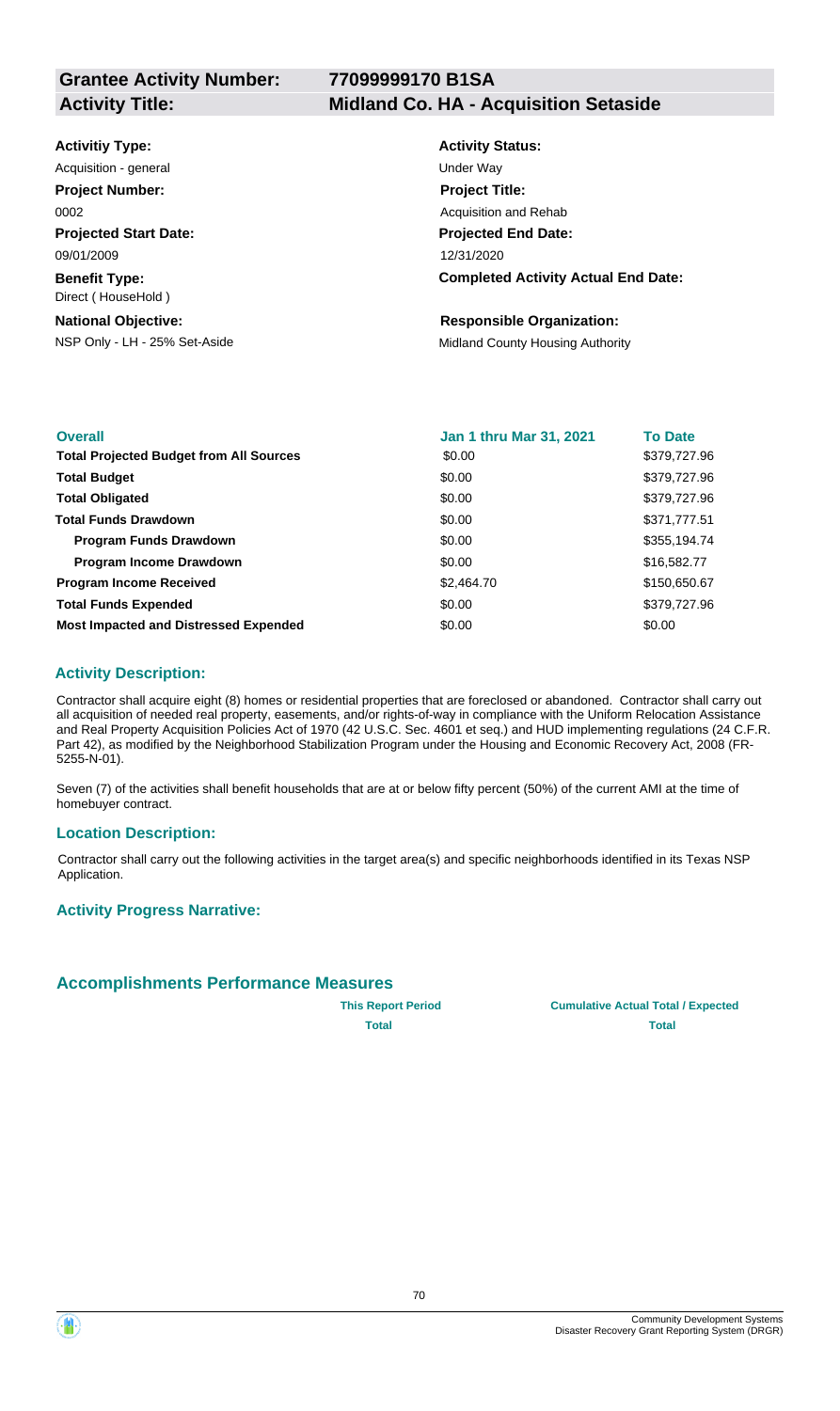| **Grantee Activity Number:** | **77099999170 B1SA** |
|---|---|
| **Activity Title:** | **Midland Co. HA - Acquisition Setaside** |

**Activitiy Type:**
Acquisition - general

**Project Number:**
0002

**Projected Start Date:**
09/01/2009

**Benefit Type:**
Direct ( HouseHold )

**National Objective:**
NSP Only - LH - 25% Set-Aside

**Activity Status:**
Under Way

**Project Title:**
Acquisition and Rehab

**Projected End Date:**
12/31/2020

**Completed Activity Actual End Date:**

**Responsible Organization:**
Midland County Housing Authority

| **Overall** | **Jan 1 thru Mar 31, 2021** | **To Date** |
|---|---|---|
| **Total Projected Budget from All Sources** | $0.00 | $379,727.96 |
| **Total Budget** | $0.00 | $379,727.96 |
| **Total Obligated** | $0.00 | $379,727.96 |
| **Total Funds Drawdown** | $0.00 | $371,777.51 |
| **Program Funds Drawdown** | $0.00 | $355,194.74 |
| **Program Income Drawdown** | $0.00 | $16,582.77 |
| **Program Income Received** | $2,464.70 | $150,650.67 |
| **Total Funds Expended** | $0.00 | $379,727.96 |
| **Most Impacted and Distressed Expended** | $0.00 | $0.00 |

### Activity Description:

Contractor shall acquire eight (8) homes or residential properties that are foreclosed or abandoned. Contractor shall carry out all acquisition of needed real property, easements, and/or rights-of-way in compliance with the Uniform Relocation Assistance and Real Property Acquisition Policies Act of 1970 (42 U.S.C. Sec. 4601 et seq.) and HUD implementing regulations (24 C.F.R. Part 42), as modified by the Neighborhood Stabilization Program under the Housing and Economic Recovery Act, 2008 (FR-5255-N-01).

Seven (7) of the activities shall benefit households that are at or below fifty percent (50%) of the current AMI at the time of homebuyer contract.

### Location Description:

Contractor shall carry out the following activities in the target area(s) and specific neighborhoods identified in its Texas NSP Application.

### Activity Progress Narrative:

## Accomplishments Performance Measures

| | **This Report Period** | **Cumulative Actual Total / Expected** |
|---|---|---|
| | **Total** | **Total** |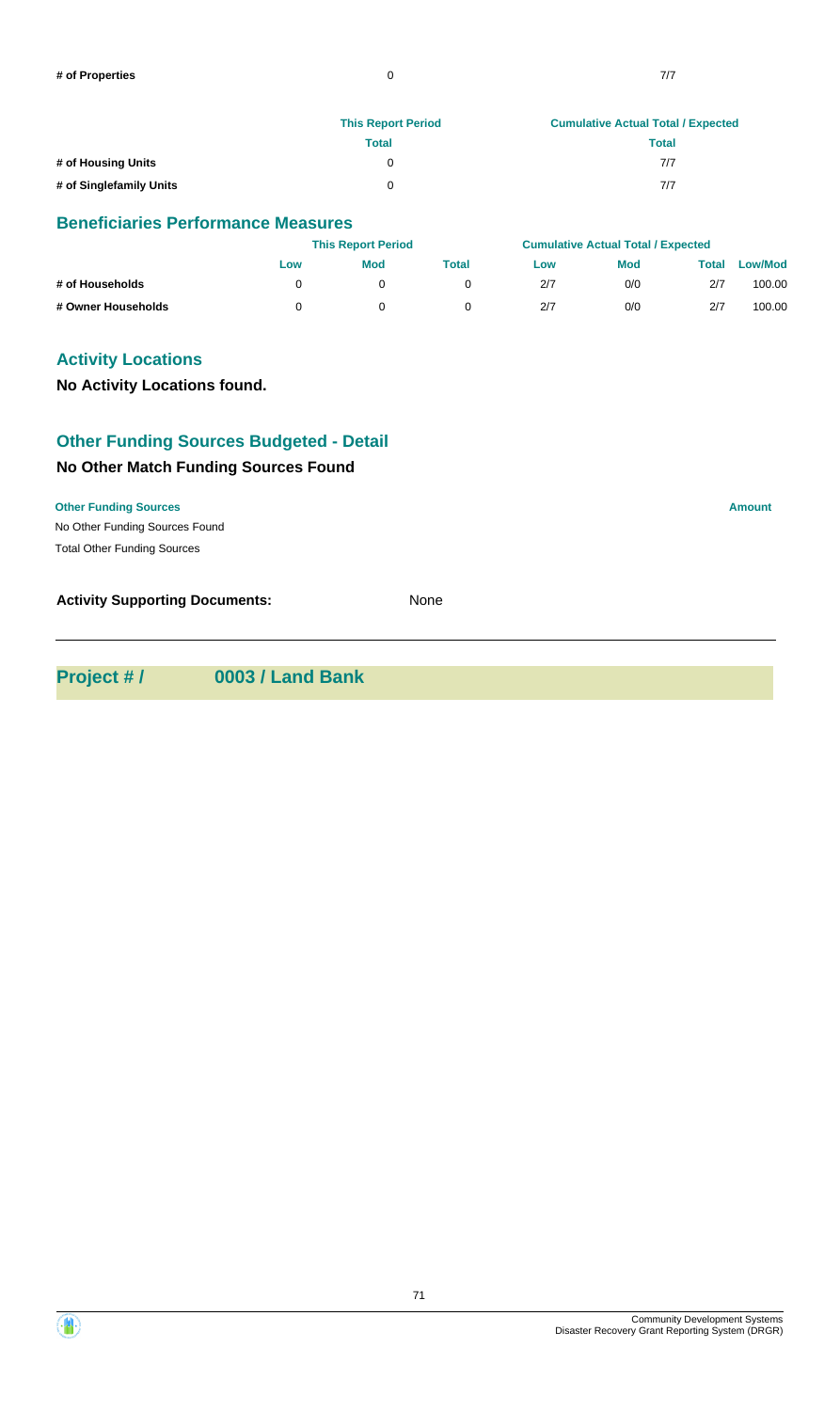| | | |
|---|---|---|
| # of Properties | 0 | 7/7 |

| | This Report Period | Cumulative Actual Total / Expected |
|---|---|---|
| | Total | Total |
| # of Housing Units | 0 | 7/7 |
| # of Singlefamily Units | 0 | 7/7 |

## Beneficiaries Performance Measures

| | This Report Period | | | Cumulative Actual Total / Expected | | | |
|---|---|---|---|---|---|---|---|
| | Low | Mod | Total | Low | Mod | Total | Low/Mod |
| # of Households | 0 | 0 | 0 | 2/7 | 0/0 | 2/7 | 100.00 |
| # Owner Households | 0 | 0 | 0 | 2/7 | 0/0 | 2/7 | 100.00 |

## Activity Locations

**No Activity Locations found.**

## Other Funding Sources Budgeted - Detail

### No Other Match Funding Sources Found

| Other Funding Sources | Amount |
|---|---|
| No Other Funding Sources Found | |
| Total Other Funding Sources | |

**Activity Supporting Documents:** None

## Project # / 0003 / Land Bank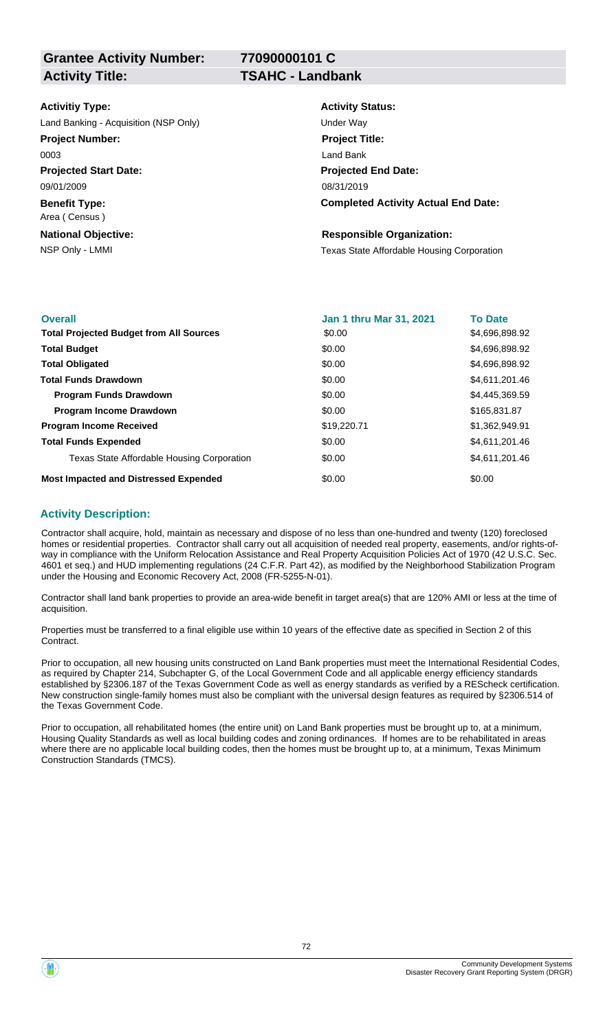**Grantee Activity Number:** 77090000101 C
**Activity Title:** TSAHC - Landbank

**Activitiy Type:**
Land Banking - Acquisition (NSP Only)

**Activity Status:**
Under Way

**Project Number:**
0003

**Project Title:**
Land Bank

**Projected Start Date:**
09/01/2009

**Projected End Date:**
08/31/2019

**Benefit Type:**
Area ( Census )

**Completed Activity Actual End Date:**

**National Objective:**
NSP Only - LMMI

**Responsible Organization:**
Texas State Affordable Housing Corporation

| Overall | Jan 1 thru Mar 31, 2021 | To Date |
|---|---|---|
| **Total Projected Budget from All Sources** | $0.00 | $4,696,898.92 |
| **Total Budget** | $0.00 | $4,696,898.92 |
| **Total Obligated** | $0.00 | $4,696,898.92 |
| **Total Funds Drawdown** | $0.00 | $4,611,201.46 |
| **Program Funds Drawdown** | $0.00 | $4,445,369.59 |
| **Program Income Drawdown** | $0.00 | $165,831.87 |
| **Program Income Received** | $19,220.71 | $1,362,949.91 |
| **Total Funds Expended** | $0.00 | $4,611,201.46 |
| Texas State Affordable Housing Corporation | $0.00 | $4,611,201.46 |
| **Most Impacted and Distressed Expended** | $0.00 | $0.00 |

## Activity Description:

Contractor shall acquire, hold, maintain as necessary and dispose of no less than one-hundred and twenty (120) foreclosed homes or residential properties. Contractor shall carry out all acquisition of needed real property, easements, and/or rights-of-way in compliance with the Uniform Relocation Assistance and Real Property Acquisition Policies Act of 1970 (42 U.S.C. Sec. 4601 et seq.) and HUD implementing regulations (24 C.F.R. Part 42), as modified by the Neighborhood Stabilization Program under the Housing and Economic Recovery Act, 2008 (FR-5255-N-01).

Contractor shall land bank properties to provide an area-wide benefit in target area(s) that are 120% AMI or less at the time of acquisition.

Properties must be transferred to a final eligible use within 10 years of the effective date as specified in Section 2 of this Contract.

Prior to occupation, all new housing units constructed on Land Bank properties must meet the International Residential Codes, as required by Chapter 214, Subchapter G, of the Local Government Code and all applicable energy efficiency standards established by §2306.187 of the Texas Government Code as well as energy standards as verified by a REScheck certification. New construction single-family homes must also be compliant with the universal design features as required by §2306.514 of the Texas Government Code.

Prior to occupation, all rehabilitated homes (the entire unit) on Land Bank properties must be brought up to, at a minimum, Housing Quality Standards as well as local building codes and zoning ordinances. If homes are to be rehabilitated in areas where there are no applicable local building codes, then the homes must be brought up to, at a minimum, Texas Minimum Construction Standards (TMCS).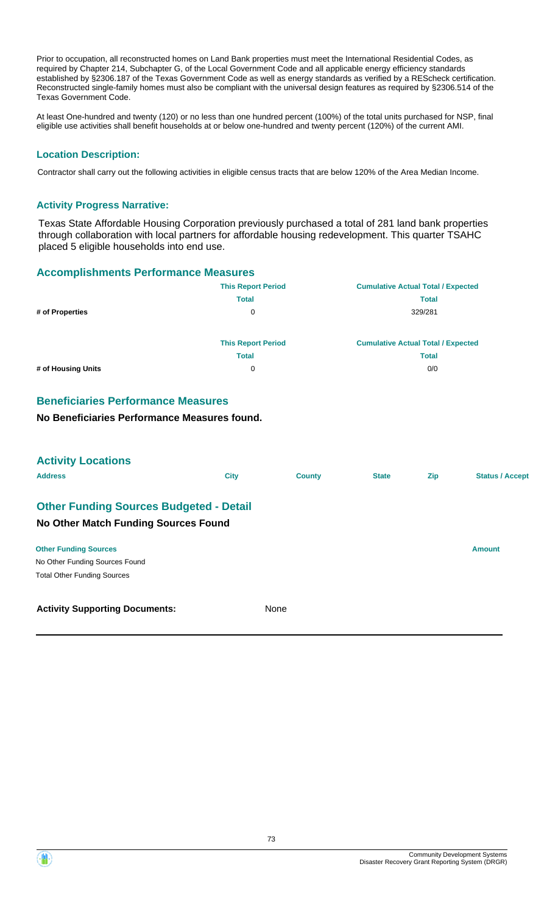Prior to occupation, all reconstructed homes on Land Bank properties must meet the International Residential Codes, as required by Chapter 214, Subchapter G, of the Local Government Code and all applicable energy efficiency standards established by §2306.187 of the Texas Government Code as well as energy standards as verified by a REScheck certification. Reconstructed single-family homes must also be compliant with the universal design features as required by §2306.514 of the Texas Government Code.

At least One-hundred and twenty (120) or no less than one hundred percent (100%) of the total units purchased for NSP, final eligible use activities shall benefit households at or below one-hundred and twenty percent (120%) of the current AMI.

### Location Description:

Contractor shall carry out the following activities in eligible census tracts that are below 120% of the Area Median Income.

### Activity Progress Narrative:

Texas State Affordable Housing Corporation previously purchased a total of 281 land bank properties through collaboration with local partners for affordable housing redevelopment. This quarter TSAHC placed 5 eligible households into end use.

## Accomplishments Performance Measures

| | This Report Period | Cumulative Actual Total / Expected |
|---|---|---|
| | Total | Total |
| # of Properties | 0 | 329/281 |

| | This Report Period | Cumulative Actual Total / Expected |
|---|---|---|
| | Total | Total |
| # of Housing Units | 0 | 0/0 |

## Beneficiaries Performance Measures

**No Beneficiaries Performance Measures found.**

## Activity Locations

| Address | City | County | State | Zip | Status / Accept |
|---|---|---|---|---|---|

## Other Funding Sources Budgeted - Detail

### No Other Match Funding Sources Found

| Other Funding Sources | Amount |
|---|---|
| No Other Funding Sources Found | |
| Total Other Funding Sources | |

**Activity Supporting Documents:** None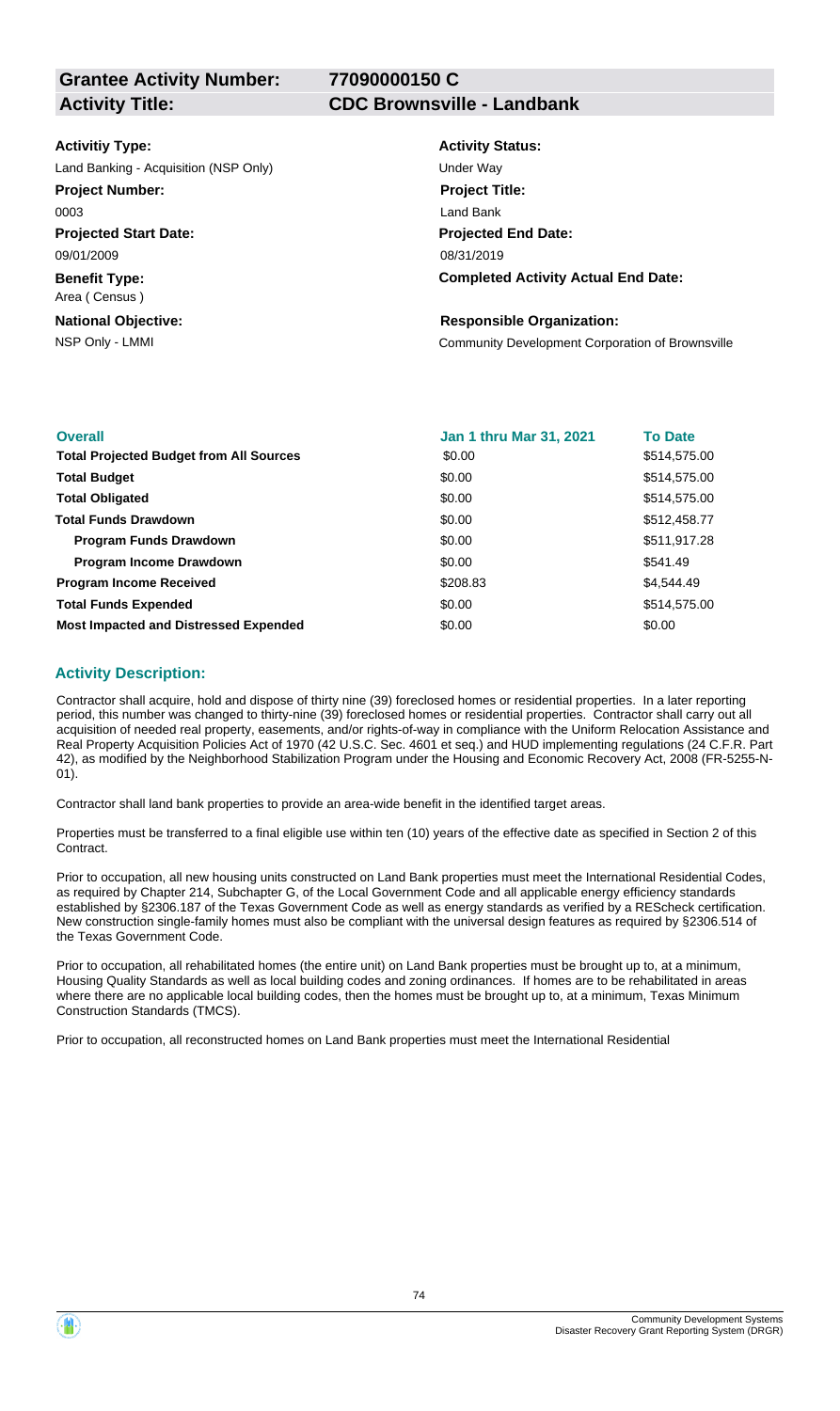| **Grantee Activity Number:** | **77090000150 C** |
|---|---|
| **Activity Title:** | **CDC Brownsville - Landbank** |

**Activitiy Type:**
Land Banking - Acquisition (NSP Only)

**Activity Status:**
Under Way

**Project Number:**
0003

**Project Title:**
Land Bank

**Projected Start Date:**
09/01/2009

**Projected End Date:**
08/31/2019

**Benefit Type:**
Area ( Census )

**Completed Activity Actual End Date:**

**National Objective:**
NSP Only - LMMI

**Responsible Organization:**
Community Development Corporation of Brownsville

| **Overall** | **Jan 1 thru Mar 31, 2021** | **To Date** |
|---|---|---|
| **Total Projected Budget from All Sources** | $0.00 | $514,575.00 |
| **Total Budget** | $0.00 | $514,575.00 |
| **Total Obligated** | $0.00 | $514,575.00 |
| **Total Funds Drawdown** | $0.00 | $512,458.77 |
| **Program Funds Drawdown** | $0.00 | $511,917.28 |
| **Program Income Drawdown** | $0.00 | $541.49 |
| **Program Income Received** | $208.83 | $4,544.49 |
| **Total Funds Expended** | $0.00 | $514,575.00 |
| **Most Impacted and Distressed Expended** | $0.00 | $0.00 |

### Activity Description:

Contractor shall acquire, hold and dispose of thirty nine (39) foreclosed homes or residential properties. In a later reporting period, this number was changed to thirty-nine (39) foreclosed homes or residential properties. Contractor shall carry out all acquisition of needed real property, easements, and/or rights-of-way in compliance with the Uniform Relocation Assistance and Real Property Acquisition Policies Act of 1970 (42 U.S.C. Sec. 4601 et seq.) and HUD implementing regulations (24 C.F.R. Part 42), as modified by the Neighborhood Stabilization Program under the Housing and Economic Recovery Act, 2008 (FR-5255-N-01).

Contractor shall land bank properties to provide an area-wide benefit in the identified target areas.

Properties must be transferred to a final eligible use within ten (10) years of the effective date as specified in Section 2 of this Contract.

Prior to occupation, all new housing units constructed on Land Bank properties must meet the International Residential Codes, as required by Chapter 214, Subchapter G, of the Local Government Code and all applicable energy efficiency standards established by §2306.187 of the Texas Government Code as well as energy standards as verified by a REScheck certification. New construction single-family homes must also be compliant with the universal design features as required by §2306.514 of the Texas Government Code.

Prior to occupation, all rehabilitated homes (the entire unit) on Land Bank properties must be brought up to, at a minimum, Housing Quality Standards as well as local building codes and zoning ordinances. If homes are to be rehabilitated in areas where there are no applicable local building codes, then the homes must be brought up to, at a minimum, Texas Minimum Construction Standards (TMCS).

Prior to occupation, all reconstructed homes on Land Bank properties must meet the International Residential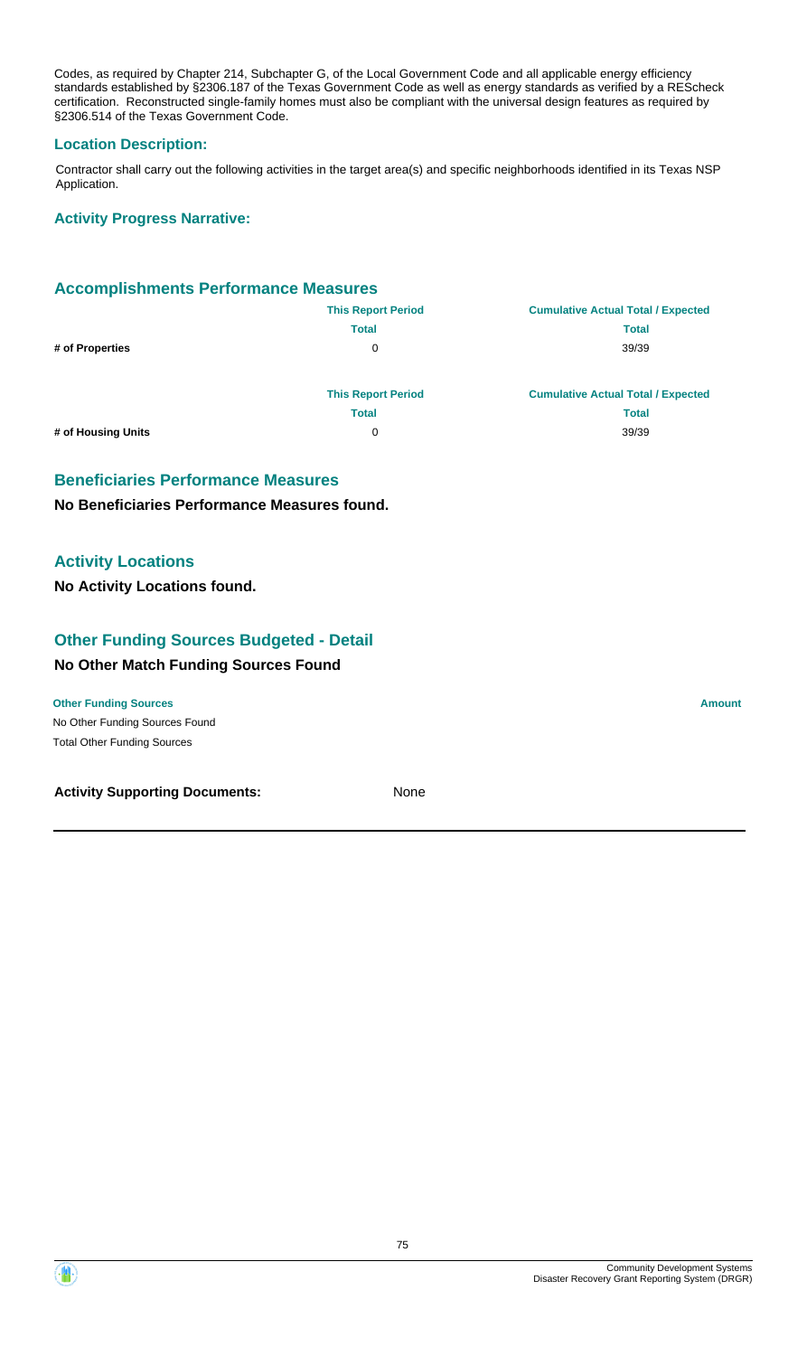Codes, as required by Chapter 214, Subchapter G, of the Local Government Code and all applicable energy efficiency standards established by §2306.187 of the Texas Government Code as well as energy standards as verified by a REScheck certification. Reconstructed single-family homes must also be compliant with the universal design features as required by §2306.514 of the Texas Government Code.

### Location Description:

Contractor shall carry out the following activities in the target area(s) and specific neighborhoods identified in its Texas NSP Application.

### Activity Progress Narrative:

## Accomplishments Performance Measures

| | This Report Period | Cumulative Actual Total / Expected |
|---|---|---|
| | Total | Total |
| # of Properties | 0 | 39/39 |

| | This Report Period | Cumulative Actual Total / Expected |
|---|---|---|
| | Total | Total |
| # of Housing Units | 0 | 39/39 |

## Beneficiaries Performance Measures

**No Beneficiaries Performance Measures found.**

## Activity Locations

**No Activity Locations found.**

## Other Funding Sources Budgeted - Detail

### No Other Match Funding Sources Found

| Other Funding Sources | Amount |
|---|---|
| No Other Funding Sources Found | |
| Total Other Funding Sources | |

**Activity Supporting Documents:** None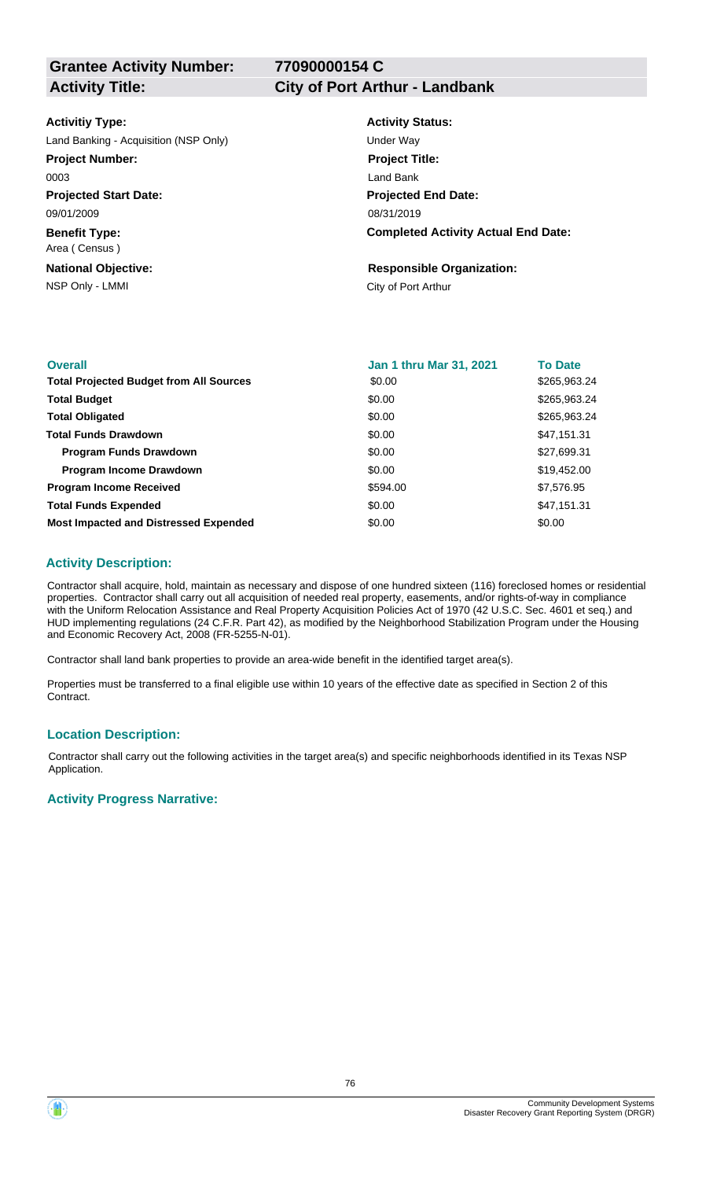| **Grantee Activity Number:** | **77090000154 C** |
|---|---|
| **Activity Title:** | **City of Port Arthur - Landbank** |

**Activitiy Type:**
Land Banking - Acquisition (NSP Only)

**Activity Status:**
Under Way

**Project Number:**
0003

**Project Title:**
Land Bank

**Projected Start Date:**
09/01/2009

**Projected End Date:**
08/31/2019

**Benefit Type:**
Area ( Census )

**Completed Activity Actual End Date:**

**National Objective:**
NSP Only - LMMI

**Responsible Organization:**
City of Port Arthur

| Overall | Jan 1 thru Mar 31, 2021 | To Date |
|---|---|---|
| **Total Projected Budget from All Sources** | \$0.00 | \$265,963.24 |
| **Total Budget** | \$0.00 | \$265,963.24 |
| **Total Obligated** | \$0.00 | \$265,963.24 |
| **Total Funds Drawdown** | \$0.00 | \$47,151.31 |
| **Program Funds Drawdown** | \$0.00 | \$27,699.31 |
| **Program Income Drawdown** | \$0.00 | \$19,452.00 |
| **Program Income Received** | \$594.00 | \$7,576.95 |
| **Total Funds Expended** | \$0.00 | \$47,151.31 |
| **Most Impacted and Distressed Expended** | \$0.00 | \$0.00 |

## Activity Description:

Contractor shall acquire, hold, maintain as necessary and dispose of one hundred sixteen (116) foreclosed homes or residential properties. Contractor shall carry out all acquisition of needed real property, easements, and/or rights-of-way in compliance with the Uniform Relocation Assistance and Real Property Acquisition Policies Act of 1970 (42 U.S.C. Sec. 4601 et seq.) and HUD implementing regulations (24 C.F.R. Part 42), as modified by the Neighborhood Stabilization Program under the Housing and Economic Recovery Act, 2008 (FR-5255-N-01).

Contractor shall land bank properties to provide an area-wide benefit in the identified target area(s).

Properties must be transferred to a final eligible use within 10 years of the effective date as specified in Section 2 of this Contract.

## Location Description:

Contractor shall carry out the following activities in the target area(s) and specific neighborhoods identified in its Texas NSP Application.

## Activity Progress Narrative: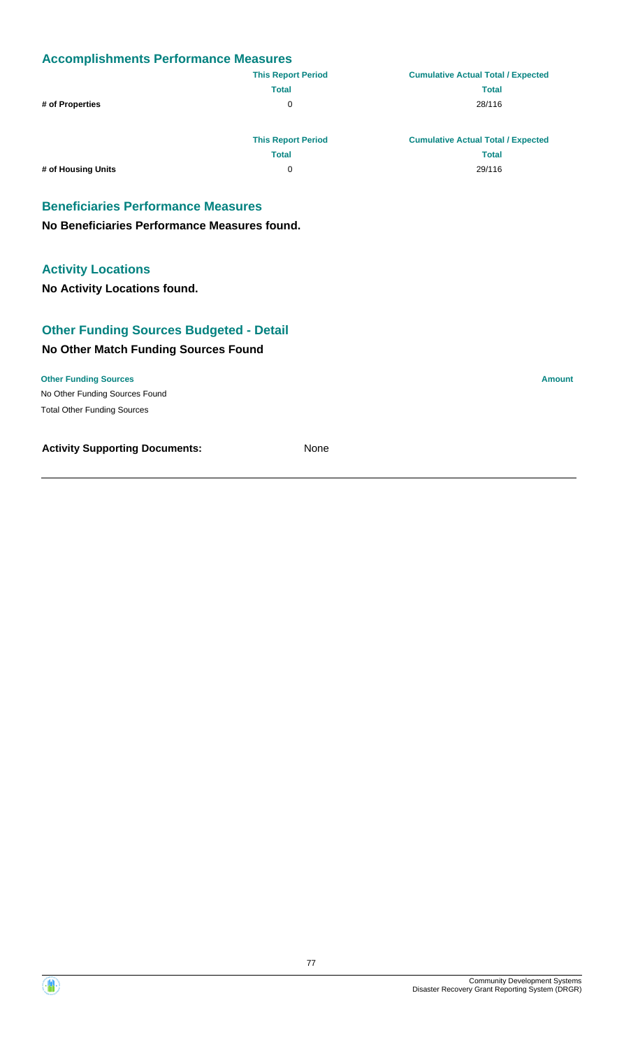## Accomplishments Performance Measures

| | This Report Period | Cumulative Actual Total / Expected |
|---|---|---|
| | Total | Total |
| # of Properties | 0 | 28/116 |

| | This Report Period | Cumulative Actual Total / Expected |
|---|---|---|
| | Total | Total |
| # of Housing Units | 0 | 29/116 |

## Beneficiaries Performance Measures

**No Beneficiaries Performance Measures found.**

## Activity Locations

**No Activity Locations found.**

## Other Funding Sources Budgeted - Detail

### No Other Match Funding Sources Found

| Other Funding Sources | Amount |
|---|---|
| No Other Funding Sources Found | |
| Total Other Funding Sources | |

**Activity Supporting Documents:** None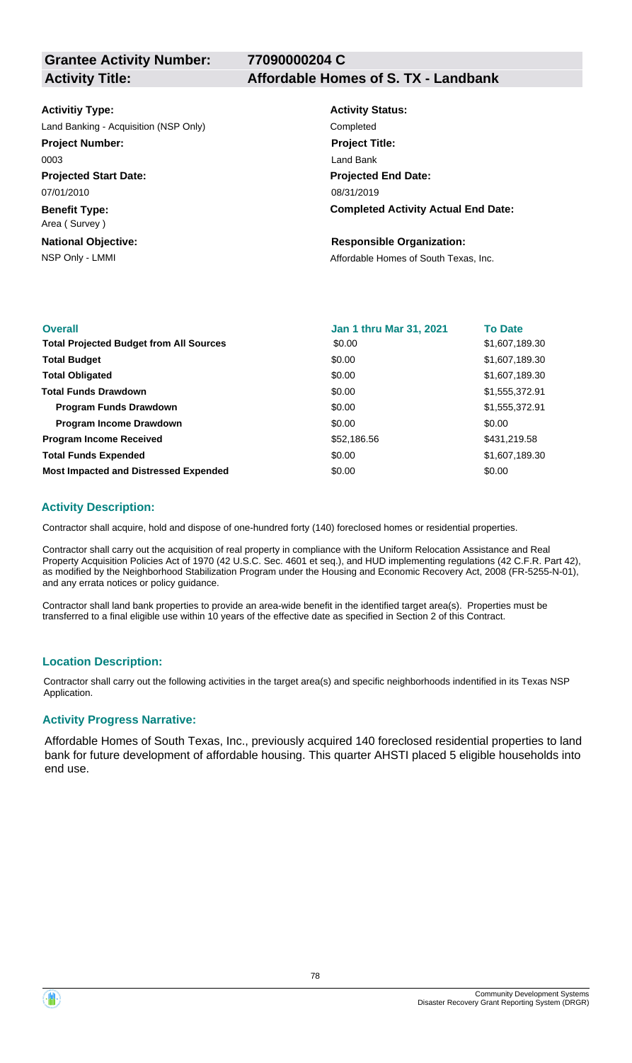**Grantee Activity Number:** 77090000204 C

**Activity Title:** Affordable Homes of S. TX - Landbank

**Activitiy Type:**
Land Banking - Acquisition (NSP Only)

**Project Number:**
0003

**Projected Start Date:**
07/01/2010

**Benefit Type:**
Area ( Survey )

**National Objective:**
NSP Only - LMMI

**Activity Status:**
Completed

**Project Title:**
Land Bank

**Projected End Date:**
08/31/2019

**Completed Activity Actual End Date:**

**Responsible Organization:**
Affordable Homes of South Texas, Inc.

| Overall | Jan 1 thru Mar 31, 2021 | To Date |
| --- | --- | --- |
| Total Projected Budget from All Sources | $0.00 | $1,607,189.30 |
| Total Budget | $0.00 | $1,607,189.30 |
| Total Obligated | $0.00 | $1,607,189.30 |
| Total Funds Drawdown | $0.00 | $1,555,372.91 |
| Program Funds Drawdown | $0.00 | $1,555,372.91 |
| Program Income Drawdown | $0.00 | $0.00 |
| Program Income Received | $52,186.56 | $431,219.58 |
| Total Funds Expended | $0.00 | $1,607,189.30 |
| Most Impacted and Distressed Expended | $0.00 | $0.00 |

### Activity Description:

Contractor shall acquire, hold and dispose of one-hundred forty (140) foreclosed homes or residential properties.

Contractor shall carry out the acquisition of real property in compliance with the Uniform Relocation Assistance and Real Property Acquisition Policies Act of 1970 (42 U.S.C. Sec. 4601 et seq.), and HUD implementing regulations (42 C.F.R. Part 42), as modified by the Neighborhood Stabilization Program under the Housing and Economic Recovery Act, 2008 (FR-5255-N-01), and any errata notices or policy guidance.

Contractor shall land bank properties to provide an area-wide benefit in the identified target area(s). Properties must be transferred to a final eligible use within 10 years of the effective date as specified in Section 2 of this Contract.

### Location Description:

Contractor shall carry out the following activities in the target area(s) and specific neighborhoods indentified in its Texas NSP Application.

### Activity Progress Narrative:

Affordable Homes of South Texas, Inc., previously acquired 140 foreclosed residential properties to land bank for future development of affordable housing. This quarter AHSTI placed 5 eligible households into end use.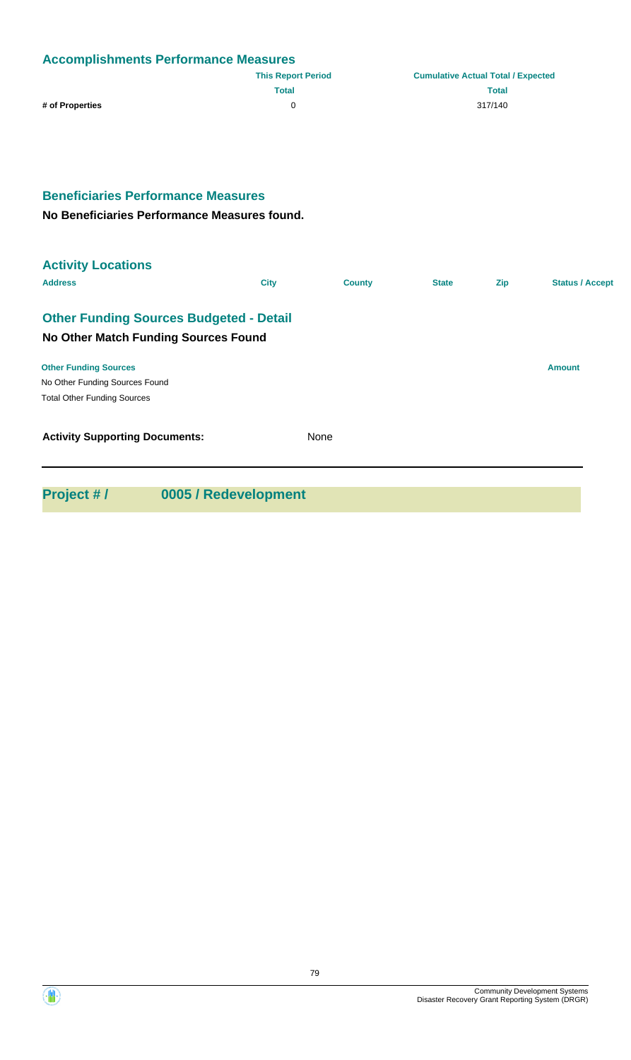## Accomplishments Performance Measures

| | This Report Period | Cumulative Actual Total / Expected |
|---|---|---|
| | Total | Total |
| # of Properties | 0 | 317/140 |

## Beneficiaries Performance Measures

**No Beneficiaries Performance Measures found.**

## Activity Locations

| Address | City | County | State | Zip | Status / Accept |
|---|---|---|---|---|---|

## Other Funding Sources Budgeted - Detail

**No Other Match Funding Sources Found**

| Other Funding Sources | Amount |
|---|---|
| No Other Funding Sources Found | |
| Total Other Funding Sources | |

**Activity Supporting Documents:** None

---

## Project # / 0005 / Redevelopment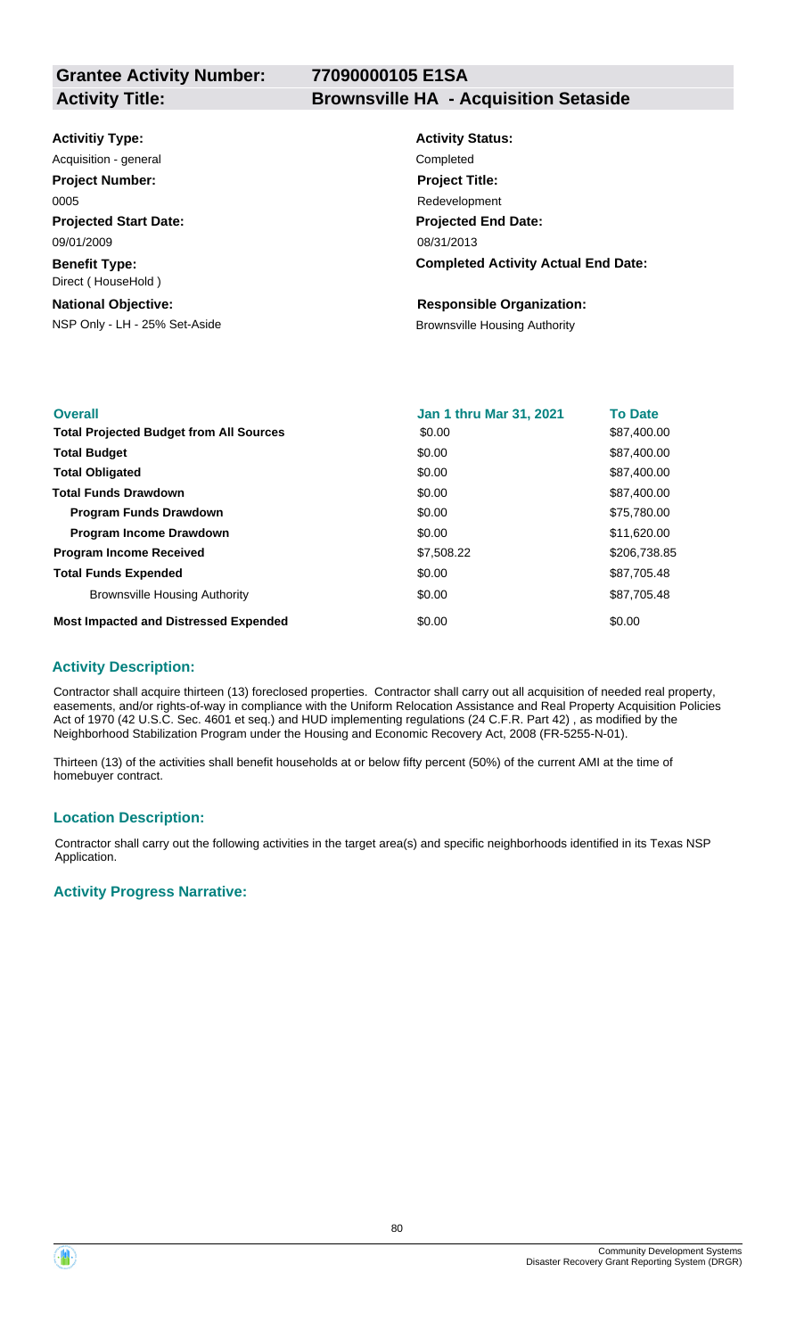**Grantee Activity Number:** 77090000105 E1SA

**Activity Title:** Brownsville HA - Acquisition Setaside

| | |
|---|---|
| **Activitiy Type:** | **Activity Status:** |
| Acquisition - general | Completed |
| **Project Number:** | **Project Title:** |
| 0005 | Redevelopment |
| **Projected Start Date:** | **Projected End Date:** |
| 09/01/2009 | 08/31/2013 |
| **Benefit Type:** | **Completed Activity Actual End Date:** |
| Direct ( HouseHold ) | |
| **National Objective:** | **Responsible Organization:** |
| NSP Only - LH - 25% Set-Aside | Brownsville Housing Authority |

| **Overall** | **Jan 1 thru Mar 31, 2021** | **To Date** |
|---|---|---|
| **Total Projected Budget from All Sources** | $0.00 | $87,400.00 |
| **Total Budget** | $0.00 | $87,400.00 |
| **Total Obligated** | $0.00 | $87,400.00 |
| **Total Funds Drawdown** | $0.00 | $87,400.00 |
| **Program Funds Drawdown** | $0.00 | $75,780.00 |
| **Program Income Drawdown** | $0.00 | $11,620.00 |
| **Program Income Received** | $7,508.22 | $206,738.85 |
| **Total Funds Expended** | $0.00 | $87,705.48 |
| Brownsville Housing Authority | $0.00 | $87,705.48 |
| **Most Impacted and Distressed Expended** | $0.00 | $0.00 |

## Activity Description:

Contractor shall acquire thirteen (13) foreclosed properties. Contractor shall carry out all acquisition of needed real property, easements, and/or rights-of-way in compliance with the Uniform Relocation Assistance and Real Property Acquisition Policies Act of 1970 (42 U.S.C. Sec. 4601 et seq.) and HUD implementing regulations (24 C.F.R. Part 42) , as modified by the Neighborhood Stabilization Program under the Housing and Economic Recovery Act, 2008 (FR-5255-N-01).

Thirteen (13) of the activities shall benefit households at or below fifty percent (50%) of the current AMI at the time of homebuyer contract.

## Location Description:

Contractor shall carry out the following activities in the target area(s) and specific neighborhoods identified in its Texas NSP Application.

## Activity Progress Narrative: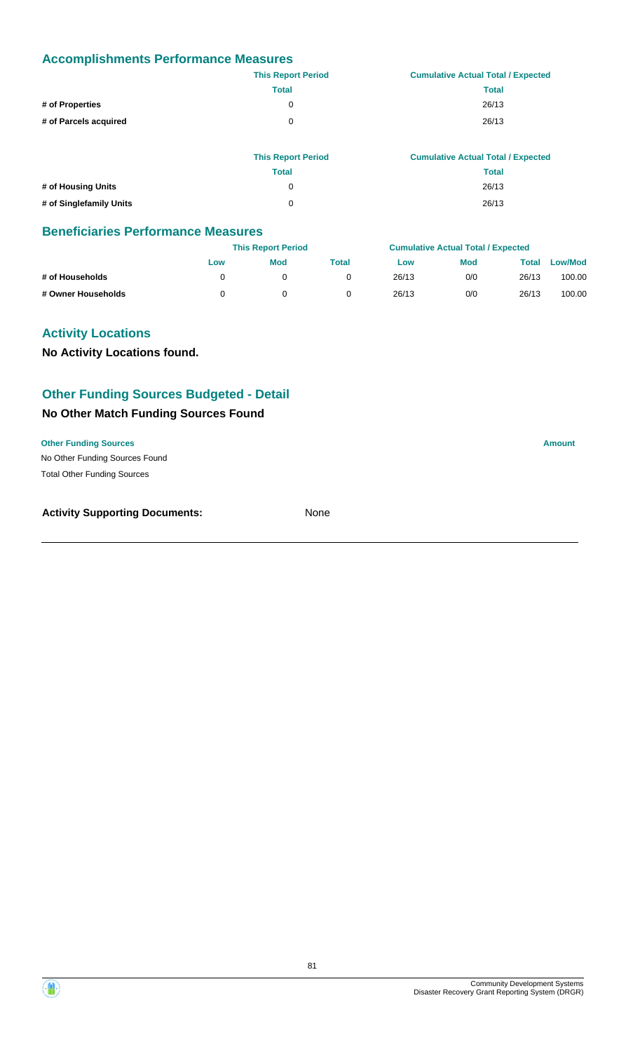## Accomplishments Performance Measures

| | This Report Period | Cumulative Actual Total / Expected |
|---|---|---|
| | Total | Total |
| # of Properties | 0 | 26/13 |
| # of Parcels acquired | 0 | 26/13 |

| | This Report Period | Cumulative Actual Total / Expected |
|---|---|---|
| | Total | Total |
| # of Housing Units | 0 | 26/13 |
| # of Singlefamily Units | 0 | 26/13 |

## Beneficiaries Performance Measures

| | This Report Period | | | Cumulative Actual Total / Expected | | | |
|---|---|---|---|---|---|---|---|
| | Low | Mod | Total | Low | Mod | Total | Low/Mod |
| # of Households | 0 | 0 | 0 | 26/13 | 0/0 | 26/13 | 100.00 |
| # Owner Households | 0 | 0 | 0 | 26/13 | 0/0 | 26/13 | 100.00 |

## Activity Locations

**No Activity Locations found.**

## Other Funding Sources Budgeted - Detail

### No Other Match Funding Sources Found

| Other Funding Sources | Amount |
|---|---|
| No Other Funding Sources Found | |
| Total Other Funding Sources | |

**Activity Supporting Documents:** None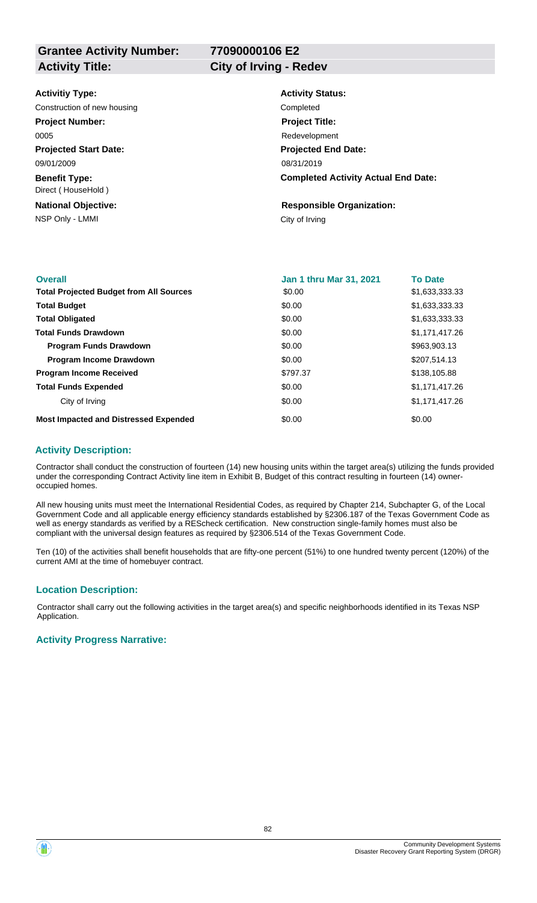| **Grantee Activity Number:** | **77090000106 E2** |
|---|---|
| **Activity Title:** | **City of Irving - Redev** |

**Activitiy Type:**
Construction of new housing

**Project Number:**
0005

**Projected Start Date:**
09/01/2009

**Benefit Type:**
Direct ( HouseHold )

**National Objective:**
NSP Only - LMMI

**Activity Status:**
Completed

**Project Title:**
Redevelopment

**Projected End Date:**
08/31/2019

**Completed Activity Actual End Date:**

**Responsible Organization:**
City of Irving

| **Overall** | **Jan 1 thru Mar 31, 2021** | **To Date** |
|---|---|---|
| **Total Projected Budget from All Sources** | \$0.00 | \$1,633,333.33 |
| **Total Budget** | \$0.00 | \$1,633,333.33 |
| **Total Obligated** | \$0.00 | \$1,633,333.33 |
| **Total Funds Drawdown** | \$0.00 | \$1,171,417.26 |
| **Program Funds Drawdown** | \$0.00 | \$963,903.13 |
| **Program Income Drawdown** | \$0.00 | \$207,514.13 |
| **Program Income Received** | \$797.37 | \$138,105.88 |
| **Total Funds Expended** | \$0.00 | \$1,171,417.26 |
| City of Irving | \$0.00 | \$1,171,417.26 |
| **Most Impacted and Distressed Expended** | \$0.00 | \$0.00 |

## Activity Description:

Contractor shall conduct the construction of fourteen (14) new housing units within the target area(s) utilizing the funds provided under the corresponding Contract Activity line item in Exhibit B, Budget of this contract resulting in fourteen (14) owner-occupied homes.

All new housing units must meet the International Residential Codes, as required by Chapter 214, Subchapter G, of the Local Government Code and all applicable energy efficiency standards established by §2306.187 of the Texas Government Code as well as energy standards as verified by a REScheck certification. New construction single-family homes must also be compliant with the universal design features as required by §2306.514 of the Texas Government Code.

Ten (10) of the activities shall benefit households that are fifty-one percent (51%) to one hundred twenty percent (120%) of the current AMI at the time of homebuyer contract.

## Location Description:

Contractor shall carry out the following activities in the target area(s) and specific neighborhoods identified in its Texas NSP Application.

## Activity Progress Narrative: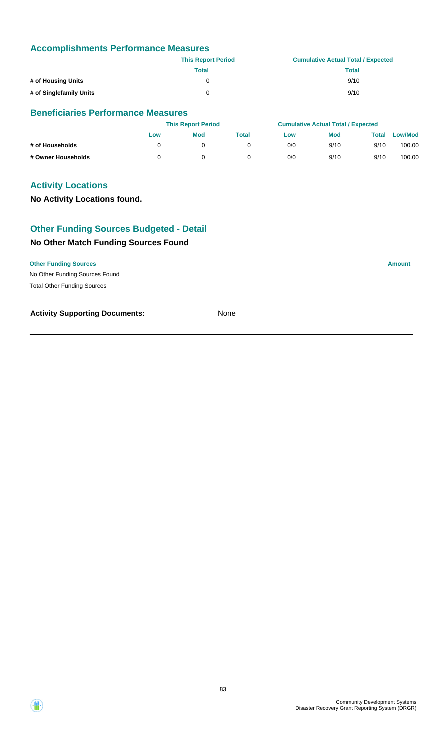## Accomplishments Performance Measures

| | This Report Period | Cumulative Actual Total / Expected |
|---|---|---|
| | Total | Total |
| # of Housing Units | 0 | 9/10 |
| # of Singlefamily Units | 0 | 9/10 |

## Beneficiaries Performance Measures

| | This Report Period | | | Cumulative Actual Total / Expected | | | |
|---|---|---|---|---|---|---|---|
| | Low | Mod | Total | Low | Mod | Total | Low/Mod |
| # of Households | 0 | 0 | 0 | 0/0 | 9/10 | 9/10 | 100.00 |
| # Owner Households | 0 | 0 | 0 | 0/0 | 9/10 | 9/10 | 100.00 |

## Activity Locations

**No Activity Locations found.**

## Other Funding Sources Budgeted - Detail

### No Other Match Funding Sources Found

| Other Funding Sources | Amount |
|---|---|
| No Other Funding Sources Found | |
| Total Other Funding Sources | |

**Activity Supporting Documents:** None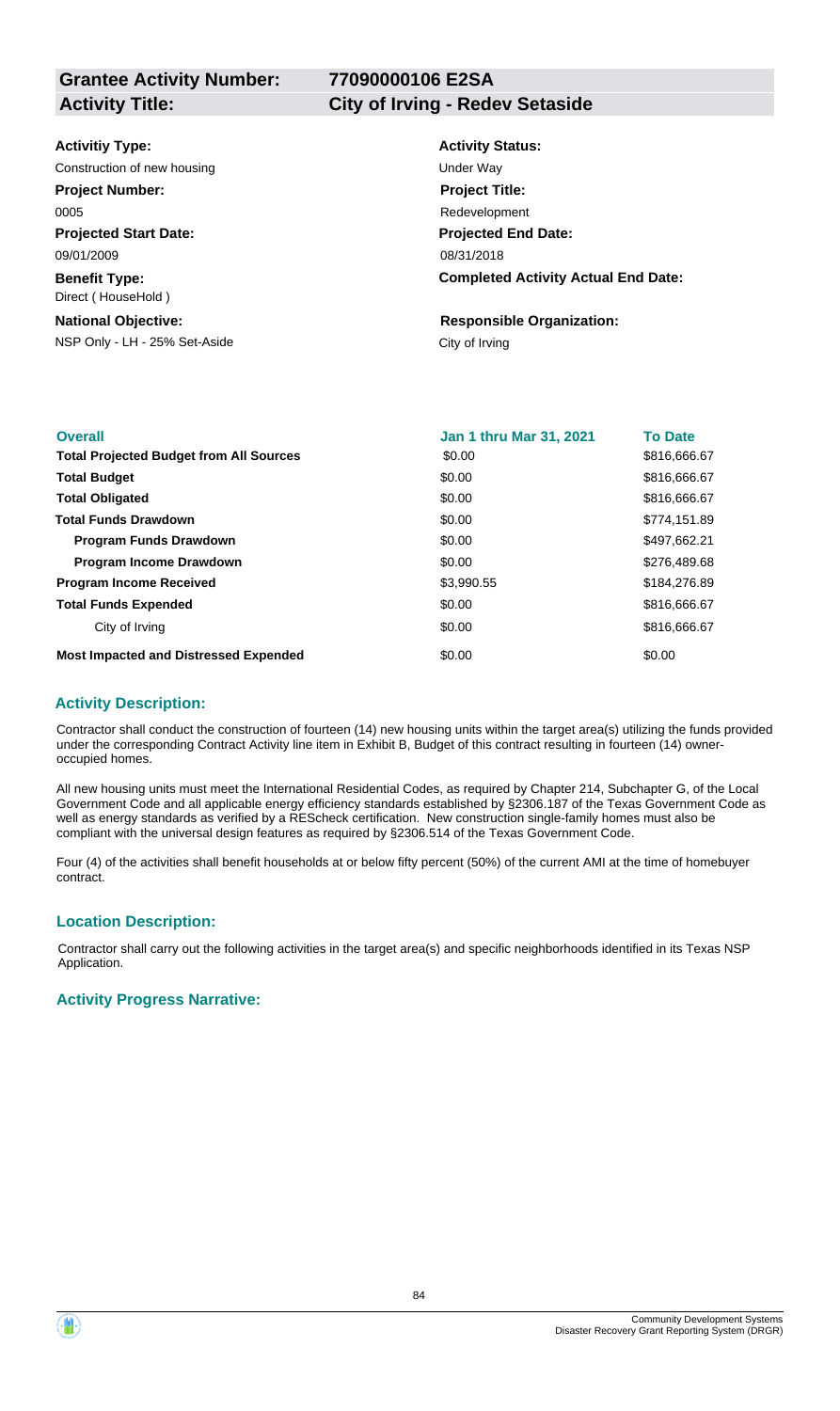**Grantee Activity Number:** 77090000106 E2SA
**Activity Title:** City of Irving - Redev Setaside

**Activitiy Type:**
Construction of new housing

**Activity Status:**
Under Way

**Project Number:**
0005

**Project Title:**
Redevelopment

**Projected Start Date:**
09/01/2009

**Projected End Date:**
08/31/2018

**Benefit Type:**
Direct ( HouseHold )

**Completed Activity Actual End Date:**

**National Objective:**
NSP Only - LH - 25% Set-Aside

**Responsible Organization:**
City of Irving

| Overall | Jan 1 thru Mar 31, 2021 | To Date |
|---|---|---|
| **Total Projected Budget from All Sources** | $0.00 | $816,666.67 |
| **Total Budget** | $0.00 | $816,666.67 |
| **Total Obligated** | $0.00 | $816,666.67 |
| **Total Funds Drawdown** | $0.00 | $774,151.89 |
| **Program Funds Drawdown** | $0.00 | $497,662.21 |
| **Program Income Drawdown** | $0.00 | $276,489.68 |
| **Program Income Received** | $3,990.55 | $184,276.89 |
| **Total Funds Expended** | $0.00 | $816,666.67 |
| City of Irving | $0.00 | $816,666.67 |
| **Most Impacted and Distressed Expended** | $0.00 | $0.00 |

### Activity Description:

Contractor shall conduct the construction of fourteen (14) new housing units within the target area(s) utilizing the funds provided under the corresponding Contract Activity line item in Exhibit B, Budget of this contract resulting in fourteen (14) owner-occupied homes.

All new housing units must meet the International Residential Codes, as required by Chapter 214, Subchapter G, of the Local Government Code and all applicable energy efficiency standards established by §2306.187 of the Texas Government Code as well as energy standards as verified by a REScheck certification. New construction single-family homes must also be compliant with the universal design features as required by §2306.514 of the Texas Government Code.

Four (4) of the activities shall benefit households at or below fifty percent (50%) of the current AMI at the time of homebuyer contract.

### Location Description:

Contractor shall carry out the following activities in the target area(s) and specific neighborhoods identified in its Texas NSP Application.

### Activity Progress Narrative: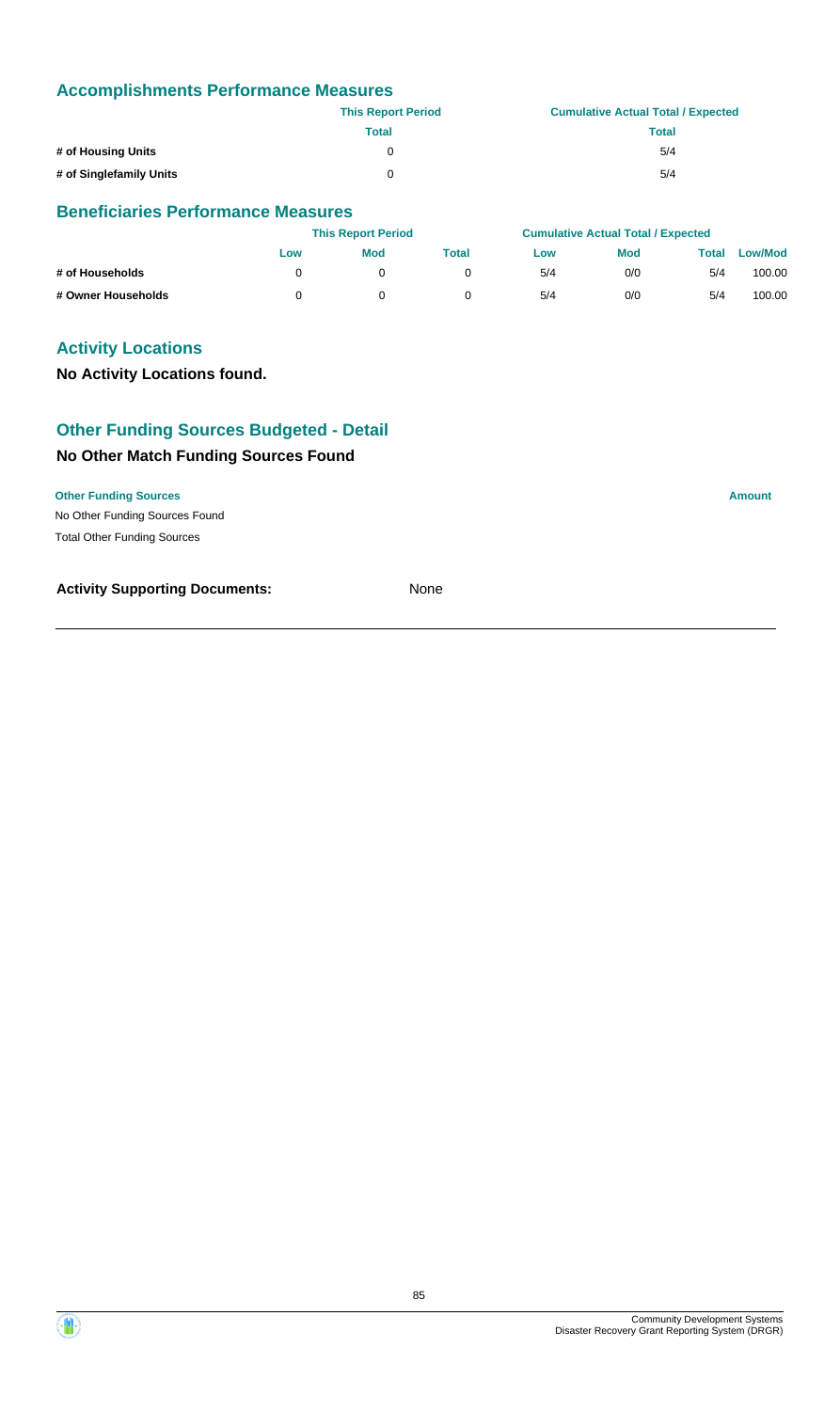## Accomplishments Performance Measures

| | This Report Period | Cumulative Actual Total / Expected |
|---|---|---|
| | Total | Total |
| # of Housing Units | 0 | 5/4 |
| # of Singlefamily Units | 0 | 5/4 |

## Beneficiaries Performance Measures

| | This Report Period | | | Cumulative Actual Total / Expected | | | |
|---|---|---|---|---|---|---|---|
| | Low | Mod | Total | Low | Mod | Total | Low/Mod |
| # of Households | 0 | 0 | 0 | 5/4 | 0/0 | 5/4 | 100.00 |
| # Owner Households | 0 | 0 | 0 | 5/4 | 0/0 | 5/4 | 100.00 |

## Activity Locations

**No Activity Locations found.**

## Other Funding Sources Budgeted - Detail

### No Other Match Funding Sources Found

| Other Funding Sources | Amount |
|---|---|
| No Other Funding Sources Found | |
| Total Other Funding Sources | |

**Activity Supporting Documents:** None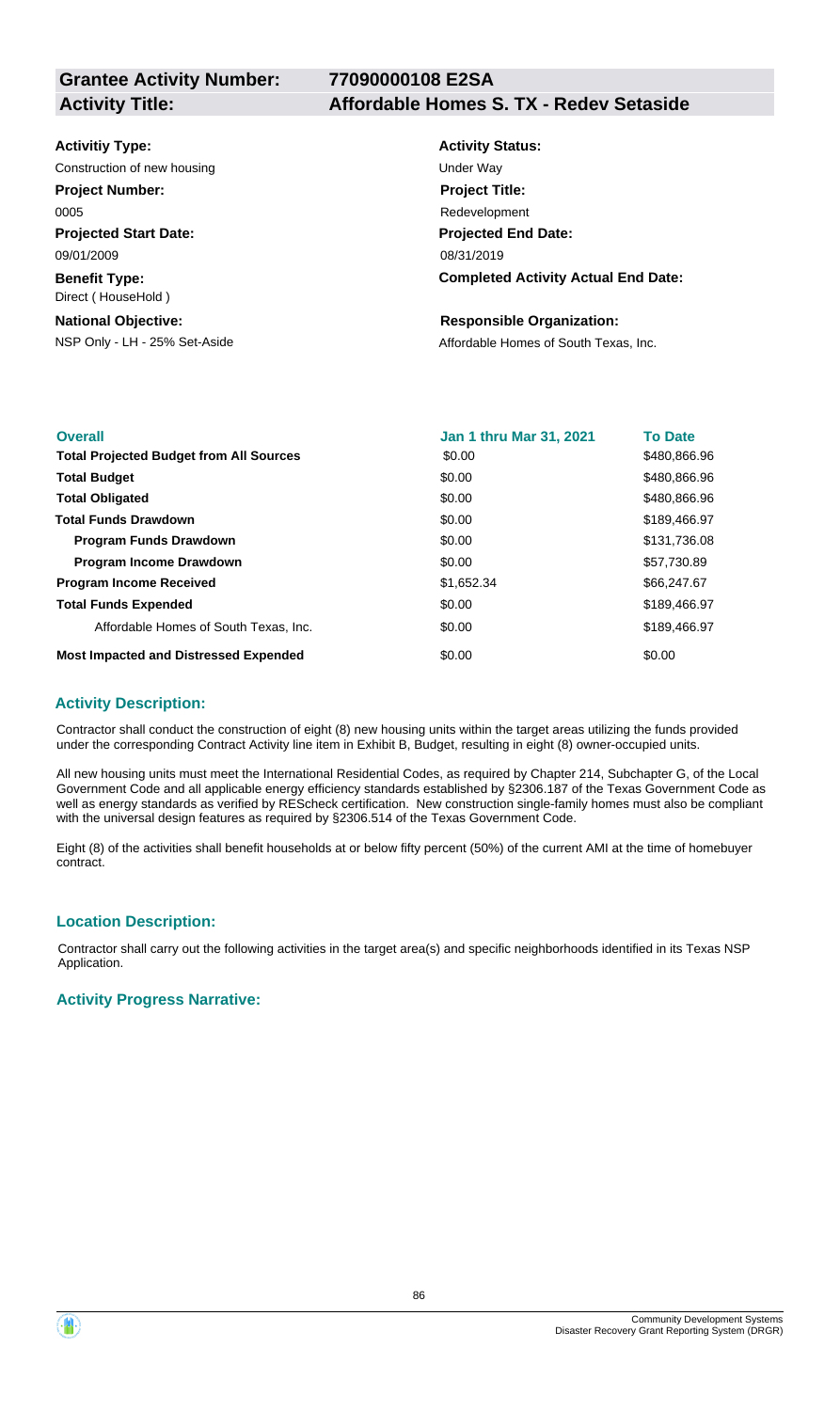**Grantee Activity Number:** 77090000108 E2SA

**Activity Title:** Affordable Homes S. TX - Redev Setaside

**Activitiy Type:**
Construction of new housing

**Activity Status:**
Under Way

**Project Number:**
0005

**Project Title:**
Redevelopment

**Projected Start Date:**
09/01/2009

**Projected End Date:**
08/31/2019

**Benefit Type:**
Direct ( HouseHold )

**Completed Activity Actual End Date:**

**National Objective:**
NSP Only - LH - 25% Set-Aside

**Responsible Organization:**
Affordable Homes of South Texas, Inc.

| Overall | Jan 1 thru Mar 31, 2021 | To Date |
|---|---|---|
| **Total Projected Budget from All Sources** | $0.00 | $480,866.96 |
| **Total Budget** | $0.00 | $480,866.96 |
| **Total Obligated** | $0.00 | $480,866.96 |
| **Total Funds Drawdown** | $0.00 | $189,466.97 |
| **Program Funds Drawdown** | $0.00 | $131,736.08 |
| **Program Income Drawdown** | $0.00 | $57,730.89 |
| **Program Income Received** | $1,652.34 | $66,247.67 |
| **Total Funds Expended** | $0.00 | $189,466.97 |
| Affordable Homes of South Texas, Inc. | $0.00 | $189,466.97 |
| **Most Impacted and Distressed Expended** | $0.00 | $0.00 |

### Activity Description:

Contractor shall conduct the construction of eight (8) new housing units within the target areas utilizing the funds provided under the corresponding Contract Activity line item in Exhibit B, Budget, resulting in eight (8) owner-occupied units.

All new housing units must meet the International Residential Codes, as required by Chapter 214, Subchapter G, of the Local Government Code and all applicable energy efficiency standards established by §2306.187 of the Texas Government Code as well as energy standards as verified by REScheck certification. New construction single-family homes must also be compliant with the universal design features as required by §2306.514 of the Texas Government Code.

Eight (8) of the activities shall benefit households at or below fifty percent (50%) of the current AMI at the time of homebuyer contract.

### Location Description:

Contractor shall carry out the following activities in the target area(s) and specific neighborhoods identified in its Texas NSP Application.

### Activity Progress Narrative: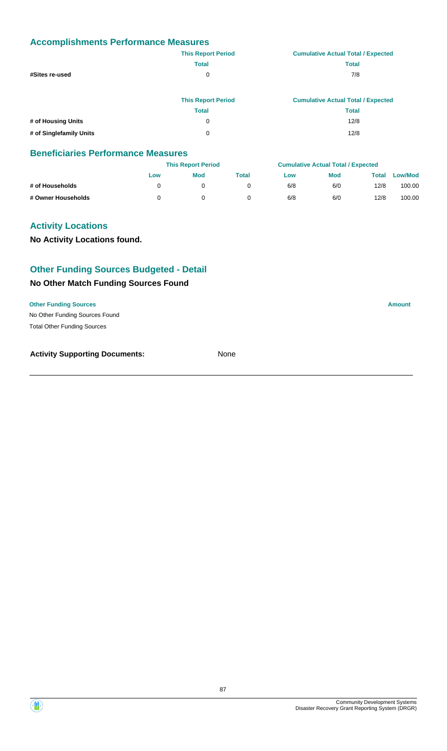## Accomplishments Performance Measures

| | This Report Period | Cumulative Actual Total / Expected |
|---|---|---|
| | Total | Total |
| #Sites re-used | 0 | 7/8 |

| | This Report Period | Cumulative Actual Total / Expected |
|---|---|---|
| | Total | Total |
| # of Housing Units | 0 | 12/8 |
| # of Singlefamily Units | 0 | 12/8 |

## Beneficiaries Performance Measures

| | This Report Period | | | Cumulative Actual Total / Expected | | | |
|---|---|---|---|---|---|---|---|
| | Low | Mod | Total | Low | Mod | Total | Low/Mod |
| # of Households | 0 | 0 | 0 | 6/8 | 6/0 | 12/8 | 100.00 |
| # Owner Households | 0 | 0 | 0 | 6/8 | 6/0 | 12/8 | 100.00 |

## Activity Locations

**No Activity Locations found.**

## Other Funding Sources Budgeted - Detail

### No Other Match Funding Sources Found

| Other Funding Sources | Amount |
|---|---|
| No Other Funding Sources Found | |
| Total Other Funding Sources | |

**Activity Supporting Documents:** None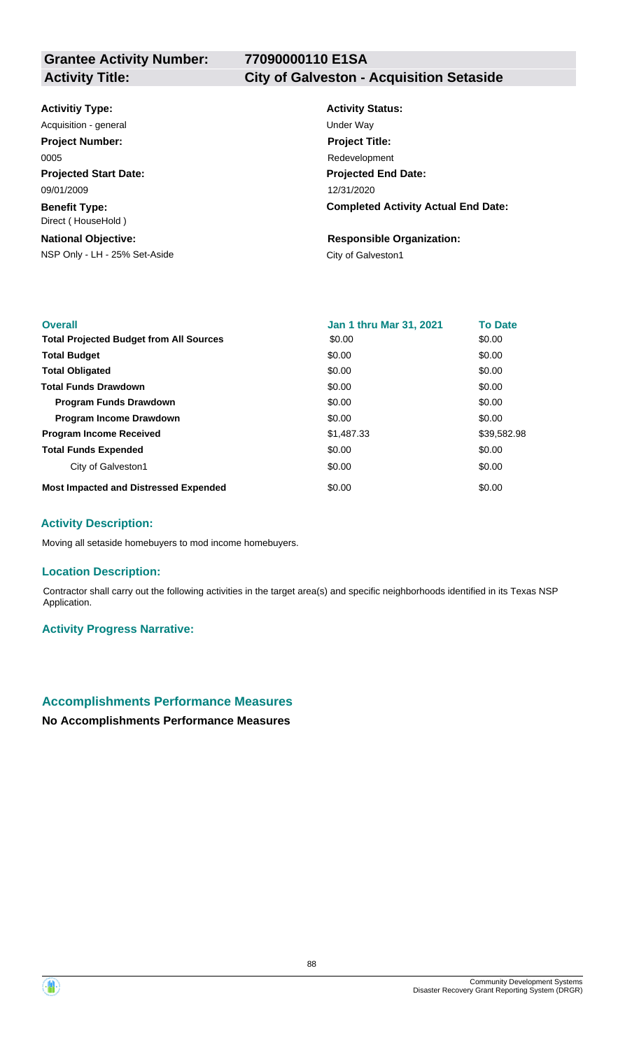**Grantee Activity Number:** 77090000110 E1SA

**Activity Title:** City of Galveston - Acquisition Setaside

**Activitiy Type:**
Acquisition - general

**Activity Status:**
Under Way

**Project Number:**
0005

**Project Title:**
Redevelopment

**Projected Start Date:**
09/01/2009

**Projected End Date:**
12/31/2020

**Benefit Type:**
Direct ( HouseHold )

**Completed Activity Actual End Date:**

**National Objective:**
NSP Only - LH - 25% Set-Aside

**Responsible Organization:**
City of Galveston1

| Overall | Jan 1 thru Mar 31, 2021 | To Date |
| --- | --- | --- |
| **Total Projected Budget from All Sources** | $0.00 | $0.00 |
| **Total Budget** | $0.00 | $0.00 |
| **Total Obligated** | $0.00 | $0.00 |
| **Total Funds Drawdown** | $0.00 | $0.00 |
| **Program Funds Drawdown** | $0.00 | $0.00 |
| **Program Income Drawdown** | $0.00 | $0.00 |
| **Program Income Received** | $1,487.33 | $39,582.98 |
| **Total Funds Expended** | $0.00 | $0.00 |
| City of Galveston1 | $0.00 | $0.00 |
| **Most Impacted and Distressed Expended** | $0.00 | $0.00 |

### Activity Description:

Moving all setaside homebuyers to mod income homebuyers.

### Location Description:

Contractor shall carry out the following activities in the target area(s) and specific neighborhoods identified in its Texas NSP Application.

### Activity Progress Narrative:

## Accomplishments Performance Measures

**No Accomplishments Performance Measures**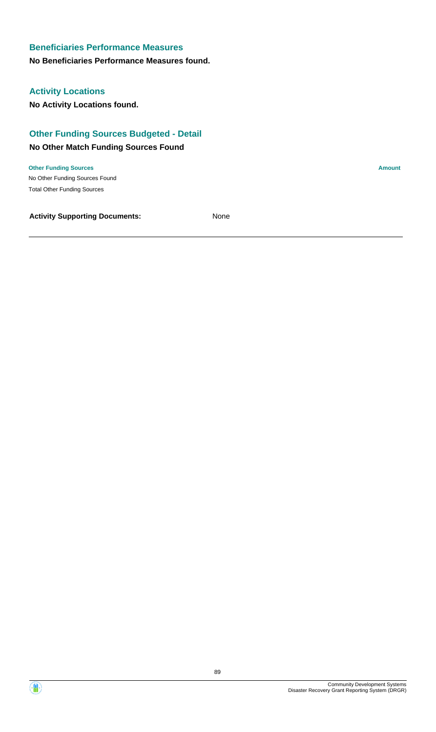### Beneficiaries Performance Measures

**No Beneficiaries Performance Measures found.**

### Activity Locations

**No Activity Locations found.**

### Other Funding Sources Budgeted - Detail

**No Other Match Funding Sources Found**

| Other Funding Sources | Amount |
| --- | --- |
| No Other Funding Sources Found | |
| Total Other Funding Sources | |

**Activity Supporting Documents:** None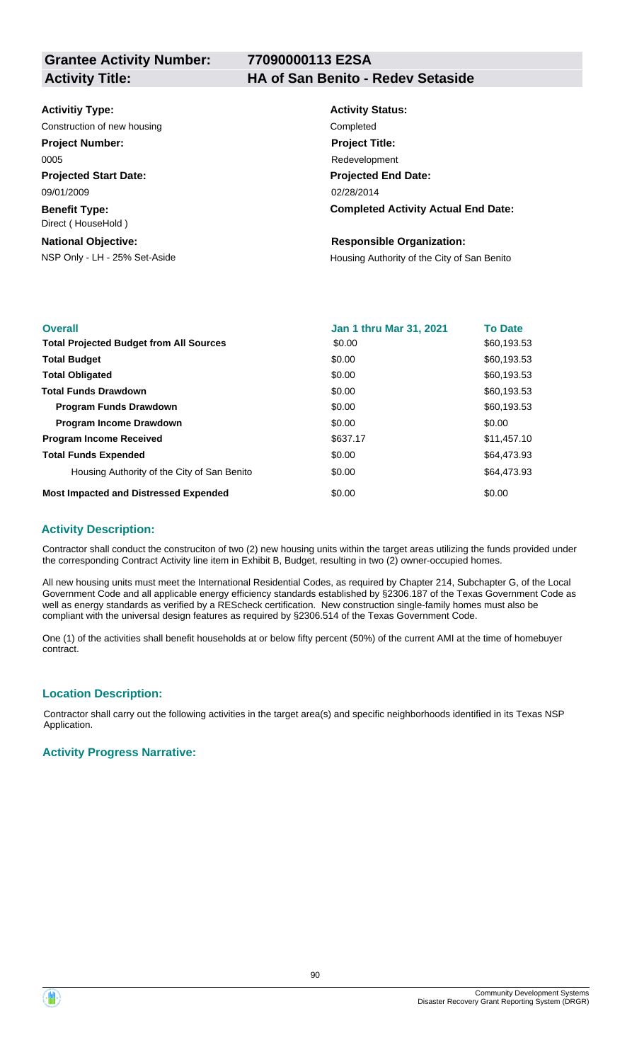**Grantee Activity Number:** 77090000113 E2SA

**Activity Title:** HA of San Benito - Redev Setaside

**Activitiy Type:**
Construction of new housing

**Activity Status:**
Completed

**Project Number:**
0005

**Project Title:**
Redevelopment

**Projected Start Date:**
09/01/2009

**Projected End Date:**
02/28/2014

**Benefit Type:**
Direct ( HouseHold )

**Completed Activity Actual End Date:**

**National Objective:**
NSP Only - LH - 25% Set-Aside

**Responsible Organization:**
Housing Authority of the City of San Benito

| Overall | Jan 1 thru Mar 31, 2021 | To Date |
|---|---|---|
| **Total Projected Budget from All Sources** | $0.00 | $60,193.53 |
| **Total Budget** | $0.00 | $60,193.53 |
| **Total Obligated** | $0.00 | $60,193.53 |
| **Total Funds Drawdown** | $0.00 | $60,193.53 |
| **Program Funds Drawdown** | $0.00 | $60,193.53 |
| **Program Income Drawdown** | $0.00 | $0.00 |
| **Program Income Received** | $637.17 | $11,457.10 |
| **Total Funds Expended** | $0.00 | $64,473.93 |
| Housing Authority of the City of San Benito | $0.00 | $64,473.93 |
| **Most Impacted and Distressed Expended** | $0.00 | $0.00 |

### Activity Description:

Contractor shall conduct the construciton of two (2) new housing units within the target areas utilizing the funds provided under the corresponding Contract Activity line item in Exhibit B, Budget, resulting in two (2) owner-occupied homes.

All new housing units must meet the International Residential Codes, as required by Chapter 214, Subchapter G, of the Local Government Code and all applicable energy efficiency standards established by §2306.187 of the Texas Government Code as well as energy standards as verified by a REScheck certification. New construction single-family homes must also be compliant with the universal design features as required by §2306.514 of the Texas Government Code.

One (1) of the activities shall benefit households at or below fifty percent (50%) of the current AMI at the time of homebuyer contract.

### Location Description:

Contractor shall carry out the following activities in the target area(s) and specific neighborhoods identified in its Texas NSP Application.

### Activity Progress Narrative: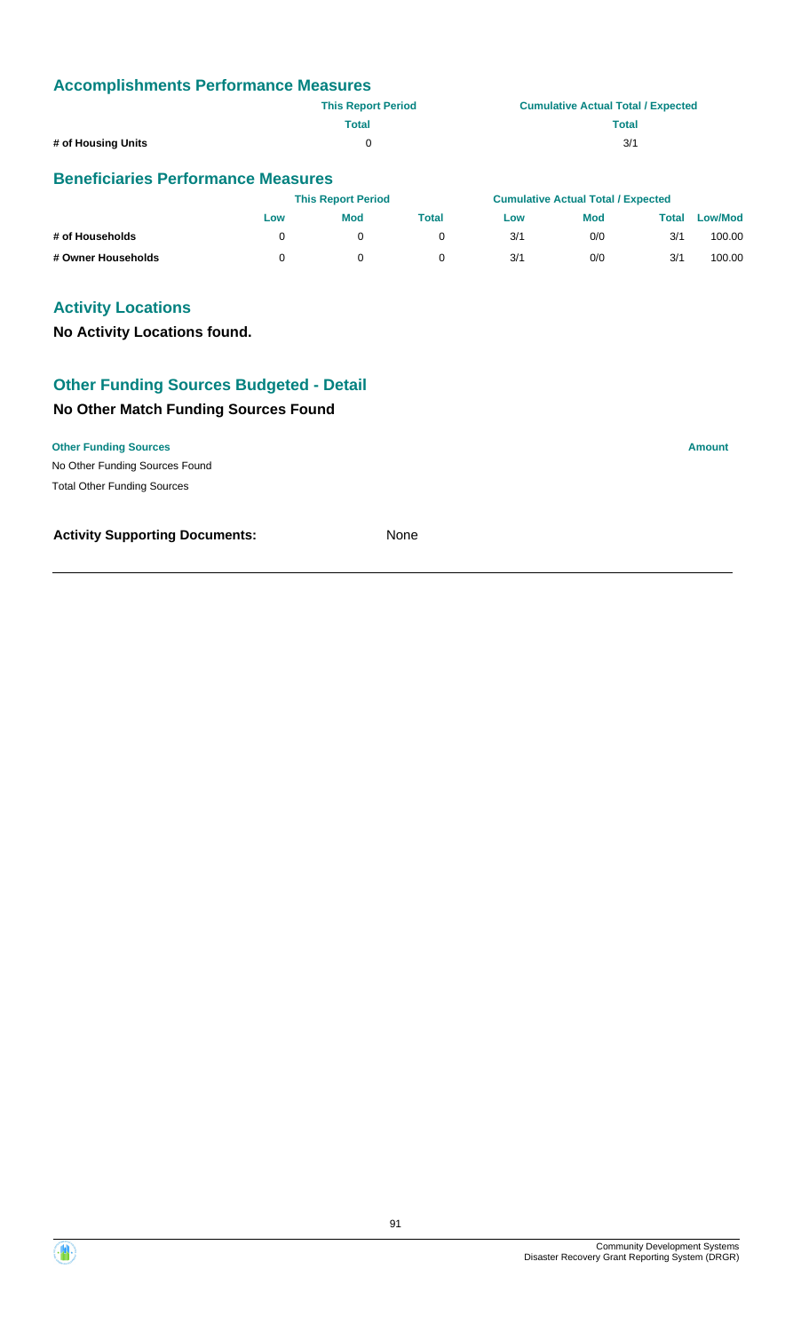## Accomplishments Performance Measures

| | This Report Period | Cumulative Actual Total / Expected |
|---|---|---|
| | Total | Total |
| # of Housing Units | 0 | 3/1 |

## Beneficiaries Performance Measures

| | This Report Period | | | Cumulative Actual Total / Expected | | | |
|---|---|---|---|---|---|---|---|
| | Low | Mod | Total | Low | Mod | Total | Low/Mod |
| # of Households | 0 | 0 | 0 | 3/1 | 0/0 | 3/1 | 100.00 |
| # Owner Households | 0 | 0 | 0 | 3/1 | 0/0 | 3/1 | 100.00 |

## Activity Locations

**No Activity Locations found.**

## Other Funding Sources Budgeted - Detail

### No Other Match Funding Sources Found

| Other Funding Sources | Amount |
|---|---|
| No Other Funding Sources Found | |
| Total Other Funding Sources | |

**Activity Supporting Documents:** None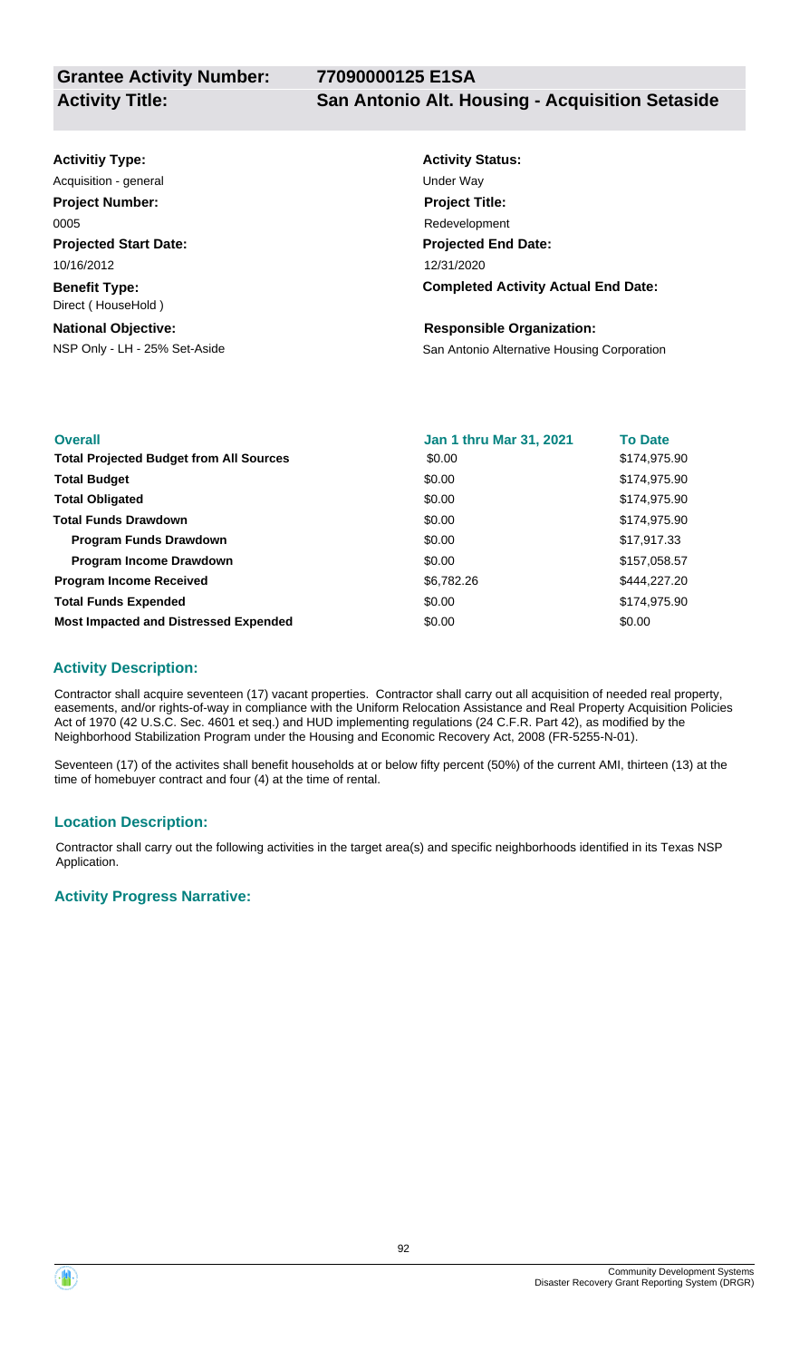**Grantee Activity Number:** 77090000125 E1SA

**Activity Title:** San Antonio Alt. Housing - Acquisition Setaside

**Activitiy Type:**
Acquisition - general

**Project Number:**
0005

**Projected Start Date:**
10/16/2012

**Benefit Type:**
Direct ( HouseHold )

**National Objective:**
NSP Only - LH - 25% Set-Aside

**Activity Status:**
Under Way

**Project Title:**
Redevelopment

**Projected End Date:**
12/31/2020

**Completed Activity Actual End Date:**

**Responsible Organization:**
San Antonio Alternative Housing Corporation

| **Overall** | **Jan 1 thru Mar 31, 2021** | **To Date** |
|---|---|---|
| **Total Projected Budget from All Sources** | $0.00 | $174,975.90 |
| **Total Budget** | $0.00 | $174,975.90 |
| **Total Obligated** | $0.00 | $174,975.90 |
| **Total Funds Drawdown** | $0.00 | $174,975.90 |
| **Program Funds Drawdown** | $0.00 | $17,917.33 |
| **Program Income Drawdown** | $0.00 | $157,058.57 |
| **Program Income Received** | $6,782.26 | $444,227.20 |
| **Total Funds Expended** | $0.00 | $174,975.90 |
| **Most Impacted and Distressed Expended** | $0.00 | $0.00 |

### Activity Description:

Contractor shall acquire seventeen (17) vacant properties. Contractor shall carry out all acquisition of needed real property, easements, and/or rights-of-way in compliance with the Uniform Relocation Assistance and Real Property Acquisition Policies Act of 1970 (42 U.S.C. Sec. 4601 et seq.) and HUD implementing regulations (24 C.F.R. Part 42), as modified by the Neighborhood Stabilization Program under the Housing and Economic Recovery Act, 2008 (FR-5255-N-01).

Seventeen (17) of the activites shall benefit households at or below fifty percent (50%) of the current AMI, thirteen (13) at the time of homebuyer contract and four (4) at the time of rental.

### Location Description:

Contractor shall carry out the following activities in the target area(s) and specific neighborhoods identified in its Texas NSP Application.

### Activity Progress Narrative: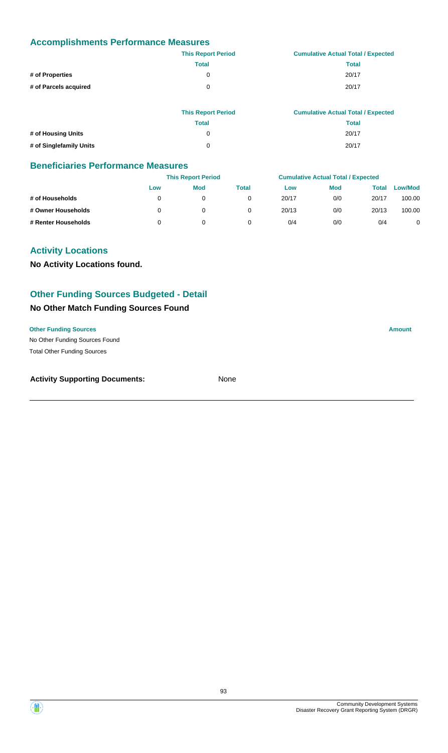## Accomplishments Performance Measures

| | This Report Period | Cumulative Actual Total / Expected |
|---|---|---|
| | Total | Total |
| # of Properties | 0 | 20/17 |
| # of Parcels acquired | 0 | 20/17 |

| | This Report Period | Cumulative Actual Total / Expected |
|---|---|---|
| | Total | Total |
| # of Housing Units | 0 | 20/17 |
| # of Singlefamily Units | 0 | 20/17 |

## Beneficiaries Performance Measures

| | This Report Period | | | Cumulative Actual Total / Expected | | | |
|---|---|---|---|---|---|---|---|
| | Low | Mod | Total | Low | Mod | Total | Low/Mod |
| # of Households | 0 | 0 | 0 | 20/17 | 0/0 | 20/17 | 100.00 |
| # Owner Households | 0 | 0 | 0 | 20/13 | 0/0 | 20/13 | 100.00 |
| # Renter Households | 0 | 0 | 0 | 0/4 | 0/0 | 0/4 | 0 |

## Activity Locations

**No Activity Locations found.**

## Other Funding Sources Budgeted - Detail

### No Other Match Funding Sources Found

| Other Funding Sources | Amount |
|---|---|
| No Other Funding Sources Found | |
| Total Other Funding Sources | |

**Activity Supporting Documents:** None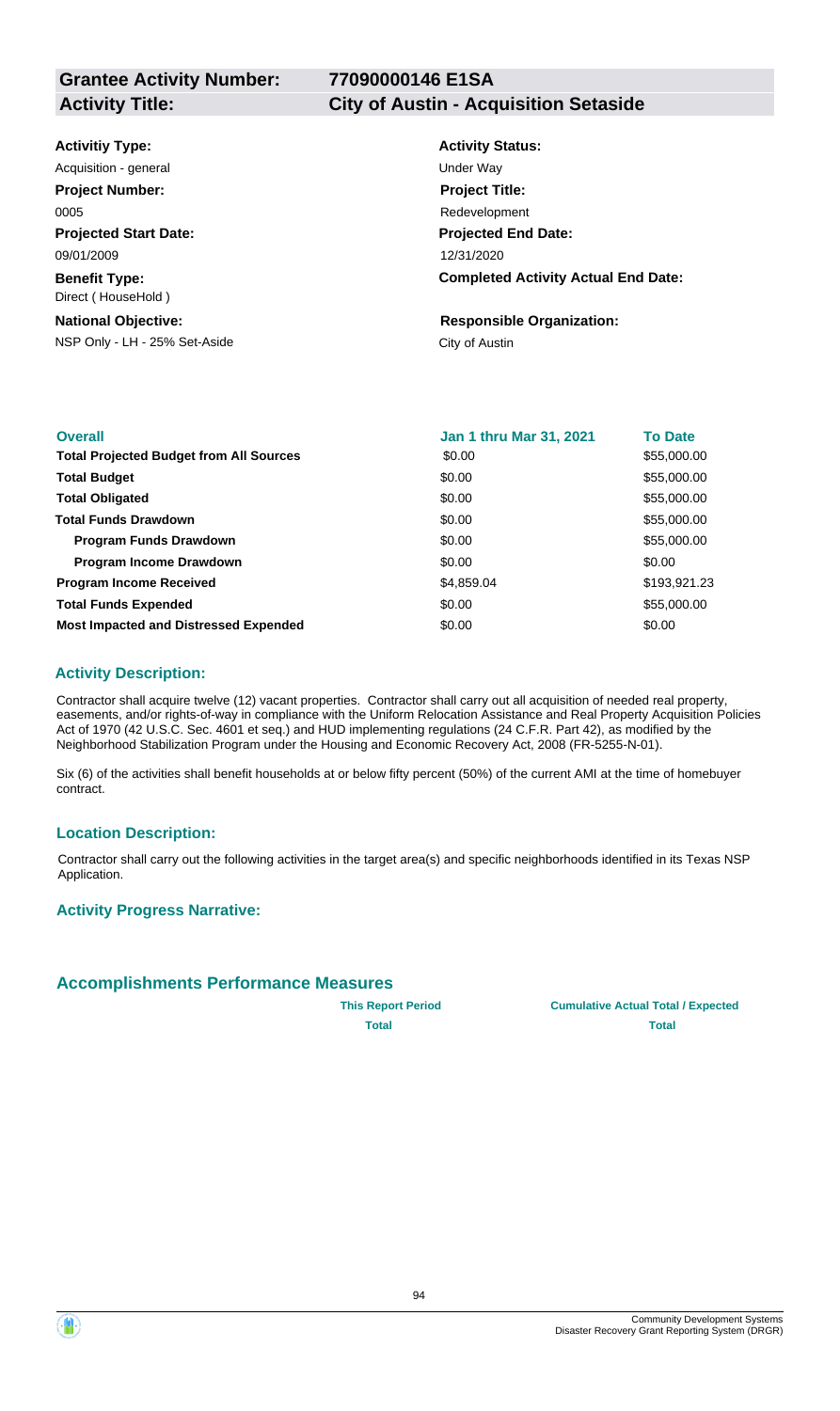**Grantee Activity Number:** **77090000146 E1SA**

**Activity Title:** **City of Austin - Acquisition Setaside**

**Activitiy Type:**
Acquisition - general

**Activity Status:**
Under Way

**Project Number:**
0005

**Project Title:**
Redevelopment

**Projected Start Date:**
09/01/2009

**Projected End Date:**
12/31/2020

**Benefit Type:**
Direct ( HouseHold )

**Completed Activity Actual End Date:**

**National Objective:**
NSP Only - LH - 25% Set-Aside

**Responsible Organization:**
City of Austin

| Overall | Jan 1 thru Mar 31, 2021 | To Date |
|---|---|---|
| **Total Projected Budget from All Sources** | $0.00 | $55,000.00 |
| **Total Budget** | $0.00 | $55,000.00 |
| **Total Obligated** | $0.00 | $55,000.00 |
| **Total Funds Drawdown** | $0.00 | $55,000.00 |
| **Program Funds Drawdown** | $0.00 | $55,000.00 |
| **Program Income Drawdown** | $0.00 | $0.00 |
| **Program Income Received** | $4,859.04 | $193,921.23 |
| **Total Funds Expended** | $0.00 | $55,000.00 |
| **Most Impacted and Distressed Expended** | $0.00 | $0.00 |

### Activity Description:

Contractor shall acquire twelve (12) vacant properties. Contractor shall carry out all acquisition of needed real property, easements, and/or rights-of-way in compliance with the Uniform Relocation Assistance and Real Property Acquisition Policies Act of 1970 (42 U.S.C. Sec. 4601 et seq.) and HUD implementing regulations (24 C.F.R. Part 42), as modified by the Neighborhood Stabilization Program under the Housing and Economic Recovery Act, 2008 (FR-5255-N-01).

Six (6) of the activities shall benefit households at or below fifty percent (50%) of the current AMI at the time of homebuyer contract.

### Location Description:

Contractor shall carry out the following activities in the target area(s) and specific neighborhoods identified in its Texas NSP Application.

### Activity Progress Narrative:

### Accomplishments Performance Measures

| | This Report Period | Cumulative Actual Total / Expected |
|---|---|---|
| | Total | Total |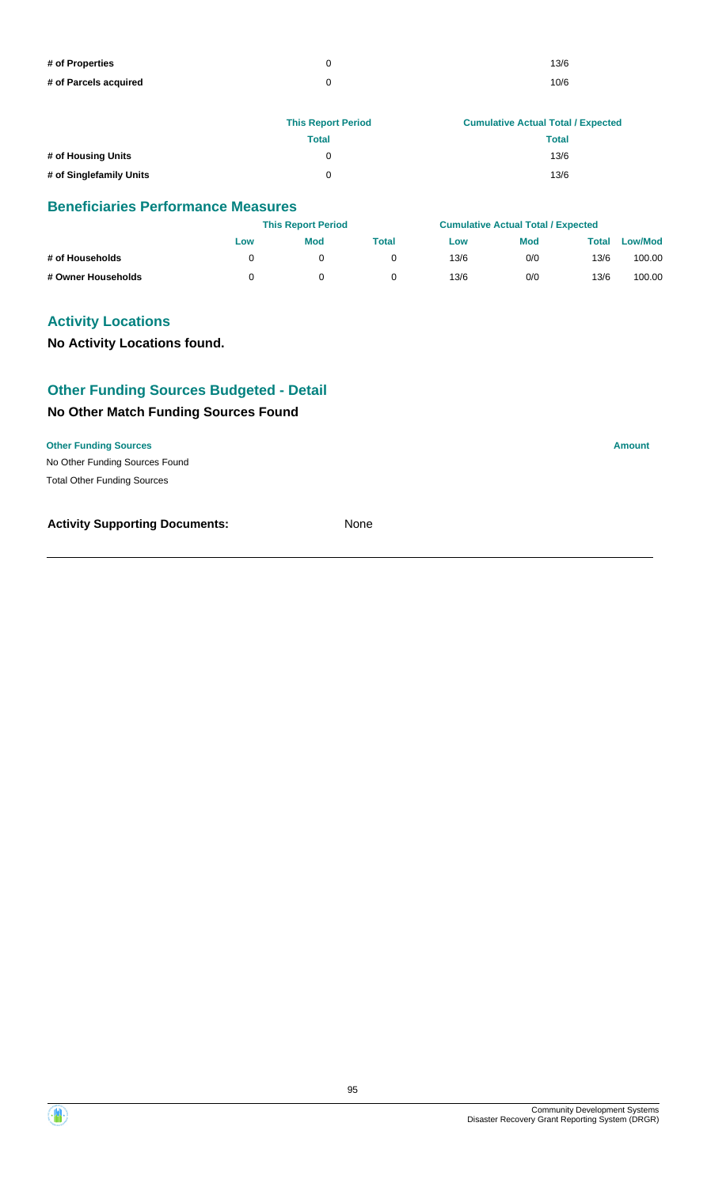| | This Report Period | Cumulative Actual Total / Expected |
|---|---|---|
| # of Properties | 0 | 13/6 |
| # of Parcels acquired | 0 | 10/6 |

| | This Report Period | Cumulative Actual Total / Expected |
|---|---|---|
| | Total | Total |
| # of Housing Units | 0 | 13/6 |
| # of Singlefamily Units | 0 | 13/6 |

## Beneficiaries Performance Measures

| | This Report Period | | | Cumulative Actual Total / Expected | | | |
|---|---|---|---|---|---|---|---|
| | Low | Mod | Total | Low | Mod | Total | Low/Mod |
| # of Households | 0 | 0 | 0 | 13/6 | 0/0 | 13/6 | 100.00 |
| # Owner Households | 0 | 0 | 0 | 13/6 | 0/0 | 13/6 | 100.00 |

## Activity Locations

**No Activity Locations found.**

## Other Funding Sources Budgeted - Detail

### No Other Match Funding Sources Found

| Other Funding Sources | Amount |
|---|---|
| No Other Funding Sources Found | |
| Total Other Funding Sources | |

**Activity Supporting Documents:** None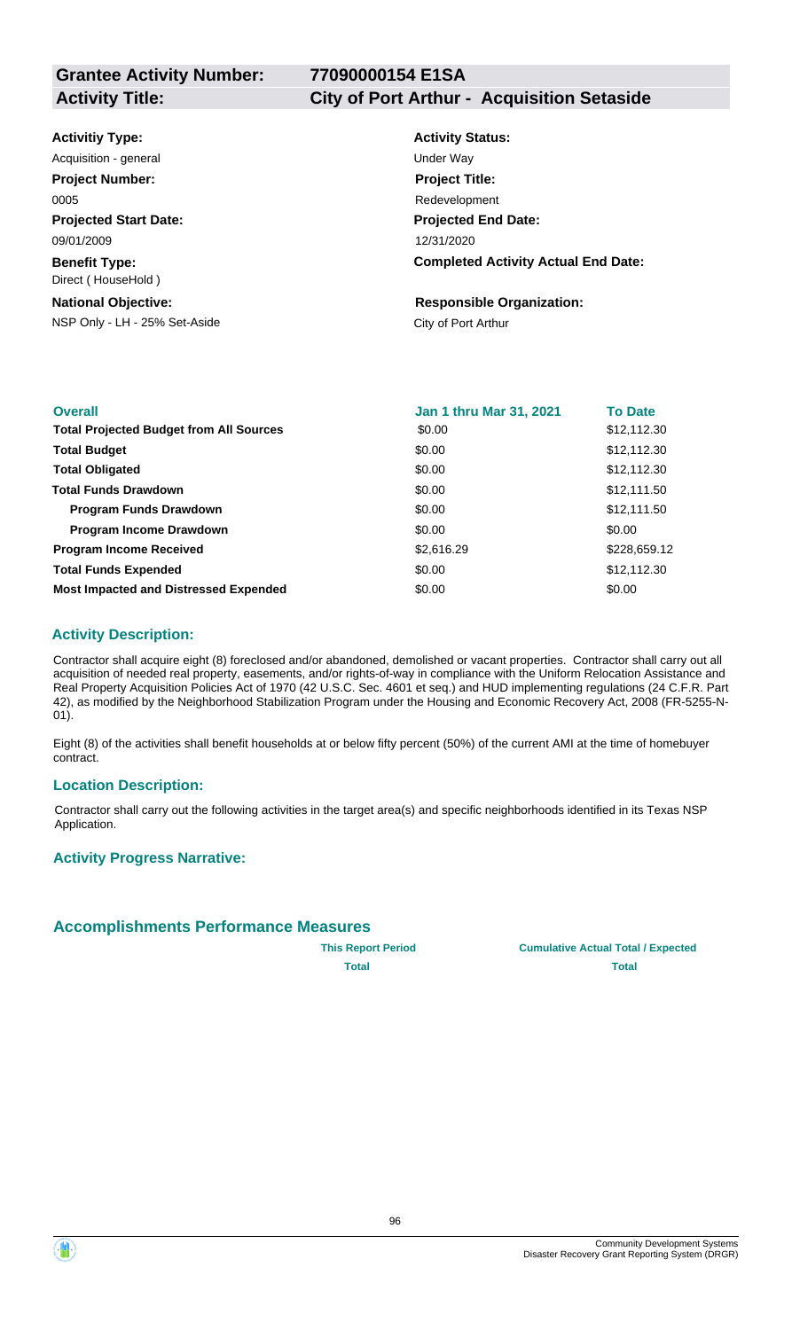**Grantee Activity Number:** 77090000154 E1SA

**Activity Title:** City of Port Arthur - Acquisition Setaside

**Activitiy Type:**
Acquisition - general

**Activity Status:**
Under Way

**Project Number:**
0005

**Project Title:**
Redevelopment

**Projected Start Date:**
09/01/2009

**Projected End Date:**
12/31/2020

**Benefit Type:**
Direct ( HouseHold )

**Completed Activity Actual End Date:**

**National Objective:**
NSP Only - LH - 25% Set-Aside

**Responsible Organization:**
City of Port Arthur

| Overall | Jan 1 thru Mar 31, 2021 | To Date |
|---|---|---|
| **Total Projected Budget from All Sources** | \$0.00 | \$12,112.30 |
| **Total Budget** | \$0.00 | \$12,112.30 |
| **Total Obligated** | \$0.00 | \$12,112.30 |
| **Total Funds Drawdown** | \$0.00 | \$12,111.50 |
| **Program Funds Drawdown** | \$0.00 | \$12,111.50 |
| **Program Income Drawdown** | \$0.00 | \$0.00 |
| **Program Income Received** | \$2,616.29 | \$228,659.12 |
| **Total Funds Expended** | \$0.00 | \$12,112.30 |
| **Most Impacted and Distressed Expended** | \$0.00 | \$0.00 |

### Activity Description:

Contractor shall acquire eight (8) foreclosed and/or abandoned, demolished or vacant properties. Contractor shall carry out all acquisition of needed real property, easements, and/or rights-of-way in compliance with the Uniform Relocation Assistance and Real Property Acquisition Policies Act of 1970 (42 U.S.C. Sec. 4601 et seq.) and HUD implementing regulations (24 C.F.R. Part 42), as modified by the Neighborhood Stabilization Program under the Housing and Economic Recovery Act, 2008 (FR-5255-N-01).

Eight (8) of the activities shall benefit households at or below fifty percent (50%) of the current AMI at the time of homebuyer contract.

### Location Description:

Contractor shall carry out the following activities in the target area(s) and specific neighborhoods identified in its Texas NSP Application.

### Activity Progress Narrative:

## Accomplishments Performance Measures

| | This Report Period | Cumulative Actual Total / Expected |
|---|---|---|
| | Total | Total |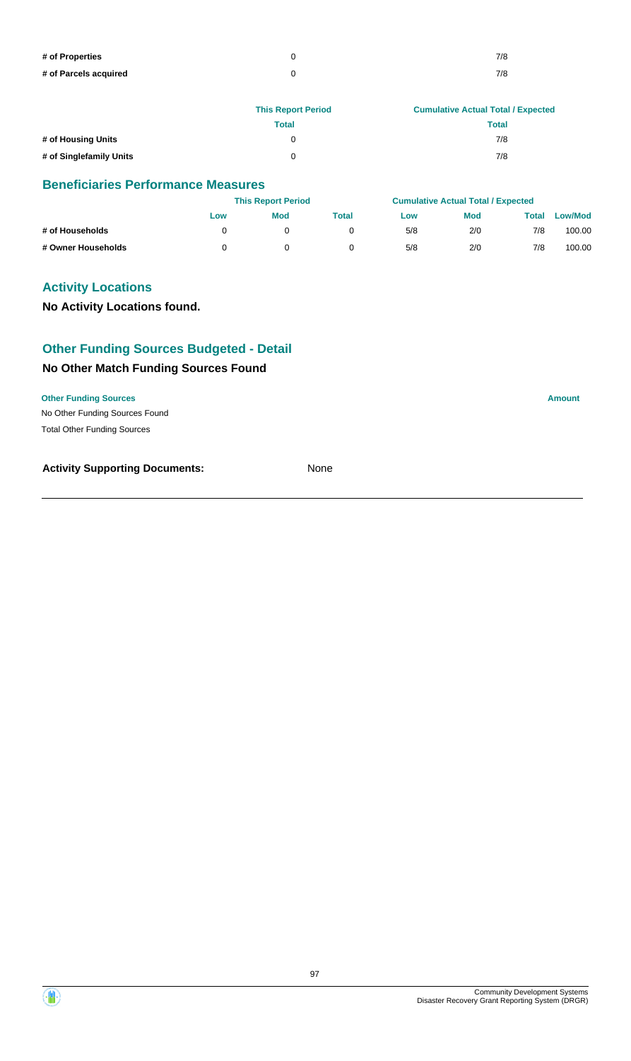| | | |
|---|---|---|
| # of Properties | 0 | 7/8 |
| # of Parcels acquired | 0 | 7/8 |

| | This Report Period | Cumulative Actual Total / Expected |
|---|---|---|
| | Total | Total |
| # of Housing Units | 0 | 7/8 |
| # of Singlefamily Units | 0 | 7/8 |

## Beneficiaries Performance Measures

| | This Report Period | | | Cumulative Actual Total / Expected | | | |
|---|---|---|---|---|---|---|---|
| | Low | Mod | Total | Low | Mod | Total | Low/Mod |
| # of Households | 0 | 0 | 0 | 5/8 | 2/0 | 7/8 | 100.00 |
| # Owner Households | 0 | 0 | 0 | 5/8 | 2/0 | 7/8 | 100.00 |

## Activity Locations

**No Activity Locations found.**

## Other Funding Sources Budgeted - Detail

### No Other Match Funding Sources Found

| Other Funding Sources | Amount |
|---|---|
| No Other Funding Sources Found | |
| Total Other Funding Sources | |

**Activity Supporting Documents:** None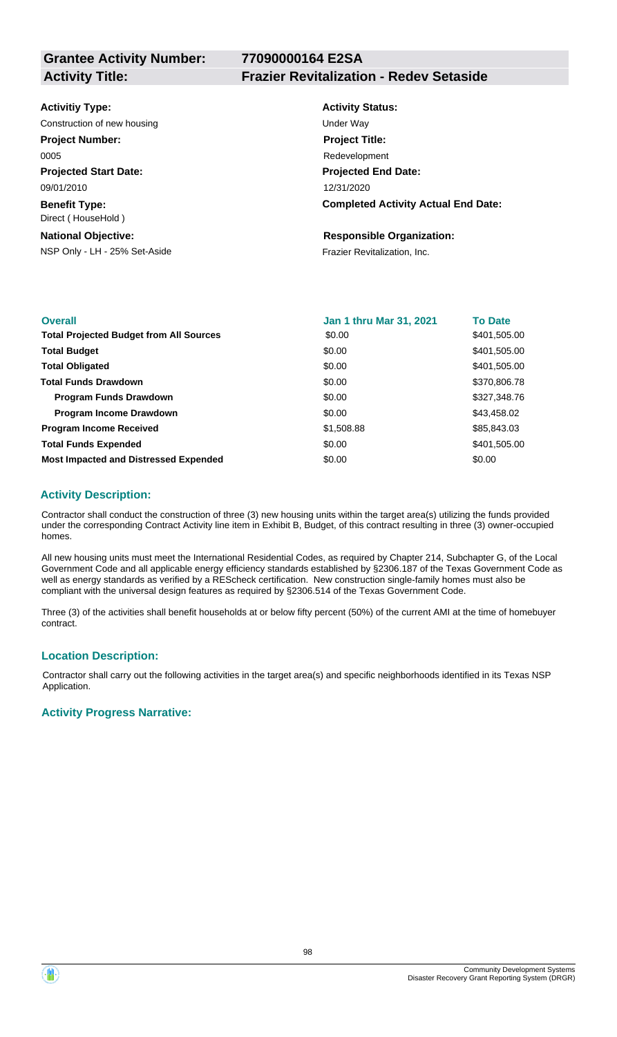**Grantee Activity Number:** 77090000164 E2SA

**Activity Title:** Frazier Revitalization - Redev Setaside

**Activitiy Type:**
Construction of new housing

**Activity Status:**
Under Way

**Project Number:**
0005

**Project Title:**
Redevelopment

**Projected Start Date:**
09/01/2010

**Projected End Date:**
12/31/2020

**Benefit Type:**
Direct ( HouseHold )

**Completed Activity Actual End Date:**

**National Objective:**
NSP Only - LH - 25% Set-Aside

**Responsible Organization:**
Frazier Revitalization, Inc.

| Overall | Jan 1 thru Mar 31, 2021 | To Date |
|---|---|---|
| **Total Projected Budget from All Sources** | \$0.00 | \$401,505.00 |
| **Total Budget** | \$0.00 | \$401,505.00 |
| **Total Obligated** | \$0.00 | \$401,505.00 |
| **Total Funds Drawdown** | \$0.00 | \$370,806.78 |
| **Program Funds Drawdown** | \$0.00 | \$327,348.76 |
| **Program Income Drawdown** | \$0.00 | \$43,458.02 |
| **Program Income Received** | \$1,508.88 | \$85,843.03 |
| **Total Funds Expended** | \$0.00 | \$401,505.00 |
| **Most Impacted and Distressed Expended** | \$0.00 | \$0.00 |

## Activity Description:

Contractor shall conduct the construction of three (3) new housing units within the target area(s) utilizing the funds provided under the corresponding Contract Activity line item in Exhibit B, Budget, of this contract resulting in three (3) owner-occupied homes.

All new housing units must meet the International Residential Codes, as required by Chapter 214, Subchapter G, of the Local Government Code and all applicable energy efficiency standards established by §2306.187 of the Texas Government Code as well as energy standards as verified by a REScheck certification. New construction single-family homes must also be compliant with the universal design features as required by §2306.514 of the Texas Government Code.

Three (3) of the activities shall benefit households at or below fifty percent (50%) of the current AMI at the time of homebuyer contract.

## Location Description:

Contractor shall carry out the following activities in the target area(s) and specific neighborhoods identified in its Texas NSP Application.

## Activity Progress Narrative: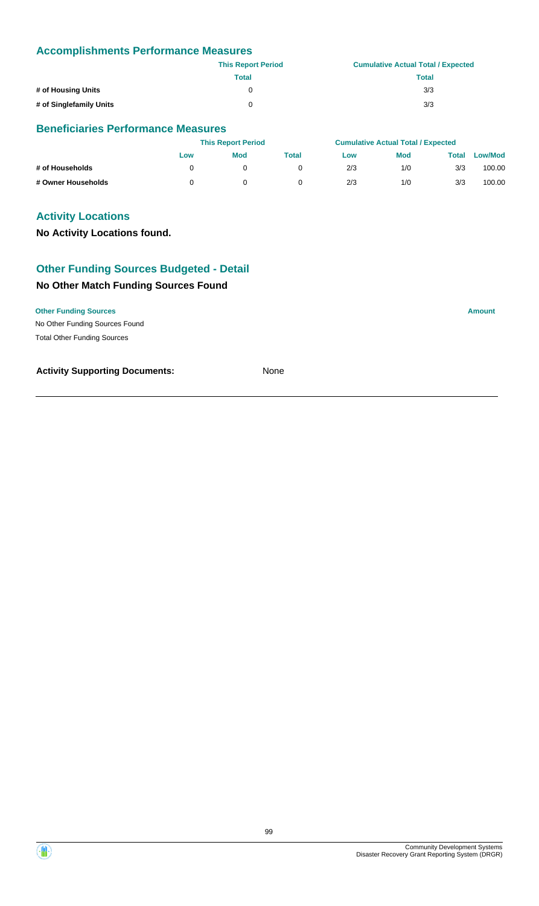## Accomplishments Performance Measures

| | This Report Period | Cumulative Actual Total / Expected |
|---|---|---|
| | Total | Total |
| # of Housing Units | 0 | 3/3 |
| # of Singlefamily Units | 0 | 3/3 |

## Beneficiaries Performance Measures

| | This Report Period | | | Cumulative Actual Total / Expected | | | |
|---|---|---|---|---|---|---|---|
| | Low | Mod | Total | Low | Mod | Total | Low/Mod |
| # of Households | 0 | 0 | 0 | 2/3 | 1/0 | 3/3 | 100.00 |
| # Owner Households | 0 | 0 | 0 | 2/3 | 1/0 | 3/3 | 100.00 |

## Activity Locations

**No Activity Locations found.**

## Other Funding Sources Budgeted - Detail

### No Other Match Funding Sources Found

| Other Funding Sources | Amount |
|---|---|
| No Other Funding Sources Found | |
| Total Other Funding Sources | |

**Activity Supporting Documents:** None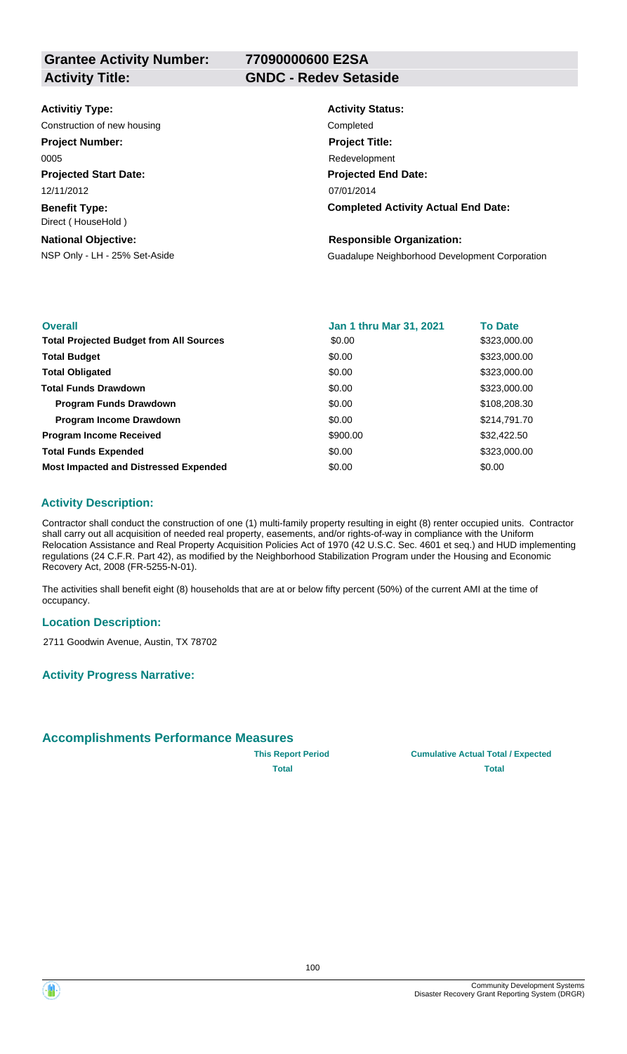| **Grantee Activity Number:** | **77090000600 E2SA** |
|---|---|
| **Activity Title:** | **GNDC - Redev Setaside** |

**Activitiy Type:**
Construction of new housing

**Activity Status:**
Completed

**Project Number:**
0005

**Project Title:**
Redevelopment

**Projected Start Date:**
12/11/2012

**Projected End Date:**
07/01/2014

**Benefit Type:**
Direct ( HouseHold )

**Completed Activity Actual End Date:**

**National Objective:**
NSP Only - LH - 25% Set-Aside

**Responsible Organization:**
Guadalupe Neighborhood Development Corporation

| **Overall** | **Jan 1 thru Mar 31, 2021** | **To Date** |
|---|---|---|
| **Total Projected Budget from All Sources** | \$0.00 | \$323,000.00 |
| **Total Budget** | \$0.00 | \$323,000.00 |
| **Total Obligated** | \$0.00 | \$323,000.00 |
| **Total Funds Drawdown** | \$0.00 | \$323,000.00 |
| **Program Funds Drawdown** | \$0.00 | \$108,208.30 |
| **Program Income Drawdown** | \$0.00 | \$214,791.70 |
| **Program Income Received** | \$900.00 | \$32,422.50 |
| **Total Funds Expended** | \$0.00 | \$323,000.00 |
| **Most Impacted and Distressed Expended** | \$0.00 | \$0.00 |

### Activity Description:

Contractor shall conduct the construction of one (1) multi-family property resulting in eight (8) renter occupied units. Contractor shall carry out all acquisition of needed real property, easements, and/or rights-of-way in compliance with the Uniform Relocation Assistance and Real Property Acquisition Policies Act of 1970 (42 U.S.C. Sec. 4601 et seq.) and HUD implementing regulations (24 C.F.R. Part 42), as modified by the Neighborhood Stabilization Program under the Housing and Economic Recovery Act, 2008 (FR-5255-N-01).

The activities shall benefit eight (8) households that are at or below fifty percent (50%) of the current AMI at the time of occupancy.

### Location Description:

2711 Goodwin Avenue, Austin, TX 78702

### Activity Progress Narrative:

### Accomplishments Performance Measures

| | **This Report Period** | **Cumulative Actual Total / Expected** |
|---|---|---|
| | **Total** | **Total** |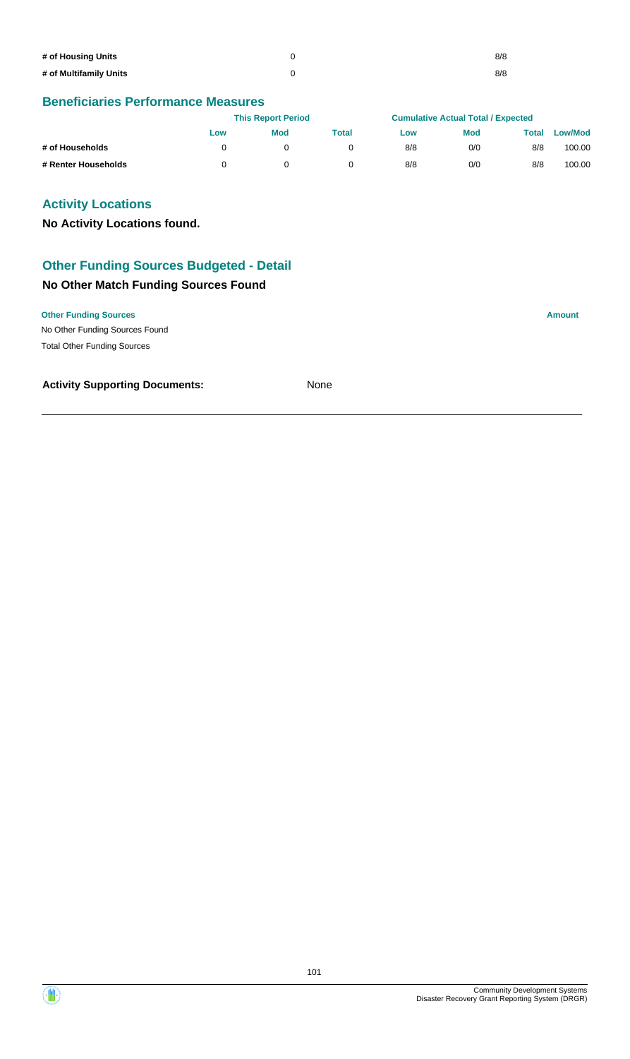| | | |
|---|---|---|
| # of Housing Units | 0 | 8/8 |
| # of Multifamily Units | 0 | 8/8 |

## Beneficiaries Performance Measures

| | This Report Period | | | Cumulative Actual Total / Expected | | | |
|---|---|---|---|---|---|---|---|
| | Low | Mod | Total | Low | Mod | Total | Low/Mod |
| # of Households | 0 | 0 | 0 | 8/8 | 0/0 | 8/8 | 100.00 |
| # Renter Households | 0 | 0 | 0 | 8/8 | 0/0 | 8/8 | 100.00 |

## Activity Locations

**No Activity Locations found.**

## Other Funding Sources Budgeted - Detail

### No Other Match Funding Sources Found

| Other Funding Sources | Amount |
|---|---|
| No Other Funding Sources Found | |
| Total Other Funding Sources | |

**Activity Supporting Documents:** None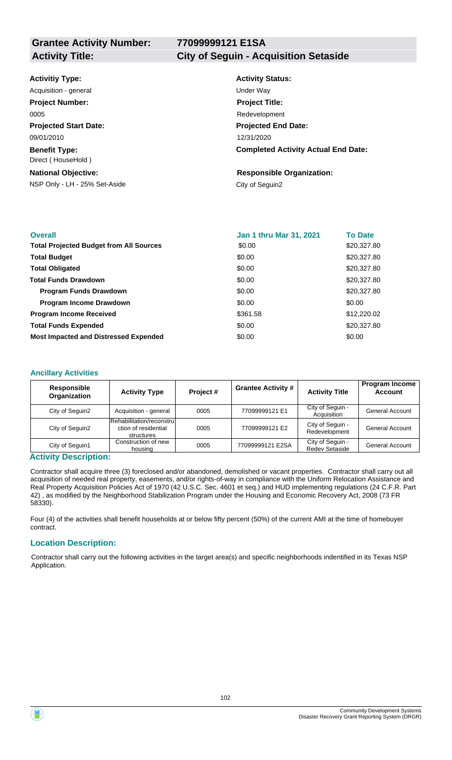| **Grantee Activity Number:** | **77099999121 E1SA** |
|---|---|
| **Activity Title:** | **City of Seguin - Acquisition Setaside** |

**Activitiy Type:**
Acquisition - general

**Activity Status:**
Under Way

**Project Number:**
0005

**Project Title:**
Redevelopment

**Projected Start Date:**
09/01/2010

**Projected End Date:**
12/31/2020

**Benefit Type:**
Direct ( HouseHold )

**Completed Activity Actual End Date:**

**National Objective:**
NSP Only - LH - 25% Set-Aside

**Responsible Organization:**
City of Seguin2

| **Overall** | **Jan 1 thru Mar 31, 2021** | **To Date** |
|---|---|---|
| **Total Projected Budget from All Sources** | \$0.00 | \$20,327.80 |
| **Total Budget** | \$0.00 | \$20,327.80 |
| **Total Obligated** | \$0.00 | \$20,327.80 |
| **Total Funds Drawdown** | \$0.00 | \$20,327.80 |
| **Program Funds Drawdown** | \$0.00 | \$20,327.80 |
| **Program Income Drawdown** | \$0.00 | \$0.00 |
| **Program Income Received** | \$361.58 | \$12,220.02 |
| **Total Funds Expended** | \$0.00 | \$20,327.80 |
| **Most Impacted and Distressed Expended** | \$0.00 | \$0.00 |

### Ancillary Activities

| Responsible Organization | Activity Type | Project # | Grantee Activity # | Activity Title | Program Income Account |
|---|---|---|---|---|---|
| City of Seguin2 | Acquisition - general | 0005 | 77099999121 E1 | City of Seguin - Acquisition | General Account |
| City of Seguin2 | Rehabilitation/reconstruction of residential structures | 0005 | 77099999121 E2 | City of Seguin - Redevelopment | General Account |
| City of Seguin1 | Construction of new housing | 0005 | 77099999121 E2SA | City of Seguin - Redev Setaside | General Account |

### Activity Description:

Contractor shall acquire three (3) foreclosed and/or abandoned, demolished or vacant properties. Contractor shall carry out all acquisition of needed real property, easements, and/or rights-of-way in compliance with the Uniform Relocation Assistance and Real Property Acquisition Policies Act of 1970 (42 U.S.C. Sec. 4601 et seq.) and HUD implementing regulations (24 C.F.R. Part 42) , as modified by the Neighborhood Stabilization Program under the Housing and Economic Recovery Act, 2008 (73 FR 58330).

Four (4) of the activities shall benefit households at or below fifty percent (50%) of the current AMI at the time of homebuyer contract.

### Location Description:

Contractor shall carry out the following activities in the target area(s) and specific neighborhoods indentified in its Texas NSP Application.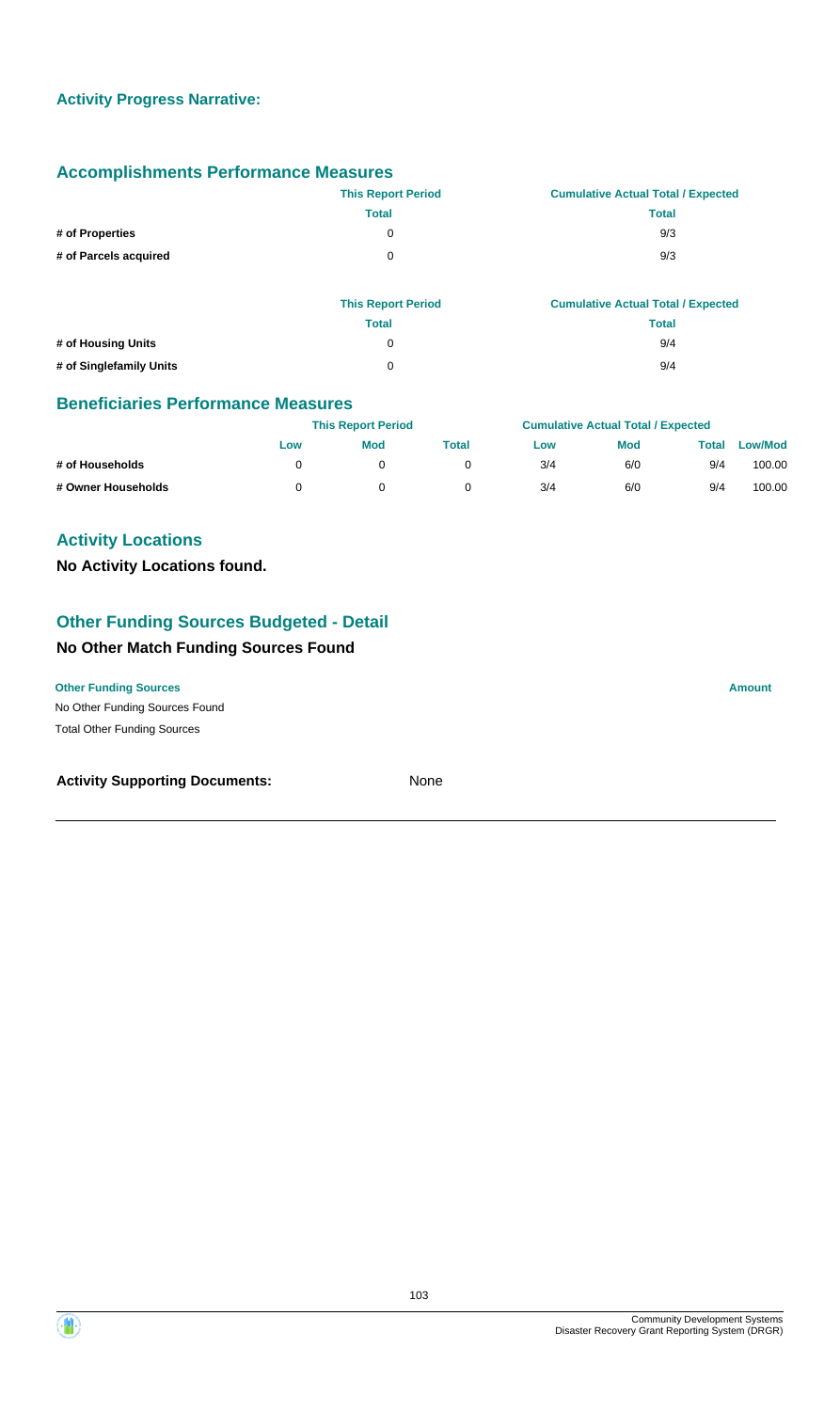## Activity Progress Narrative:

## Accomplishments Performance Measures

| | This Report Period | Cumulative Actual Total / Expected |
|---|---|---|
| | Total | Total |
| # of Properties | 0 | 9/3 |
| # of Parcels acquired | 0 | 9/3 |

| | This Report Period | Cumulative Actual Total / Expected |
|---|---|---|
| | Total | Total |
| # of Housing Units | 0 | 9/4 |
| # of Singlefamily Units | 0 | 9/4 |

## Beneficiaries Performance Measures

| | This Report Period | | | Cumulative Actual Total / Expected | | | |
|---|---|---|---|---|---|---|---|
| | Low | Mod | Total | Low | Mod | Total | Low/Mod |
| # of Households | 0 | 0 | 0 | 3/4 | 6/0 | 9/4 | 100.00 |
| # Owner Households | 0 | 0 | 0 | 3/4 | 6/0 | 9/4 | 100.00 |

## Activity Locations

**No Activity Locations found.**

## Other Funding Sources Budgeted - Detail

### No Other Match Funding Sources Found

| Other Funding Sources | Amount |
|---|---|
| No Other Funding Sources Found | |
| Total Other Funding Sources | |

**Activity Supporting Documents:** None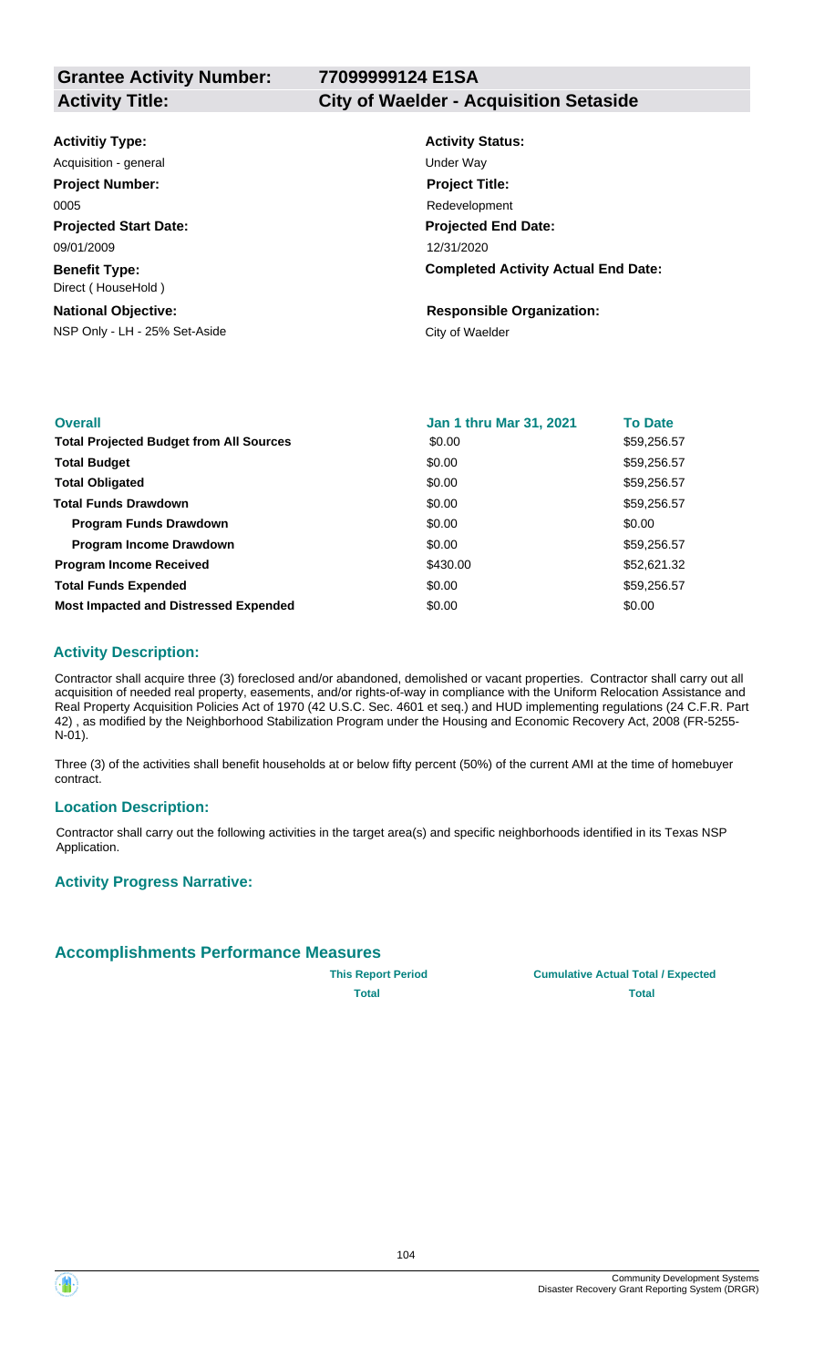| **Grantee Activity Number:** | **77099999124 E1SA** |
|---|---|
| **Activity Title:** | **City of Waelder - Acquisition Setaside** |

**Activitiy Type:**
Acquisition - general

**Activity Status:**
Under Way

**Project Number:**
0005

**Project Title:**
Redevelopment

**Projected Start Date:**
09/01/2009

**Projected End Date:**
12/31/2020

**Benefit Type:**
Direct ( HouseHold )

**Completed Activity Actual End Date:**

**National Objective:**
NSP Only - LH - 25% Set-Aside

**Responsible Organization:**
City of Waelder

| **Overall** | **Jan 1 thru Mar 31, 2021** | **To Date** |
|---|---|---|
| **Total Projected Budget from All Sources** | $0.00 | $59,256.57 |
| **Total Budget** | $0.00 | $59,256.57 |
| **Total Obligated** | $0.00 | $59,256.57 |
| **Total Funds Drawdown** | $0.00 | $59,256.57 |
| **Program Funds Drawdown** | $0.00 | $0.00 |
| **Program Income Drawdown** | $0.00 | $59,256.57 |
| **Program Income Received** | $430.00 | $52,621.32 |
| **Total Funds Expended** | $0.00 | $59,256.57 |
| **Most Impacted and Distressed Expended** | $0.00 | $0.00 |

## Activity Description:

Contractor shall acquire three (3) foreclosed and/or abandoned, demolished or vacant properties. Contractor shall carry out all acquisition of needed real property, easements, and/or rights-of-way in compliance with the Uniform Relocation Assistance and Real Property Acquisition Policies Act of 1970 (42 U.S.C. Sec. 4601 et seq.) and HUD implementing regulations (24 C.F.R. Part 42) , as modified by the Neighborhood Stabilization Program under the Housing and Economic Recovery Act, 2008 (FR-5255-N-01).

Three (3) of the activities shall benefit households at or below fifty percent (50%) of the current AMI at the time of homebuyer contract.

## Location Description:

Contractor shall carry out the following activities in the target area(s) and specific neighborhoods identified in its Texas NSP Application.

## Activity Progress Narrative:

## Accomplishments Performance Measures

| | **This Report Period** | **Cumulative Actual Total / Expected** |
|---|---|---|
| | **Total** | **Total** |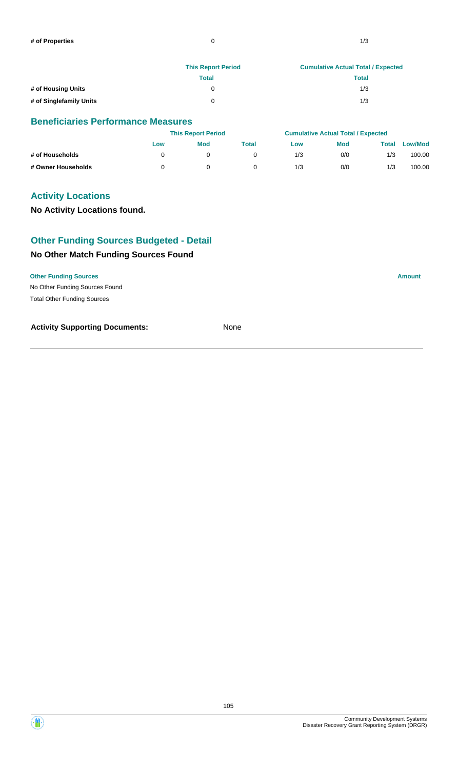| | This Report Period | Cumulative Actual Total / Expected |
|---|---|---|
| # of Properties | 0 | 1/3 |

| | This Report Period | Cumulative Actual Total / Expected |
|---|---|---|
| | Total | Total |
| # of Housing Units | 0 | 1/3 |
| # of Singlefamily Units | 0 | 1/3 |

## Beneficiaries Performance Measures

| | This Report Period | | | Cumulative Actual Total / Expected | | | |
|---|---|---|---|---|---|---|---|
| | Low | Mod | Total | Low | Mod | Total | Low/Mod |
| # of Households | 0 | 0 | 0 | 1/3 | 0/0 | 1/3 | 100.00 |
| # Owner Households | 0 | 0 | 0 | 1/3 | 0/0 | 1/3 | 100.00 |

## Activity Locations

**No Activity Locations found.**

## Other Funding Sources Budgeted - Detail

### No Other Match Funding Sources Found

| Other Funding Sources | Amount |
|---|---|
| No Other Funding Sources Found | |
| Total Other Funding Sources | |

**Activity Supporting Documents:** None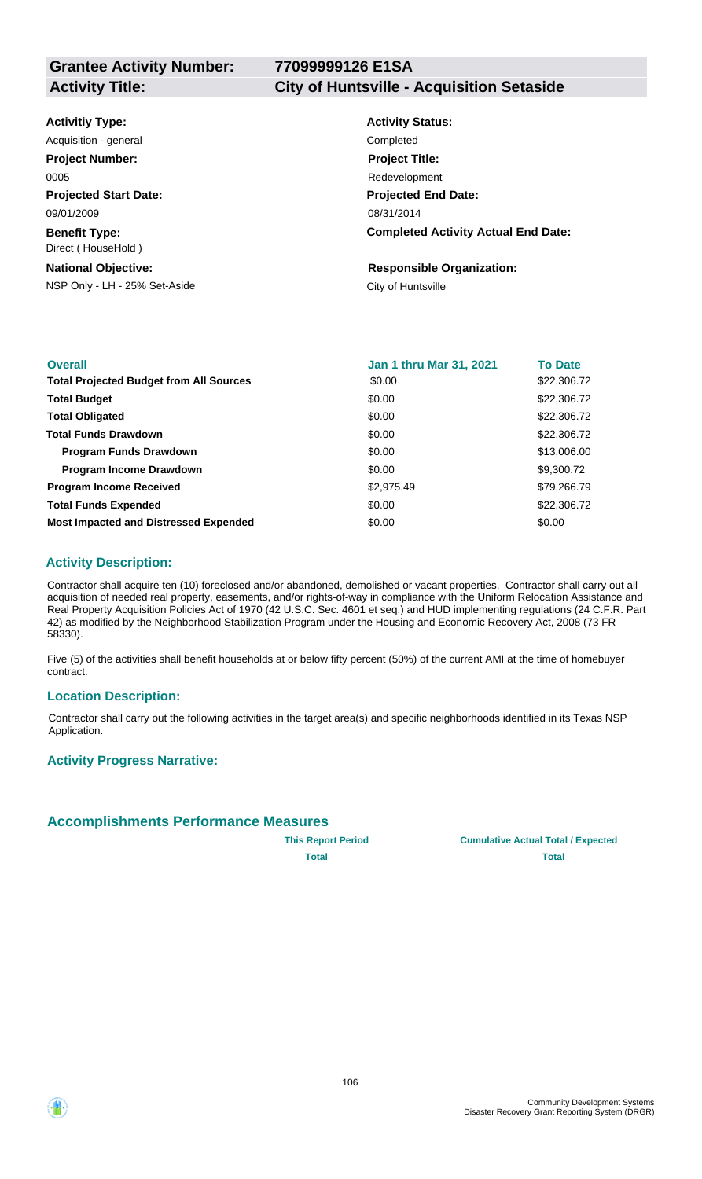**Grantee Activity Number:** 77099999126 E1SA

**Activity Title:** City of Huntsville - Acquisition Setaside

**Activitiy Type:**
Acquisition - general

**Activity Status:**
Completed

**Project Number:**
0005

**Project Title:**
Redevelopment

**Projected Start Date:**
09/01/2009

**Projected End Date:**
08/31/2014

**Benefit Type:**
Direct ( HouseHold )

**Completed Activity Actual End Date:**

**National Objective:**
NSP Only - LH - 25% Set-Aside

**Responsible Organization:**
City of Huntsville

| Overall | Jan 1 thru Mar 31, 2021 | To Date |
|---|---|---|
| **Total Projected Budget from All Sources** | \$0.00 | \$22,306.72 |
| **Total Budget** | \$0.00 | \$22,306.72 |
| **Total Obligated** | \$0.00 | \$22,306.72 |
| **Total Funds Drawdown** | \$0.00 | \$22,306.72 |
| **Program Funds Drawdown** | \$0.00 | \$13,006.00 |
| **Program Income Drawdown** | \$0.00 | \$9,300.72 |
| **Program Income Received** | \$2,975.49 | \$79,266.79 |
| **Total Funds Expended** | \$0.00 | \$22,306.72 |
| **Most Impacted and Distressed Expended** | \$0.00 | \$0.00 |

### Activity Description:

Contractor shall acquire ten (10) foreclosed and/or abandoned, demolished or vacant properties. Contractor shall carry out all acquisition of needed real property, easements, and/or rights-of-way in compliance with the Uniform Relocation Assistance and Real Property Acquisition Policies Act of 1970 (42 U.S.C. Sec. 4601 et seq.) and HUD implementing regulations (24 C.F.R. Part 42) as modified by the Neighborhood Stabilization Program under the Housing and Economic Recovery Act, 2008 (73 FR 58330).

Five (5) of the activities shall benefit households at or below fifty percent (50%) of the current AMI at the time of homebuyer contract.

### Location Description:

Contractor shall carry out the following activities in the target area(s) and specific neighborhoods identified in its Texas NSP Application.

### Activity Progress Narrative:

### Accomplishments Performance Measures

| | This Report Period | Cumulative Actual Total / Expected |
|---|---|---|
| | Total | Total |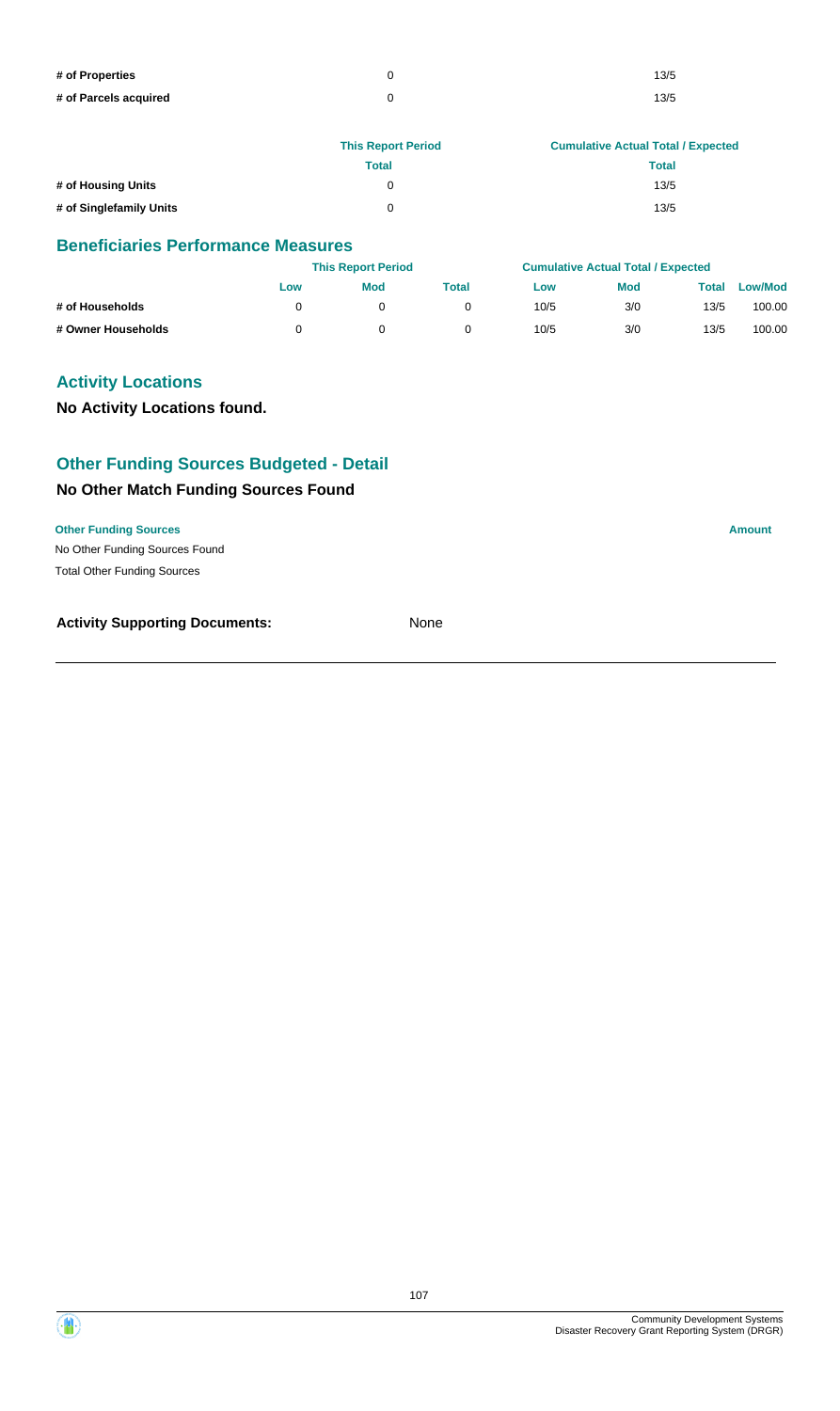| | | |
|---|---|---|
| # of Properties | 0 | 13/5 |
| # of Parcels acquired | 0 | 13/5 |

| | This Report Period | Cumulative Actual Total / Expected |
|---|---|---|
| | Total | Total |
| # of Housing Units | 0 | 13/5 |
| # of Singlefamily Units | 0 | 13/5 |

## Beneficiaries Performance Measures

| | This Report Period | | | Cumulative Actual Total / Expected | | | |
|---|---|---|---|---|---|---|---|
| | Low | Mod | Total | Low | Mod | Total | Low/Mod |
| # of Households | 0 | 0 | 0 | 10/5 | 3/0 | 13/5 | 100.00 |
| # Owner Households | 0 | 0 | 0 | 10/5 | 3/0 | 13/5 | 100.00 |

## Activity Locations

**No Activity Locations found.**

## Other Funding Sources Budgeted - Detail

### No Other Match Funding Sources Found

| Other Funding Sources | Amount |
|---|---|
| No Other Funding Sources Found | |
| Total Other Funding Sources | |

**Activity Supporting Documents:** None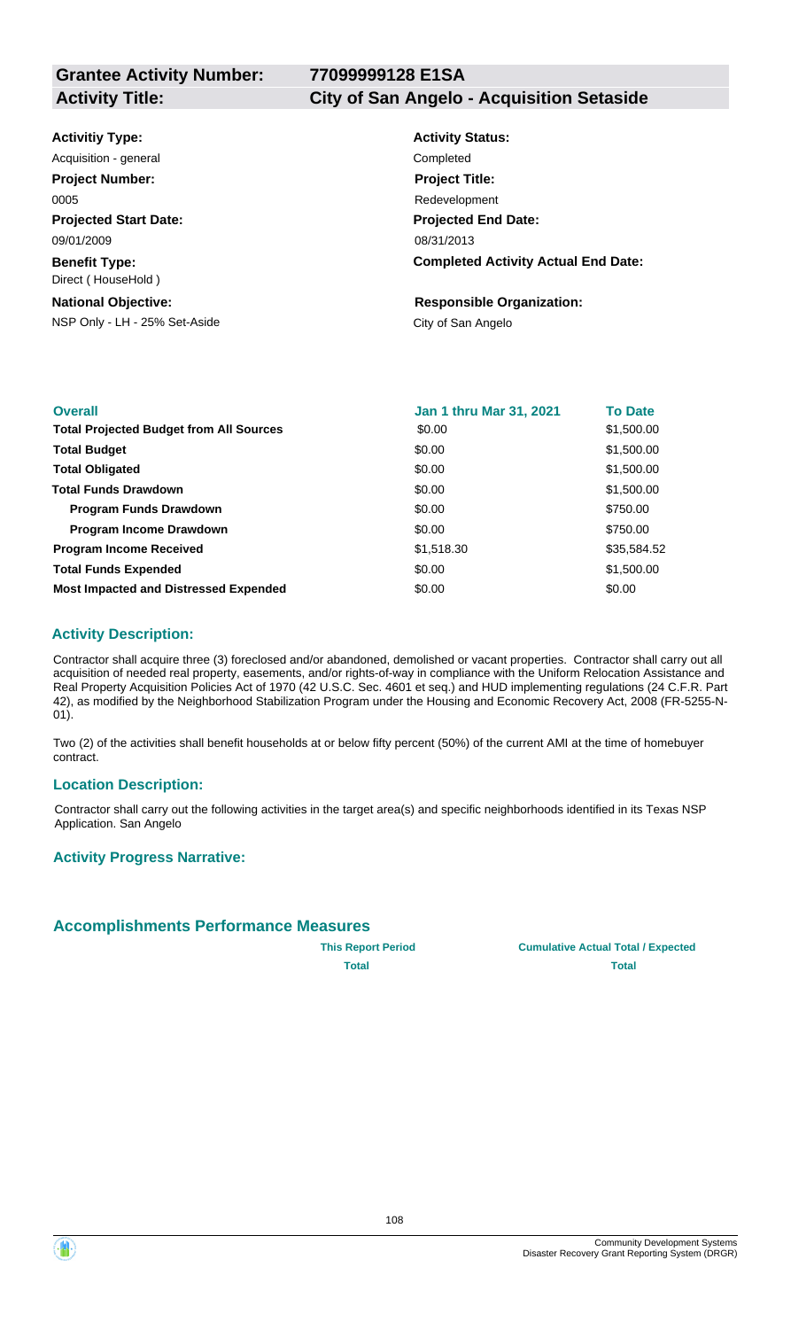**Grantee Activity Number:** 77099999128 E1SA

**Activity Title:** City of San Angelo - Acquisition Setaside

**Activitiy Type:**
Acquisition - general

**Activity Status:**
Completed

**Project Number:**
0005

**Project Title:**
Redevelopment

**Projected Start Date:**
09/01/2009

**Projected End Date:**
08/31/2013

**Benefit Type:**
Direct ( HouseHold )

**Completed Activity Actual End Date:**

**National Objective:**
NSP Only - LH - 25% Set-Aside

**Responsible Organization:**
City of San Angelo

| Overall | Jan 1 thru Mar 31, 2021 | To Date |
| --- | --- | --- |
| **Total Projected Budget from All Sources** | \$0.00 | \$1,500.00 |
| **Total Budget** | \$0.00 | \$1,500.00 |
| **Total Obligated** | \$0.00 | \$1,500.00 |
| **Total Funds Drawdown** | \$0.00 | \$1,500.00 |
| **Program Funds Drawdown** | \$0.00 | \$750.00 |
| **Program Income Drawdown** | \$0.00 | \$750.00 |
| **Program Income Received** | \$1,518.30 | \$35,584.52 |
| **Total Funds Expended** | \$0.00 | \$1,500.00 |
| **Most Impacted and Distressed Expended** | \$0.00 | \$0.00 |

### Activity Description:

Contractor shall acquire three (3) foreclosed and/or abandoned, demolished or vacant properties. Contractor shall carry out all acquisition of needed real property, easements, and/or rights-of-way in compliance with the Uniform Relocation Assistance and Real Property Acquisition Policies Act of 1970 (42 U.S.C. Sec. 4601 et seq.) and HUD implementing regulations (24 C.F.R. Part 42), as modified by the Neighborhood Stabilization Program under the Housing and Economic Recovery Act, 2008 (FR-5255-N-01).

Two (2) of the activities shall benefit households at or below fifty percent (50%) of the current AMI at the time of homebuyer contract.

### Location Description:

Contractor shall carry out the following activities in the target area(s) and specific neighborhoods identified in its Texas NSP Application. San Angelo

### Activity Progress Narrative:

## Accomplishments Performance Measures

| | This Report Period | Cumulative Actual Total / Expected |
| --- | --- | --- |
| | Total | Total |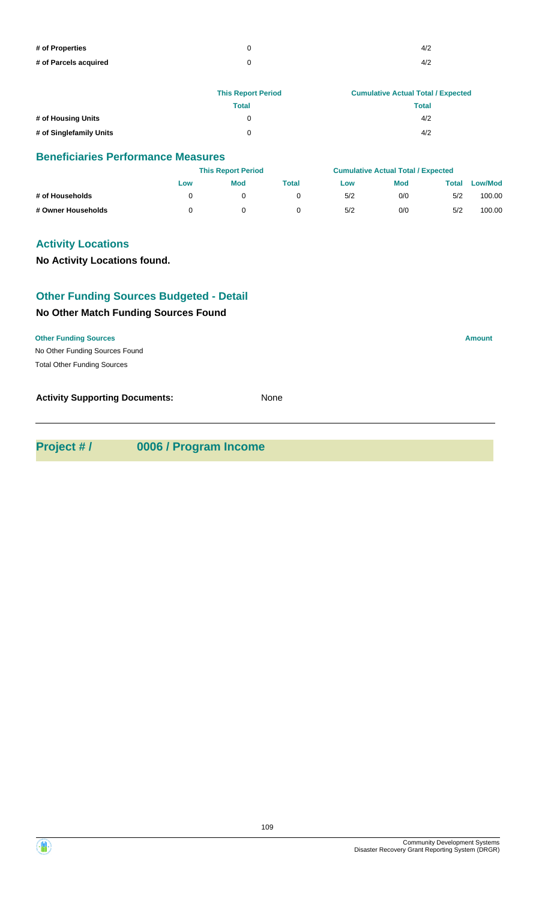| | This Report Period | Cumulative Actual Total / Expected |
|---|---|---|
| # of Properties | 0 | 4/2 |
| # of Parcels acquired | 0 | 4/2 |

| | This Report Period | Cumulative Actual Total / Expected |
|---|---|---|
| | Total | Total |
| # of Housing Units | 0 | 4/2 |
| # of Singlefamily Units | 0 | 4/2 |

## Beneficiaries Performance Measures

| | This Report Period | | | Cumulative Actual Total / Expected | | | |
|---|---|---|---|---|---|---|---|
| | Low | Mod | Total | Low | Mod | Total | Low/Mod |
| # of Households | 0 | 0 | 0 | 5/2 | 0/0 | 5/2 | 100.00 |
| # Owner Households | 0 | 0 | 0 | 5/2 | 0/0 | 5/2 | 100.00 |

## Activity Locations

**No Activity Locations found.**

## Other Funding Sources Budgeted - Detail

### No Other Match Funding Sources Found

| Other Funding Sources | Amount |
|---|---|
| No Other Funding Sources Found | |
| Total Other Funding Sources | |

**Activity Supporting Documents:** None

---

## Project # / 0006 / Program Income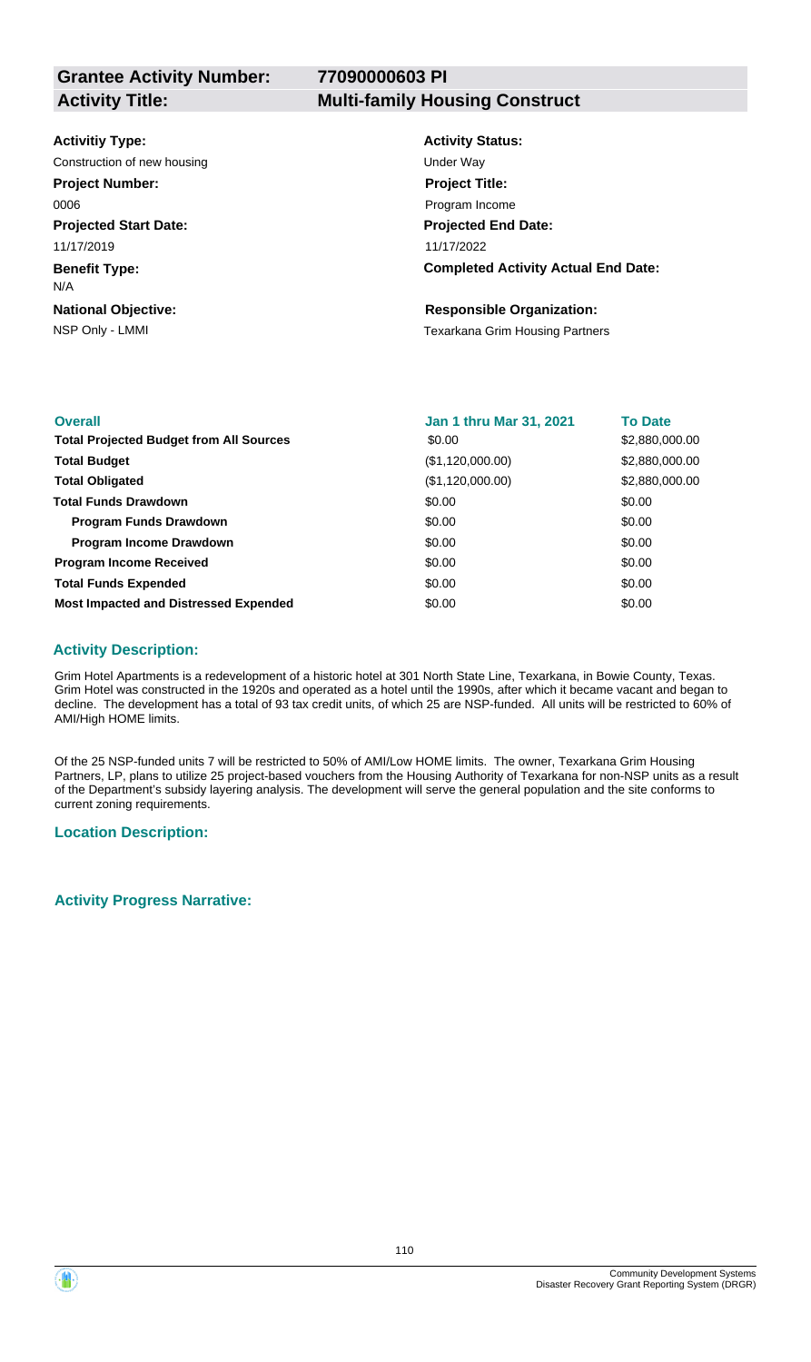| **Grantee Activity Number:** | **77090000603 PI** |
| --- | --- |
| **Activity Title:** | **Multi-family Housing Construct** |

| | |
| --- | --- |
| **Activitiy Type:** | **Activity Status:** |
| Construction of new housing | Under Way |
| **Project Number:** | **Project Title:** |
| 0006 | Program Income |
| **Projected Start Date:** | **Projected End Date:** |
| 11/17/2019 | 11/17/2022 |
| **Benefit Type:** | **Completed Activity Actual End Date:** |
| N/A | |
| **National Objective:** | **Responsible Organization:** |
| NSP Only - LMMI | Texarkana Grim Housing Partners |

| **Overall** | **Jan 1 thru Mar 31, 2021** | **To Date** |
| --- | --- | --- |
| **Total Projected Budget from All Sources** | $0.00 | $2,880,000.00 |
| **Total Budget** | ($1,120,000.00) | $2,880,000.00 |
| **Total Obligated** | ($1,120,000.00) | $2,880,000.00 |
| **Total Funds Drawdown** | $0.00 | $0.00 |
| **Program Funds Drawdown** | $0.00 | $0.00 |
| **Program Income Drawdown** | $0.00 | $0.00 |
| **Program Income Received** | $0.00 | $0.00 |
| **Total Funds Expended** | $0.00 | $0.00 |
| **Most Impacted and Distressed Expended** | $0.00 | $0.00 |

### Activity Description:

Grim Hotel Apartments is a redevelopment of a historic hotel at 301 North State Line, Texarkana, in Bowie County, Texas. Grim Hotel was constructed in the 1920s and operated as a hotel until the 1990s, after which it became vacant and began to decline. The development has a total of 93 tax credit units, of which 25 are NSP-funded. All units will be restricted to 60% of AMI/High HOME limits.

Of the 25 NSP-funded units 7 will be restricted to 50% of AMI/Low HOME limits. The owner, Texarkana Grim Housing Partners, LP, plans to utilize 25 project-based vouchers from the Housing Authority of Texarkana for non-NSP units as a result of the Department's subsidy layering analysis. The development will serve the general population and the site conforms to current zoning requirements.

### Location Description:

### Activity Progress Narrative: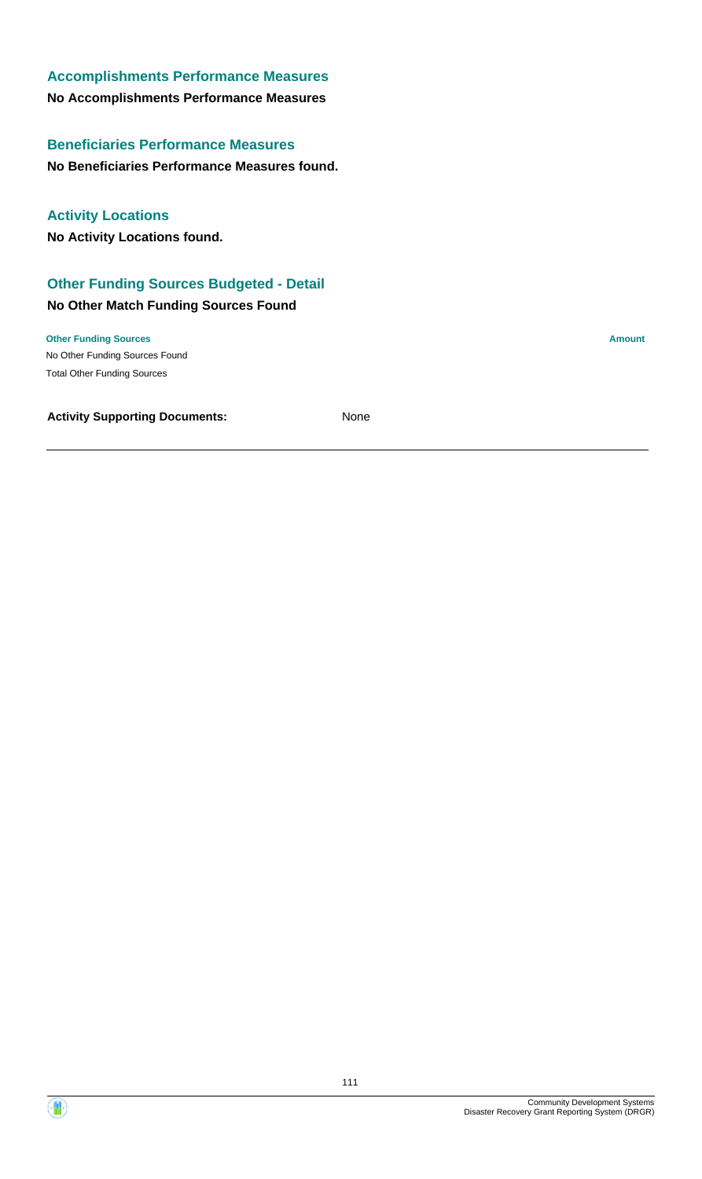### Accomplishments Performance Measures

**No Accomplishments Performance Measures**

### Beneficiaries Performance Measures

**No Beneficiaries Performance Measures found.**

### Activity Locations

**No Activity Locations found.**

### Other Funding Sources Budgeted - Detail

**No Other Match Funding Sources Found**

| Other Funding Sources | Amount |
| --- | --- |
| No Other Funding Sources Found | |
| Total Other Funding Sources | |

**Activity Supporting Documents:** None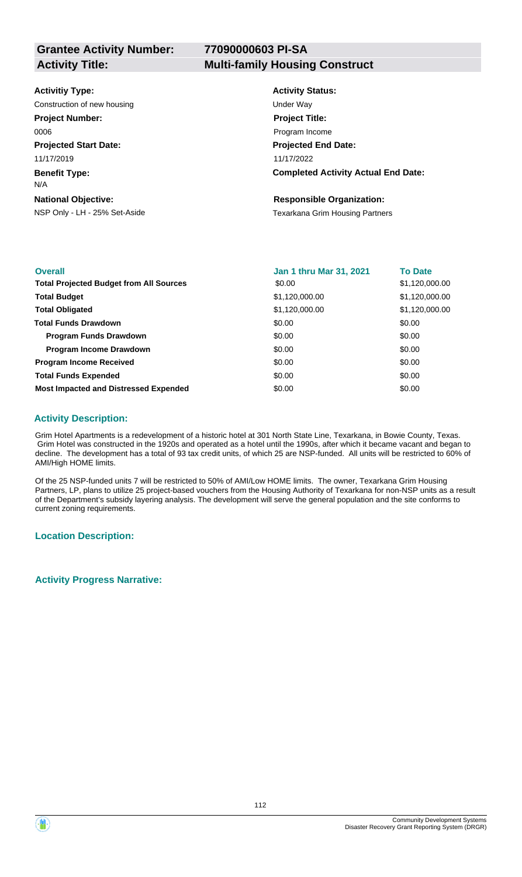**Grantee Activity Number:** 77090000603 PI-SA

**Activity Title:** Multi-family Housing Construct

**Activitiy Type:**
Construction of new housing

**Activity Status:**
Under Way

**Project Number:**
0006

**Project Title:**
Program Income

**Projected Start Date:**
11/17/2019

**Projected End Date:**
11/17/2022

**Benefit Type:**
N/A

**Completed Activity Actual End Date:**

**National Objective:**
NSP Only - LH - 25% Set-Aside

**Responsible Organization:**
Texarkana Grim Housing Partners

| Overall | Jan 1 thru Mar 31, 2021 | To Date |
|---|---|---|
| **Total Projected Budget from All Sources** | $0.00 | $1,120,000.00 |
| **Total Budget** | $1,120,000.00 | $1,120,000.00 |
| **Total Obligated** | $1,120,000.00 | $1,120,000.00 |
| **Total Funds Drawdown** | $0.00 | $0.00 |
| **Program Funds Drawdown** | $0.00 | $0.00 |
| **Program Income Drawdown** | $0.00 | $0.00 |
| **Program Income Received** | $0.00 | $0.00 |
| **Total Funds Expended** | $0.00 | $0.00 |
| **Most Impacted and Distressed Expended** | $0.00 | $0.00 |

### Activity Description:

Grim Hotel Apartments is a redevelopment of a historic hotel at 301 North State Line, Texarkana, in Bowie County, Texas. Grim Hotel was constructed in the 1920s and operated as a hotel until the 1990s, after which it became vacant and began to decline. The development has a total of 93 tax credit units, of which 25 are NSP-funded. All units will be restricted to 60% of AMI/High HOME limits.

Of the 25 NSP-funded units 7 will be restricted to 50% of AMI/Low HOME limits. The owner, Texarkana Grim Housing Partners, LP, plans to utilize 25 project-based vouchers from the Housing Authority of Texarkana for non-NSP units as a result of the Department's subsidy layering analysis. The development will serve the general population and the site conforms to current zoning requirements.

### Location Description:

### Activity Progress Narrative: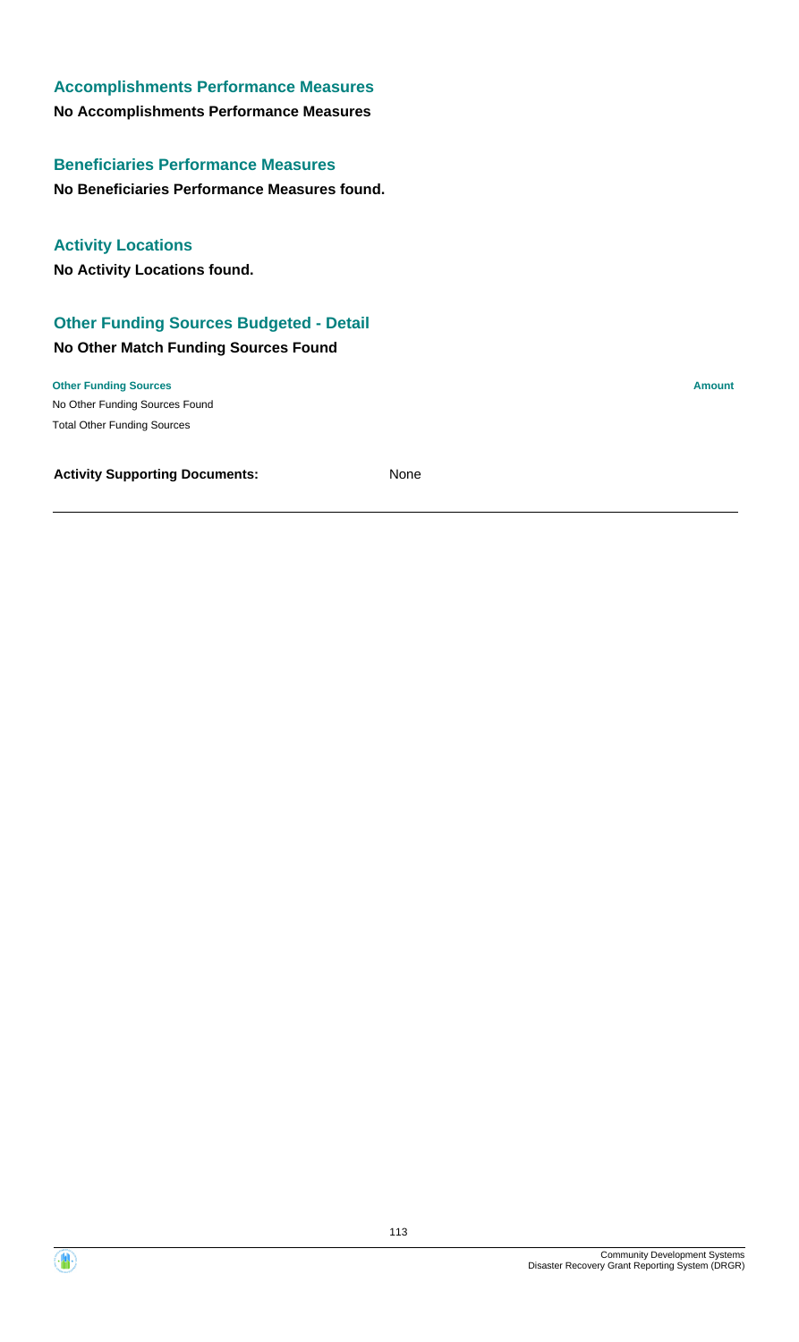### Accomplishments Performance Measures

**No Accomplishments Performance Measures**

### Beneficiaries Performance Measures

**No Beneficiaries Performance Measures found.**

### Activity Locations

**No Activity Locations found.**

### Other Funding Sources Budgeted - Detail

**No Other Match Funding Sources Found**

| Other Funding Sources | Amount |
|---|---|
| No Other Funding Sources Found | |
| Total Other Funding Sources | |

**Activity Supporting Documents:** None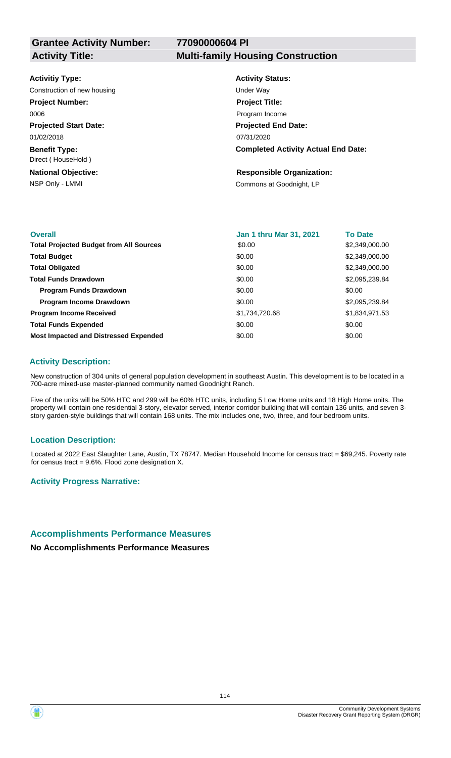| **Grantee Activity Number:** | **77090000604 PI** |
|---|---|
| **Activity Title:** | **Multi-family Housing Construction** |

**Activitiy Type:**
Construction of new housing

**Activity Status:**
Under Way

**Project Number:**
0006

**Project Title:**
Program Income

**Projected Start Date:**
01/02/2018

**Projected End Date:**
07/31/2020

**Benefit Type:**
Direct ( HouseHold )

**Completed Activity Actual End Date:**

**National Objective:**
NSP Only - LMMI

**Responsible Organization:**
Commons at Goodnight, LP

| **Overall** | **Jan 1 thru Mar 31, 2021** | **To Date** |
|---|---|---|
| **Total Projected Budget from All Sources** | \$0.00 | \$2,349,000.00 |
| **Total Budget** | \$0.00 | \$2,349,000.00 |
| **Total Obligated** | \$0.00 | \$2,349,000.00 |
| **Total Funds Drawdown** | \$0.00 | \$2,095,239.84 |
| **Program Funds Drawdown** | \$0.00 | \$0.00 |
| **Program Income Drawdown** | \$0.00 | \$2,095,239.84 |
| **Program Income Received** | \$1,734,720.68 | \$1,834,971.53 |
| **Total Funds Expended** | \$0.00 | \$0.00 |
| **Most Impacted and Distressed Expended** | \$0.00 | \$0.00 |

## Activity Description:

New construction of 304 units of general population development in southeast Austin. This development is to be located in a 700-acre mixed-use master-planned community named Goodnight Ranch.

Five of the units will be 50% HTC and 299 will be 60% HTC units, including 5 Low Home units and 18 High Home units. The property will contain one residential 3-story, elevator served, interior corridor building that will contain 136 units, and seven 3-story garden-style buildings that will contain 168 units. The mix includes one, two, three, and four bedroom units.

## Location Description:

Located at 2022 East Slaughter Lane, Austin, TX 78747. Median Household Income for census tract = \$69,245. Poverty rate for census tract = 9.6%. Flood zone designation X.

## Activity Progress Narrative:

## Accomplishments Performance Measures

**No Accomplishments Performance Measures**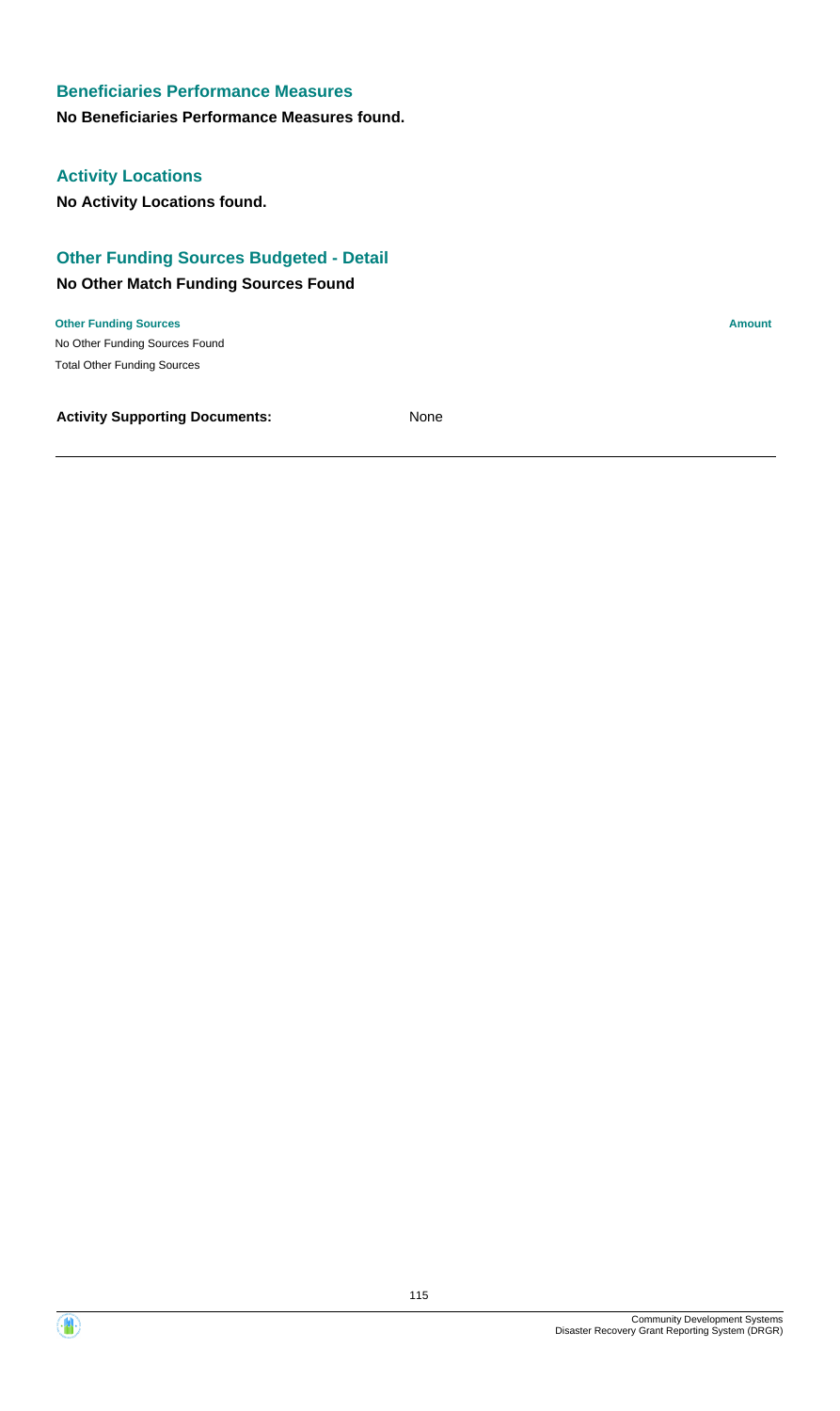## Beneficiaries Performance Measures

**No Beneficiaries Performance Measures found.**

## Activity Locations

**No Activity Locations found.**

## Other Funding Sources Budgeted - Detail

### No Other Match Funding Sources Found

| Other Funding Sources | Amount |
|---|---|
| No Other Funding Sources Found | |
| Total Other Funding Sources | |

**Activity Supporting Documents:** None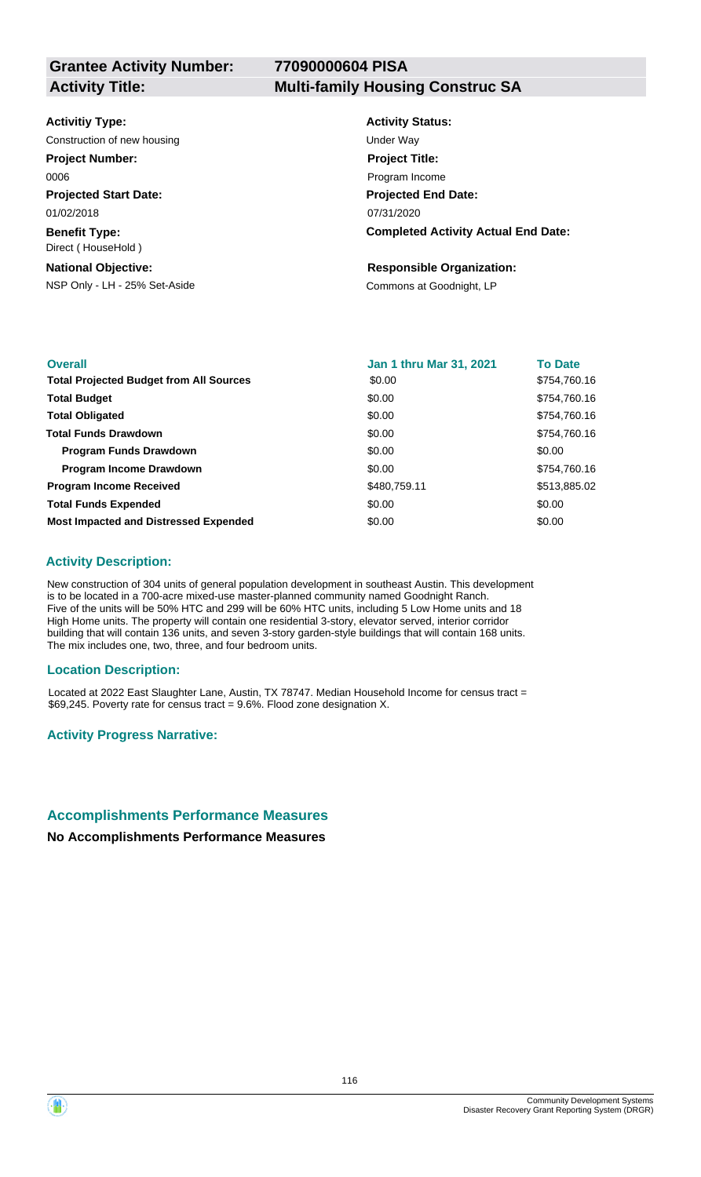**Grantee Activity Number:** 77090000604 PISA
**Activity Title:** Multi-family Housing Construc SA

**Activitiy Type:**
Construction of new housing

**Project Number:**
0006

**Projected Start Date:**
01/02/2018

**Benefit Type:**
Direct ( HouseHold )

**National Objective:**
NSP Only - LH - 25% Set-Aside

**Activity Status:**
Under Way

**Project Title:**
Program Income

**Projected End Date:**
07/31/2020

**Completed Activity Actual End Date:**

**Responsible Organization:**
Commons at Goodnight, LP

| Overall | Jan 1 thru Mar 31, 2021 | To Date |
|---|---|---|
| **Total Projected Budget from All Sources** | $0.00 | $754,760.16 |
| **Total Budget** | $0.00 | $754,760.16 |
| **Total Obligated** | $0.00 | $754,760.16 |
| **Total Funds Drawdown** | $0.00 | $754,760.16 |
| **Program Funds Drawdown** | $0.00 | $0.00 |
| **Program Income Drawdown** | $0.00 | $754,760.16 |
| **Program Income Received** | $480,759.11 | $513,885.02 |
| **Total Funds Expended** | $0.00 | $0.00 |
| **Most Impacted and Distressed Expended** | $0.00 | $0.00 |

### Activity Description:

New construction of 304 units of general population development in southeast Austin. This development is to be located in a 700-acre mixed-use master-planned community named Goodnight Ranch. Five of the units will be 50% HTC and 299 will be 60% HTC units, including 5 Low Home units and 18 High Home units. The property will contain one residential 3-story, elevator served, interior corridor building that will contain 136 units, and seven 3-story garden-style buildings that will contain 168 units. The mix includes one, two, three, and four bedroom units.

### Location Description:

Located at 2022 East Slaughter Lane, Austin, TX 78747. Median Household Income for census tract = $69,245. Poverty rate for census tract = 9.6%. Flood zone designation X.

### Activity Progress Narrative:

## Accomplishments Performance Measures

**No Accomplishments Performance Measures**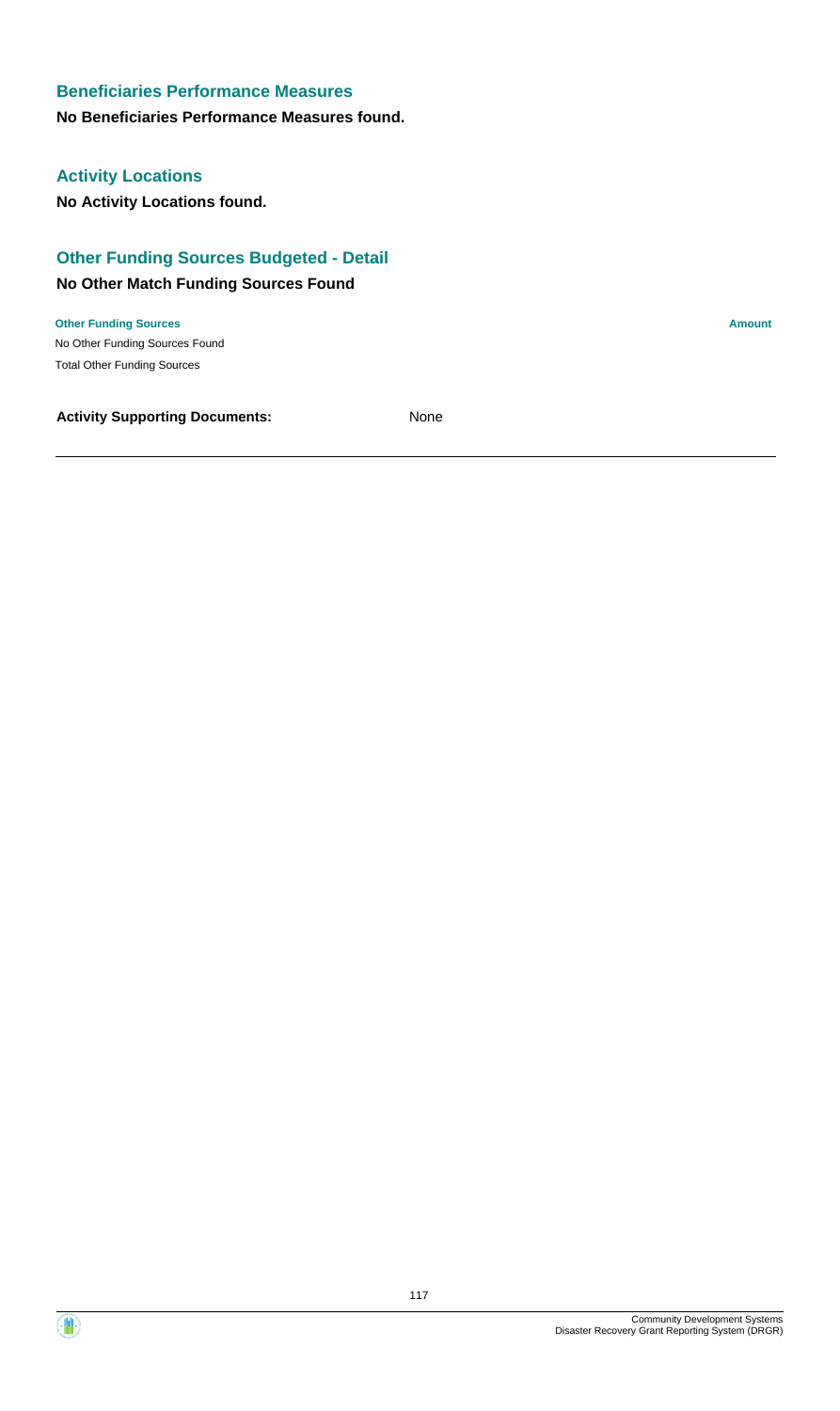### Beneficiaries Performance Measures

**No Beneficiaries Performance Measures found.**

### Activity Locations

**No Activity Locations found.**

### Other Funding Sources Budgeted - Detail

**No Other Match Funding Sources Found**

| Other Funding Sources | Amount |
|---|---|
| No Other Funding Sources Found | |
| Total Other Funding Sources | |

**Activity Supporting Documents:** None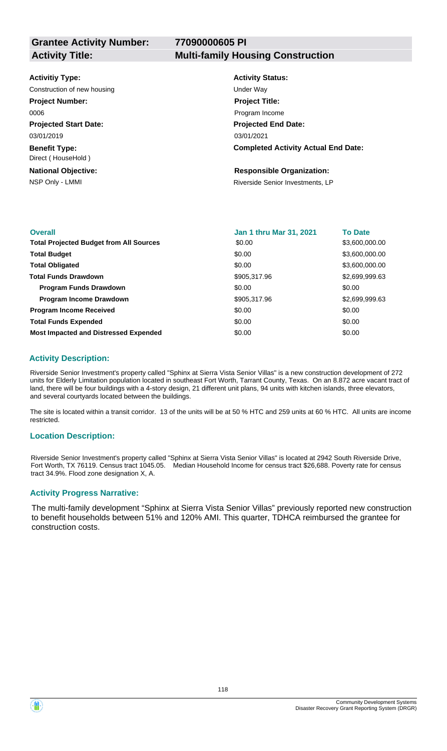**Grantee Activity Number:** 77090000605 PI

**Activity Title:** Multi-family Housing Construction

**Activitiy Type:**
Construction of new housing

**Activity Status:**
Under Way

**Project Number:**
0006

**Project Title:**
Program Income

**Projected Start Date:**
03/01/2019

**Projected End Date:**
03/01/2021

**Benefit Type:**
Direct ( HouseHold )

**Completed Activity Actual End Date:**

**National Objective:**
NSP Only - LMMI

**Responsible Organization:**
Riverside Senior Investments, LP

| Overall | Jan 1 thru Mar 31, 2021 | To Date |
| --- | --- | --- |
| **Total Projected Budget from All Sources** | $0.00 | $3,600,000.00 |
| **Total Budget** | $0.00 | $3,600,000.00 |
| **Total Obligated** | $0.00 | $3,600,000.00 |
| **Total Funds Drawdown** | $905,317.96 | $2,699,999.63 |
| **Program Funds Drawdown** | $0.00 | $0.00 |
| **Program Income Drawdown** | $905,317.96 | $2,699,999.63 |
| **Program Income Received** | $0.00 | $0.00 |
| **Total Funds Expended** | $0.00 | $0.00 |
| **Most Impacted and Distressed Expended** | $0.00 | $0.00 |

### Activity Description:

Riverside Senior Investment's property called "Sphinx at Sierra Vista Senior Villas" is a new construction development of 272 units for Elderly Limitation population located in southeast Fort Worth, Tarrant County, Texas. On an 8.872 acre vacant tract of land, there will be four buildings with a 4-story design, 21 different unit plans, 94 units with kitchen islands, three elevators, and several courtyards located between the buildings.

The site is located within a transit corridor. 13 of the units will be at 50 % HTC and 259 units at 60 % HTC. All units are income restricted.

### Location Description:

Riverside Senior Investment's property called "Sphinx at Sierra Vista Senior Villas" is located at 2942 South Riverside Drive, Fort Worth, TX 76119. Census tract 1045.05. Median Household Income for census tract $26,688. Poverty rate for census tract 34.9%. Flood zone designation X, A.

### Activity Progress Narrative:

The multi-family development "Sphinx at Sierra Vista Senior Villas" previously reported new construction to benefit households between 51% and 120% AMI. This quarter, TDHCA reimbursed the grantee for construction costs.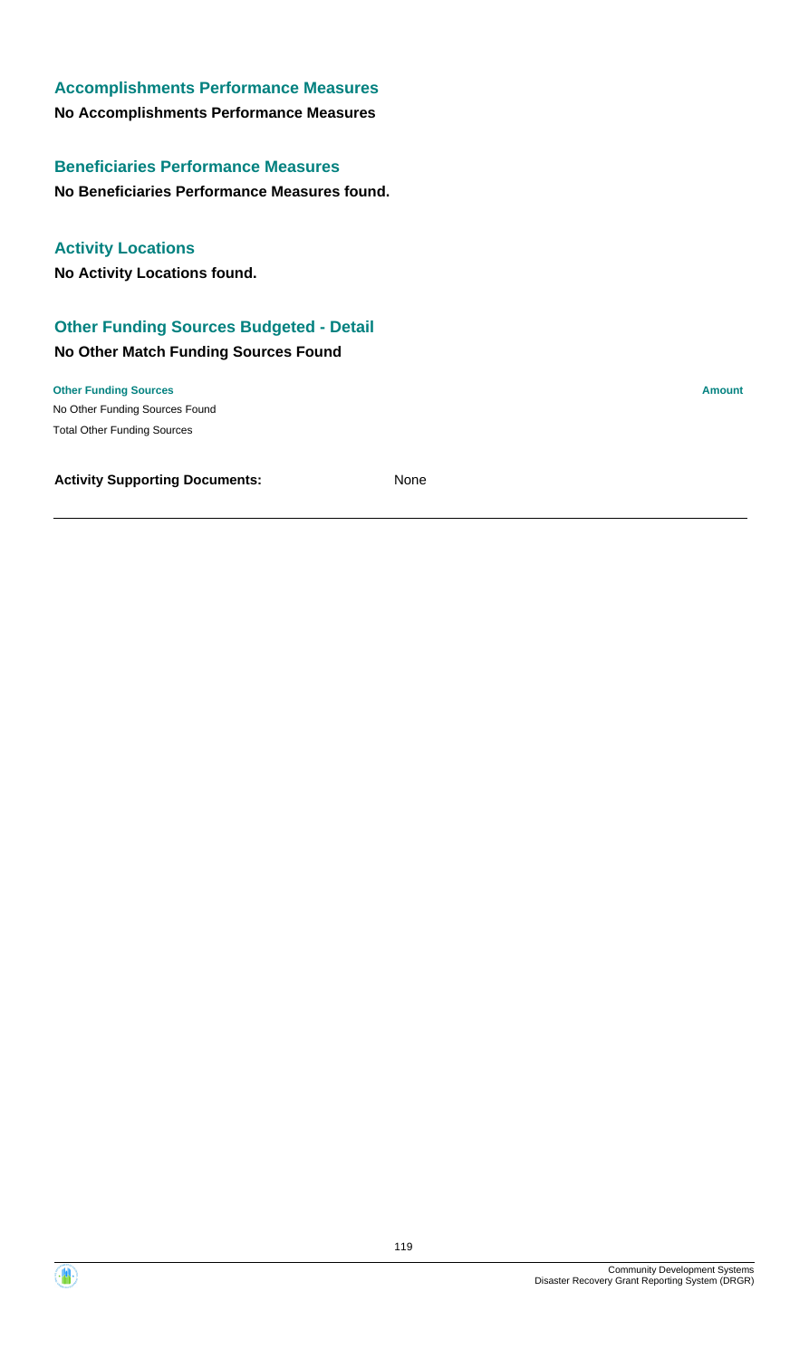## Accomplishments Performance Measures

**No Accomplishments Performance Measures**

## Beneficiaries Performance Measures

**No Beneficiaries Performance Measures found.**

## Activity Locations

**No Activity Locations found.**

## Other Funding Sources Budgeted - Detail

### No Other Match Funding Sources Found

| Other Funding Sources | Amount |
|---|---|
| No Other Funding Sources Found | |
| Total Other Funding Sources | |

**Activity Supporting Documents:** None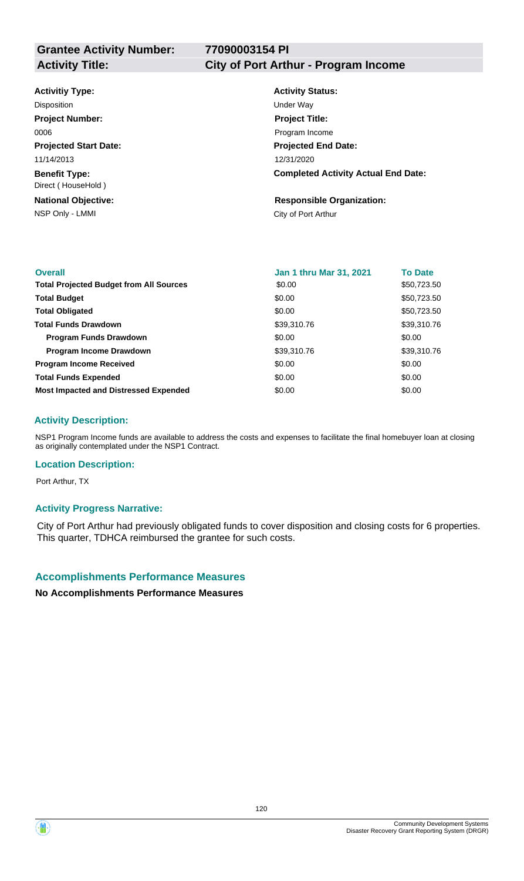| **Grantee Activity Number:** | **77090003154 PI** |
|---|---|
| **Activity Title:** | **City of Port Arthur - Program Income** |

**Activitiy Type:**
Disposition

**Activity Status:**
Under Way

**Project Number:**
0006

**Project Title:**
Program Income

**Projected Start Date:**
11/14/2013

**Projected End Date:**
12/31/2020

**Benefit Type:**
Direct ( HouseHold )

**Completed Activity Actual End Date:**

**National Objective:**
NSP Only - LMMI

**Responsible Organization:**
City of Port Arthur

| **Overall** | **Jan 1 thru Mar 31, 2021** | **To Date** |
|---|---|---|
| **Total Projected Budget from All Sources** | $0.00 | $50,723.50 |
| **Total Budget** | $0.00 | $50,723.50 |
| **Total Obligated** | $0.00 | $50,723.50 |
| **Total Funds Drawdown** | $39,310.76 | $39,310.76 |
| **Program Funds Drawdown** | $0.00 | $0.00 |
| **Program Income Drawdown** | $39,310.76 | $39,310.76 |
| **Program Income Received** | $0.00 | $0.00 |
| **Total Funds Expended** | $0.00 | $0.00 |
| **Most Impacted and Distressed Expended** | $0.00 | $0.00 |

### Activity Description:

NSP1 Program Income funds are available to address the costs and expenses to facilitate the final homebuyer loan at closing as originally contemplated under the NSP1 Contract.

### Location Description:

Port Arthur, TX

### Activity Progress Narrative:

City of Port Arthur had previously obligated funds to cover disposition and closing costs for 6 properties. This quarter, TDHCA reimbursed the grantee for such costs.

## Accomplishments Performance Measures

**No Accomplishments Performance Measures**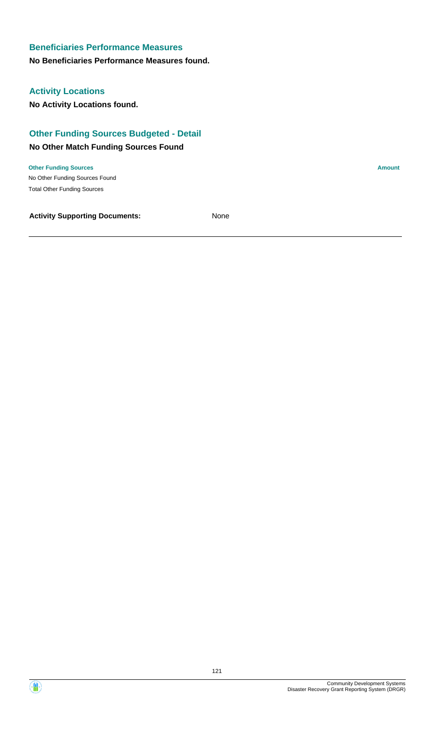## Beneficiaries Performance Measures

**No Beneficiaries Performance Measures found.**

## Activity Locations

**No Activity Locations found.**

## Other Funding Sources Budgeted - Detail

### No Other Match Funding Sources Found

| Other Funding Sources | Amount |
|---|---|
| No Other Funding Sources Found | |
| Total Other Funding Sources | |

**Activity Supporting Documents:** None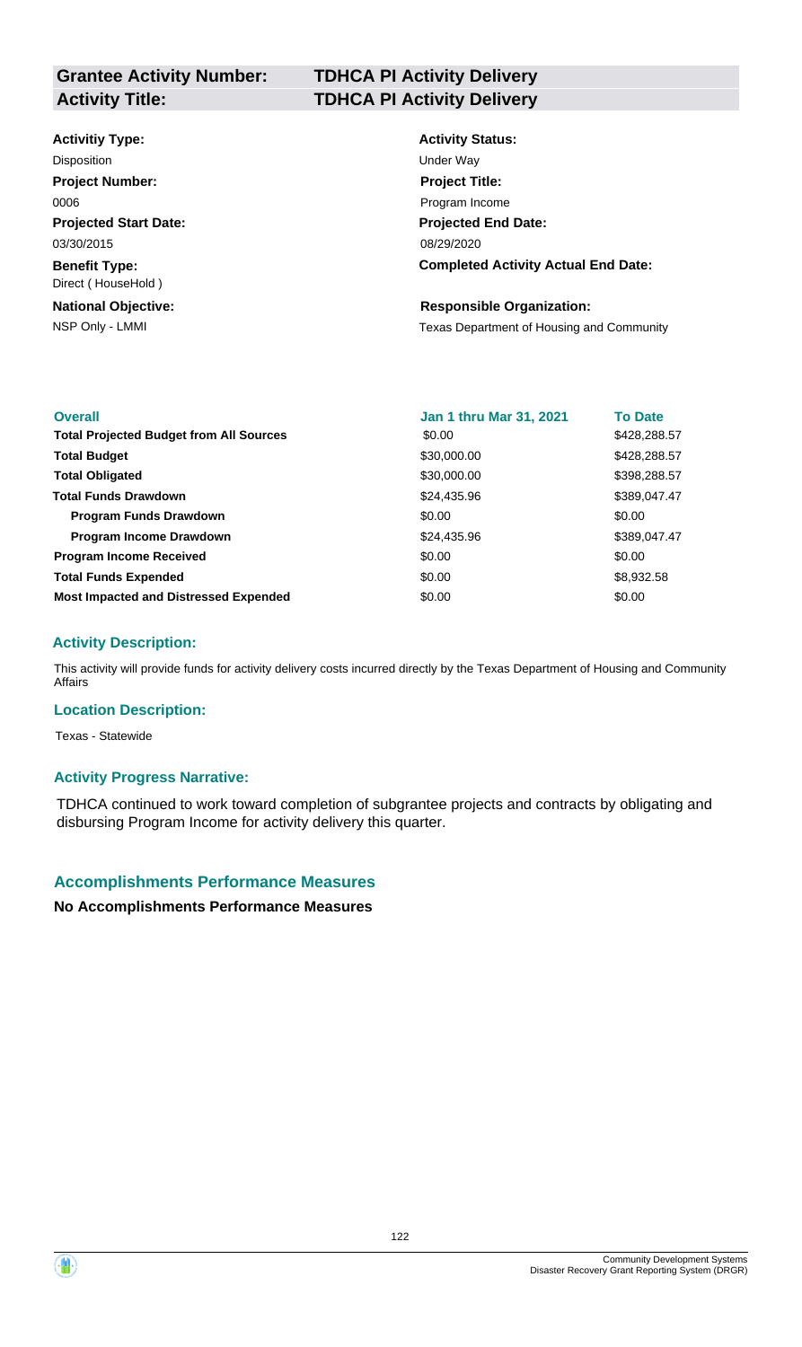**Grantee Activity Number:** **TDHCA PI Activity Delivery**
**Activity Title:** **TDHCA PI Activity Delivery**

**Activitiy Type:**
Disposition

**Activity Status:**
Under Way

**Project Number:**
0006

**Project Title:**
Program Income

**Projected Start Date:**
03/30/2015

**Projected End Date:**
08/29/2020

**Benefit Type:**
Direct ( HouseHold )

**Completed Activity Actual End Date:**

**National Objective:**
NSP Only - LMMI

**Responsible Organization:**
Texas Department of Housing and Community

| Overall | Jan 1 thru Mar 31, 2021 | To Date |
|---|---|---|
| **Total Projected Budget from All Sources** | $0.00 | $428,288.57 |
| **Total Budget** | $30,000.00 | $428,288.57 |
| **Total Obligated** | $30,000.00 | $398,288.57 |
| **Total Funds Drawdown** | $24,435.96 | $389,047.47 |
| **Program Funds Drawdown** | $0.00 | $0.00 |
| **Program Income Drawdown** | $24,435.96 | $389,047.47 |
| **Program Income Received** | $0.00 | $0.00 |
| **Total Funds Expended** | $0.00 | $8,932.58 |
| **Most Impacted and Distressed Expended** | $0.00 | $0.00 |

### Activity Description:

This activity will provide funds for activity delivery costs incurred directly by the Texas Department of Housing and Community Affairs

### Location Description:

Texas - Statewide

### Activity Progress Narrative:

TDHCA continued to work toward completion of subgrantee projects and contracts by obligating and disbursing Program Income for activity delivery this quarter.

## Accomplishments Performance Measures

**No Accomplishments Performance Measures**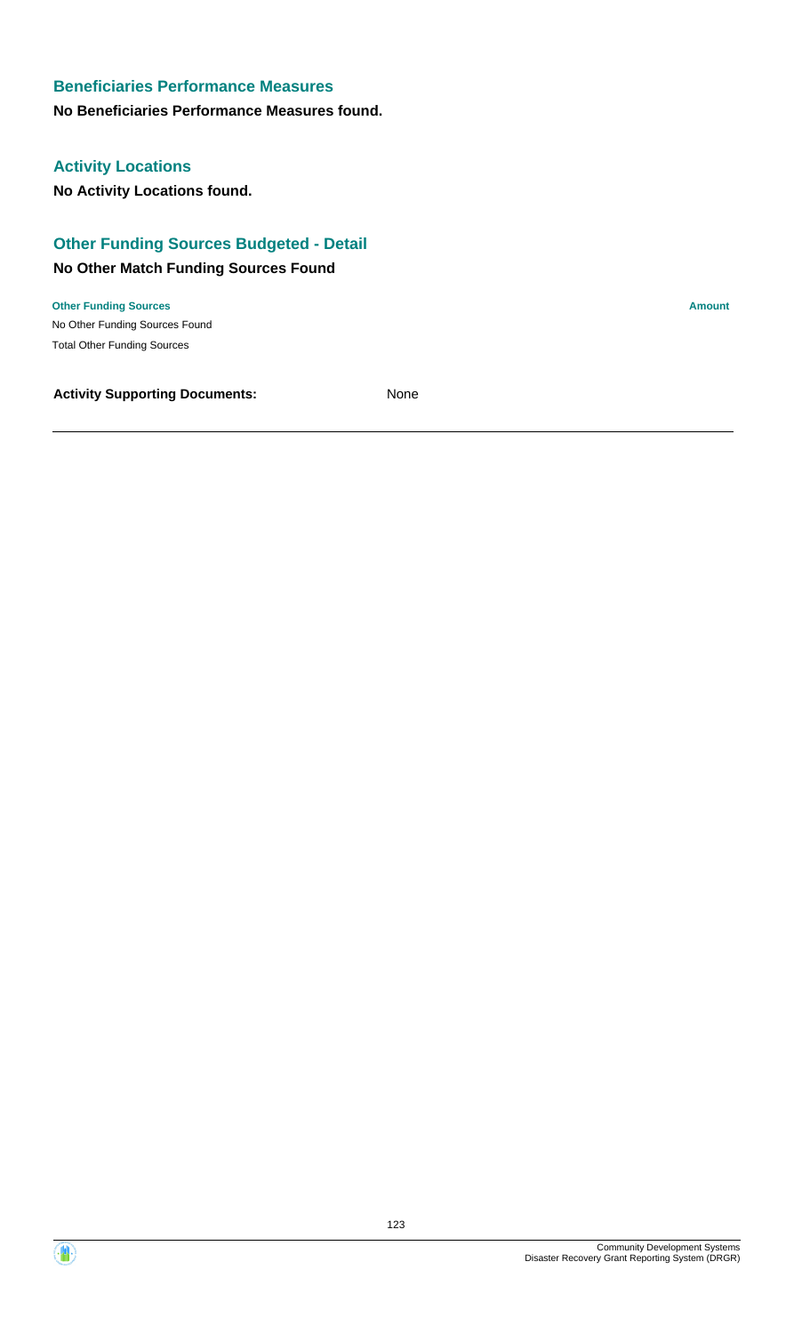### Beneficiaries Performance Measures

**No Beneficiaries Performance Measures found.**

### Activity Locations

**No Activity Locations found.**

### Other Funding Sources Budgeted - Detail

**No Other Match Funding Sources Found**

| Other Funding Sources | Amount |
| --- | --- |
| No Other Funding Sources Found | |
| Total Other Funding Sources | |

**Activity Supporting Documents:** None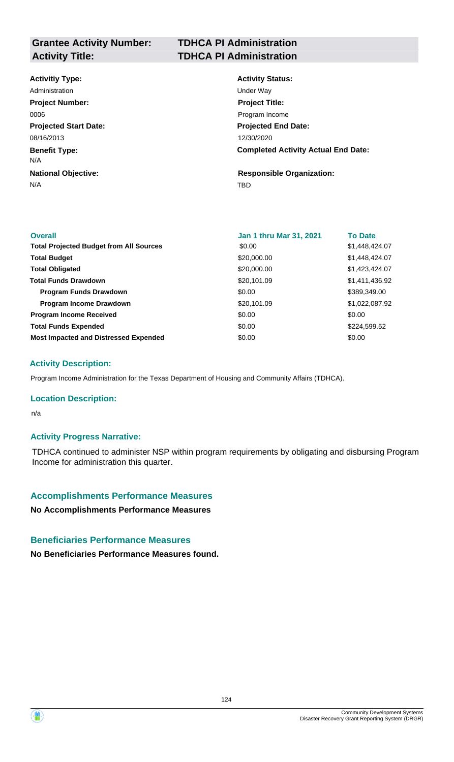| Grantee Activity Number: | TDHCA PI Administration |
|---|---|
| **Activity Title:** | **TDHCA PI Administration** |

**Activitiy Type:**
Administration

**Activity Status:**
Under Way

**Project Number:**
0006

**Project Title:**
Program Income

**Projected Start Date:**
08/16/2013

**Projected End Date:**
12/30/2020

**Benefit Type:**
N/A

**Completed Activity Actual End Date:**

**National Objective:**
N/A

**Responsible Organization:**
TBD

| Overall | Jan 1 thru Mar 31, 2021 | To Date |
|---|---|---|
| **Total Projected Budget from All Sources** | \$0.00 | \$1,448,424.07 |
| **Total Budget** | \$20,000.00 | \$1,448,424.07 |
| **Total Obligated** | \$20,000.00 | \$1,423,424.07 |
| **Total Funds Drawdown** | \$20,101.09 | \$1,411,436.92 |
| **Program Funds Drawdown** | \$0.00 | \$389,349.00 |
| **Program Income Drawdown** | \$20,101.09 | \$1,022,087.92 |
| **Program Income Received** | \$0.00 | \$0.00 |
| **Total Funds Expended** | \$0.00 | \$224,599.52 |
| **Most Impacted and Distressed Expended** | \$0.00 | \$0.00 |

### Activity Description:

Program Income Administration for the Texas Department of Housing and Community Affairs (TDHCA).

### Location Description:

n/a

### Activity Progress Narrative:

TDHCA continued to administer NSP within program requirements by obligating and disbursing Program Income for administration this quarter.

## Accomplishments Performance Measures

**No Accomplishments Performance Measures**

## Beneficiaries Performance Measures

**No Beneficiaries Performance Measures found.**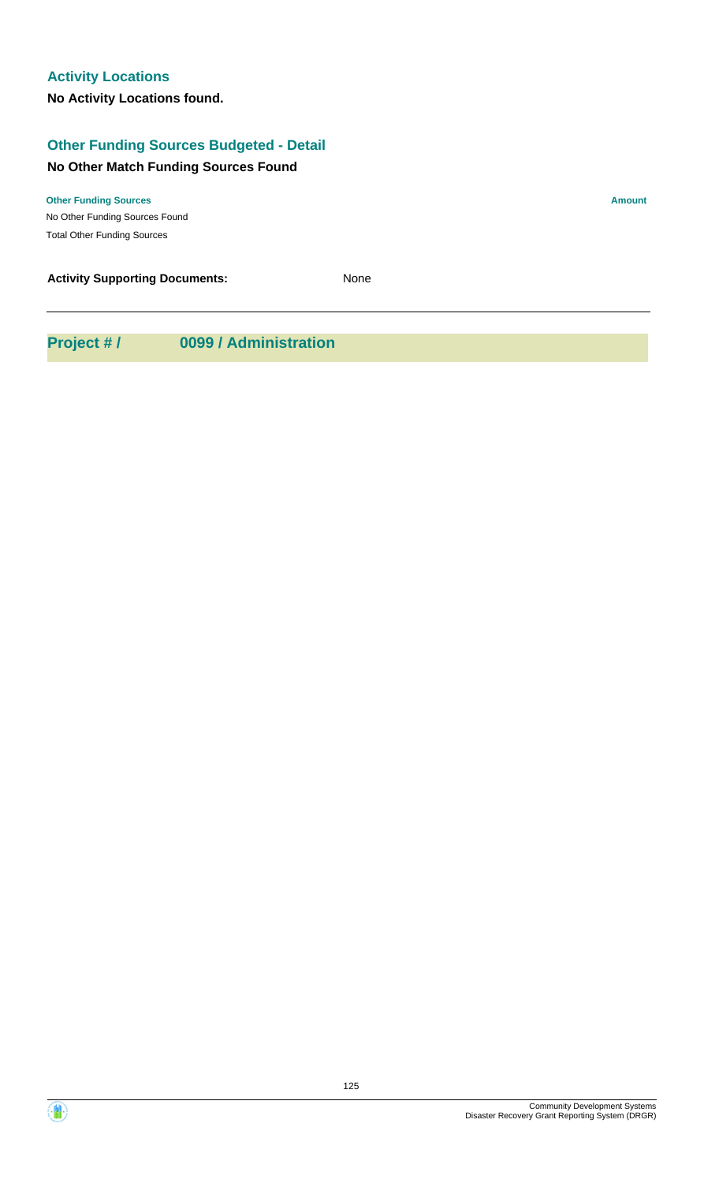### Activity Locations

**No Activity Locations found.**

### Other Funding Sources Budgeted - Detail

**No Other Match Funding Sources Found**

| Other Funding Sources | Amount |
| --- | --- |
| No Other Funding Sources Found | |
| Total Other Funding Sources | |

**Activity Supporting Documents:** None

---

## Project # / 0099 / Administration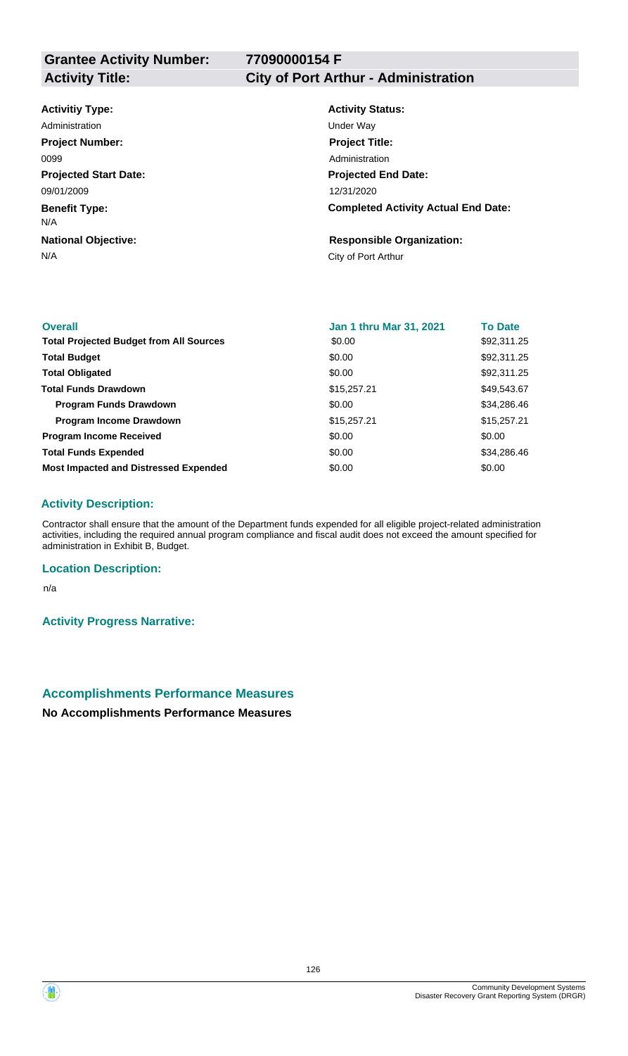**Grantee Activity Number:** 77090000154 F

**Activity Title:** City of Port Arthur - Administration

**Activitiy Type:**
Administration

**Activity Status:**
Under Way

**Project Number:**
0099

**Project Title:**
Administration

**Projected Start Date:**
09/01/2009

**Projected End Date:**
12/31/2020

**Benefit Type:**
N/A

**Completed Activity Actual End Date:**

**National Objective:**
N/A

**Responsible Organization:**
City of Port Arthur

| Overall | Jan 1 thru Mar 31, 2021 | To Date |
| --- | --- | --- |
| **Total Projected Budget from All Sources** | $0.00 | $92,311.25 |
| **Total Budget** | $0.00 | $92,311.25 |
| **Total Obligated** | $0.00 | $92,311.25 |
| **Total Funds Drawdown** | $15,257.21 | $49,543.67 |
| **Program Funds Drawdown** | $0.00 | $34,286.46 |
| **Program Income Drawdown** | $15,257.21 | $15,257.21 |
| **Program Income Received** | $0.00 | $0.00 |
| **Total Funds Expended** | $0.00 | $34,286.46 |
| **Most Impacted and Distressed Expended** | $0.00 | $0.00 |

### Activity Description:

Contractor shall ensure that the amount of the Department funds expended for all eligible project-related administration activities, including the required annual program compliance and fiscal audit does not exceed the amount specified for administration in Exhibit B, Budget.

### Location Description:

n/a

### Activity Progress Narrative:

## Accomplishments Performance Measures

**No Accomplishments Performance Measures**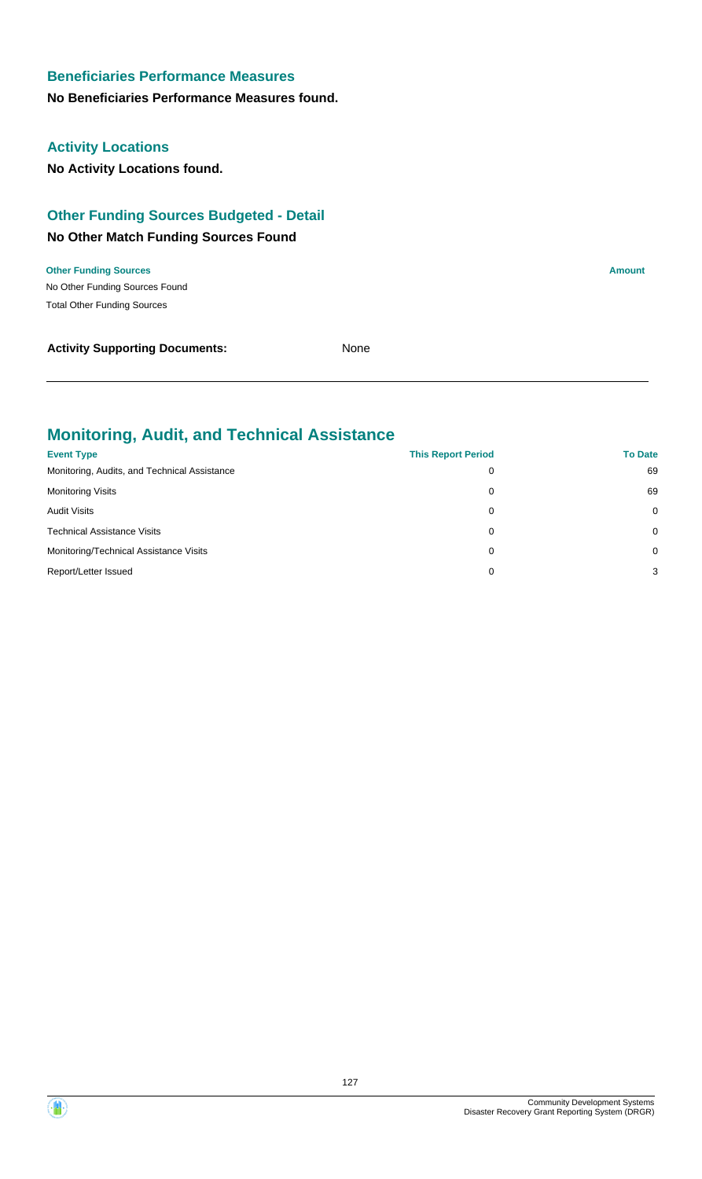### Beneficiaries Performance Measures

**No Beneficiaries Performance Measures found.**

### Activity Locations

**No Activity Locations found.**

### Other Funding Sources Budgeted - Detail

**No Other Match Funding Sources Found**

| Other Funding Sources | Amount |
| --- | --- |
| No Other Funding Sources Found | |
| Total Other Funding Sources | |

**Activity Supporting Documents:** None

## Monitoring, Audit, and Technical Assistance

| Event Type | This Report Period | To Date |
| --- | --- | --- |
| Monitoring, Audits, and Technical Assistance | 0 | 69 |
| Monitoring Visits | 0 | 69 |
| Audit Visits | 0 | 0 |
| Technical Assistance Visits | 0 | 0 |
| Monitoring/Technical Assistance Visits | 0 | 0 |
| Report/Letter Issued | 0 | 3 |